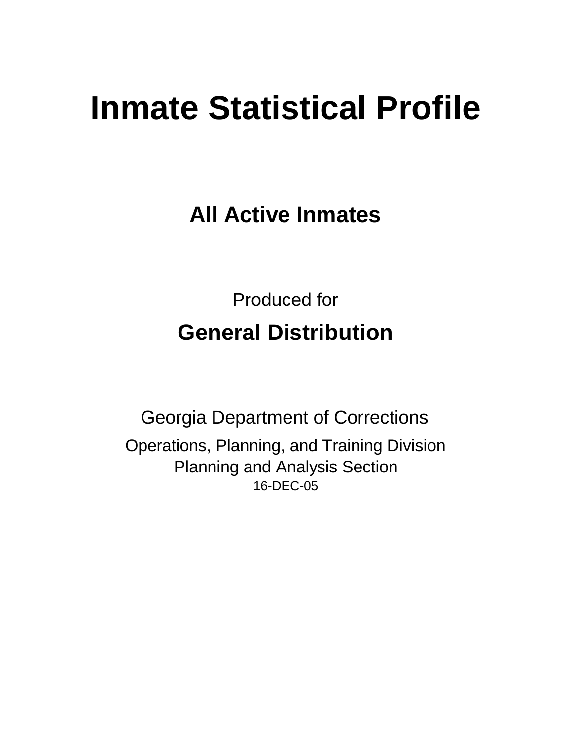# Inmate Statistical Profile

## All Active Inmates

Produced for

## General Distribution

Georgia Department of Corrections

Operations, Planning, and Training Division
Planning and Analysis Section
16-DEC-05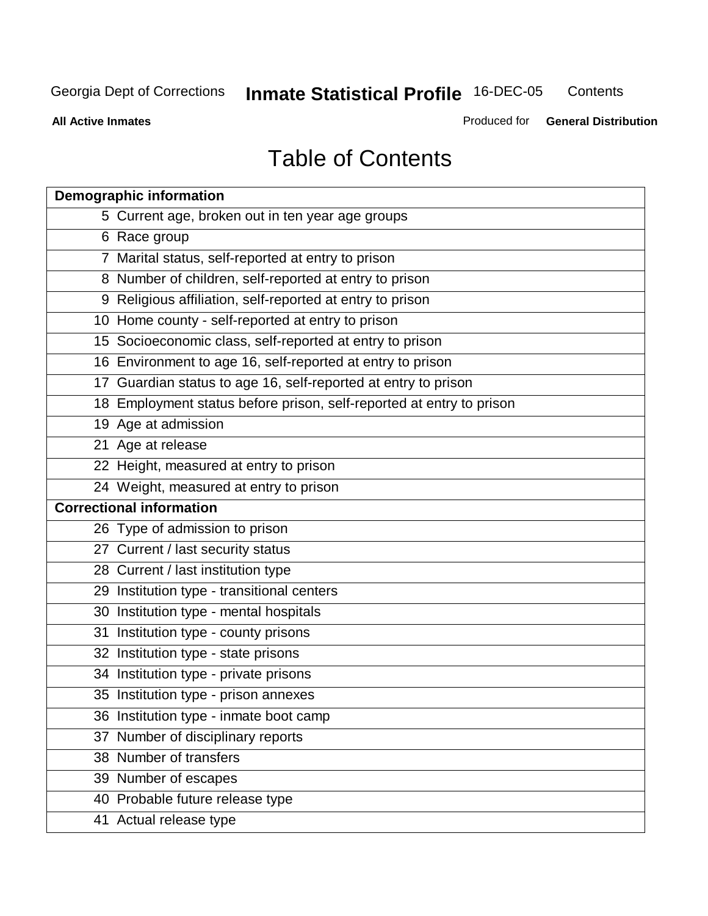# Table of Contents

| Demographic information | |
|---|---|
| 5 | Current age, broken out in ten year age groups |
| 6 | Race group |
| 7 | Marital status, self-reported at entry to prison |
| 8 | Number of children, self-reported at entry to prison |
| 9 | Religious affiliation, self-reported at entry to prison |
| 10 | Home county - self-reported at entry to prison |
| 15 | Socioeconomic class, self-reported at entry to prison |
| 16 | Environment to age 16, self-reported at entry to prison |
| 17 | Guardian status to age 16, self-reported at entry to prison |
| 18 | Employment status before prison, self-reported at entry to prison |
| 19 | Age at admission |
| 21 | Age at release |
| 22 | Height, measured at entry to prison |
| 24 | Weight, measured at entry to prison |
| **Correctional information** | |
| 26 | Type of admission to prison |
| 27 | Current / last security status |
| 28 | Current / last institution type |
| 29 | Institution type - transitional centers |
| 30 | Institution type - mental hospitals |
| 31 | Institution type - county prisons |
| 32 | Institution type - state prisons |
| 34 | Institution type - private prisons |
| 35 | Institution type - prison annexes |
| 36 | Institution type - inmate boot camp |
| 37 | Number of disciplinary reports |
| 38 | Number of transfers |
| 39 | Number of escapes |
| 40 | Probable future release type |
| 41 | Actual release type |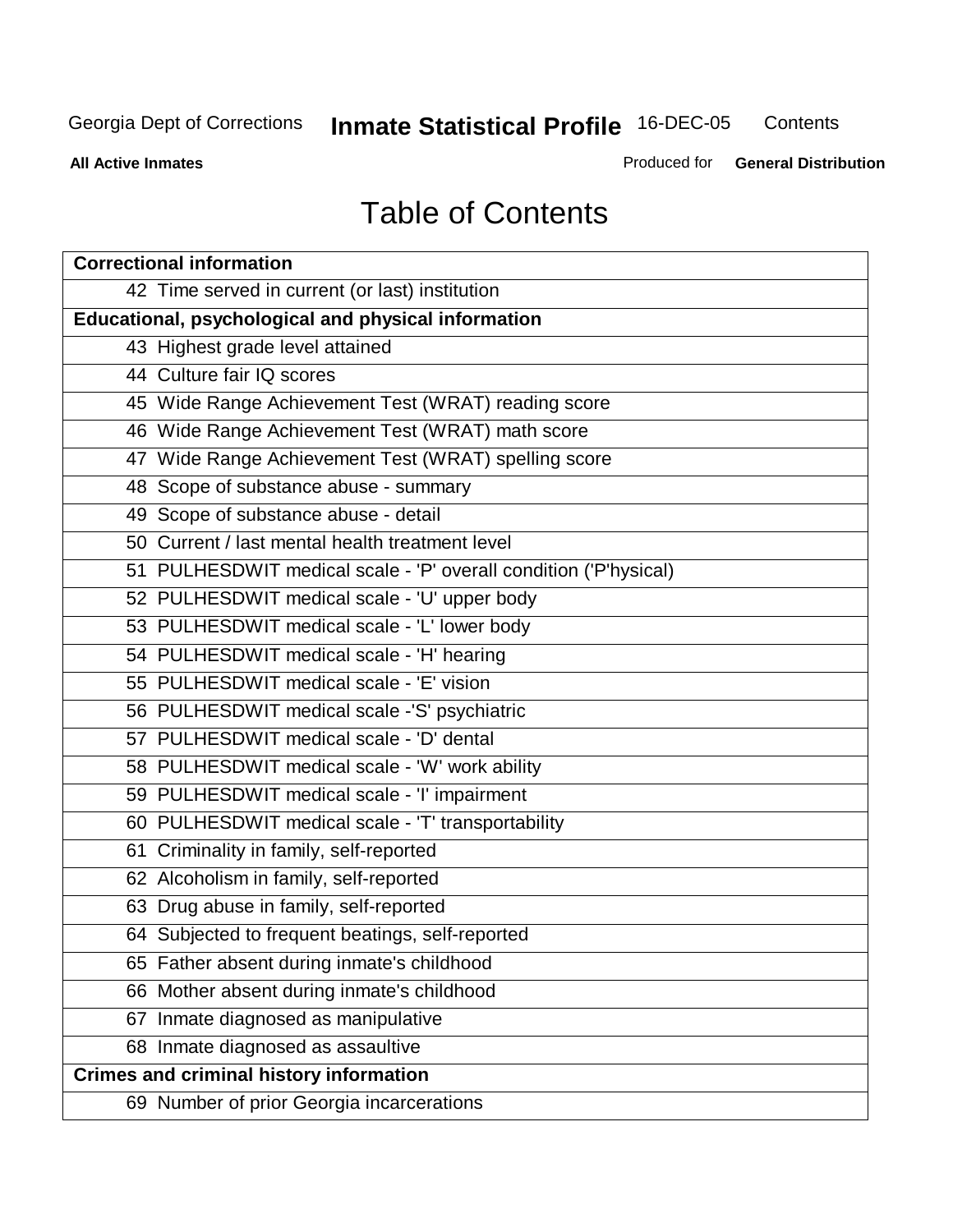# Table of Contents

| Correctional information | |
|---|---|
| 42 | Time served in current (or last) institution |
| **Educational, psychological and physical information** | |
| 43 | Highest grade level attained |
| 44 | Culture fair IQ scores |
| 45 | Wide Range Achievement Test (WRAT) reading score |
| 46 | Wide Range Achievement Test (WRAT) math score |
| 47 | Wide Range Achievement Test (WRAT) spelling score |
| 48 | Scope of substance abuse - summary |
| 49 | Scope of substance abuse - detail |
| 50 | Current / last mental health treatment level |
| 51 | PULHESDWIT medical scale - 'P' overall condition ('P'hysical) |
| 52 | PULHESDWIT medical scale - 'U' upper body |
| 53 | PULHESDWIT medical scale - 'L' lower body |
| 54 | PULHESDWIT medical scale - 'H' hearing |
| 55 | PULHESDWIT medical scale - 'E' vision |
| 56 | PULHESDWIT medical scale -'S' psychiatric |
| 57 | PULHESDWIT medical scale - 'D' dental |
| 58 | PULHESDWIT medical scale - 'W' work ability |
| 59 | PULHESDWIT medical scale - 'I' impairment |
| 60 | PULHESDWIT medical scale - 'T' transportability |
| 61 | Criminality in family, self-reported |
| 62 | Alcoholism in family, self-reported |
| 63 | Drug abuse in family, self-reported |
| 64 | Subjected to frequent beatings, self-reported |
| 65 | Father absent during inmate's childhood |
| 66 | Mother absent during inmate's childhood |
| 67 | Inmate diagnosed as manipulative |
| 68 | Inmate diagnosed as assaultive |
| **Crimes and criminal history information** | |
| 69 | Number of prior Georgia incarcerations |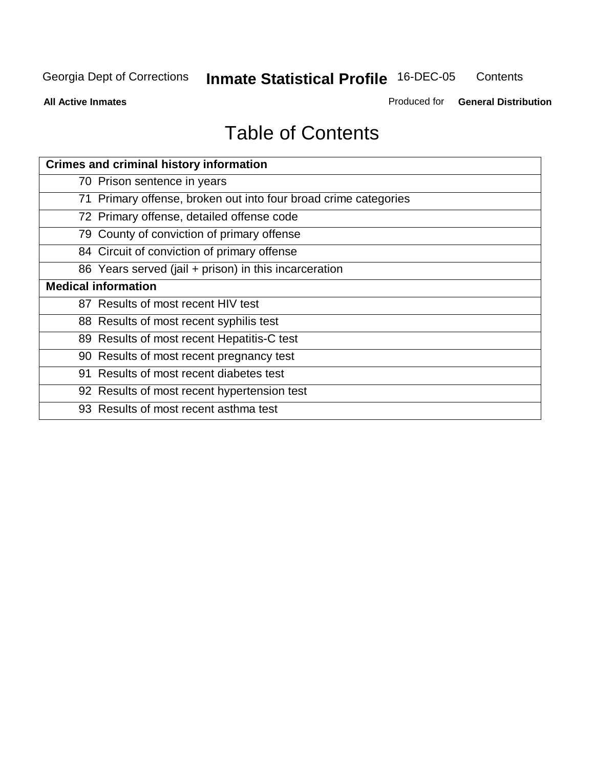# Table of Contents

| Crimes and criminal history information |
|---|
| 70 Prison sentence in years |
| 71 Primary offense, broken out into four broad crime categories |
| 72 Primary offense, detailed offense code |
| 79 County of conviction of primary offense |
| 84 Circuit of conviction of primary offense |
| 86 Years served (jail + prison) in this incarceration |
| **Medical information** |
| 87 Results of most recent HIV test |
| 88 Results of most recent syphilis test |
| 89 Results of most recent Hepatitis-C test |
| 90 Results of most recent pregnancy test |
| 91 Results of most recent diabetes test |
| 92 Results of most recent hypertension test |
| 93 Results of most recent asthma test |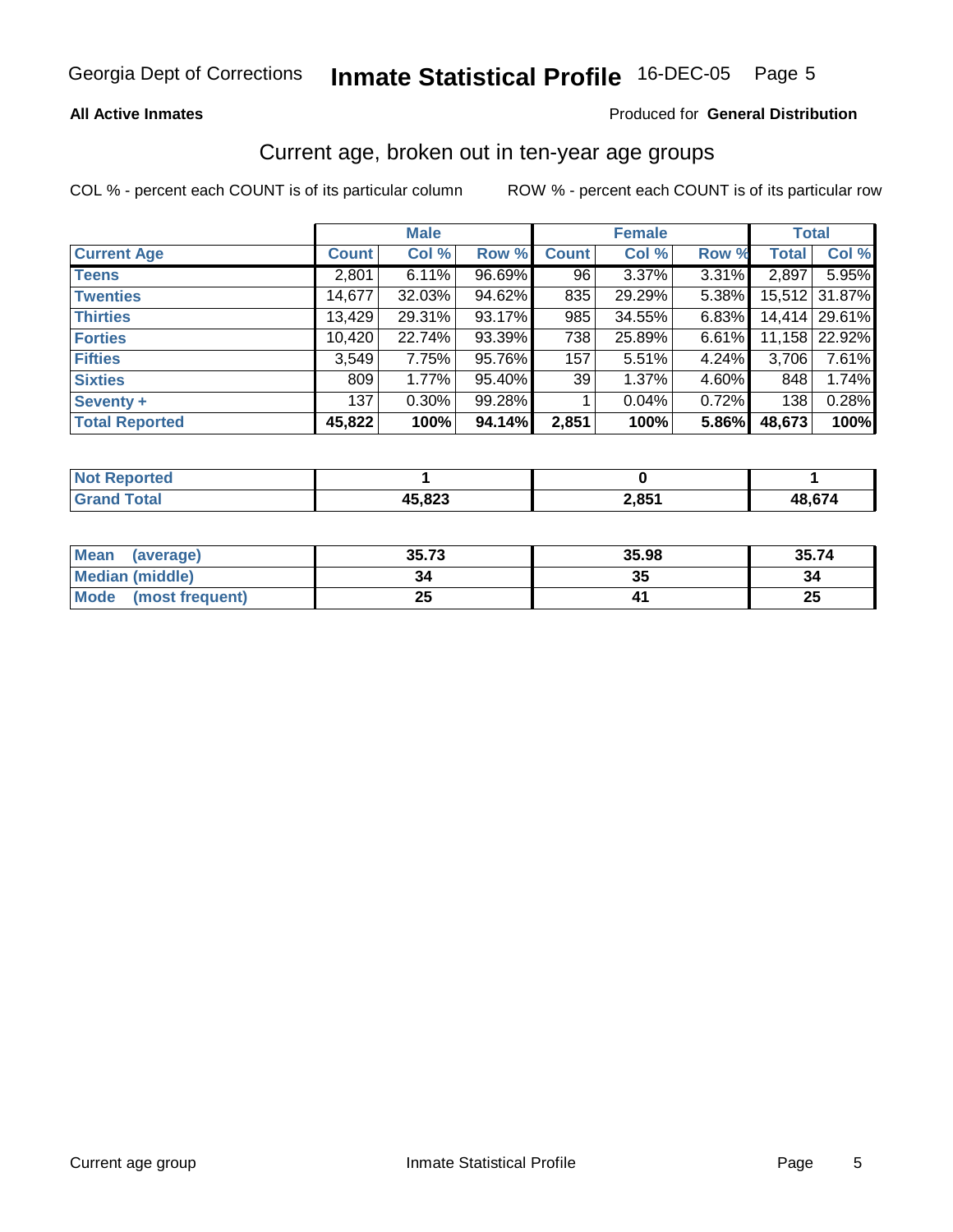Georgia Dept of Corrections **Inmate Statistical Profile** 16-DEC-05

**All Active Inmates** Produced for **General Distribution**

## Current age, broken out in ten-year age groups

COL % - percent each COUNT is of its particular column ROW % - percent each COUNT is of its particular row

| | Male | | | Female | | | Total | |
|---|---|---|---|---|---|---|---|---|
| **Current Age** | **Count** | **Col %** | **Row %** | **Count** | **Col %** | **Row %** | **Total** | **Col %** |
| **Teens** | 2,801 | 6.11% | 96.69% | 96 | 3.37% | 3.31% | 2,897 | 5.95% |
| **Twenties** | 14,677 | 32.03% | 94.62% | 835 | 29.29% | 5.38% | 15,512 | 31.87% |
| **Thirties** | 13,429 | 29.31% | 93.17% | 985 | 34.55% | 6.83% | 14,414 | 29.61% |
| **Forties** | 10,420 | 22.74% | 93.39% | 738 | 25.89% | 6.61% | 11,158 | 22.92% |
| **Fifties** | 3,549 | 7.75% | 95.76% | 157 | 5.51% | 4.24% | 3,706 | 7.61% |
| **Sixties** | 809 | 1.77% | 95.40% | 39 | 1.37% | 4.60% | 848 | 1.74% |
| **Seventy +** | 137 | 0.30% | 99.28% | 1 | 0.04% | 0.72% | 138 | 0.28% |
| **Total Reported** | **45,822** | **100%** | **94.14%** | **2,851** | **100%** | **5.86%** | **48,673** | **100%** |

| | Male | Female | Total |
|---|---|---|---|
| **Not Reported** | **1** | **0** | **1** |
| **Grand Total** | **45,823** | **2,851** | **48,674** |

| | Male | Female | Total |
|---|---|---|---|
| **Mean (average)** | **35.73** | **35.98** | **35.74** |
| **Median (middle)** | **34** | **35** | **34** |
| **Mode (most frequent)** | **25** | **41** | **25** |

Current age group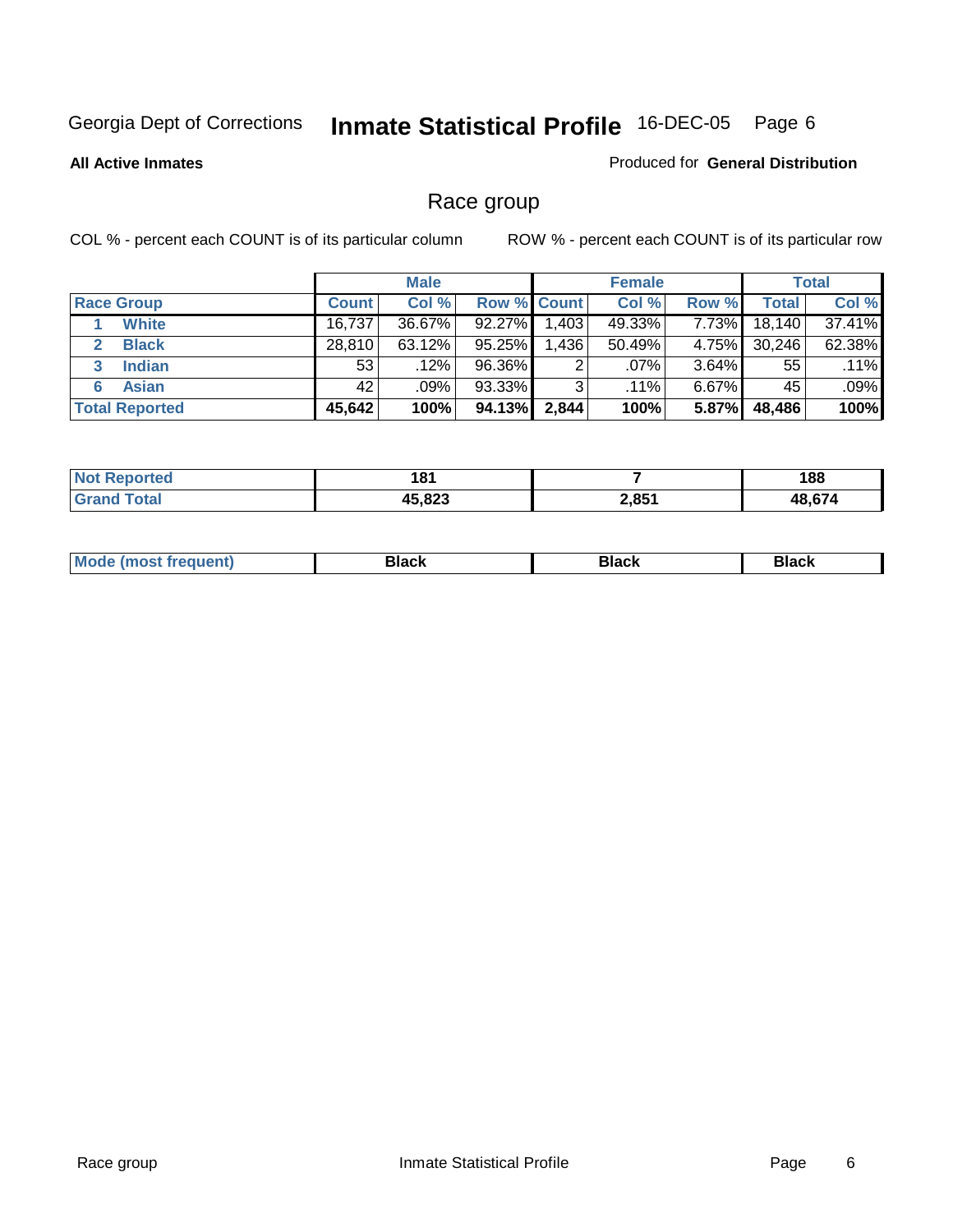Georgia Dept of Corrections **Inmate Statistical Profile** 16-DEC-05

**All Active Inmates**

Produced for **General Distribution**

## Race group

COL % - percent each COUNT is of its particular column

ROW % - percent each COUNT is of its particular row

| | Male | | | Female | | | Total | |
|---|---|---|---|---|---|---|---|---|
| **Race Group** | **Count** | **Col %** | **Row %** | **Count** | **Col %** | **Row %** | **Total** | **Col %** |
| 1 **White** | 16,737 | 36.67% | 92.27% | 1,403 | 49.33% | 7.73% | 18,140 | 37.41% |
| 2 **Black** | 28,810 | 63.12% | 95.25% | 1,436 | 50.49% | 4.75% | 30,246 | 62.38% |
| 3 **Indian** | 53 | .12% | 96.36% | 2 | .07% | 3.64% | 55 | .11% |
| 6 **Asian** | 42 | .09% | 93.33% | 3 | .11% | 6.67% | 45 | .09% |
| **Total Reported** | **45,642** | **100%** | **94.13%** | **2,844** | **100%** | **5.87%** | **48,486** | **100%** |

| | Male | Female | Total |
|---|---|---|---|
| **Not Reported** | **181** | **7** | **188** |
| **Grand Total** | **45,823** | **2,851** | **48,674** |

| | Male | Female | Total |
|---|---|---|---|
| **Mode (most frequent)** | **Black** | **Black** | **Black** |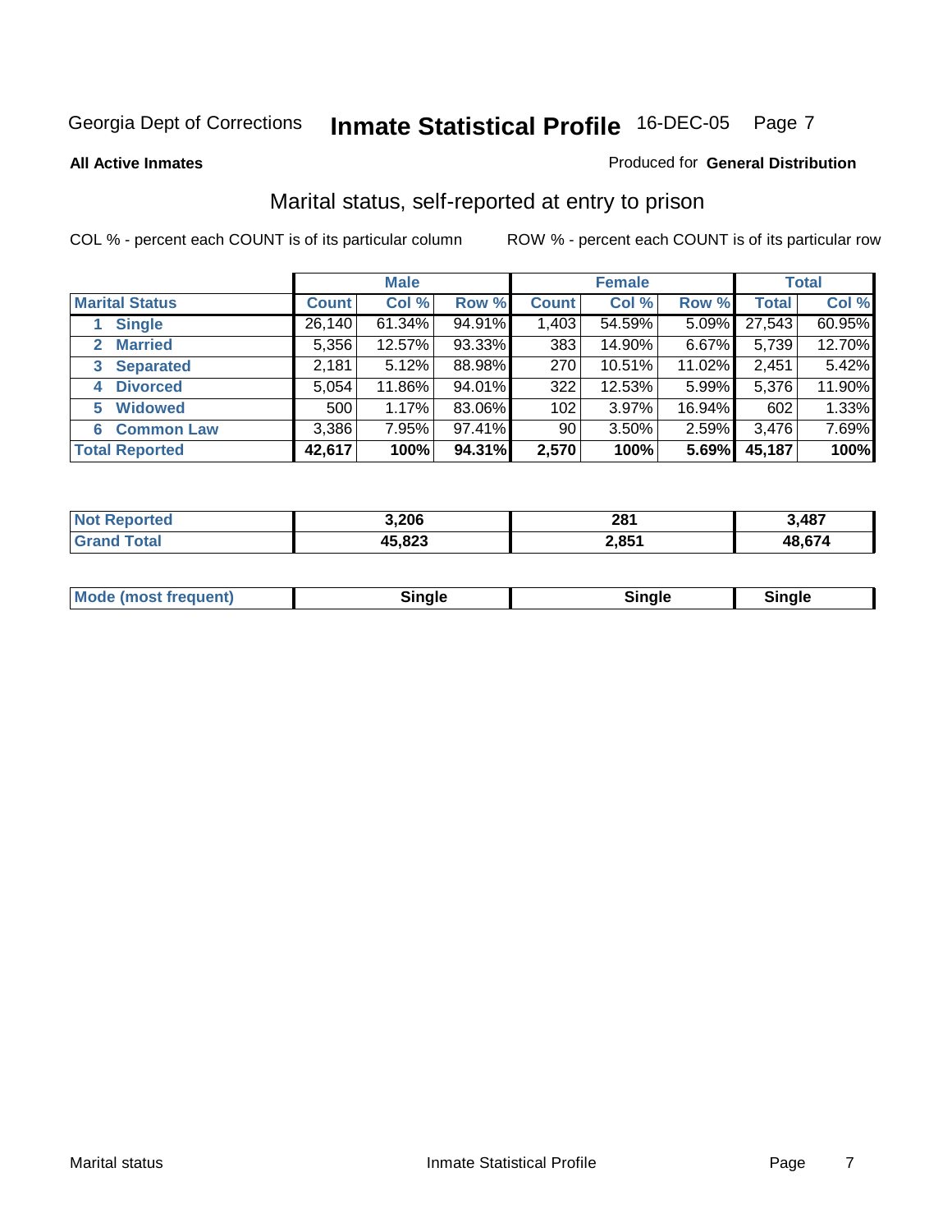Georgia Dept of Corrections **Inmate Statistical Profile** 16-DEC-05

**All Active Inmates**

Produced for **General Distribution**

## Marital status, self-reported at entry to prison

COL % - percent each COUNT is of its particular column

ROW % - percent each COUNT is of its particular row

| | Male | | | Female | | | Total | |
|---|---|---|---|---|---|---|---|---|
| **Marital Status** | **Count** | **Col %** | **Row %** | **Count** | **Col %** | **Row %** | **Total** | **Col %** |
| **1 Single** | 26,140 | 61.34% | 94.91% | 1,403 | 54.59% | 5.09% | 27,543 | 60.95% |
| **2 Married** | 5,356 | 12.57% | 93.33% | 383 | 14.90% | 6.67% | 5,739 | 12.70% |
| **3 Separated** | 2,181 | 5.12% | 88.98% | 270 | 10.51% | 11.02% | 2,451 | 5.42% |
| **4 Divorced** | 5,054 | 11.86% | 94.01% | 322 | 12.53% | 5.99% | 5,376 | 11.90% |
| **5 Widowed** | 500 | 1.17% | 83.06% | 102 | 3.97% | 16.94% | 602 | 1.33% |
| **6 Common Law** | 3,386 | 7.95% | 97.41% | 90 | 3.50% | 2.59% | 3,476 | 7.69% |
| **Total Reported** | **42,617** | **100%** | **94.31%** | **2,570** | **100%** | **5.69%** | **45,187** | **100%** |

| | Male | Female | Total |
|---|---|---|---|
| **Not Reported** | **3,206** | **281** | **3,487** |
| **Grand Total** | **45,823** | **2,851** | **48,674** |

| | Male | Female | Total |
|---|---|---|---|
| **Mode (most frequent)** | **Single** | **Single** | **Single** |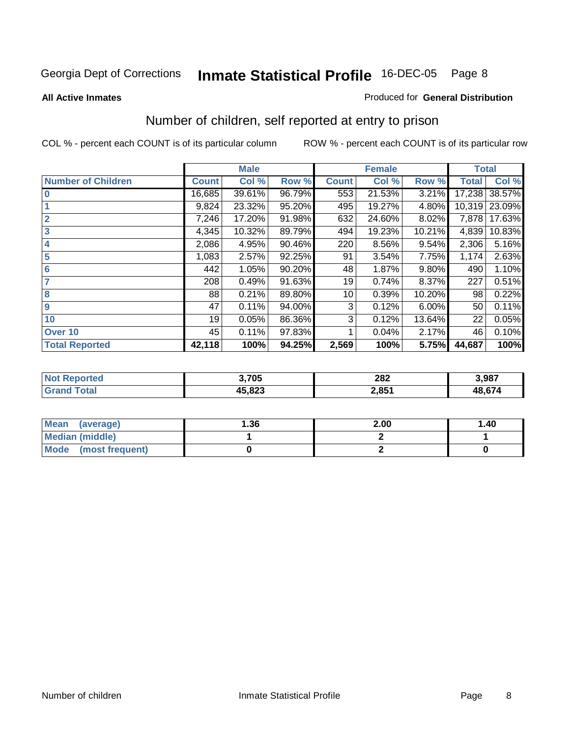Georgia Dept of Corrections **Inmate Statistical Profile** 16-DEC-05

**All Active Inmates**

Produced for **General Distribution**

## Number of children, self reported at entry to prison

COL % - percent each COUNT is of its particular column

ROW % - percent each COUNT is of its particular row

| | Male | | | Female | | | Total | |
|---|---|---|---|---|---|---|---|---|
| **Number of Children** | **Count** | **Col %** | **Row %** | **Count** | **Col %** | **Row %** | **Total** | **Col %** |
| **0** | 16,685 | 39.61% | 96.79% | 553 | 21.53% | 3.21% | 17,238 | 38.57% |
| **1** | 9,824 | 23.32% | 95.20% | 495 | 19.27% | 4.80% | 10,319 | 23.09% |
| **2** | 7,246 | 17.20% | 91.98% | 632 | 24.60% | 8.02% | 7,878 | 17.63% |
| **3** | 4,345 | 10.32% | 89.79% | 494 | 19.23% | 10.21% | 4,839 | 10.83% |
| **4** | 2,086 | 4.95% | 90.46% | 220 | 8.56% | 9.54% | 2,306 | 5.16% |
| **5** | 1,083 | 2.57% | 92.25% | 91 | 3.54% | 7.75% | 1,174 | 2.63% |
| **6** | 442 | 1.05% | 90.20% | 48 | 1.87% | 9.80% | 490 | 1.10% |
| **7** | 208 | 0.49% | 91.63% | 19 | 0.74% | 8.37% | 227 | 0.51% |
| **8** | 88 | 0.21% | 89.80% | 10 | 0.39% | 10.20% | 98 | 0.22% |
| **9** | 47 | 0.11% | 94.00% | 3 | 0.12% | 6.00% | 50 | 0.11% |
| **10** | 19 | 0.05% | 86.36% | 3 | 0.12% | 13.64% | 22 | 0.05% |
| **Over 10** | 45 | 0.11% | 97.83% | 1 | 0.04% | 2.17% | 46 | 0.10% |
| **Total Reported** | **42,118** | **100%** | **94.25%** | **2,569** | **100%** | **5.75%** | **44,687** | **100%** |

| | Male | Female | Total |
|---|---|---|---|
| **Not Reported** | **3,705** | **282** | **3,987** |
| **Grand Total** | **45,823** | **2,851** | **48,674** |

| | Male | Female | Total |
|---|---|---|---|
| **Mean (average)** | **1.36** | **2.00** | **1.40** |
| **Median (middle)** | **1** | **2** | **1** |
| **Mode (most frequent)** | **0** | **2** | **0** |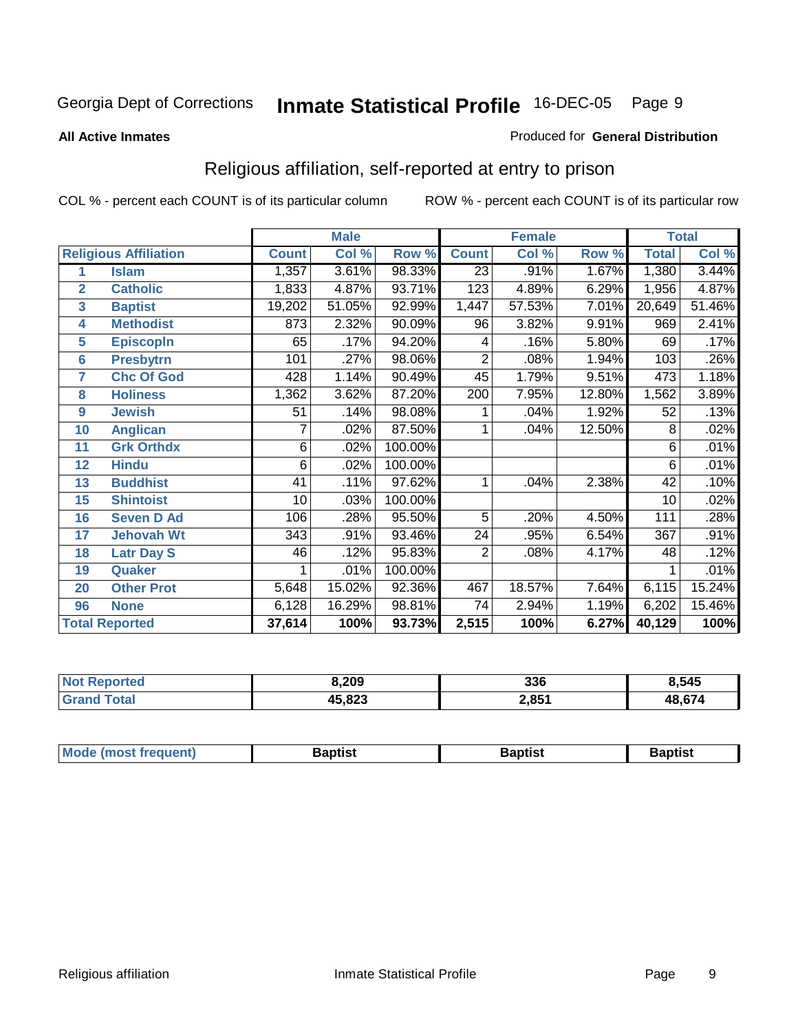Georgia Dept of Corrections **Inmate Statistical Profile** 16-DEC-05

**All Active Inmates**

Produced for **General Distribution**

## Religious affiliation, self-reported at entry to prison

COL % - percent each COUNT is of its particular column

ROW % - percent each COUNT is of its particular row

| | | Male | | | Female | | | Total | |
|---|---|---|---|---|---|---|---|---|---|
| **Religious Affiliation** | | **Count** | **Col %** | **Row %** | **Count** | **Col %** | **Row %** | **Total** | **Col %** |
| 1 | Islam | 1,357 | 3.61% | 98.33% | 23 | .91% | 1.67% | 1,380 | 3.44% |
| 2 | Catholic | 1,833 | 4.87% | 93.71% | 123 | 4.89% | 6.29% | 1,956 | 4.87% |
| 3 | Baptist | 19,202 | 51.05% | 92.99% | 1,447 | 57.53% | 7.01% | 20,649 | 51.46% |
| 4 | Methodist | 873 | 2.32% | 90.09% | 96 | 3.82% | 9.91% | 969 | 2.41% |
| 5 | Episcopln | 65 | .17% | 94.20% | 4 | .16% | 5.80% | 69 | .17% |
| 6 | Presbytrn | 101 | .27% | 98.06% | 2 | .08% | 1.94% | 103 | .26% |
| 7 | Chc Of God | 428 | 1.14% | 90.49% | 45 | 1.79% | 9.51% | 473 | 1.18% |
| 8 | Holiness | 1,362 | 3.62% | 87.20% | 200 | 7.95% | 12.80% | 1,562 | 3.89% |
| 9 | Jewish | 51 | .14% | 98.08% | 1 | .04% | 1.92% | 52 | .13% |
| 10 | Anglican | 7 | .02% | 87.50% | 1 | .04% | 12.50% | 8 | .02% |
| 11 | Grk Orthdx | 6 | .02% | 100.00% | | | | 6 | .01% |
| 12 | Hindu | 6 | .02% | 100.00% | | | | 6 | .01% |
| 13 | Buddhist | 41 | .11% | 97.62% | 1 | .04% | 2.38% | 42 | .10% |
| 15 | Shintoist | 10 | .03% | 100.00% | | | | 10 | .02% |
| 16 | Seven D Ad | 106 | .28% | 95.50% | 5 | .20% | 4.50% | 111 | .28% |
| 17 | Jehovah Wt | 343 | .91% | 93.46% | 24 | .95% | 6.54% | 367 | .91% |
| 18 | Latr Day S | 46 | .12% | 95.83% | 2 | .08% | 4.17% | 48 | .12% |
| 19 | Quaker | 1 | .01% | 100.00% | | | | 1 | .01% |
| 20 | Other Prot | 5,648 | 15.02% | 92.36% | 467 | 18.57% | 7.64% | 6,115 | 15.24% |
| 96 | None | 6,128 | 16.29% | 98.81% | 74 | 2.94% | 1.19% | 6,202 | 15.46% |
| **Total Reported** | | **37,614** | **100%** | **93.73%** | **2,515** | **100%** | **6.27%** | **40,129** | **100%** |

| | Male | Female | Total |
|---|---|---|---|
| Not Reported | 8,209 | 336 | 8,545 |
| Grand Total | 45,823 | 2,851 | 48,674 |

| | Male | Female | Total |
|---|---|---|---|
| Mode (most frequent) | Baptist | Baptist | Baptist |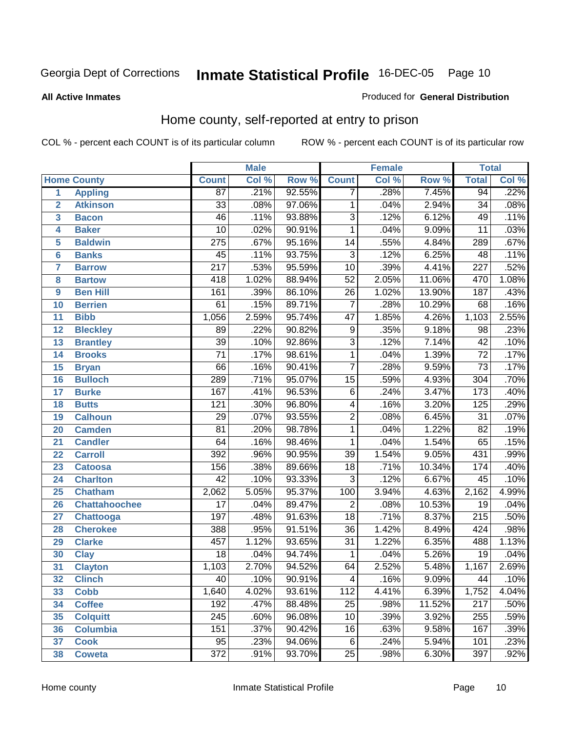Georgia Dept of Corrections **Inmate Statistical Profile** 16-DEC-05 Page 10

**All Active Inmates**

Produced for **General Distribution**

## Home county, self-reported at entry to prison

COL % - percent each COUNT is of its particular column

ROW % - percent each COUNT is of its particular row

| | | Male | | | Female | | | Total | |
|---|---|---|---|---|---|---|---|---|---|
| **Home County** | | **Count** | **Col %** | **Row %** | **Count** | **Col %** | **Row %** | **Total** | **Col %** |
| 1 | Appling | 87 | .21% | 92.55% | 7 | .28% | 7.45% | 94 | .22% |
| 2 | Atkinson | 33 | .08% | 97.06% | 1 | .04% | 2.94% | 34 | .08% |
| 3 | Bacon | 46 | .11% | 93.88% | 3 | .12% | 6.12% | 49 | .11% |
| 4 | Baker | 10 | .02% | 90.91% | 1 | .04% | 9.09% | 11 | .03% |
| 5 | Baldwin | 275 | .67% | 95.16% | 14 | .55% | 4.84% | 289 | .67% |
| 6 | Banks | 45 | .11% | 93.75% | 3 | .12% | 6.25% | 48 | .11% |
| 7 | Barrow | 217 | .53% | 95.59% | 10 | .39% | 4.41% | 227 | .52% |
| 8 | Bartow | 418 | 1.02% | 88.94% | 52 | 2.05% | 11.06% | 470 | 1.08% |
| 9 | Ben Hill | 161 | .39% | 86.10% | 26 | 1.02% | 13.90% | 187 | .43% |
| 10 | Berrien | 61 | .15% | 89.71% | 7 | .28% | 10.29% | 68 | .16% |
| 11 | Bibb | 1,056 | 2.59% | 95.74% | 47 | 1.85% | 4.26% | 1,103 | 2.55% |
| 12 | Bleckley | 89 | .22% | 90.82% | 9 | .35% | 9.18% | 98 | .23% |
| 13 | Brantley | 39 | .10% | 92.86% | 3 | .12% | 7.14% | 42 | .10% |
| 14 | Brooks | 71 | .17% | 98.61% | 1 | .04% | 1.39% | 72 | .17% |
| 15 | Bryan | 66 | .16% | 90.41% | 7 | .28% | 9.59% | 73 | .17% |
| 16 | Bulloch | 289 | .71% | 95.07% | 15 | .59% | 4.93% | 304 | .70% |
| 17 | Burke | 167 | .41% | 96.53% | 6 | .24% | 3.47% | 173 | .40% |
| 18 | Butts | 121 | .30% | 96.80% | 4 | .16% | 3.20% | 125 | .29% |
| 19 | Calhoun | 29 | .07% | 93.55% | 2 | .08% | 6.45% | 31 | .07% |
| 20 | Camden | 81 | .20% | 98.78% | 1 | .04% | 1.22% | 82 | .19% |
| 21 | Candler | 64 | .16% | 98.46% | 1 | .04% | 1.54% | 65 | .15% |
| 22 | Carroll | 392 | .96% | 90.95% | 39 | 1.54% | 9.05% | 431 | .99% |
| 23 | Catoosa | 156 | .38% | 89.66% | 18 | .71% | 10.34% | 174 | .40% |
| 24 | Charlton | 42 | .10% | 93.33% | 3 | .12% | 6.67% | 45 | .10% |
| 25 | Chatham | 2,062 | 5.05% | 95.37% | 100 | 3.94% | 4.63% | 2,162 | 4.99% |
| 26 | Chattahoochee | 17 | .04% | 89.47% | 2 | .08% | 10.53% | 19 | .04% |
| 27 | Chattooga | 197 | .48% | 91.63% | 18 | .71% | 8.37% | 215 | .50% |
| 28 | Cherokee | 388 | .95% | 91.51% | 36 | 1.42% | 8.49% | 424 | .98% |
| 29 | Clarke | 457 | 1.12% | 93.65% | 31 | 1.22% | 6.35% | 488 | 1.13% |
| 30 | Clay | 18 | .04% | 94.74% | 1 | .04% | 5.26% | 19 | .04% |
| 31 | Clayton | 1,103 | 2.70% | 94.52% | 64 | 2.52% | 5.48% | 1,167 | 2.69% |
| 32 | Clinch | 40 | .10% | 90.91% | 4 | .16% | 9.09% | 44 | .10% |
| 33 | Cobb | 1,640 | 4.02% | 93.61% | 112 | 4.41% | 6.39% | 1,752 | 4.04% |
| 34 | Coffee | 192 | .47% | 88.48% | 25 | .98% | 11.52% | 217 | .50% |
| 35 | Colquitt | 245 | .60% | 96.08% | 10 | .39% | 3.92% | 255 | .59% |
| 36 | Columbia | 151 | .37% | 90.42% | 16 | .63% | 9.58% | 167 | .39% |
| 37 | Cook | 95 | .23% | 94.06% | 6 | .24% | 5.94% | 101 | .23% |
| 38 | Coweta | 372 | .91% | 93.70% | 25 | .98% | 6.30% | 397 | .92% |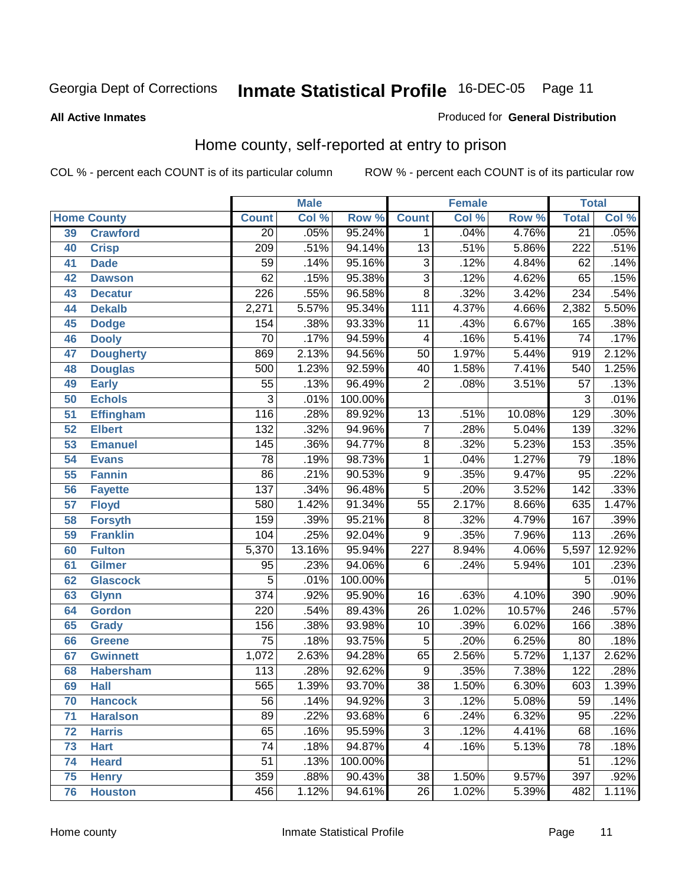Georgia Dept of Corrections **Inmate Statistical Profile** 16-DEC-05

**All Active Inmates**

Produced for **General Distribution**

## Home county, self-reported at entry to prison

COL % - percent each COUNT is of its particular column ROW % - percent each COUNT is of its particular row

| Home County | | Male | | | Female | | | Total | |
|---|---|---|---|---|---|---|---|---|---|
| | | Count | Col % | Row % | Count | Col % | Row % | Total | Col % |
| 39 | Crawford | 20 | .05% | 95.24% | 1 | .04% | 4.76% | 21 | .05% |
| 40 | Crisp | 209 | .51% | 94.14% | 13 | .51% | 5.86% | 222 | .51% |
| 41 | Dade | 59 | .14% | 95.16% | 3 | .12% | 4.84% | 62 | .14% |
| 42 | Dawson | 62 | .15% | 95.38% | 3 | .12% | 4.62% | 65 | .15% |
| 43 | Decatur | 226 | .55% | 96.58% | 8 | .32% | 3.42% | 234 | .54% |
| 44 | Dekalb | 2,271 | 5.57% | 95.34% | 111 | 4.37% | 4.66% | 2,382 | 5.50% |
| 45 | Dodge | 154 | .38% | 93.33% | 11 | .43% | 6.67% | 165 | .38% |
| 46 | Dooly | 70 | .17% | 94.59% | 4 | .16% | 5.41% | 74 | .17% |
| 47 | Dougherty | 869 | 2.13% | 94.56% | 50 | 1.97% | 5.44% | 919 | 2.12% |
| 48 | Douglas | 500 | 1.23% | 92.59% | 40 | 1.58% | 7.41% | 540 | 1.25% |
| 49 | Early | 55 | .13% | 96.49% | 2 | .08% | 3.51% | 57 | .13% |
| 50 | Echols | 3 | .01% | 100.00% | | | | 3 | .01% |
| 51 | Effingham | 116 | .28% | 89.92% | 13 | .51% | 10.08% | 129 | .30% |
| 52 | Elbert | 132 | .32% | 94.96% | 7 | .28% | 5.04% | 139 | .32% |
| 53 | Emanuel | 145 | .36% | 94.77% | 8 | .32% | 5.23% | 153 | .35% |
| 54 | Evans | 78 | .19% | 98.73% | 1 | .04% | 1.27% | 79 | .18% |
| 55 | Fannin | 86 | .21% | 90.53% | 9 | .35% | 9.47% | 95 | .22% |
| 56 | Fayette | 137 | .34% | 96.48% | 5 | .20% | 3.52% | 142 | .33% |
| 57 | Floyd | 580 | 1.42% | 91.34% | 55 | 2.17% | 8.66% | 635 | 1.47% |
| 58 | Forsyth | 159 | .39% | 95.21% | 8 | .32% | 4.79% | 167 | .39% |
| 59 | Franklin | 104 | .25% | 92.04% | 9 | .35% | 7.96% | 113 | .26% |
| 60 | Fulton | 5,370 | 13.16% | 95.94% | 227 | 8.94% | 4.06% | 5,597 | 12.92% |
| 61 | Gilmer | 95 | .23% | 94.06% | 6 | .24% | 5.94% | 101 | .23% |
| 62 | Glascock | 5 | .01% | 100.00% | | | | 5 | .01% |
| 63 | Glynn | 374 | .92% | 95.90% | 16 | .63% | 4.10% | 390 | .90% |
| 64 | Gordon | 220 | .54% | 89.43% | 26 | 1.02% | 10.57% | 246 | .57% |
| 65 | Grady | 156 | .38% | 93.98% | 10 | .39% | 6.02% | 166 | .38% |
| 66 | Greene | 75 | .18% | 93.75% | 5 | .20% | 6.25% | 80 | .18% |
| 67 | Gwinnett | 1,072 | 2.63% | 94.28% | 65 | 2.56% | 5.72% | 1,137 | 2.62% |
| 68 | Habersham | 113 | .28% | 92.62% | 9 | .35% | 7.38% | 122 | .28% |
| 69 | Hall | 565 | 1.39% | 93.70% | 38 | 1.50% | 6.30% | 603 | 1.39% |
| 70 | Hancock | 56 | .14% | 94.92% | 3 | .12% | 5.08% | 59 | .14% |
| 71 | Haralson | 89 | .22% | 93.68% | 6 | .24% | 6.32% | 95 | .22% |
| 72 | Harris | 65 | .16% | 95.59% | 3 | .12% | 4.41% | 68 | .16% |
| 73 | Hart | 74 | .18% | 94.87% | 4 | .16% | 5.13% | 78 | .18% |
| 74 | Heard | 51 | .13% | 100.00% | | | | 51 | .12% |
| 75 | Henry | 359 | .88% | 90.43% | 38 | 1.50% | 9.57% | 397 | .92% |
| 76 | Houston | 456 | 1.12% | 94.61% | 26 | 1.02% | 5.39% | 482 | 1.11% |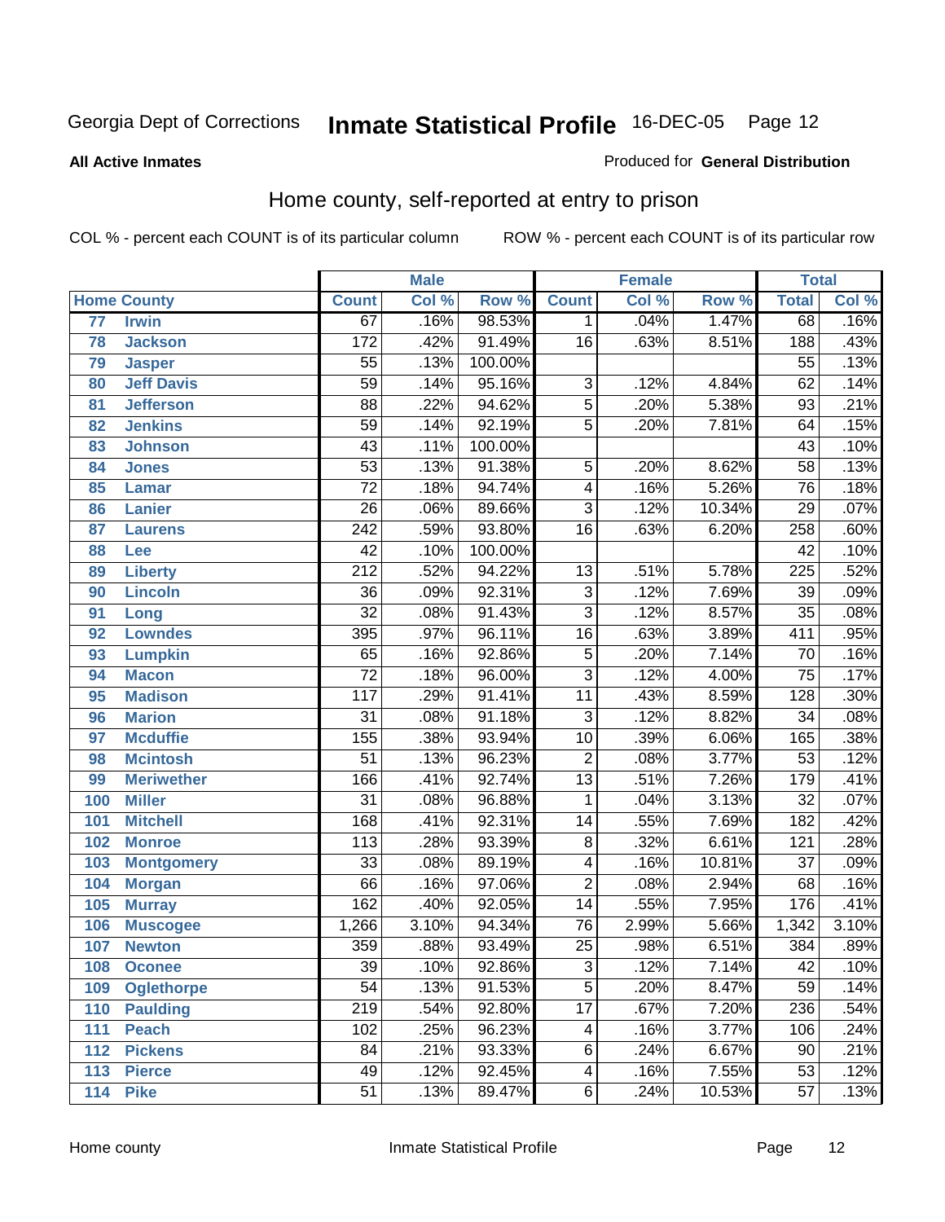Georgia Dept of Corrections **Inmate Statistical Profile** 16-DEC-05 Page 12

**All Active Inmates**

Produced for **General Distribution**

## Home county, self-reported at entry to prison

COL % - percent each COUNT is of its particular column ROW % - percent each COUNT is of its particular row

| | | Male | | | Female | | | Total | |
|---|---|---|---|---|---|---|---|---|---|
| Home County | | Count | Col % | Row % | Count | Col % | Row % | Total | Col % |
| 77 | Irwin | 67 | .16% | 98.53% | 1 | .04% | 1.47% | 68 | .16% |
| 78 | Jackson | 172 | .42% | 91.49% | 16 | .63% | 8.51% | 188 | .43% |
| 79 | Jasper | 55 | .13% | 100.00% | | | | 55 | .13% |
| 80 | Jeff Davis | 59 | .14% | 95.16% | 3 | .12% | 4.84% | 62 | .14% |
| 81 | Jefferson | 88 | .22% | 94.62% | 5 | .20% | 5.38% | 93 | .21% |
| 82 | Jenkins | 59 | .14% | 92.19% | 5 | .20% | 7.81% | 64 | .15% |
| 83 | Johnson | 43 | .11% | 100.00% | | | | 43 | .10% |
| 84 | Jones | 53 | .13% | 91.38% | 5 | .20% | 8.62% | 58 | .13% |
| 85 | Lamar | 72 | .18% | 94.74% | 4 | .16% | 5.26% | 76 | .18% |
| 86 | Lanier | 26 | .06% | 89.66% | 3 | .12% | 10.34% | 29 | .07% |
| 87 | Laurens | 242 | .59% | 93.80% | 16 | .63% | 6.20% | 258 | .60% |
| 88 | Lee | 42 | .10% | 100.00% | | | | 42 | .10% |
| 89 | Liberty | 212 | .52% | 94.22% | 13 | .51% | 5.78% | 225 | .52% |
| 90 | Lincoln | 36 | .09% | 92.31% | 3 | .12% | 7.69% | 39 | .09% |
| 91 | Long | 32 | .08% | 91.43% | 3 | .12% | 8.57% | 35 | .08% |
| 92 | Lowndes | 395 | .97% | 96.11% | 16 | .63% | 3.89% | 411 | .95% |
| 93 | Lumpkin | 65 | .16% | 92.86% | 5 | .20% | 7.14% | 70 | .16% |
| 94 | Macon | 72 | .18% | 96.00% | 3 | .12% | 4.00% | 75 | .17% |
| 95 | Madison | 117 | .29% | 91.41% | 11 | .43% | 8.59% | 128 | .30% |
| 96 | Marion | 31 | .08% | 91.18% | 3 | .12% | 8.82% | 34 | .08% |
| 97 | Mcduffie | 155 | .38% | 93.94% | 10 | .39% | 6.06% | 165 | .38% |
| 98 | Mcintosh | 51 | .13% | 96.23% | 2 | .08% | 3.77% | 53 | .12% |
| 99 | Meriwether | 166 | .41% | 92.74% | 13 | .51% | 7.26% | 179 | .41% |
| 100 | Miller | 31 | .08% | 96.88% | 1 | .04% | 3.13% | 32 | .07% |
| 101 | Mitchell | 168 | .41% | 92.31% | 14 | .55% | 7.69% | 182 | .42% |
| 102 | Monroe | 113 | .28% | 93.39% | 8 | .32% | 6.61% | 121 | .28% |
| 103 | Montgomery | 33 | .08% | 89.19% | 4 | .16% | 10.81% | 37 | .09% |
| 104 | Morgan | 66 | .16% | 97.06% | 2 | .08% | 2.94% | 68 | .16% |
| 105 | Murray | 162 | .40% | 92.05% | 14 | .55% | 7.95% | 176 | .41% |
| 106 | Muscogee | 1,266 | 3.10% | 94.34% | 76 | 2.99% | 5.66% | 1,342 | 3.10% |
| 107 | Newton | 359 | .88% | 93.49% | 25 | .98% | 6.51% | 384 | .89% |
| 108 | Oconee | 39 | .10% | 92.86% | 3 | .12% | 7.14% | 42 | .10% |
| 109 | Oglethorpe | 54 | .13% | 91.53% | 5 | .20% | 8.47% | 59 | .14% |
| 110 | Paulding | 219 | .54% | 92.80% | 17 | .67% | 7.20% | 236 | .54% |
| 111 | Peach | 102 | .25% | 96.23% | 4 | .16% | 3.77% | 106 | .24% |
| 112 | Pickens | 84 | .21% | 93.33% | 6 | .24% | 6.67% | 90 | .21% |
| 113 | Pierce | 49 | .12% | 92.45% | 4 | .16% | 7.55% | 53 | .12% |
| 114 | Pike | 51 | .13% | 89.47% | 6 | .24% | 10.53% | 57 | .13% |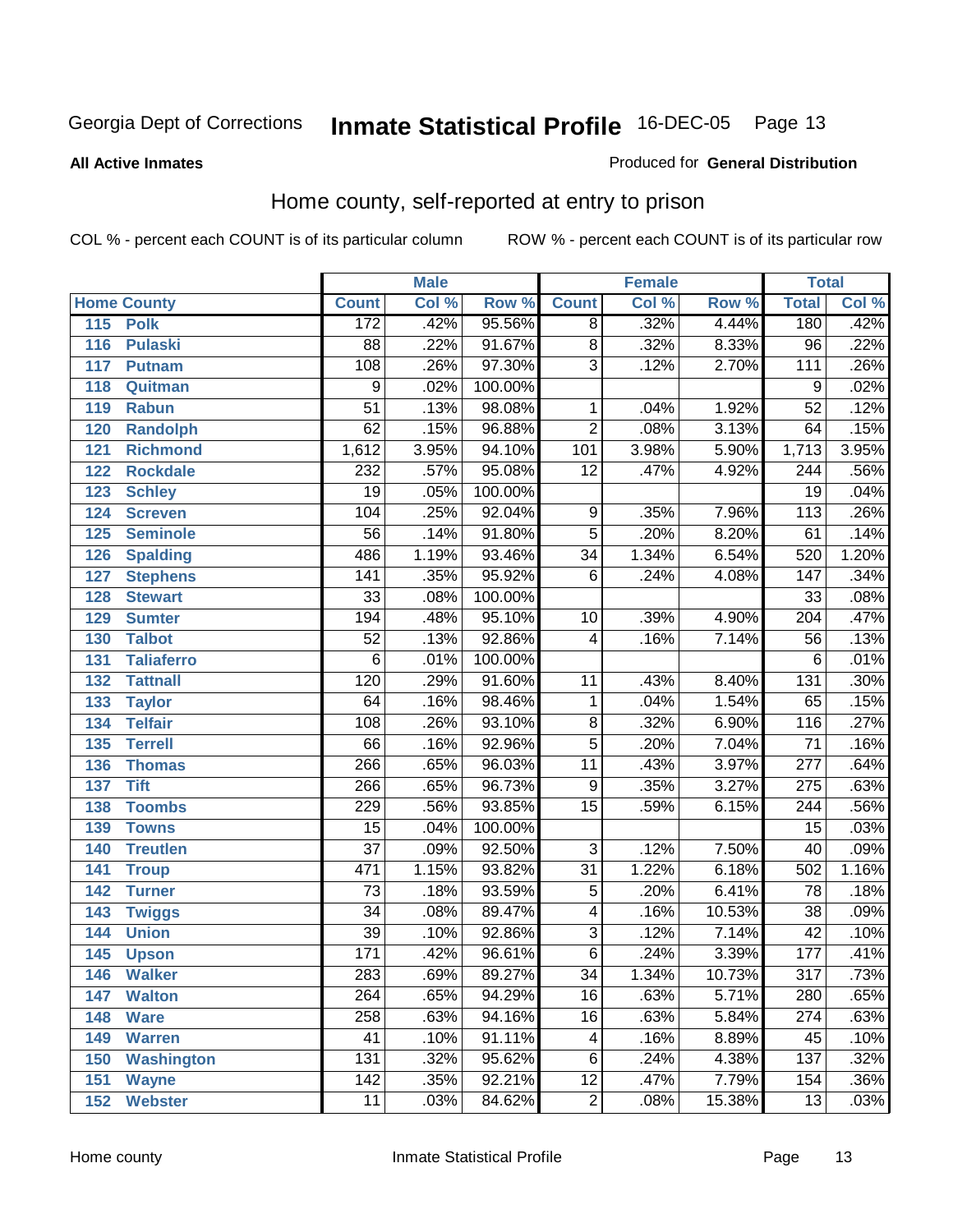Georgia Dept of Corrections **Inmate Statistical Profile** 16-DEC-05

**All Active Inmates**

Produced for **General Distribution**

## Home county, self-reported at entry to prison

COL % - percent each COUNT is of its particular column

ROW % - percent each COUNT is of its particular row

| Home County | | Male | | | Female | | | Total | |
|---|---|---|---|---|---|---|---|---|---|
| | | Count | Col % | Row % | Count | Col % | Row % | Total | Col % |
| 115 | Polk | 172 | .42% | 95.56% | 8 | .32% | 4.44% | 180 | .42% |
| 116 | Pulaski | 88 | .22% | 91.67% | 8 | .32% | 8.33% | 96 | .22% |
| 117 | Putnam | 108 | .26% | 97.30% | 3 | .12% | 2.70% | 111 | .26% |
| 118 | Quitman | 9 | .02% | 100.00% | | | | 9 | .02% |
| 119 | Rabun | 51 | .13% | 98.08% | 1 | .04% | 1.92% | 52 | .12% |
| 120 | Randolph | 62 | .15% | 96.88% | 2 | .08% | 3.13% | 64 | .15% |
| 121 | Richmond | 1,612 | 3.95% | 94.10% | 101 | 3.98% | 5.90% | 1,713 | 3.95% |
| 122 | Rockdale | 232 | .57% | 95.08% | 12 | .47% | 4.92% | 244 | .56% |
| 123 | Schley | 19 | .05% | 100.00% | | | | 19 | .04% |
| 124 | Screven | 104 | .25% | 92.04% | 9 | .35% | 7.96% | 113 | .26% |
| 125 | Seminole | 56 | .14% | 91.80% | 5 | .20% | 8.20% | 61 | .14% |
| 126 | Spalding | 486 | 1.19% | 93.46% | 34 | 1.34% | 6.54% | 520 | 1.20% |
| 127 | Stephens | 141 | .35% | 95.92% | 6 | .24% | 4.08% | 147 | .34% |
| 128 | Stewart | 33 | .08% | 100.00% | | | | 33 | .08% |
| 129 | Sumter | 194 | .48% | 95.10% | 10 | .39% | 4.90% | 204 | .47% |
| 130 | Talbot | 52 | .13% | 92.86% | 4 | .16% | 7.14% | 56 | .13% |
| 131 | Taliaferro | 6 | .01% | 100.00% | | | | 6 | .01% |
| 132 | Tattnall | 120 | .29% | 91.60% | 11 | .43% | 8.40% | 131 | .30% |
| 133 | Taylor | 64 | .16% | 98.46% | 1 | .04% | 1.54% | 65 | .15% |
| 134 | Telfair | 108 | .26% | 93.10% | 8 | .32% | 6.90% | 116 | .27% |
| 135 | Terrell | 66 | .16% | 92.96% | 5 | .20% | 7.04% | 71 | .16% |
| 136 | Thomas | 266 | .65% | 96.03% | 11 | .43% | 3.97% | 277 | .64% |
| 137 | Tift | 266 | .65% | 96.73% | 9 | .35% | 3.27% | 275 | .63% |
| 138 | Toombs | 229 | .56% | 93.85% | 15 | .59% | 6.15% | 244 | .56% |
| 139 | Towns | 15 | .04% | 100.00% | | | | 15 | .03% |
| 140 | Treutlen | 37 | .09% | 92.50% | 3 | .12% | 7.50% | 40 | .09% |
| 141 | Troup | 471 | 1.15% | 93.82% | 31 | 1.22% | 6.18% | 502 | 1.16% |
| 142 | Turner | 73 | .18% | 93.59% | 5 | .20% | 6.41% | 78 | .18% |
| 143 | Twiggs | 34 | .08% | 89.47% | 4 | .16% | 10.53% | 38 | .09% |
| 144 | Union | 39 | .10% | 92.86% | 3 | .12% | 7.14% | 42 | .10% |
| 145 | Upson | 171 | .42% | 96.61% | 6 | .24% | 3.39% | 177 | .41% |
| 146 | Walker | 283 | .69% | 89.27% | 34 | 1.34% | 10.73% | 317 | .73% |
| 147 | Walton | 264 | .65% | 94.29% | 16 | .63% | 5.71% | 280 | .65% |
| 148 | Ware | 258 | .63% | 94.16% | 16 | .63% | 5.84% | 274 | .63% |
| 149 | Warren | 41 | .10% | 91.11% | 4 | .16% | 8.89% | 45 | .10% |
| 150 | Washington | 131 | .32% | 95.62% | 6 | .24% | 4.38% | 137 | .32% |
| 151 | Wayne | 142 | .35% | 92.21% | 12 | .47% | 7.79% | 154 | .36% |
| 152 | Webster | 11 | .03% | 84.62% | 2 | .08% | 15.38% | 13 | .03% |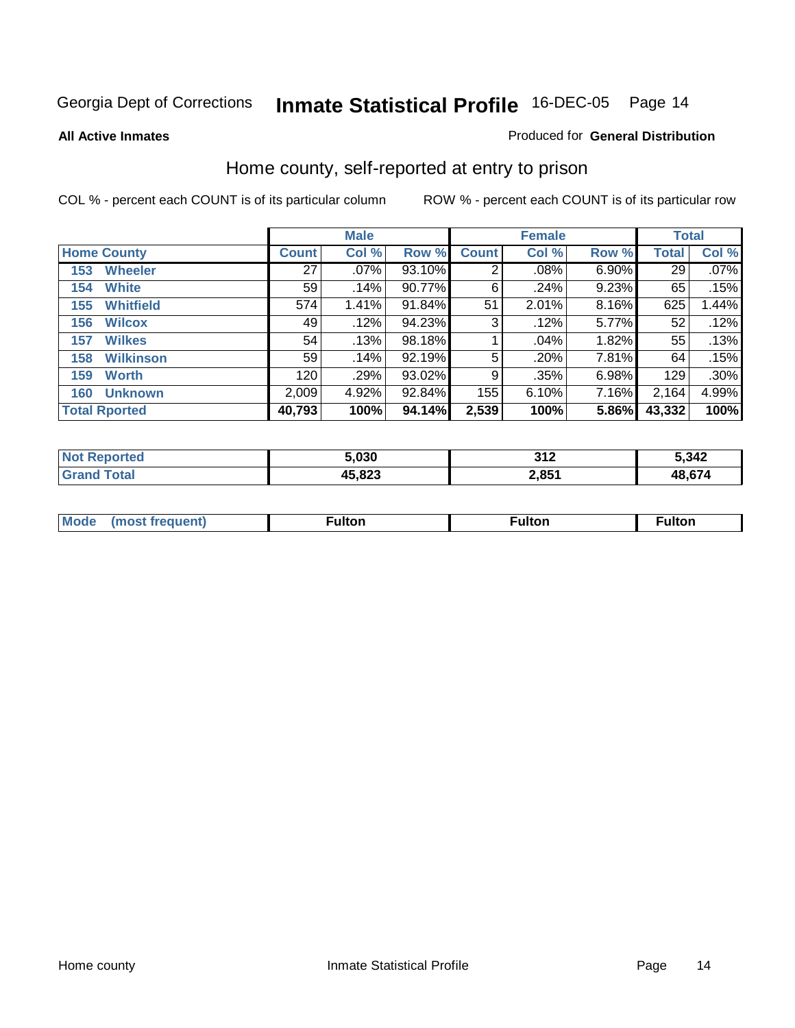Georgia Dept of Corrections **Inmate Statistical Profile** 16-DEC-05

**All Active Inmates**

Produced for **General Distribution**

## Home county, self-reported at entry to prison

COL % - percent each COUNT is of its particular column

ROW % - percent each COUNT is of its particular row

| Home County | Male | | | Female | | | Total | |
|---|---|---|---|---|---|---|---|---|
| | Count | Col % | Row % | Count | Col % | Row % | Total | Col % |
| 153 Wheeler | 27 | .07% | 93.10% | 2 | .08% | 6.90% | 29 | .07% |
| 154 White | 59 | .14% | 90.77% | 6 | .24% | 9.23% | 65 | .15% |
| 155 Whitfield | 574 | 1.41% | 91.84% | 51 | 2.01% | 8.16% | 625 | 1.44% |
| 156 Wilcox | 49 | .12% | 94.23% | 3 | .12% | 5.77% | 52 | .12% |
| 157 Wilkes | 54 | .13% | 98.18% | 1 | .04% | 1.82% | 55 | .13% |
| 158 Wilkinson | 59 | .14% | 92.19% | 5 | .20% | 7.81% | 64 | .15% |
| 159 Worth | 120 | .29% | 93.02% | 9 | .35% | 6.98% | 129 | .30% |
| 160 Unknown | 2,009 | 4.92% | 92.84% | 155 | 6.10% | 7.16% | 2,164 | 4.99% |
| **Total Rported** | **40,793** | **100%** | **94.14%** | **2,539** | **100%** | **5.86%** | **43,332** | **100%** |

| | Male | Female | Total |
|---|---|---|---|
| Not Reported | 5,030 | 312 | 5,342 |
| Grand Total | 45,823 | 2,851 | 48,674 |

| | Male | Female | Total |
|---|---|---|---|
| Mode (most frequent) | Fulton | Fulton | Fulton |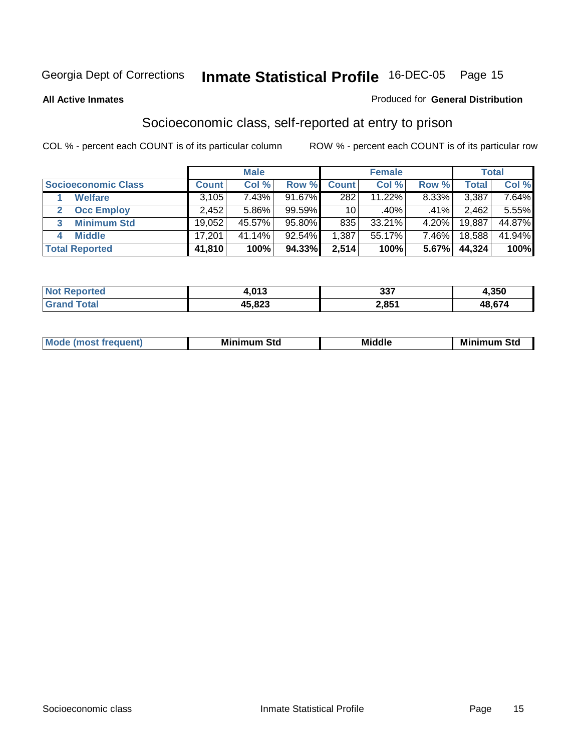Georgia Dept of Corrections **Inmate Statistical Profile** 16-DEC-05

**All Active Inmates**

Produced for **General Distribution**

## Socioeconomic class, self-reported at entry to prison

COL % - percent each COUNT is of its particular column    ROW % - percent each COUNT is of its particular row

| | Male | | | Female | | | Total | |
|---|---|---|---|---|---|---|---|---|
| **Socioeconomic Class** | **Count** | **Col %** | **Row %** | **Count** | **Col %** | **Row %** | **Total** | **Col %** |
| 1 **Welfare** | 3,105 | 7.43% | 91.67% | 282 | 11.22% | 8.33% | 3,387 | 7.64% |
| 2 **Occ Employ** | 2,452 | 5.86% | 99.59% | 10 | .40% | .41% | 2,462 | 5.55% |
| 3 **Minimum Std** | 19,052 | 45.57% | 95.80% | 835 | 33.21% | 4.20% | 19,887 | 44.87% |
| 4 **Middle** | 17,201 | 41.14% | 92.54% | 1,387 | 55.17% | 7.46% | 18,588 | 41.94% |
| **Total Reported** | **41,810** | **100%** | **94.33%** | **2,514** | **100%** | **5.67%** | **44,324** | **100%** |

| | Male | Female | Total |
|---|---|---|---|
| **Not Reported** | **4,013** | **337** | **4,350** |
| **Grand Total** | **45,823** | **2,851** | **48,674** |

| | Male | Female | Total |
|---|---|---|---|
| **Mode (most frequent)** | **Minimum Std** | **Middle** | **Minimum Std** |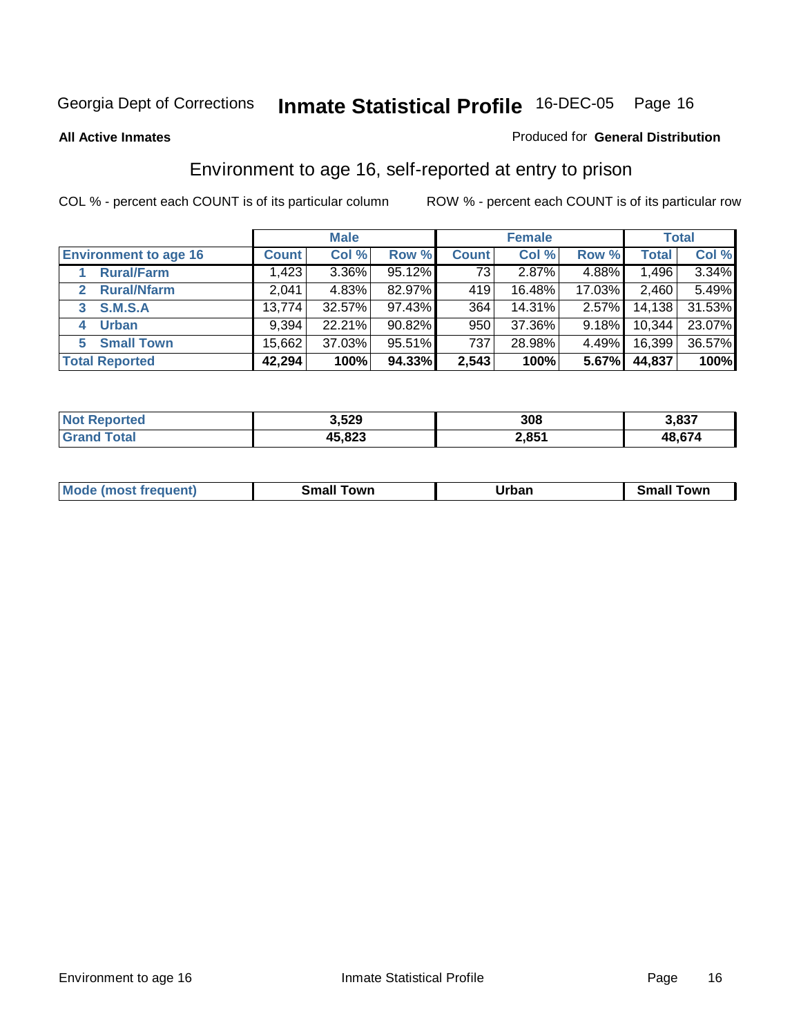Georgia Dept of Corrections **Inmate Statistical Profile** 16-DEC-05

**All Active Inmates**

Produced for **General Distribution**

## Environment to age 16, self-reported at entry to prison

COL % - percent each COUNT is of its particular column

ROW % - percent each COUNT is of its particular row

| | Male | | | Female | | | Total | |
|---|---|---|---|---|---|---|---|---|
| **Environment to age 16** | **Count** | **Col %** | **Row %** | **Count** | **Col %** | **Row %** | **Total** | **Col %** |
| **1 Rural/Farm** | 1,423 | 3.36% | 95.12% | 73 | 2.87% | 4.88% | 1,496 | 3.34% |
| **2 Rural/Nfarm** | 2,041 | 4.83% | 82.97% | 419 | 16.48% | 17.03% | 2,460 | 5.49% |
| **3 S.M.S.A** | 13,774 | 32.57% | 97.43% | 364 | 14.31% | 2.57% | 14,138 | 31.53% |
| **4 Urban** | 9,394 | 22.21% | 90.82% | 950 | 37.36% | 9.18% | 10,344 | 23.07% |
| **5 Small Town** | 15,662 | 37.03% | 95.51% | 737 | 28.98% | 4.49% | 16,399 | 36.57% |
| **Total Reported** | **42,294** | **100%** | **94.33%** | **2,543** | **100%** | **5.67%** | **44,837** | **100%** |

| | Male | Female | Total |
|---|---|---|---|
| **Not Reported** | **3,529** | **308** | **3,837** |
| **Grand Total** | **45,823** | **2,851** | **48,674** |

| | Male | Female | Total |
|---|---|---|---|
| **Mode (most frequent)** | **Small Town** | **Urban** | **Small Town** |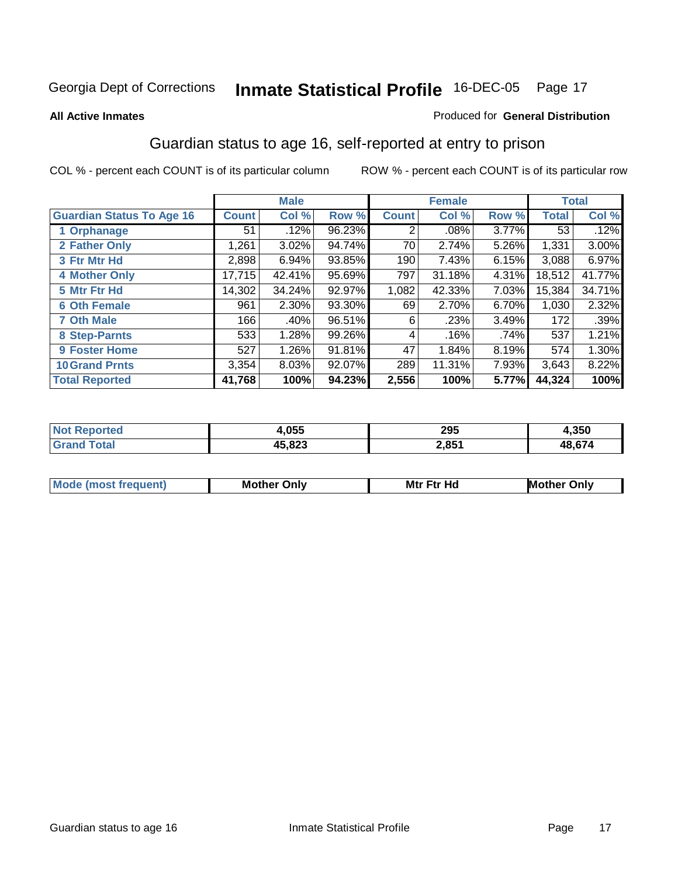Georgia Dept of Corrections **Inmate Statistical Profile** 16-DEC-05 Page 17

**All Active Inmates** Produced for **General Distribution**

## Guardian status to age 16, self-reported at entry to prison

COL % - percent each COUNT is of its particular column ROW % - percent each COUNT is of its particular row

| | Male | | | Female | | | Total | |
|---|---|---|---|---|---|---|---|---|
| Guardian Status To Age 16 | Count | Col % | Row % | Count | Col % | Row % | Total | Col % |
| 1 Orphanage | 51 | .12% | 96.23% | 2 | .08% | 3.77% | 53 | .12% |
| 2 Father Only | 1,261 | 3.02% | 94.74% | 70 | 2.74% | 5.26% | 1,331 | 3.00% |
| 3 Ftr Mtr Hd | 2,898 | 6.94% | 93.85% | 190 | 7.43% | 6.15% | 3,088 | 6.97% |
| 4 Mother Only | 17,715 | 42.41% | 95.69% | 797 | 31.18% | 4.31% | 18,512 | 41.77% |
| 5 Mtr Ftr Hd | 14,302 | 34.24% | 92.97% | 1,082 | 42.33% | 7.03% | 15,384 | 34.71% |
| 6 Oth Female | 961 | 2.30% | 93.30% | 69 | 2.70% | 6.70% | 1,030 | 2.32% |
| 7 Oth Male | 166 | .40% | 96.51% | 6 | .23% | 3.49% | 172 | .39% |
| 8 Step-Parnts | 533 | 1.28% | 99.26% | 4 | .16% | .74% | 537 | 1.21% |
| 9 Foster Home | 527 | 1.26% | 91.81% | 47 | 1.84% | 8.19% | 574 | 1.30% |
| 10 Grand Prnts | 3,354 | 8.03% | 92.07% | 289 | 11.31% | 7.93% | 3,643 | 8.22% |
| **Total Reported** | **41,768** | **100%** | **94.23%** | **2,556** | **100%** | **5.77%** | **44,324** | **100%** |

| | Male | Female | Total |
|---|---|---|---|
| Not Reported | 4,055 | 295 | 4,350 |
| Grand Total | 45,823 | 2,851 | 48,674 |

| | Male | Female | Total |
|---|---|---|---|
| Mode (most frequent) | Mother Only | Mtr Ftr Hd | Mother Only |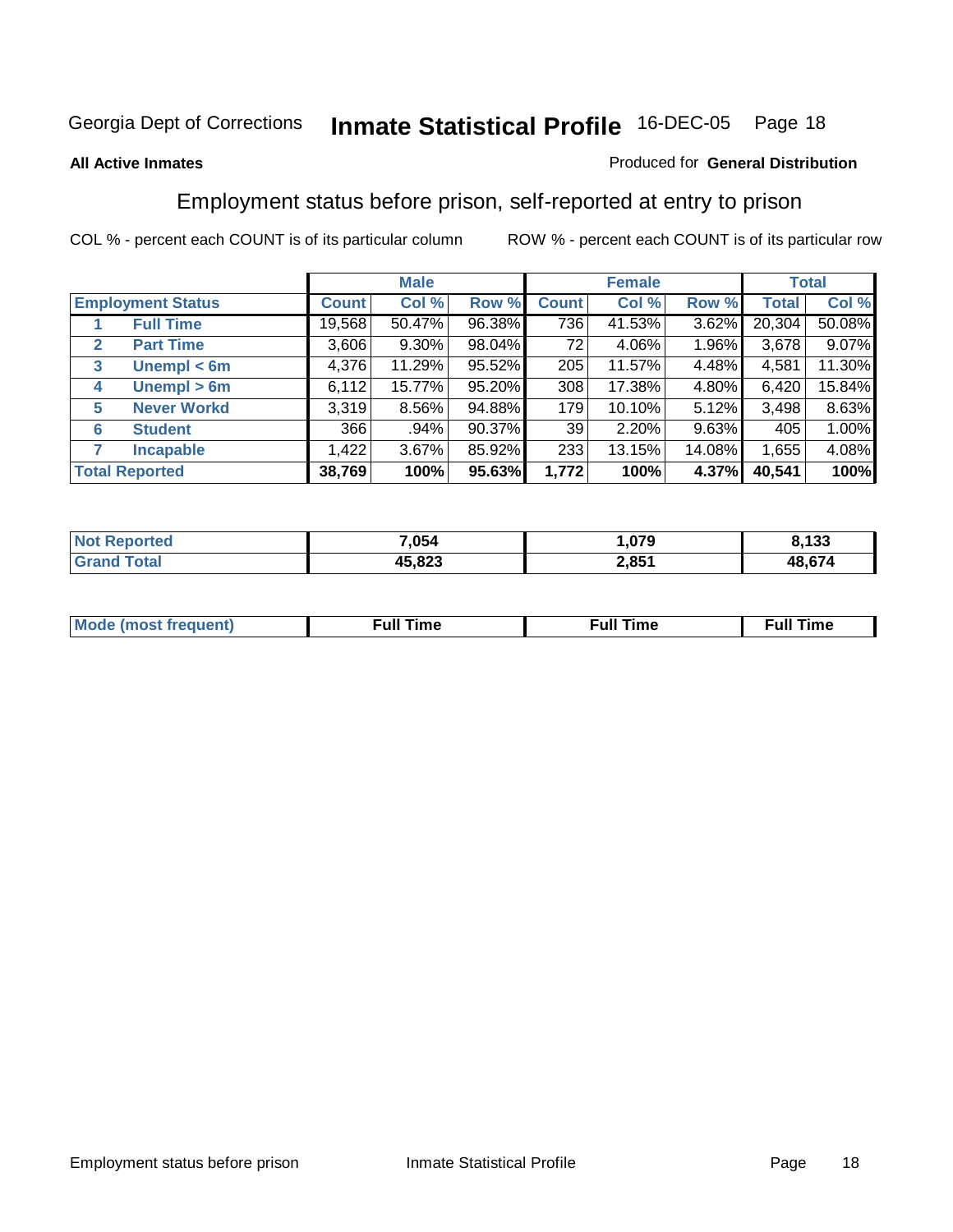Georgia Dept of Corrections **Inmate Statistical Profile** 16-DEC-05

**All Active Inmates**

Produced for **General Distribution**

## Employment status before prison, self-reported at entry to prison

COL % - percent each COUNT is of its particular column ROW % - percent each COUNT is of its particular row

| | | Male | | | Female | | | Total | |
|---|---|---|---|---|---|---|---|---|---|
| **Employment Status** | | **Count** | **Col %** | **Row %** | **Count** | **Col %** | **Row %** | **Total** | **Col %** |
| 1 | **Full Time** | 19,568 | 50.47% | 96.38% | 736 | 41.53% | 3.62% | 20,304 | 50.08% |
| 2 | **Part Time** | 3,606 | 9.30% | 98.04% | 72 | 4.06% | 1.96% | 3,678 | 9.07% |
| 3 | **Unempl < 6m** | 4,376 | 11.29% | 95.52% | 205 | 11.57% | 4.48% | 4,581 | 11.30% |
| 4 | **Unempl > 6m** | 6,112 | 15.77% | 95.20% | 308 | 17.38% | 4.80% | 6,420 | 15.84% |
| 5 | **Never Workd** | 3,319 | 8.56% | 94.88% | 179 | 10.10% | 5.12% | 3,498 | 8.63% |
| 6 | **Student** | 366 | .94% | 90.37% | 39 | 2.20% | 9.63% | 405 | 1.00% |
| 7 | **Incapable** | 1,422 | 3.67% | 85.92% | 233 | 13.15% | 14.08% | 1,655 | 4.08% |
| **Total Reported** | | **38,769** | **100%** | **95.63%** | **1,772** | **100%** | **4.37%** | **40,541** | **100%** |

| | Male | Female | Total |
|---|---|---|---|
| **Not Reported** | **7,054** | **1,079** | **8,133** |
| **Grand Total** | **45,823** | **2,851** | **48,674** |

| | Male | Female | Total |
|---|---|---|---|
| **Mode (most frequent)** | **Full Time** | **Full Time** | **Full Time** |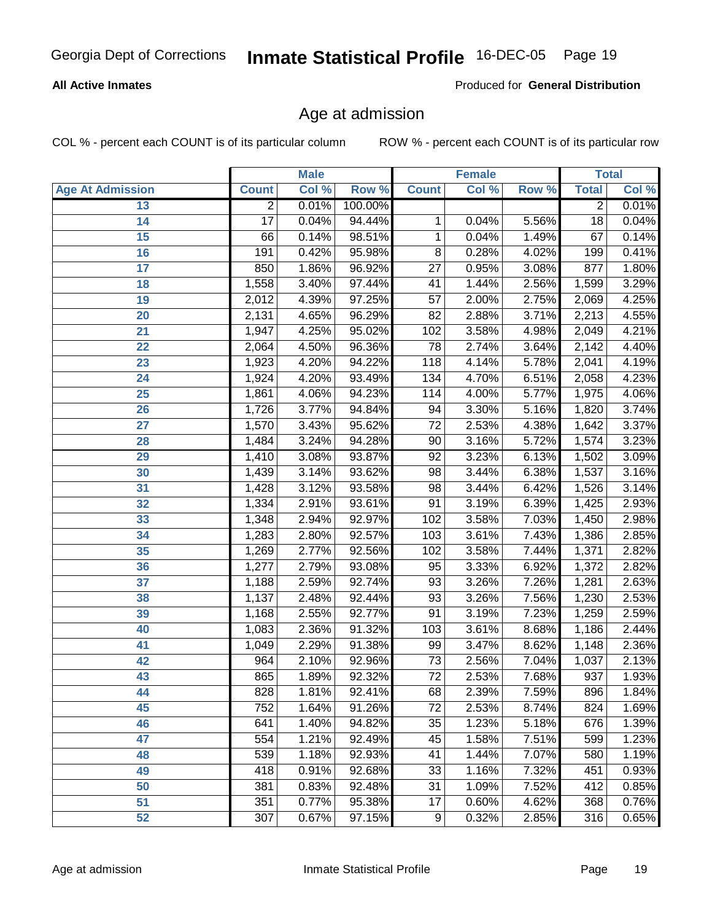Georgia Dept of Corrections **Inmate Statistical Profile** 16-DEC-05

**All Active Inmates**

Produced for **General Distribution**

## Age at admission

COL % - percent each COUNT is of its particular column     ROW % - percent each COUNT is of its particular row

| Age At Admission | Male | | | Female | | | Total | |
|---|---|---|---|---|---|---|---|---|
| | Count | Col % | Row % | Count | Col % | Row % | Total | Col % |
| 13 | 2 | 0.01% | 100.00% | | | | 2 | 0.01% |
| 14 | 17 | 0.04% | 94.44% | 1 | 0.04% | 5.56% | 18 | 0.04% |
| 15 | 66 | 0.14% | 98.51% | 1 | 0.04% | 1.49% | 67 | 0.14% |
| 16 | 191 | 0.42% | 95.98% | 8 | 0.28% | 4.02% | 199 | 0.41% |
| 17 | 850 | 1.86% | 96.92% | 27 | 0.95% | 3.08% | 877 | 1.80% |
| 18 | 1,558 | 3.40% | 97.44% | 41 | 1.44% | 2.56% | 1,599 | 3.29% |
| 19 | 2,012 | 4.39% | 97.25% | 57 | 2.00% | 2.75% | 2,069 | 4.25% |
| 20 | 2,131 | 4.65% | 96.29% | 82 | 2.88% | 3.71% | 2,213 | 4.55% |
| 21 | 1,947 | 4.25% | 95.02% | 102 | 3.58% | 4.98% | 2,049 | 4.21% |
| 22 | 2,064 | 4.50% | 96.36% | 78 | 2.74% | 3.64% | 2,142 | 4.40% |
| 23 | 1,923 | 4.20% | 94.22% | 118 | 4.14% | 5.78% | 2,041 | 4.19% |
| 24 | 1,924 | 4.20% | 93.49% | 134 | 4.70% | 6.51% | 2,058 | 4.23% |
| 25 | 1,861 | 4.06% | 94.23% | 114 | 4.00% | 5.77% | 1,975 | 4.06% |
| 26 | 1,726 | 3.77% | 94.84% | 94 | 3.30% | 5.16% | 1,820 | 3.74% |
| 27 | 1,570 | 3.43% | 95.62% | 72 | 2.53% | 4.38% | 1,642 | 3.37% |
| 28 | 1,484 | 3.24% | 94.28% | 90 | 3.16% | 5.72% | 1,574 | 3.23% |
| 29 | 1,410 | 3.08% | 93.87% | 92 | 3.23% | 6.13% | 1,502 | 3.09% |
| 30 | 1,439 | 3.14% | 93.62% | 98 | 3.44% | 6.38% | 1,537 | 3.16% |
| 31 | 1,428 | 3.12% | 93.58% | 98 | 3.44% | 6.42% | 1,526 | 3.14% |
| 32 | 1,334 | 2.91% | 93.61% | 91 | 3.19% | 6.39% | 1,425 | 2.93% |
| 33 | 1,348 | 2.94% | 92.97% | 102 | 3.58% | 7.03% | 1,450 | 2.98% |
| 34 | 1,283 | 2.80% | 92.57% | 103 | 3.61% | 7.43% | 1,386 | 2.85% |
| 35 | 1,269 | 2.77% | 92.56% | 102 | 3.58% | 7.44% | 1,371 | 2.82% |
| 36 | 1,277 | 2.79% | 93.08% | 95 | 3.33% | 6.92% | 1,372 | 2.82% |
| 37 | 1,188 | 2.59% | 92.74% | 93 | 3.26% | 7.26% | 1,281 | 2.63% |
| 38 | 1,137 | 2.48% | 92.44% | 93 | 3.26% | 7.56% | 1,230 | 2.53% |
| 39 | 1,168 | 2.55% | 92.77% | 91 | 3.19% | 7.23% | 1,259 | 2.59% |
| 40 | 1,083 | 2.36% | 91.32% | 103 | 3.61% | 8.68% | 1,186 | 2.44% |
| 41 | 1,049 | 2.29% | 91.38% | 99 | 3.47% | 8.62% | 1,148 | 2.36% |
| 42 | 964 | 2.10% | 92.96% | 73 | 2.56% | 7.04% | 1,037 | 2.13% |
| 43 | 865 | 1.89% | 92.32% | 72 | 2.53% | 7.68% | 937 | 1.93% |
| 44 | 828 | 1.81% | 92.41% | 68 | 2.39% | 7.59% | 896 | 1.84% |
| 45 | 752 | 1.64% | 91.26% | 72 | 2.53% | 8.74% | 824 | 1.69% |
| 46 | 641 | 1.40% | 94.82% | 35 | 1.23% | 5.18% | 676 | 1.39% |
| 47 | 554 | 1.21% | 92.49% | 45 | 1.58% | 7.51% | 599 | 1.23% |
| 48 | 539 | 1.18% | 92.93% | 41 | 1.44% | 7.07% | 580 | 1.19% |
| 49 | 418 | 0.91% | 92.68% | 33 | 1.16% | 7.32% | 451 | 0.93% |
| 50 | 381 | 0.83% | 92.48% | 31 | 1.09% | 7.52% | 412 | 0.85% |
| 51 | 351 | 0.77% | 95.38% | 17 | 0.60% | 4.62% | 368 | 0.76% |
| 52 | 307 | 0.67% | 97.15% | 9 | 0.32% | 2.85% | 316 | 0.65% |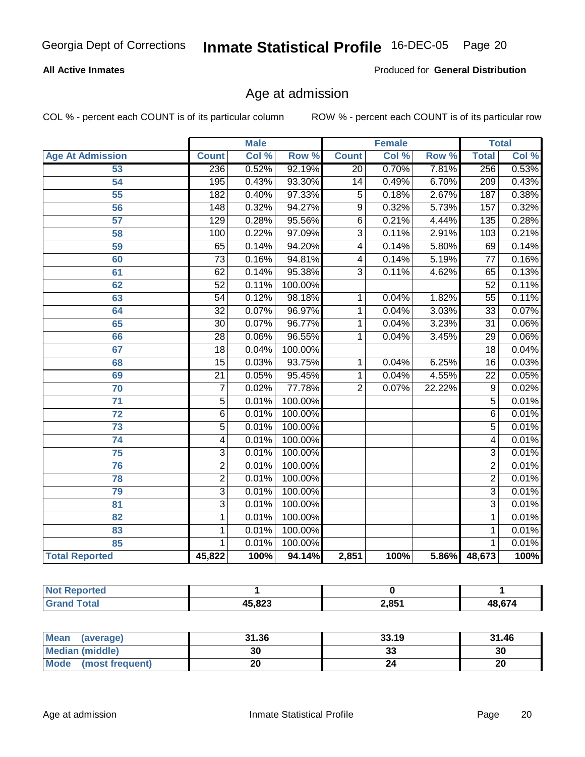**All Active Inmates**

Produced for **General Distribution**

## Age at admission

COL % - percent each COUNT is of its particular column

ROW % - percent each COUNT is of its particular row

| | Male | | | Female | | | Total | |
|---|---|---|---|---|---|---|---|---|
| **Age At Admission** | **Count** | **Col %** | **Row %** | **Count** | **Col %** | **Row %** | **Total** | **Col %** |
| 53 | 236 | 0.52% | 92.19% | 20 | 0.70% | 7.81% | 256 | 0.53% |
| 54 | 195 | 0.43% | 93.30% | 14 | 0.49% | 6.70% | 209 | 0.43% |
| 55 | 182 | 0.40% | 97.33% | 5 | 0.18% | 2.67% | 187 | 0.38% |
| 56 | 148 | 0.32% | 94.27% | 9 | 0.32% | 5.73% | 157 | 0.32% |
| 57 | 129 | 0.28% | 95.56% | 6 | 0.21% | 4.44% | 135 | 0.28% |
| 58 | 100 | 0.22% | 97.09% | 3 | 0.11% | 2.91% | 103 | 0.21% |
| 59 | 65 | 0.14% | 94.20% | 4 | 0.14% | 5.80% | 69 | 0.14% |
| 60 | 73 | 0.16% | 94.81% | 4 | 0.14% | 5.19% | 77 | 0.16% |
| 61 | 62 | 0.14% | 95.38% | 3 | 0.11% | 4.62% | 65 | 0.13% |
| 62 | 52 | 0.11% | 100.00% | | | | 52 | 0.11% |
| 63 | 54 | 0.12% | 98.18% | 1 | 0.04% | 1.82% | 55 | 0.11% |
| 64 | 32 | 0.07% | 96.97% | 1 | 0.04% | 3.03% | 33 | 0.07% |
| 65 | 30 | 0.07% | 96.77% | 1 | 0.04% | 3.23% | 31 | 0.06% |
| 66 | 28 | 0.06% | 96.55% | 1 | 0.04% | 3.45% | 29 | 0.06% |
| 67 | 18 | 0.04% | 100.00% | | | | 18 | 0.04% |
| 68 | 15 | 0.03% | 93.75% | 1 | 0.04% | 6.25% | 16 | 0.03% |
| 69 | 21 | 0.05% | 95.45% | 1 | 0.04% | 4.55% | 22 | 0.05% |
| 70 | 7 | 0.02% | 77.78% | 2 | 0.07% | 22.22% | 9 | 0.02% |
| 71 | 5 | 0.01% | 100.00% | | | | 5 | 0.01% |
| 72 | 6 | 0.01% | 100.00% | | | | 6 | 0.01% |
| 73 | 5 | 0.01% | 100.00% | | | | 5 | 0.01% |
| 74 | 4 | 0.01% | 100.00% | | | | 4 | 0.01% |
| 75 | 3 | 0.01% | 100.00% | | | | 3 | 0.01% |
| 76 | 2 | 0.01% | 100.00% | | | | 2 | 0.01% |
| 78 | 2 | 0.01% | 100.00% | | | | 2 | 0.01% |
| 79 | 3 | 0.01% | 100.00% | | | | 3 | 0.01% |
| 81 | 3 | 0.01% | 100.00% | | | | 3 | 0.01% |
| 82 | 1 | 0.01% | 100.00% | | | | 1 | 0.01% |
| 83 | 1 | 0.01% | 100.00% | | | | 1 | 0.01% |
| 85 | 1 | 0.01% | 100.00% | | | | 1 | 0.01% |
| **Total Reported** | **45,822** | **100%** | **94.14%** | **2,851** | **100%** | **5.86%** | **48,673** | **100%** |

| | Male | Female | Total |
|---|---|---|---|
| **Not Reported** | **1** | **0** | **1** |
| **Grand Total** | **45,823** | **2,851** | **48,674** |

| | Male | Female | Total |
|---|---|---|---|
| **Mean (average)** | **31.36** | **33.19** | **31.46** |
| **Median (middle)** | **30** | **33** | **30** |
| **Mode (most frequent)** | **20** | **24** | **20** |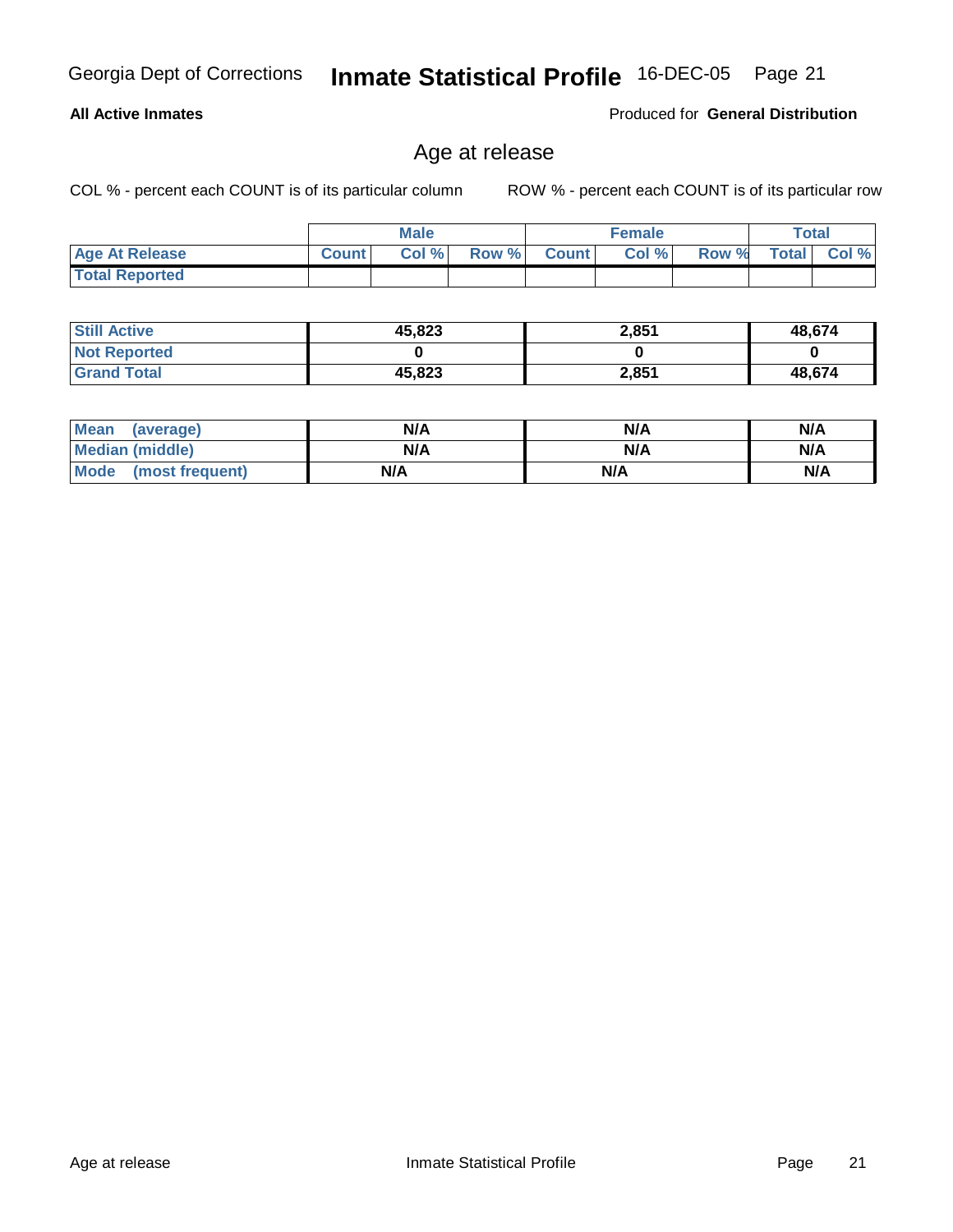**All Active Inmates**

Produced for **General Distribution**

## Age at release

COL % - percent each COUNT is of its particular column

ROW % - percent each COUNT is of its particular row

| | Male | | | Female | | | Total | |
|---|---|---|---|---|---|---|---|---|
| Age At Release | Count | Col % | Row % | Count | Col % | Row % | Total | Col % |
| Total Reported | | | | | | | | |
| Still Active | 45,823 | | | 2,851 | | | 48,674 | |
| Not Reported | 0 | | | 0 | | | 0 | |
| Grand Total | 45,823 | | | 2,851 | | | 48,674 | |

| | Male | Female | Total |
|---|---|---|---|
| Mean (average) | N/A | N/A | N/A |
| Median (middle) | N/A | N/A | N/A |
| Mode (most frequent) | N/A | N/A | N/A |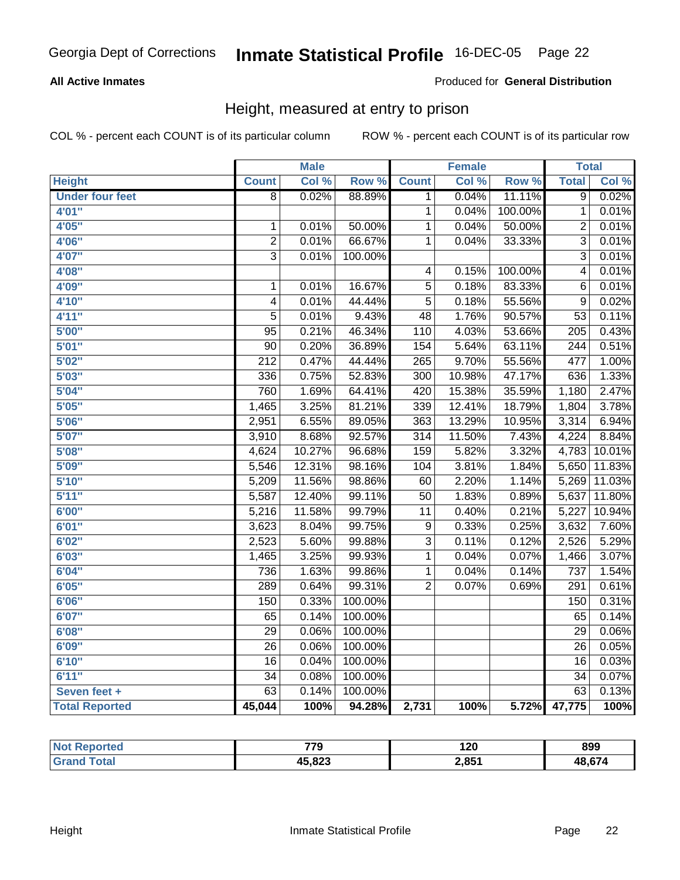Georgia Dept of Corrections **Inmate Statistical Profile** 16-DEC-05

**All Active Inmates**

Produced for **General Distribution**

## Height, measured at entry to prison

COL % - percent each COUNT is of its particular column

ROW % - percent each COUNT is of its particular row

| | Male | | | Female | | | Total | |
|---|---|---|---|---|---|---|---|---|
| **Height** | **Count** | **Col %** | **Row %** | **Count** | **Col %** | **Row %** | **Total** | **Col %** |
| **Under four feet** | 8 | 0.02% | 88.89% | 1 | 0.04% | 11.11% | 9 | 0.02% |
| **4'01"** | | | | 1 | 0.04% | 100.00% | 1 | 0.01% |
| **4'05"** | 1 | 0.01% | 50.00% | 1 | 0.04% | 50.00% | 2 | 0.01% |
| **4'06"** | 2 | 0.01% | 66.67% | 1 | 0.04% | 33.33% | 3 | 0.01% |
| **4'07"** | 3 | 0.01% | 100.00% | | | | 3 | 0.01% |
| **4'08"** | | | | 4 | 0.15% | 100.00% | 4 | 0.01% |
| **4'09"** | 1 | 0.01% | 16.67% | 5 | 0.18% | 83.33% | 6 | 0.01% |
| **4'10"** | 4 | 0.01% | 44.44% | 5 | 0.18% | 55.56% | 9 | 0.02% |
| **4'11"** | 5 | 0.01% | 9.43% | 48 | 1.76% | 90.57% | 53 | 0.11% |
| **5'00"** | 95 | 0.21% | 46.34% | 110 | 4.03% | 53.66% | 205 | 0.43% |
| **5'01"** | 90 | 0.20% | 36.89% | 154 | 5.64% | 63.11% | 244 | 0.51% |
| **5'02"** | 212 | 0.47% | 44.44% | 265 | 9.70% | 55.56% | 477 | 1.00% |
| **5'03"** | 336 | 0.75% | 52.83% | 300 | 10.98% | 47.17% | 636 | 1.33% |
| **5'04"** | 760 | 1.69% | 64.41% | 420 | 15.38% | 35.59% | 1,180 | 2.47% |
| **5'05"** | 1,465 | 3.25% | 81.21% | 339 | 12.41% | 18.79% | 1,804 | 3.78% |
| **5'06"** | 2,951 | 6.55% | 89.05% | 363 | 13.29% | 10.95% | 3,314 | 6.94% |
| **5'07"** | 3,910 | 8.68% | 92.57% | 314 | 11.50% | 7.43% | 4,224 | 8.84% |
| **5'08"** | 4,624 | 10.27% | 96.68% | 159 | 5.82% | 3.32% | 4,783 | 10.01% |
| **5'09"** | 5,546 | 12.31% | 98.16% | 104 | 3.81% | 1.84% | 5,650 | 11.83% |
| **5'10"** | 5,209 | 11.56% | 98.86% | 60 | 2.20% | 1.14% | 5,269 | 11.03% |
| **5'11"** | 5,587 | 12.40% | 99.11% | 50 | 1.83% | 0.89% | 5,637 | 11.80% |
| **6'00"** | 5,216 | 11.58% | 99.79% | 11 | 0.40% | 0.21% | 5,227 | 10.94% |
| **6'01"** | 3,623 | 8.04% | 99.75% | 9 | 0.33% | 0.25% | 3,632 | 7.60% |
| **6'02"** | 2,523 | 5.60% | 99.88% | 3 | 0.11% | 0.12% | 2,526 | 5.29% |
| **6'03"** | 1,465 | 3.25% | 99.93% | 1 | 0.04% | 0.07% | 1,466 | 3.07% |
| **6'04"** | 736 | 1.63% | 99.86% | 1 | 0.04% | 0.14% | 737 | 1.54% |
| **6'05"** | 289 | 0.64% | 99.31% | 2 | 0.07% | 0.69% | 291 | 0.61% |
| **6'06"** | 150 | 0.33% | 100.00% | | | | 150 | 0.31% |
| **6'07"** | 65 | 0.14% | 100.00% | | | | 65 | 0.14% |
| **6'08"** | 29 | 0.06% | 100.00% | | | | 29 | 0.06% |
| **6'09"** | 26 | 0.06% | 100.00% | | | | 26 | 0.05% |
| **6'10"** | 16 | 0.04% | 100.00% | | | | 16 | 0.03% |
| **6'11"** | 34 | 0.08% | 100.00% | | | | 34 | 0.07% |
| **Seven feet +** | 63 | 0.14% | 100.00% | | | | 63 | 0.13% |
| **Total Reported** | **45,044** | **100%** | **94.28%** | **2,731** | **100%** | **5.72%** | **47,775** | **100%** |

| | Male | Female | Total |
|---|---|---|---|
| **Not Reported** | **779** | **120** | **899** |
| **Grand Total** | **45,823** | **2,851** | **48,674** |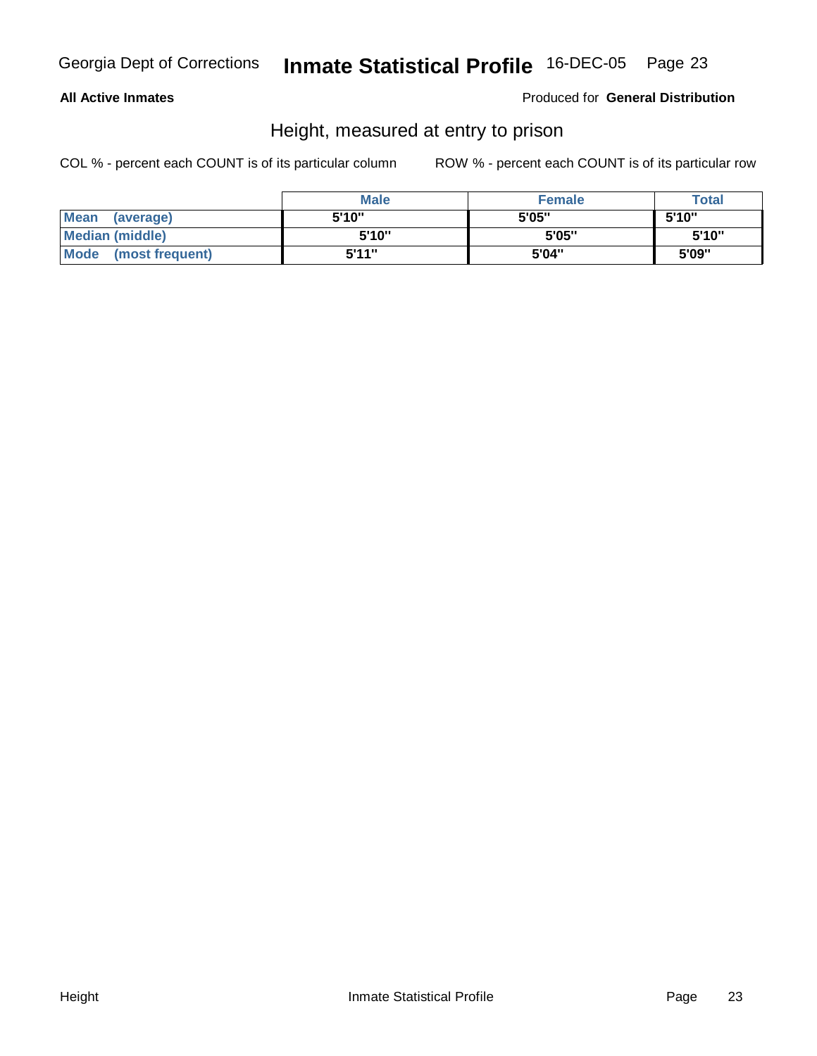**All Active Inmates** — Produced for **General Distribution**

## Height, measured at entry to prison

COL % - percent each COUNT is of its particular column    ROW % - percent each COUNT is of its particular row

| | Male | Female | Total |
|---|---|---|---|
| **Mean (average)** | 5'10" | 5'05" | 5'10" |
| **Median (middle)** | 5'10" | 5'05" | 5'10" |
| **Mode (most frequent)** | 5'11" | 5'04" | 5'09" |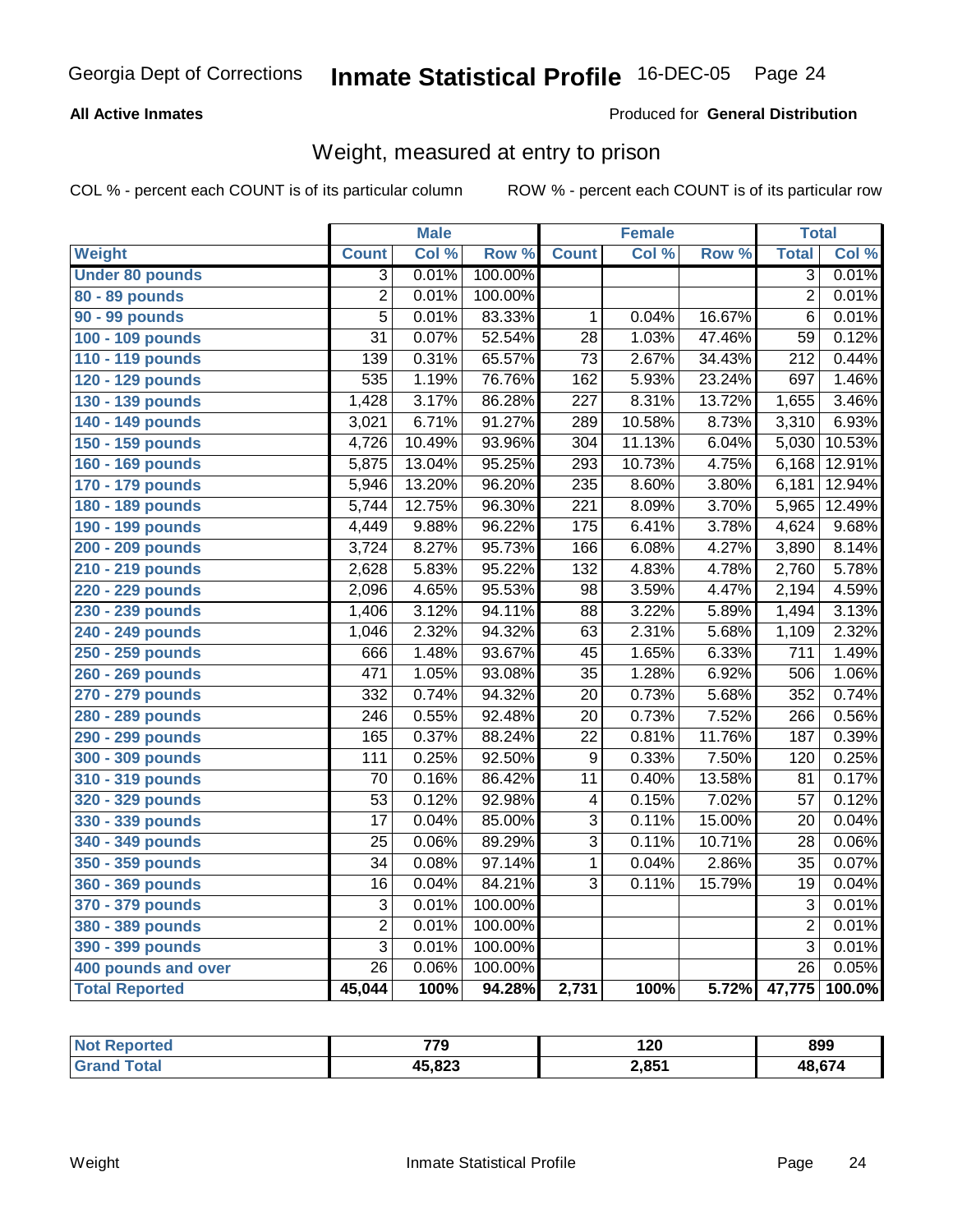Georgia Dept of Corrections **Inmate Statistical Profile** 16-DEC-05

**All Active Inmates**

Produced for **General Distribution**

## Weight, measured at entry to prison

COL % - percent each COUNT is of its particular column ROW % - percent each COUNT is of its particular row

| | Male | | | Female | | | Total | |
|---|---|---|---|---|---|---|---|---|
| **Weight** | **Count** | **Col %** | **Row %** | **Count** | **Col %** | **Row %** | **Total** | **Col %** |
| **Under 80 pounds** | 3 | 0.01% | 100.00% | | | | 3 | 0.01% |
| **80 - 89 pounds** | 2 | 0.01% | 100.00% | | | | 2 | 0.01% |
| **90 - 99 pounds** | 5 | 0.01% | 83.33% | 1 | 0.04% | 16.67% | 6 | 0.01% |
| **100 - 109 pounds** | 31 | 0.07% | 52.54% | 28 | 1.03% | 47.46% | 59 | 0.12% |
| **110 - 119 pounds** | 139 | 0.31% | 65.57% | 73 | 2.67% | 34.43% | 212 | 0.44% |
| **120 - 129 pounds** | 535 | 1.19% | 76.76% | 162 | 5.93% | 23.24% | 697 | 1.46% |
| **130 - 139 pounds** | 1,428 | 3.17% | 86.28% | 227 | 8.31% | 13.72% | 1,655 | 3.46% |
| **140 - 149 pounds** | 3,021 | 6.71% | 91.27% | 289 | 10.58% | 8.73% | 3,310 | 6.93% |
| **150 - 159 pounds** | 4,726 | 10.49% | 93.96% | 304 | 11.13% | 6.04% | 5,030 | 10.53% |
| **160 - 169 pounds** | 5,875 | 13.04% | 95.25% | 293 | 10.73% | 4.75% | 6,168 | 12.91% |
| **170 - 179 pounds** | 5,946 | 13.20% | 96.20% | 235 | 8.60% | 3.80% | 6,181 | 12.94% |
| **180 - 189 pounds** | 5,744 | 12.75% | 96.30% | 221 | 8.09% | 3.70% | 5,965 | 12.49% |
| **190 - 199 pounds** | 4,449 | 9.88% | 96.22% | 175 | 6.41% | 3.78% | 4,624 | 9.68% |
| **200 - 209 pounds** | 3,724 | 8.27% | 95.73% | 166 | 6.08% | 4.27% | 3,890 | 8.14% |
| **210 - 219 pounds** | 2,628 | 5.83% | 95.22% | 132 | 4.83% | 4.78% | 2,760 | 5.78% |
| **220 - 229 pounds** | 2,096 | 4.65% | 95.53% | 98 | 3.59% | 4.47% | 2,194 | 4.59% |
| **230 - 239 pounds** | 1,406 | 3.12% | 94.11% | 88 | 3.22% | 5.89% | 1,494 | 3.13% |
| **240 - 249 pounds** | 1,046 | 2.32% | 94.32% | 63 | 2.31% | 5.68% | 1,109 | 2.32% |
| **250 - 259 pounds** | 666 | 1.48% | 93.67% | 45 | 1.65% | 6.33% | 711 | 1.49% |
| **260 - 269 pounds** | 471 | 1.05% | 93.08% | 35 | 1.28% | 6.92% | 506 | 1.06% |
| **270 - 279 pounds** | 332 | 0.74% | 94.32% | 20 | 0.73% | 5.68% | 352 | 0.74% |
| **280 - 289 pounds** | 246 | 0.55% | 92.48% | 20 | 0.73% | 7.52% | 266 | 0.56% |
| **290 - 299 pounds** | 165 | 0.37% | 88.24% | 22 | 0.81% | 11.76% | 187 | 0.39% |
| **300 - 309 pounds** | 111 | 0.25% | 92.50% | 9 | 0.33% | 7.50% | 120 | 0.25% |
| **310 - 319 pounds** | 70 | 0.16% | 86.42% | 11 | 0.40% | 13.58% | 81 | 0.17% |
| **320 - 329 pounds** | 53 | 0.12% | 92.98% | 4 | 0.15% | 7.02% | 57 | 0.12% |
| **330 - 339 pounds** | 17 | 0.04% | 85.00% | 3 | 0.11% | 15.00% | 20 | 0.04% |
| **340 - 349 pounds** | 25 | 0.06% | 89.29% | 3 | 0.11% | 10.71% | 28 | 0.06% |
| **350 - 359 pounds** | 34 | 0.08% | 97.14% | 1 | 0.04% | 2.86% | 35 | 0.07% |
| **360 - 369 pounds** | 16 | 0.04% | 84.21% | 3 | 0.11% | 15.79% | 19 | 0.04% |
| **370 - 379 pounds** | 3 | 0.01% | 100.00% | | | | 3 | 0.01% |
| **380 - 389 pounds** | 2 | 0.01% | 100.00% | | | | 2 | 0.01% |
| **390 - 399 pounds** | 3 | 0.01% | 100.00% | | | | 3 | 0.01% |
| **400 pounds and over** | 26 | 0.06% | 100.00% | | | | 26 | 0.05% |
| **Total Reported** | **45,044** | **100%** | **94.28%** | **2,731** | **100%** | **5.72%** | **47,775** | **100.0%** |

| | Male | Female | Total |
|---|---|---|---|
| **Not Reported** | **779** | **120** | **899** |
| **Grand Total** | **45,823** | **2,851** | **48,674** |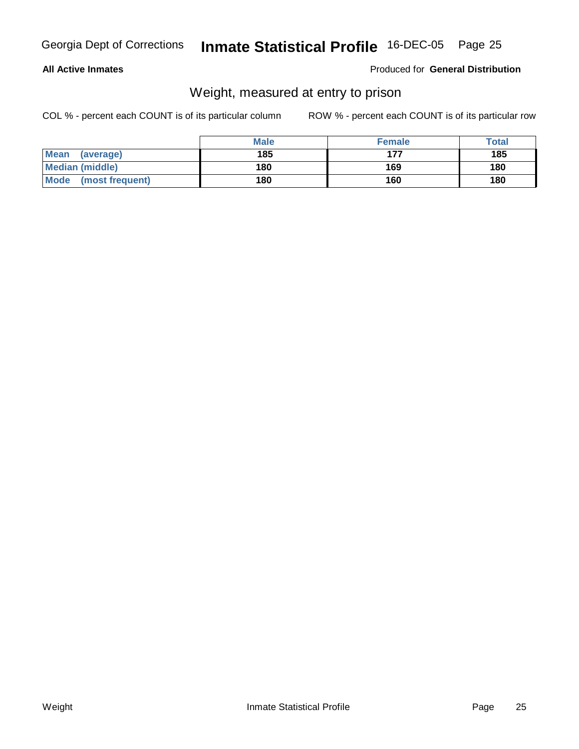**All Active Inmates**

Produced for **General Distribution**

## Weight, measured at entry to prison

COL % - percent each COUNT is of its particular column

ROW % - percent each COUNT is of its particular row

| | Male | Female | Total |
|---|---|---|---|
| **Mean (average)** | **185** | **177** | **185** |
| **Median (middle)** | **180** | **169** | **180** |
| **Mode (most frequent)** | **180** | **160** | **180** |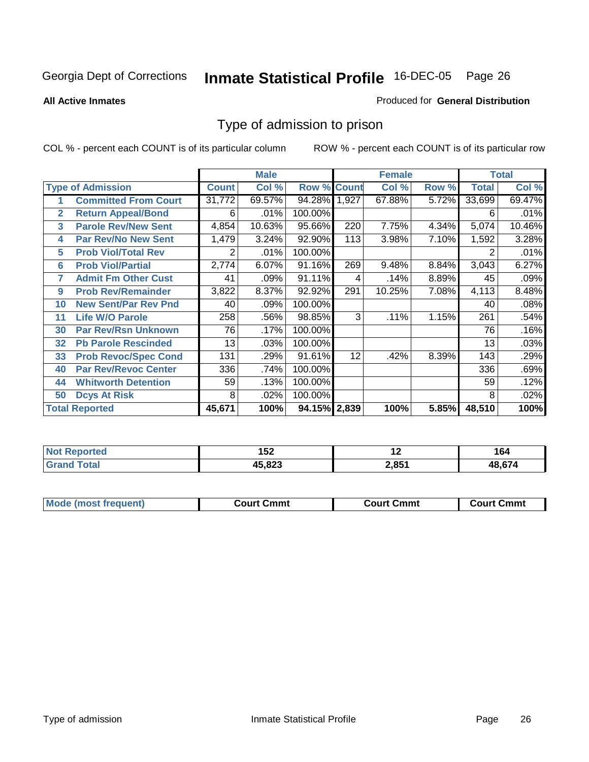Georgia Dept of Corrections **Inmate Statistical Profile** 16-DEC-05

**All Active Inmates**

Produced for **General Distribution**

## Type of admission to prison

COL % - percent each COUNT is of its particular column

ROW % - percent each COUNT is of its particular row

| Type of Admission | | Male | | | Female | | | Total | |
|---|---|---|---|---|---|---|---|---|---|
| | | Count | Col % | Row % | Count | Col % | Row % | Total | Col % |
| 1 | Committed From Court | 31,772 | 69.57% | 94.28% | 1,927 | 67.88% | 5.72% | 33,699 | 69.47% |
| 2 | Return Appeal/Bond | 6 | .01% | 100.00% | | | | 6 | .01% |
| 3 | Parole Rev/New Sent | 4,854 | 10.63% | 95.66% | 220 | 7.75% | 4.34% | 5,074 | 10.46% |
| 4 | Par Rev/No New Sent | 1,479 | 3.24% | 92.90% | 113 | 3.98% | 7.10% | 1,592 | 3.28% |
| 5 | Prob Viol/Total Rev | 2 | .01% | 100.00% | | | | 2 | .01% |
| 6 | Prob Viol/Partial | 2,774 | 6.07% | 91.16% | 269 | 9.48% | 8.84% | 3,043 | 6.27% |
| 7 | Admit Fm Other Cust | 41 | .09% | 91.11% | 4 | .14% | 8.89% | 45 | .09% |
| 9 | Prob Rev/Remainder | 3,822 | 8.37% | 92.92% | 291 | 10.25% | 7.08% | 4,113 | 8.48% |
| 10 | New Sent/Par Rev Pnd | 40 | .09% | 100.00% | | | | 40 | .08% |
| 11 | Life W/O Parole | 258 | .56% | 98.85% | 3 | .11% | 1.15% | 261 | .54% |
| 30 | Par Rev/Rsn Unknown | 76 | .17% | 100.00% | | | | 76 | .16% |
| 32 | Pb Parole Rescinded | 13 | .03% | 100.00% | | | | 13 | .03% |
| 33 | Prob Revoc/Spec Cond | 131 | .29% | 91.61% | 12 | .42% | 8.39% | 143 | .29% |
| 40 | Par Rev/Revoc Center | 336 | .74% | 100.00% | | | | 336 | .69% |
| 44 | Whitworth Detention | 59 | .13% | 100.00% | | | | 59 | .12% |
| 50 | Dcys At Risk | 8 | .02% | 100.00% | | | | 8 | .02% |
| **Total Reported** | | **45,671** | **100%** | **94.15%** | **2,839** | **100%** | **5.85%** | **48,510** | **100%** |

| | Male | Female | Total |
|---|---|---|---|
| Not Reported | 152 | 12 | 164 |
| Grand Total | 45,823 | 2,851 | 48,674 |

| | Male | Female | Total |
|---|---|---|---|
| Mode (most frequent) | Court Cmmt | Court Cmmt | Court Cmmt |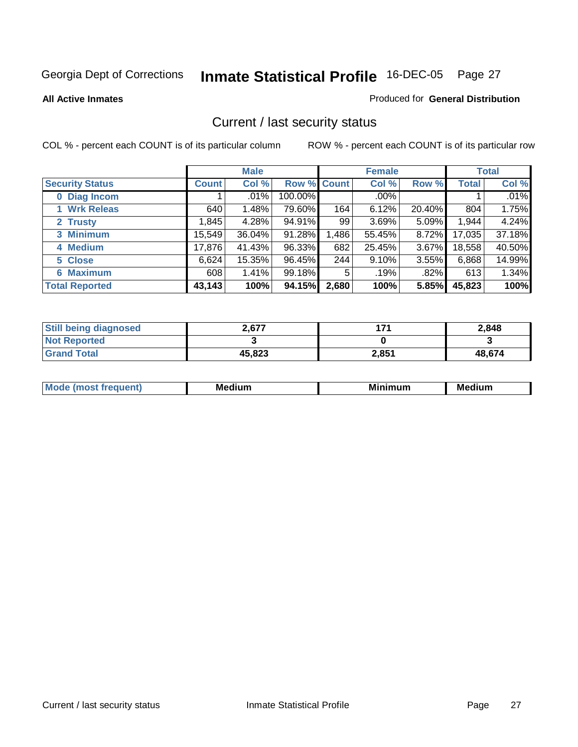Georgia Dept of Corrections **Inmate Statistical Profile** 16-DEC-05 Page 27

**All Active Inmates**

Produced for **General Distribution**

## Current / last security status

COL % - percent each COUNT is of its particular column

ROW % - percent each COUNT is of its particular row

| | Male | | | Female | | | Total | |
|---|---|---|---|---|---|---|---|---|
| **Security Status** | **Count** | **Col %** | **Row %** | **Count** | **Col %** | **Row %** | **Total** | **Col %** |
| **0 Diag Incom** | 1 | .01% | 100.00% | | .00% | | 1 | .01% |
| **1 Wrk Releas** | 640 | 1.48% | 79.60% | 164 | 6.12% | 20.40% | 804 | 1.75% |
| **2 Trusty** | 1,845 | 4.28% | 94.91% | 99 | 3.69% | 5.09% | 1,944 | 4.24% |
| **3 Minimum** | 15,549 | 36.04% | 91.28% | 1,486 | 55.45% | 8.72% | 17,035 | 37.18% |
| **4 Medium** | 17,876 | 41.43% | 96.33% | 682 | 25.45% | 3.67% | 18,558 | 40.50% |
| **5 Close** | 6,624 | 15.35% | 96.45% | 244 | 9.10% | 3.55% | 6,868 | 14.99% |
| **6 Maximum** | 608 | 1.41% | 99.18% | 5 | .19% | .82% | 613 | 1.34% |
| **Total Reported** | **43,143** | **100%** | **94.15%** | **2,680** | **100%** | **5.85%** | **45,823** | **100%** |

| | Male | Female | Total |
|---|---|---|---|
| **Still being diagnosed** | **2,677** | **171** | **2,848** |
| **Not Reported** | **3** | **0** | **3** |
| **Grand Total** | **45,823** | **2,851** | **48,674** |

| | Male | Female | Total |
|---|---|---|---|
| **Mode (most frequent)** | **Medium** | **Minimum** | **Medium** |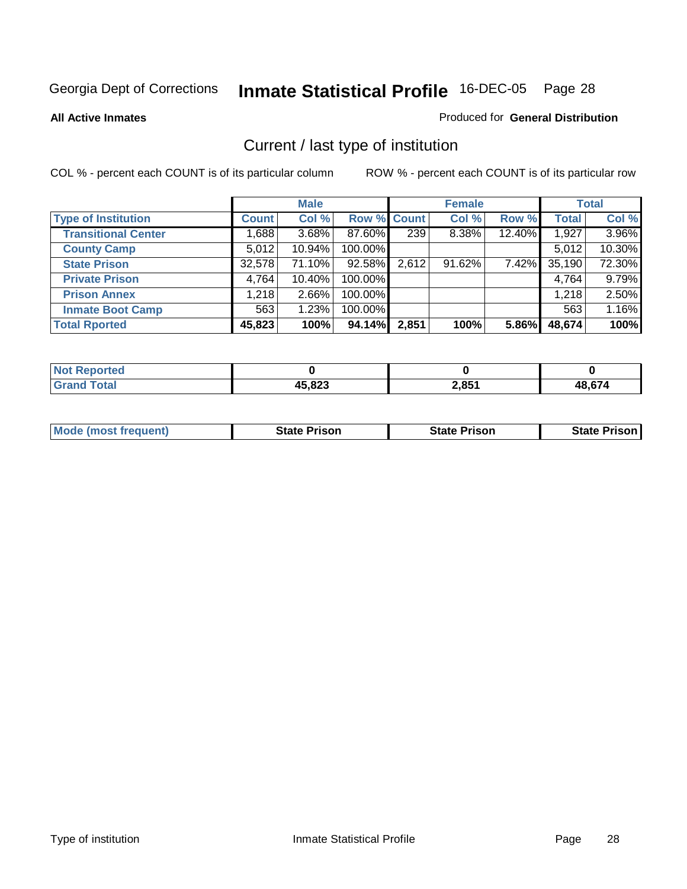Georgia Dept of Corrections **Inmate Statistical Profile** 16-DEC-05

**All Active Inmates**

Produced for **General Distribution**

## Current / last type of institution

COL % - percent each COUNT is of its particular column ROW % - percent each COUNT is of its particular row

| | Male | | | Female | | | Total | |
|---|---|---|---|---|---|---|---|---|
| **Type of Institution** | **Count** | **Col %** | **Row %** | **Count** | **Col %** | **Row %** | **Total** | **Col %** |
| **Transitional Center** | 1,688 | 3.68% | 87.60% | 239 | 8.38% | 12.40% | 1,927 | 3.96% |
| **County Camp** | 5,012 | 10.94% | 100.00% | | | | 5,012 | 10.30% |
| **State Prison** | 32,578 | 71.10% | 92.58% | 2,612 | 91.62% | 7.42% | 35,190 | 72.30% |
| **Private Prison** | 4,764 | 10.40% | 100.00% | | | | 4,764 | 9.79% |
| **Prison Annex** | 1,218 | 2.66% | 100.00% | | | | 1,218 | 2.50% |
| **Inmate Boot Camp** | 563 | 1.23% | 100.00% | | | | 563 | 1.16% |
| **Total Rported** | **45,823** | **100%** | **94.14%** | **2,851** | **100%** | **5.86%** | **48,674** | **100%** |

| | Male | Female | Total |
|---|---|---|---|
| **Not Reported** | **0** | **0** | **0** |
| **Grand Total** | **45,823** | **2,851** | **48,674** |

| | Male | Female | Total |
|---|---|---|---|
| **Mode (most frequent)** | **State Prison** | **State Prison** | **State Prison** |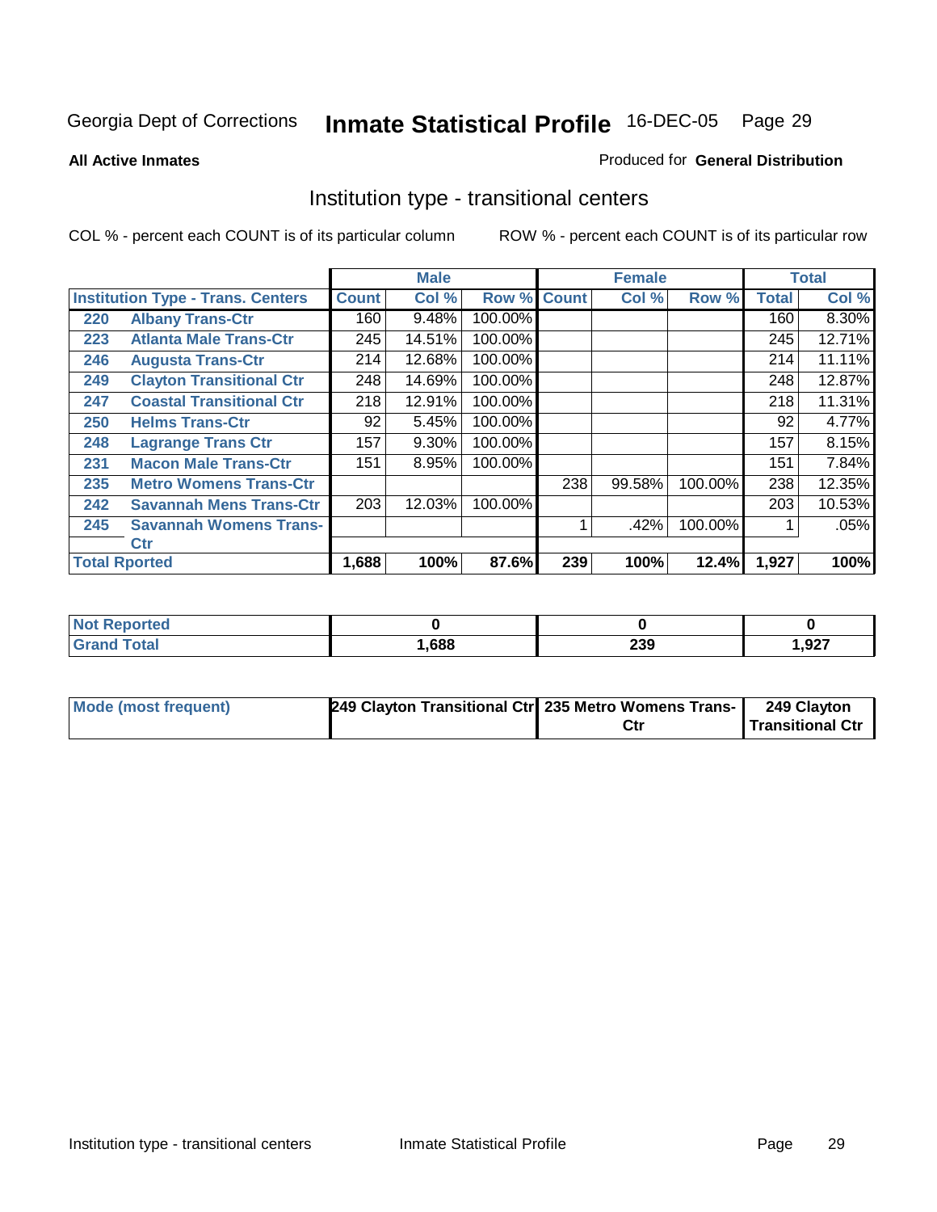Georgia Dept of Corrections **Inmate Statistical Profile** 16-DEC-05

**All Active Inmates**

Produced for **General Distribution**

## Institution type - transitional centers

COL % - percent each COUNT is of its particular column

ROW % - percent each COUNT is of its particular row

| Institution Type - Trans. Centers | | Male | | | Female | | | Total | |
|---|---|---|---|---|---|---|---|---|---|
| | | Count | Col % | Row % | Count | Col % | Row % | Total | Col % |
| 220 | Albany Trans-Ctr | 160 | 9.48% | 100.00% | | | | 160 | 8.30% |
| 223 | Atlanta Male Trans-Ctr | 245 | 14.51% | 100.00% | | | | 245 | 12.71% |
| 246 | Augusta Trans-Ctr | 214 | 12.68% | 100.00% | | | | 214 | 11.11% |
| 249 | Clayton Transitional Ctr | 248 | 14.69% | 100.00% | | | | 248 | 12.87% |
| 247 | Coastal Transitional Ctr | 218 | 12.91% | 100.00% | | | | 218 | 11.31% |
| 250 | Helms Trans-Ctr | 92 | 5.45% | 100.00% | | | | 92 | 4.77% |
| 248 | Lagrange Trans Ctr | 157 | 9.30% | 100.00% | | | | 157 | 8.15% |
| 231 | Macon Male Trans-Ctr | 151 | 8.95% | 100.00% | | | | 151 | 7.84% |
| 235 | Metro Womens Trans-Ctr | | | | 238 | 99.58% | 100.00% | 238 | 12.35% |
| 242 | Savannah Mens Trans-Ctr | 203 | 12.03% | 100.00% | | | | 203 | 10.53% |
| 245 | Savannah Womens Trans-Ctr | | | | 1 | .42% | 100.00% | 1 | .05% |
| **Total Rported** | | **1,688** | **100%** | **87.6%** | **239** | **100%** | **12.4%** | **1,927** | **100%** |

| | Male | Female | Total |
|---|---|---|---|
| Not Reported | **0** | **0** | **0** |
| Grand Total | **1,688** | **239** | **1,927** |

| | Male | Female | Total |
|---|---|---|---|
| Mode (most frequent) | **249 Clayton Transitional Ctr** | **235 Metro Womens Trans-Ctr** | **249 Clayton Transitional Ctr** |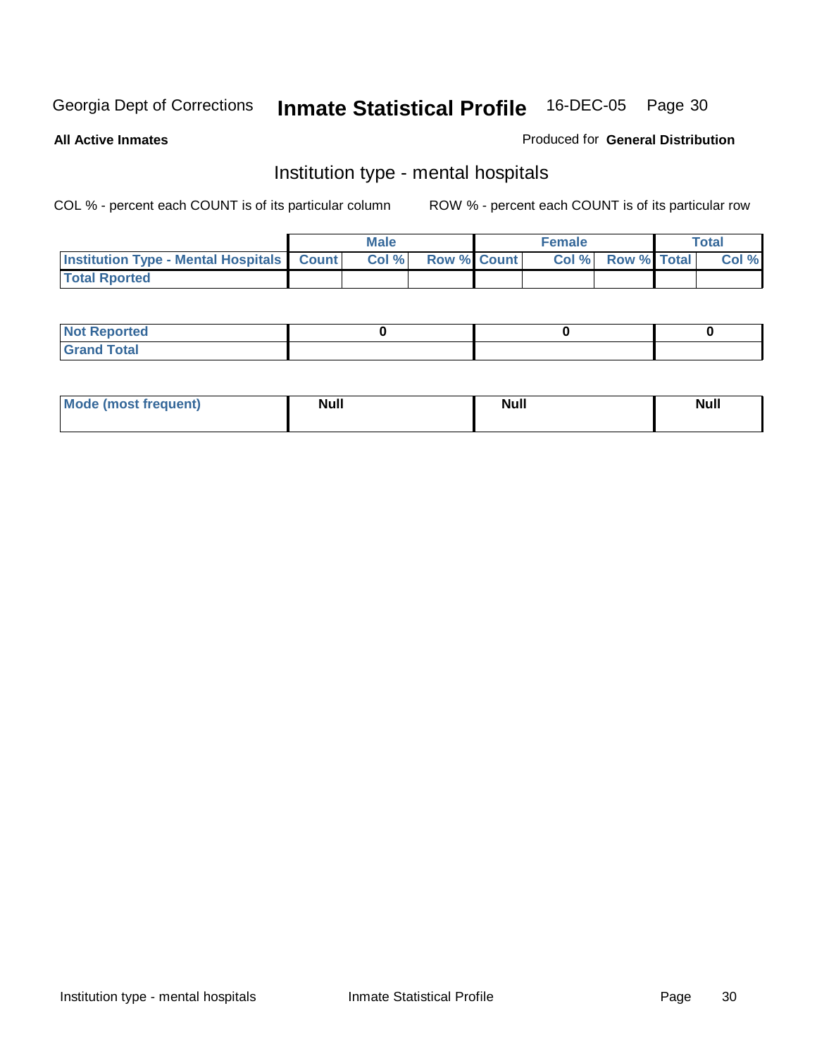Georgia Dept of Corrections **Inmate Statistical Profile** 16-DEC-05 Page 30

**All Active Inmates**

Produced for **General Distribution**

## Institution type - mental hospitals

COL % - percent each COUNT is of its particular column

ROW % - percent each COUNT is of its particular row

| | Male | | | Female | | | Total | |
|---|---|---|---|---|---|---|---|---|
| Institution Type - Mental Hospitals | Count | Col % | Row % | Count | Col % | Row % | Total | Col % |
| Total Rported | | | | | | | | |

| | Male | Female | Total |
|---|---|---|---|
| Not Reported | 0 | 0 | 0 |
| Grand Total | | | |

| | Male | Female | Total |
|---|---|---|---|
| Mode (most frequent) | Null | Null | Null |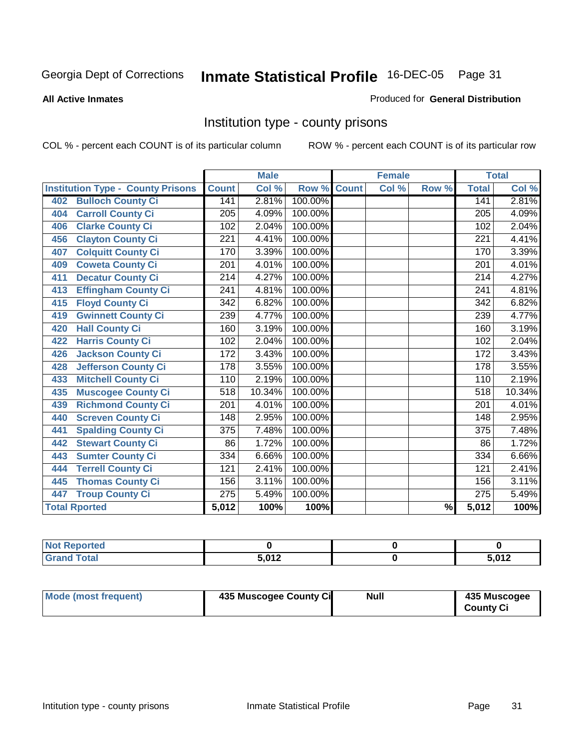Georgia Dept of Corrections **Inmate Statistical Profile** 16-DEC-05

**All Active Inmates**

Produced for **General Distribution**

## Institution type - county prisons

COL % - percent each COUNT is of its particular column

ROW % - percent each COUNT is of its particular row

| Institution Type - County Prisons | Male | | | Female | | | Total | |
|---|---|---|---|---|---|---|---|---|
| | Count | Col % | Row % | Count | Col % | Row % | Total | Col % |
| 402 Bulloch County Ci | 141 | 2.81% | 100.00% | | | | 141 | 2.81% |
| 404 Carroll County Ci | 205 | 4.09% | 100.00% | | | | 205 | 4.09% |
| 406 Clarke County Ci | 102 | 2.04% | 100.00% | | | | 102 | 2.04% |
| 456 Clayton County Ci | 221 | 4.41% | 100.00% | | | | 221 | 4.41% |
| 407 Colquitt County Ci | 170 | 3.39% | 100.00% | | | | 170 | 3.39% |
| 409 Coweta County Ci | 201 | 4.01% | 100.00% | | | | 201 | 4.01% |
| 411 Decatur County Ci | 214 | 4.27% | 100.00% | | | | 214 | 4.27% |
| 413 Effingham County Ci | 241 | 4.81% | 100.00% | | | | 241 | 4.81% |
| 415 Floyd County Ci | 342 | 6.82% | 100.00% | | | | 342 | 6.82% |
| 419 Gwinnett County Ci | 239 | 4.77% | 100.00% | | | | 239 | 4.77% |
| 420 Hall County Ci | 160 | 3.19% | 100.00% | | | | 160 | 3.19% |
| 422 Harris County Ci | 102 | 2.04% | 100.00% | | | | 102 | 2.04% |
| 426 Jackson County Ci | 172 | 3.43% | 100.00% | | | | 172 | 3.43% |
| 428 Jefferson County Ci | 178 | 3.55% | 100.00% | | | | 178 | 3.55% |
| 433 Mitchell County Ci | 110 | 2.19% | 100.00% | | | | 110 | 2.19% |
| 435 Muscogee County Ci | 518 | 10.34% | 100.00% | | | | 518 | 10.34% |
| 439 Richmond County Ci | 201 | 4.01% | 100.00% | | | | 201 | 4.01% |
| 440 Screven County Ci | 148 | 2.95% | 100.00% | | | | 148 | 2.95% |
| 441 Spalding County Ci | 375 | 7.48% | 100.00% | | | | 375 | 7.48% |
| 442 Stewart County Ci | 86 | 1.72% | 100.00% | | | | 86 | 1.72% |
| 443 Sumter County Ci | 334 | 6.66% | 100.00% | | | | 334 | 6.66% |
| 444 Terrell County Ci | 121 | 2.41% | 100.00% | | | | 121 | 2.41% |
| 445 Thomas County Ci | 156 | 3.11% | 100.00% | | | | 156 | 3.11% |
| 447 Troup County Ci | 275 | 5.49% | 100.00% | | | | 275 | 5.49% |
| Total Rported | 5,012 | 100% | 100% | | | % | 5,012 | 100% |

| | Male | Female | Total |
|---|---|---|---|
| Not Reported | 0 | 0 | 0 |
| Grand Total | 5,012 | 0 | 5,012 |

| | Male | Female | Total |
|---|---|---|---|
| Mode (most frequent) | 435 Muscogee County Ci | Null | 435 Muscogee County Ci |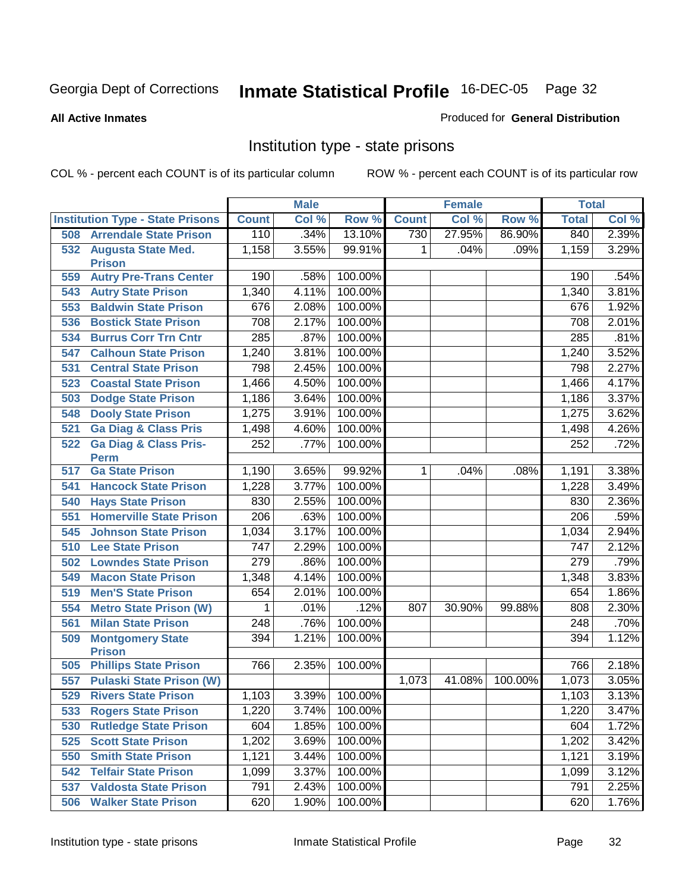Georgia Dept of Corrections **Inmate Statistical Profile** 16-DEC-05 Page 32

**All Active Inmates**

Produced for **General Distribution**

## Institution type - state prisons

COL % - percent each COUNT is of its particular column ROW % - percent each COUNT is of its particular row

| | | Male | | | Female | | | Total | |
|---|---|---|---|---|---|---|---|---|---|
| **Institution Type - State Prisons** | | **Count** | **Col %** | **Row %** | **Count** | **Col %** | **Row %** | **Total** | **Col %** |
| 508 | Arrendale State Prison | 110 | .34% | 13.10% | 730 | 27.95% | 86.90% | 840 | 2.39% |
| 532 | Augusta State Med. Prison | 1,158 | 3.55% | 99.91% | 1 | .04% | .09% | 1,159 | 3.29% |
| 559 | Autry Pre-Trans Center | 190 | .58% | 100.00% | | | | 190 | .54% |
| 543 | Autry State Prison | 1,340 | 4.11% | 100.00% | | | | 1,340 | 3.81% |
| 553 | Baldwin State Prison | 676 | 2.08% | 100.00% | | | | 676 | 1.92% |
| 536 | Bostick State Prison | 708 | 2.17% | 100.00% | | | | 708 | 2.01% |
| 534 | Burrus Corr Trn Cntr | 285 | .87% | 100.00% | | | | 285 | .81% |
| 547 | Calhoun State Prison | 1,240 | 3.81% | 100.00% | | | | 1,240 | 3.52% |
| 531 | Central State Prison | 798 | 2.45% | 100.00% | | | | 798 | 2.27% |
| 523 | Coastal State Prison | 1,466 | 4.50% | 100.00% | | | | 1,466 | 4.17% |
| 503 | Dodge State Prison | 1,186 | 3.64% | 100.00% | | | | 1,186 | 3.37% |
| 548 | Dooly State Prison | 1,275 | 3.91% | 100.00% | | | | 1,275 | 3.62% |
| 521 | Ga Diag & Class Pris | 1,498 | 4.60% | 100.00% | | | | 1,498 | 4.26% |
| 522 | Ga Diag & Class Pris-Perm | 252 | .77% | 100.00% | | | | 252 | .72% |
| 517 | Ga State Prison | 1,190 | 3.65% | 99.92% | 1 | .04% | .08% | 1,191 | 3.38% |
| 541 | Hancock State Prison | 1,228 | 3.77% | 100.00% | | | | 1,228 | 3.49% |
| 540 | Hays State Prison | 830 | 2.55% | 100.00% | | | | 830 | 2.36% |
| 551 | Homerville State Prison | 206 | .63% | 100.00% | | | | 206 | .59% |
| 545 | Johnson State Prison | 1,034 | 3.17% | 100.00% | | | | 1,034 | 2.94% |
| 510 | Lee State Prison | 747 | 2.29% | 100.00% | | | | 747 | 2.12% |
| 502 | Lowndes State Prison | 279 | .86% | 100.00% | | | | 279 | .79% |
| 549 | Macon State Prison | 1,348 | 4.14% | 100.00% | | | | 1,348 | 3.83% |
| 519 | Men'S State Prison | 654 | 2.01% | 100.00% | | | | 654 | 1.86% |
| 554 | Metro State Prison (W) | 1 | .01% | .12% | 807 | 30.90% | 99.88% | 808 | 2.30% |
| 561 | Milan State Prison | 248 | .76% | 100.00% | | | | 248 | .70% |
| 509 | Montgomery State Prison | 394 | 1.21% | 100.00% | | | | 394 | 1.12% |
| 505 | Phillips State Prison | 766 | 2.35% | 100.00% | | | | 766 | 2.18% |
| 557 | Pulaski State Prison (W) | | | | 1,073 | 41.08% | 100.00% | 1,073 | 3.05% |
| 529 | Rivers State Prison | 1,103 | 3.39% | 100.00% | | | | 1,103 | 3.13% |
| 533 | Rogers State Prison | 1,220 | 3.74% | 100.00% | | | | 1,220 | 3.47% |
| 530 | Rutledge State Prison | 604 | 1.85% | 100.00% | | | | 604 | 1.72% |
| 525 | Scott State Prison | 1,202 | 3.69% | 100.00% | | | | 1,202 | 3.42% |
| 550 | Smith State Prison | 1,121 | 3.44% | 100.00% | | | | 1,121 | 3.19% |
| 542 | Telfair State Prison | 1,099 | 3.37% | 100.00% | | | | 1,099 | 3.12% |
| 537 | Valdosta State Prison | 791 | 2.43% | 100.00% | | | | 791 | 2.25% |
| 506 | Walker State Prison | 620 | 1.90% | 100.00% | | | | 620 | 1.76% |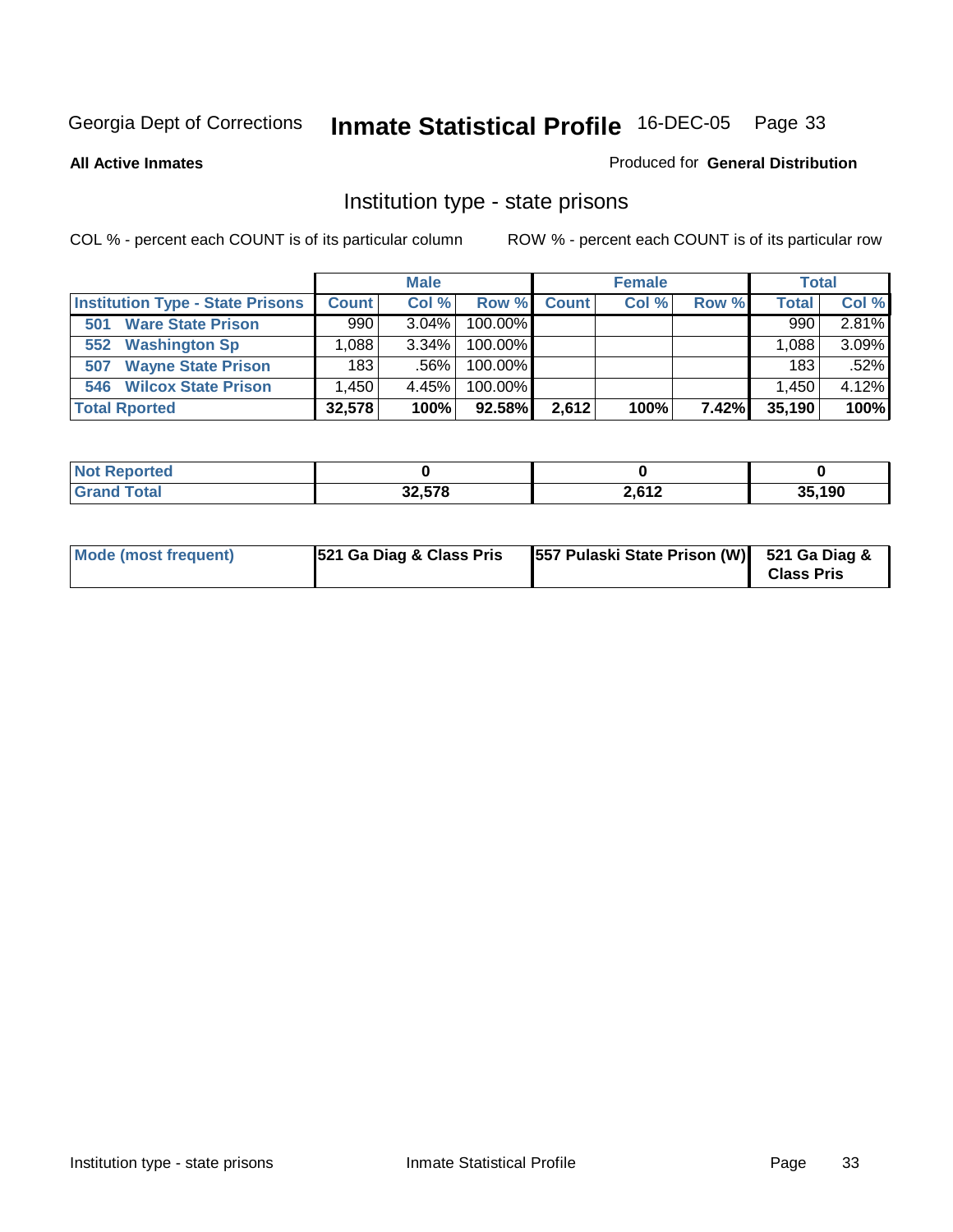Georgia Dept of Corrections **Inmate Statistical Profile** 16-DEC-05

**All Active Inmates**

Produced for **General Distribution**

## Institution type - state prisons

COL % - percent each COUNT is of its particular column

ROW % - percent each COUNT is of its particular row

| | Male | | | Female | | | Total | |
|---|---|---|---|---|---|---|---|---|
| **Institution Type - State Prisons** | **Count** | **Col %** | **Row %** | **Count** | **Col %** | **Row %** | **Total** | **Col %** |
| **501 Ware State Prison** | 990 | 3.04% | 100.00% | | | | 990 | 2.81% |
| **552 Washington Sp** | 1,088 | 3.34% | 100.00% | | | | 1,088 | 3.09% |
| **507 Wayne State Prison** | 183 | .56% | 100.00% | | | | 183 | .52% |
| **546 Wilcox State Prison** | 1,450 | 4.45% | 100.00% | | | | 1,450 | 4.12% |
| **Total Rported** | **32,578** | **100%** | **92.58%** | **2,612** | **100%** | **7.42%** | **35,190** | **100%** |

| | Male | Female | Total |
|---|---|---|---|
| **Not Reported** | **0** | **0** | **0** |
| **Grand Total** | **32,578** | **2,612** | **35,190** |

| | Male | Female | Total |
|---|---|---|---|
| **Mode (most frequent)** | **521 Ga Diag & Class Pris** | **557 Pulaski State Prison (W)** | **521 Ga Diag & Class Pris** |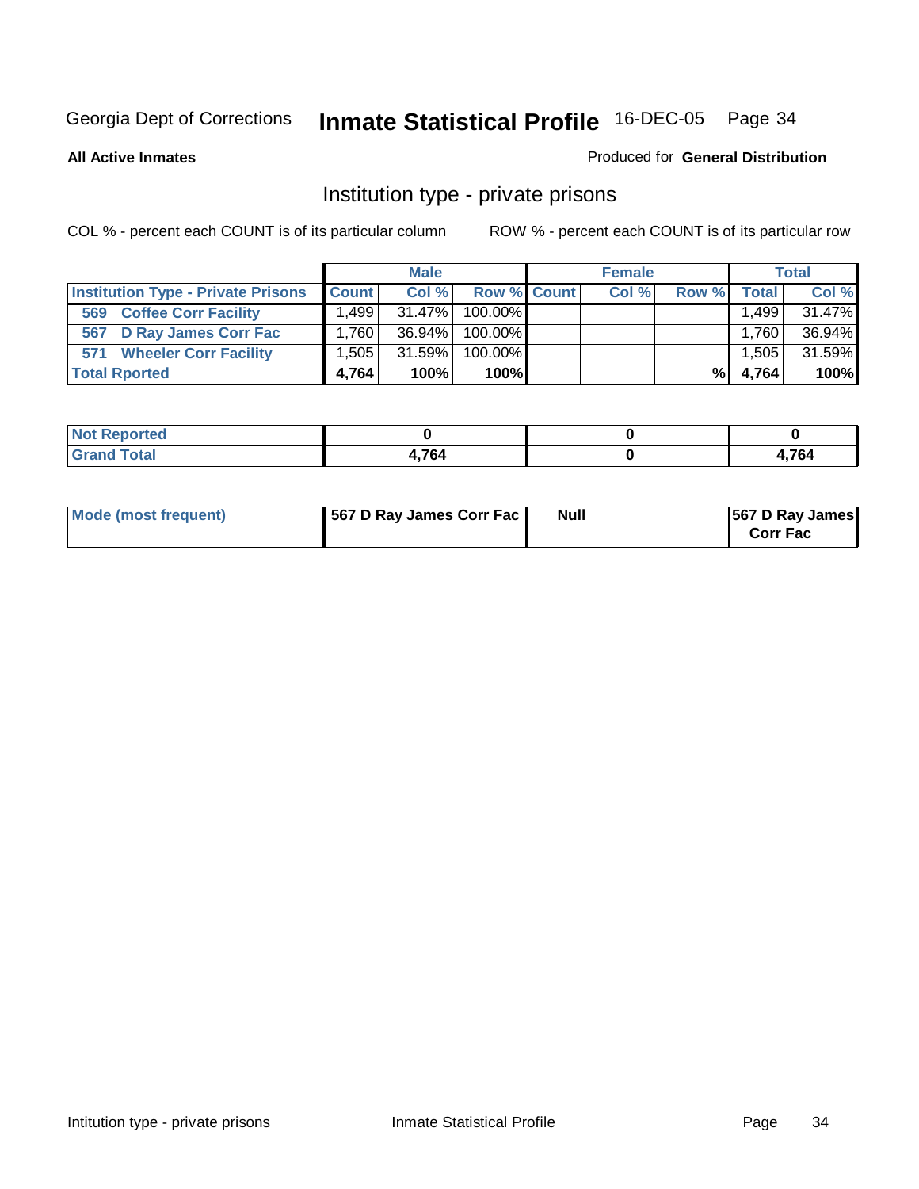Georgia Dept of Corrections **Inmate Statistical Profile** 16-DEC-05

**All Active Inmates**

Produced for **General Distribution**

## Institution type - private prisons

COL % - percent each COUNT is of its particular column

ROW % - percent each COUNT is of its particular row

| | Male | | | Female | | | Total | |
|---|---|---|---|---|---|---|---|---|
| **Institution Type - Private Prisons** | **Count** | **Col %** | **Row %** | **Count** | **Col %** | **Row %** | **Total** | **Col %** |
| 569 Coffee Corr Facility | 1,499 | 31.47% | 100.00% | | | | 1,499 | 31.47% |
| 567 D Ray James Corr Fac | 1,760 | 36.94% | 100.00% | | | | 1,760 | 36.94% |
| 571 Wheeler Corr Facility | 1,505 | 31.59% | 100.00% | | | | 1,505 | 31.59% |
| **Total Rported** | **4,764** | **100%** | **100%** | | | **%** | **4,764** | **100%** |

| | Male | Female | Total |
|---|---|---|---|
| **Not Reported** | **0** | **0** | **0** |
| **Grand Total** | **4,764** | **0** | **4,764** |

| | Male | Female | Total |
|---|---|---|---|
| **Mode (most frequent)** | **567 D Ray James Corr Fac** | **Null** | **567 D Ray James Corr Fac** |

Intitution type - private prisons Inmate Statistical Profile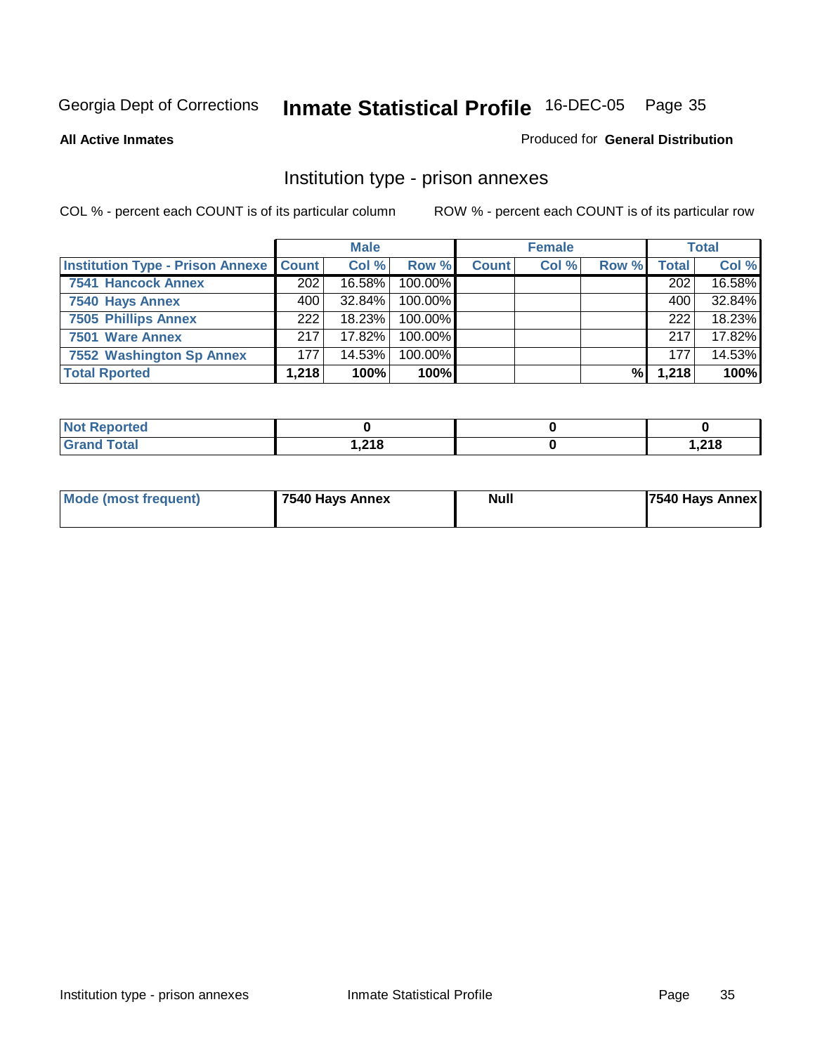Georgia Dept of Corrections **Inmate Statistical Profile** 16-DEC-05

**All Active Inmates**

Produced for **General Distribution**

## Institution type - prison annexes

COL % - percent each COUNT is of its particular column

ROW % - percent each COUNT is of its particular row

| | Male | | | Female | | | Total | |
|---|---|---|---|---|---|---|---|---|
| **Institution Type - Prison Annexe** | **Count** | **Col %** | **Row %** | **Count** | **Col %** | **Row %** | **Total** | **Col %** |
| **7541 Hancock Annex** | 202 | 16.58% | 100.00% | | | | 202 | 16.58% |
| **7540 Hays Annex** | 400 | 32.84% | 100.00% | | | | 400 | 32.84% |
| **7505 Phillips Annex** | 222 | 18.23% | 100.00% | | | | 222 | 18.23% |
| **7501 Ware Annex** | 217 | 17.82% | 100.00% | | | | 217 | 17.82% |
| **7552 Washington Sp Annex** | 177 | 14.53% | 100.00% | | | | 177 | 14.53% |
| **Total Rported** | **1,218** | **100%** | **100%** | | | **%** | **1,218** | **100%** |

| | Male | Female | Total |
|---|---|---|---|
| **Not Reported** | **0** | **0** | **0** |
| **Grand Total** | **1,218** | **0** | **1,218** |

| | Male | Female | Total |
|---|---|---|---|
| **Mode (most frequent)** | **7540 Hays Annex** | **Null** | **7540 Hays Annex** |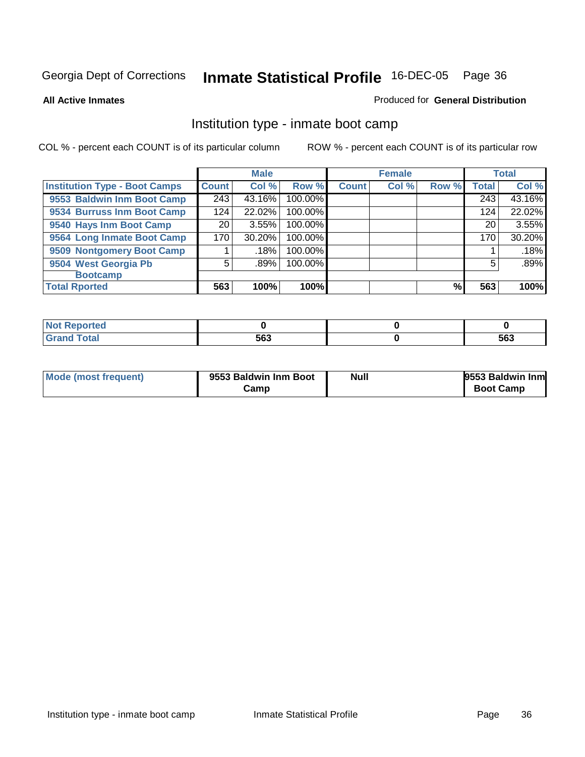Georgia Dept of Corrections **Inmate Statistical Profile** 16-DEC-05

**All Active Inmates**

Produced for **General Distribution**

## Institution type - inmate boot camp

COL % - percent each COUNT is of its particular column

ROW % - percent each COUNT is of its particular row

| | Male | | | Female | | | Total | |
|---|---|---|---|---|---|---|---|---|
| **Institution Type - Boot Camps** | **Count** | **Col %** | **Row %** | **Count** | **Col %** | **Row %** | **Total** | **Col %** |
| **9553 Baldwin Inm Boot Camp** | 243 | 43.16% | 100.00% | | | | 243 | 43.16% |
| **9534 Burruss Inm Boot Camp** | 124 | 22.02% | 100.00% | | | | 124 | 22.02% |
| **9540 Hays Inm Boot Camp** | 20 | 3.55% | 100.00% | | | | 20 | 3.55% |
| **9564 Long Inmate Boot Camp** | 170 | 30.20% | 100.00% | | | | 170 | 30.20% |
| **9509 Nontgomery Boot Camp** | 1 | .18% | 100.00% | | | | 1 | .18% |
| **9504 West Georgia Pb Bootcamp** | 5 | .89% | 100.00% | | | | 5 | .89% |
| **Total Rported** | **563** | **100%** | **100%** | | | **%** | **563** | **100%** |

| | Male | Female | Total |
|---|---|---|---|
| **Not Reported** | **0** | **0** | **0** |
| **Grand Total** | **563** | **0** | **563** |

| | Male | Female | Total |
|---|---|---|---|
| **Mode (most frequent)** | **9553 Baldwin Inm Boot Camp** | **Null** | **9553 Baldwin Inm Boot Camp** |

Institution type - inmate boot camp Inmate Statistical Profile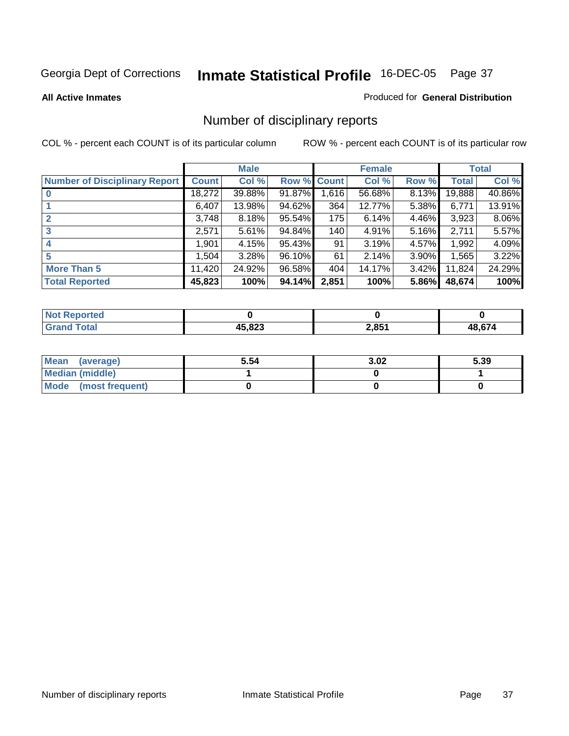Georgia Dept of Corrections **Inmate Statistical Profile** 16-DEC-05

**All Active Inmates**

Produced for **General Distribution**

## Number of disciplinary reports

COL % - percent each COUNT is of its particular column

ROW % - percent each COUNT is of its particular row

| | Male | | | Female | | | Total | |
|---|---|---|---|---|---|---|---|---|
| **Number of Disciplinary Report** | **Count** | **Col %** | **Row %** | **Count** | **Col %** | **Row %** | **Total** | **Col %** |
| **0** | 18,272 | 39.88% | 91.87% | 1,616 | 56.68% | 8.13% | 19,888 | 40.86% |
| **1** | 6,407 | 13.98% | 94.62% | 364 | 12.77% | 5.38% | 6,771 | 13.91% |
| **2** | 3,748 | 8.18% | 95.54% | 175 | 6.14% | 4.46% | 3,923 | 8.06% |
| **3** | 2,571 | 5.61% | 94.84% | 140 | 4.91% | 5.16% | 2,711 | 5.57% |
| **4** | 1,901 | 4.15% | 95.43% | 91 | 3.19% | 4.57% | 1,992 | 4.09% |
| **5** | 1,504 | 3.28% | 96.10% | 61 | 2.14% | 3.90% | 1,565 | 3.22% |
| **More Than 5** | 11,420 | 24.92% | 96.58% | 404 | 14.17% | 3.42% | 11,824 | 24.29% |
| **Total Reported** | **45,823** | **100%** | **94.14%** | **2,851** | **100%** | **5.86%** | **48,674** | **100%** |

| | Male | Female | Total |
|---|---|---|---|
| **Not Reported** | **0** | **0** | **0** |
| **Grand Total** | **45,823** | **2,851** | **48,674** |

| | Male | Female | Total |
|---|---|---|---|
| **Mean (average)** | **5.54** | **3.02** | **5.39** |
| **Median (middle)** | **1** | **0** | **1** |
| **Mode (most frequent)** | **0** | **0** | **0** |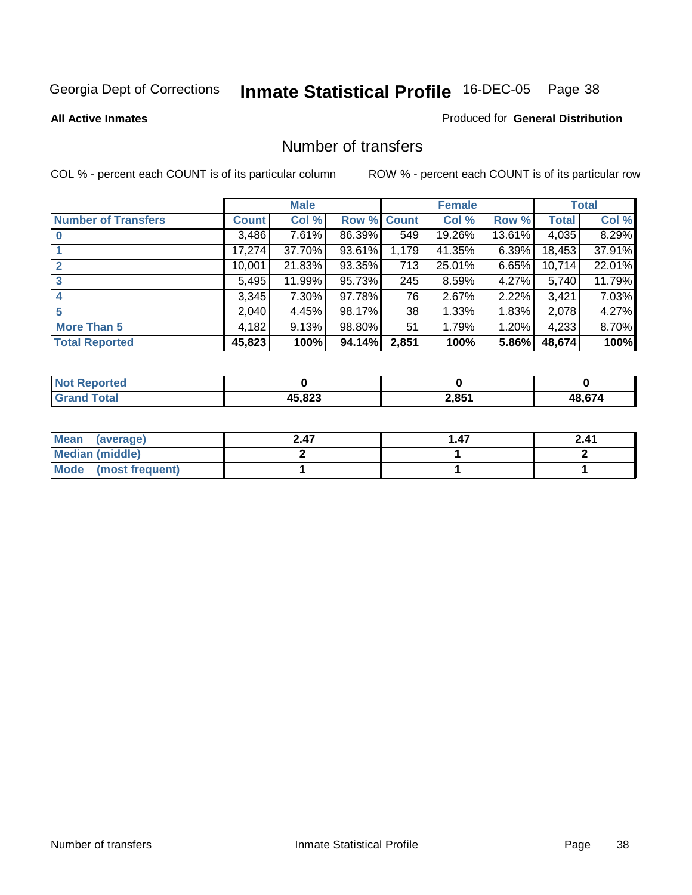Georgia Dept of Corrections **Inmate Statistical Profile** 16-DEC-05

**All Active Inmates**

Produced for **General Distribution**

## Number of transfers

COL % - percent each COUNT is of its particular column

ROW % - percent each COUNT is of its particular row

| | Male | | | Female | | | Total | |
|---|---|---|---|---|---|---|---|---|
| **Number of Transfers** | **Count** | **Col %** | **Row %** | **Count** | **Col %** | **Row %** | **Total** | **Col %** |
| **0** | 3,486 | 7.61% | 86.39% | 549 | 19.26% | 13.61% | 4,035 | 8.29% |
| **1** | 17,274 | 37.70% | 93.61% | 1,179 | 41.35% | 6.39% | 18,453 | 37.91% |
| **2** | 10,001 | 21.83% | 93.35% | 713 | 25.01% | 6.65% | 10,714 | 22.01% |
| **3** | 5,495 | 11.99% | 95.73% | 245 | 8.59% | 4.27% | 5,740 | 11.79% |
| **4** | 3,345 | 7.30% | 97.78% | 76 | 2.67% | 2.22% | 3,421 | 7.03% |
| **5** | 2,040 | 4.45% | 98.17% | 38 | 1.33% | 1.83% | 2,078 | 4.27% |
| **More Than 5** | 4,182 | 9.13% | 98.80% | 51 | 1.79% | 1.20% | 4,233 | 8.70% |
| **Total Reported** | **45,823** | **100%** | **94.14%** | **2,851** | **100%** | **5.86%** | **48,674** | **100%** |

| | Male | Female | Total |
|---|---|---|---|
| **Not Reported** | **0** | **0** | **0** |
| **Grand Total** | **45,823** | **2,851** | **48,674** |

| | Male | Female | Total |
|---|---|---|---|
| **Mean (average)** | **2.47** | **1.47** | **2.41** |
| **Median (middle)** | **2** | **1** | **2** |
| **Mode (most frequent)** | **1** | **1** | **1** |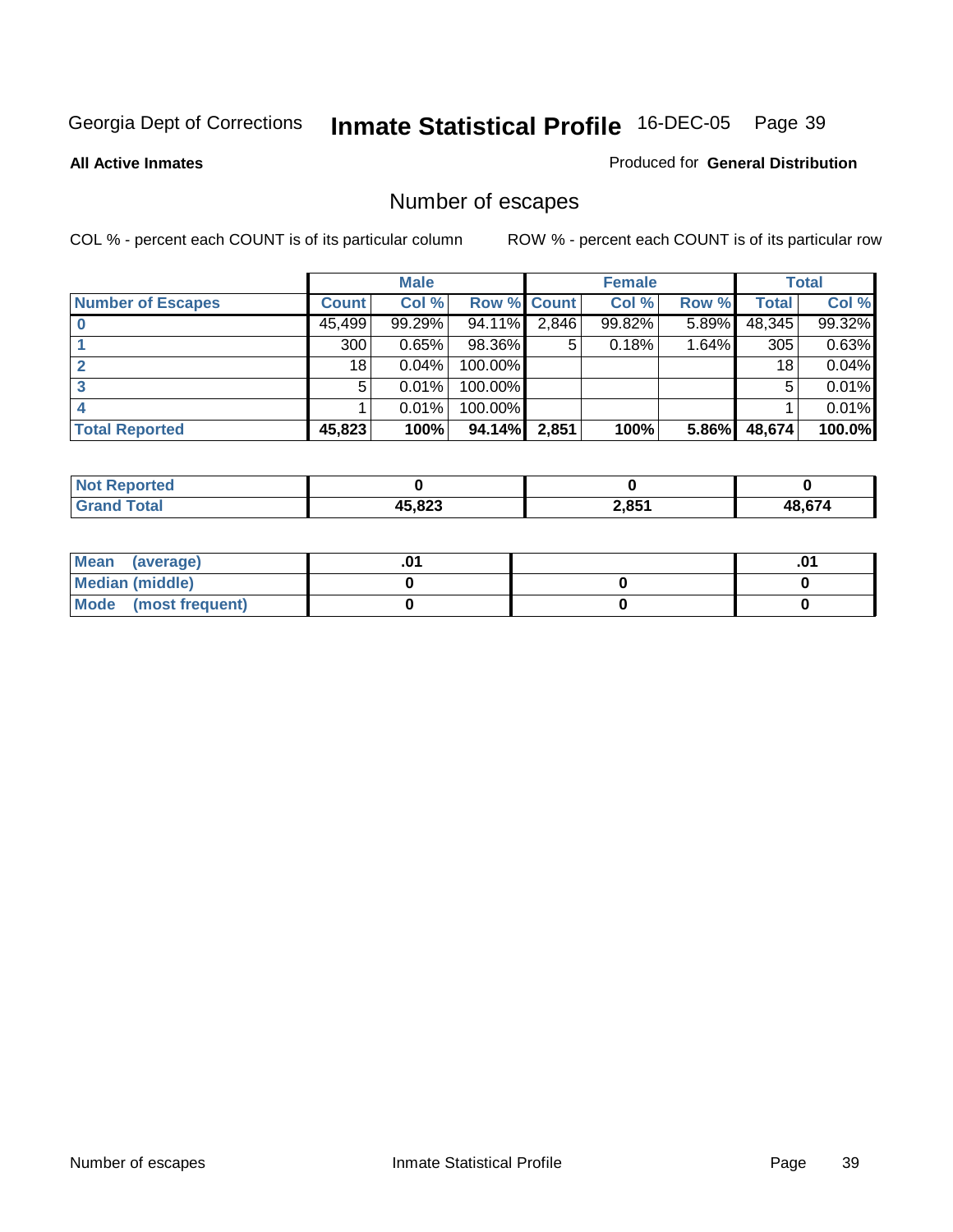Georgia Dept of Corrections **Inmate Statistical Profile** 16-DEC-05

**All Active Inmates**

Produced for **General Distribution**

## Number of escapes

COL % - percent each COUNT is of its particular column

ROW % - percent each COUNT is of its particular row

| | Male | | | Female | | | Total | |
|---|---|---|---|---|---|---|---|---|
| **Number of Escapes** | **Count** | **Col %** | **Row %** | **Count** | **Col %** | **Row %** | **Total** | **Col %** |
| **0** | 45,499 | 99.29% | 94.11% | 2,846 | 99.82% | 5.89% | 48,345 | 99.32% |
| **1** | 300 | 0.65% | 98.36% | 5 | 0.18% | 1.64% | 305 | 0.63% |
| **2** | 18 | 0.04% | 100.00% | | | | 18 | 0.04% |
| **3** | 5 | 0.01% | 100.00% | | | | 5 | 0.01% |
| **4** | 1 | 0.01% | 100.00% | | | | 1 | 0.01% |
| **Total Reported** | **45,823** | **100%** | **94.14%** | **2,851** | **100%** | **5.86%** | **48,674** | **100.0%** |

| | Male | Female | Total |
|---|---|---|---|
| **Not Reported** | **0** | **0** | **0** |
| **Grand Total** | **45,823** | **2,851** | **48,674** |

| | Male | Female | Total |
|---|---|---|---|
| **Mean (average)** | **.01** | | **.01** |
| **Median (middle)** | **0** | **0** | **0** |
| **Mode (most frequent)** | **0** | **0** | **0** |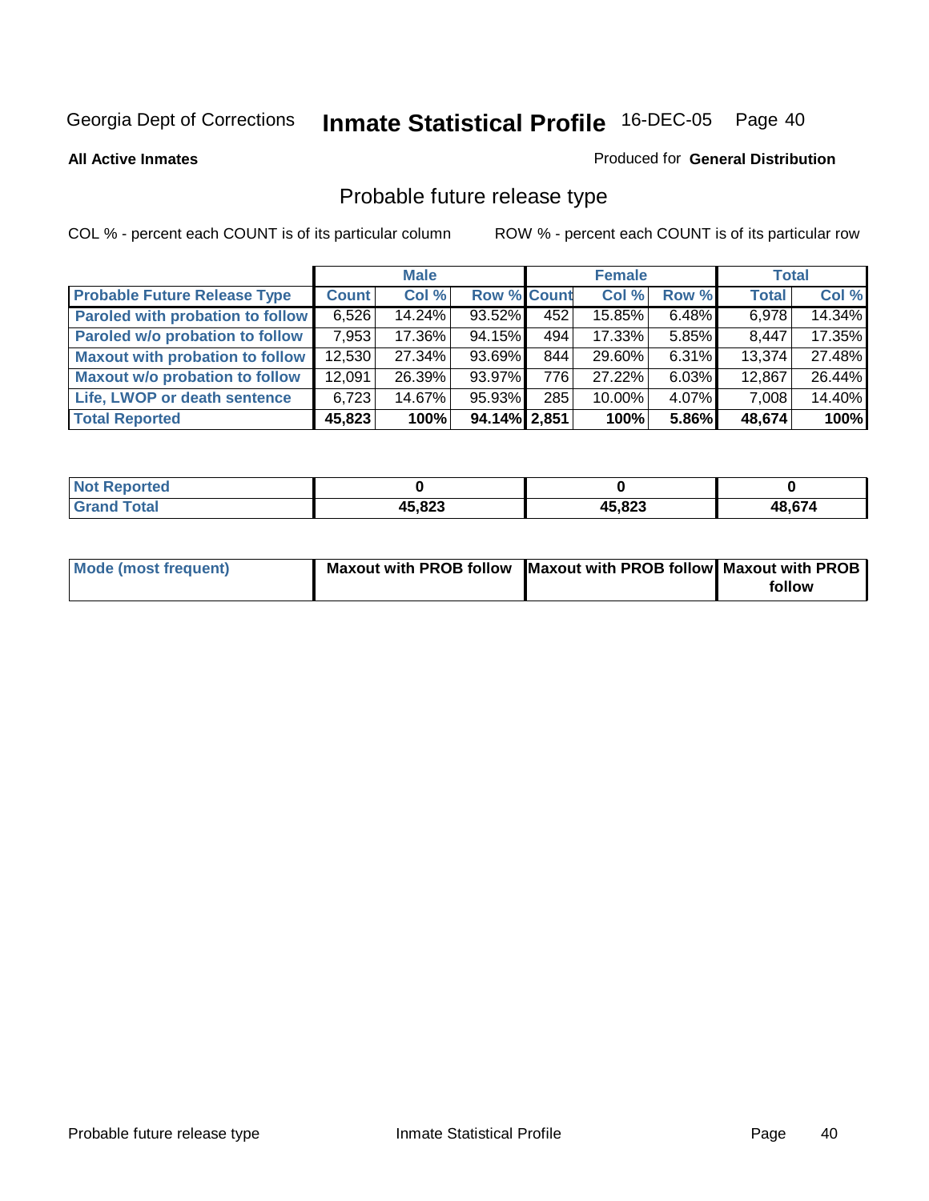Georgia Dept of Corrections **Inmate Statistical Profile** 16-DEC-05 Page 40

**All Active Inmates**

Produced for **General Distribution**

## Probable future release type

COL % - percent each COUNT is of its particular column

ROW % - percent each COUNT is of its particular row

| | Male | | | Female | | | Total | |
|---|---|---|---|---|---|---|---|---|
| **Probable Future Release Type** | **Count** | **Col %** | **Row %** | **Count** | **Col %** | **Row %** | **Total** | **Col %** |
| **Paroled with probation to follow** | 6,526 | 14.24% | 93.52% | 452 | 15.85% | 6.48% | 6,978 | 14.34% |
| **Paroled w/o probation to follow** | 7,953 | 17.36% | 94.15% | 494 | 17.33% | 5.85% | 8,447 | 17.35% |
| **Maxout with probation to follow** | 12,530 | 27.34% | 93.69% | 844 | 29.60% | 6.31% | 13,374 | 27.48% |
| **Maxout w/o probation to follow** | 12,091 | 26.39% | 93.97% | 776 | 27.22% | 6.03% | 12,867 | 26.44% |
| **Life, LWOP or death sentence** | 6,723 | 14.67% | 95.93% | 285 | 10.00% | 4.07% | 7,008 | 14.40% |
| **Total Reported** | **45,823** | **100%** | **94.14%** | **2,851** | **100%** | **5.86%** | **48,674** | **100%** |

| | Male | Female | Total |
|---|---|---|---|
| **Not Reported** | **0** | **0** | **0** |
| **Grand Total** | **45,823** | **45,823** | **48,674** |

| | Male | Female | Total |
|---|---|---|---|
| **Mode (most frequent)** | **Maxout with PROB follow** | **Maxout with PROB follow** | **Maxout with PROB follow** |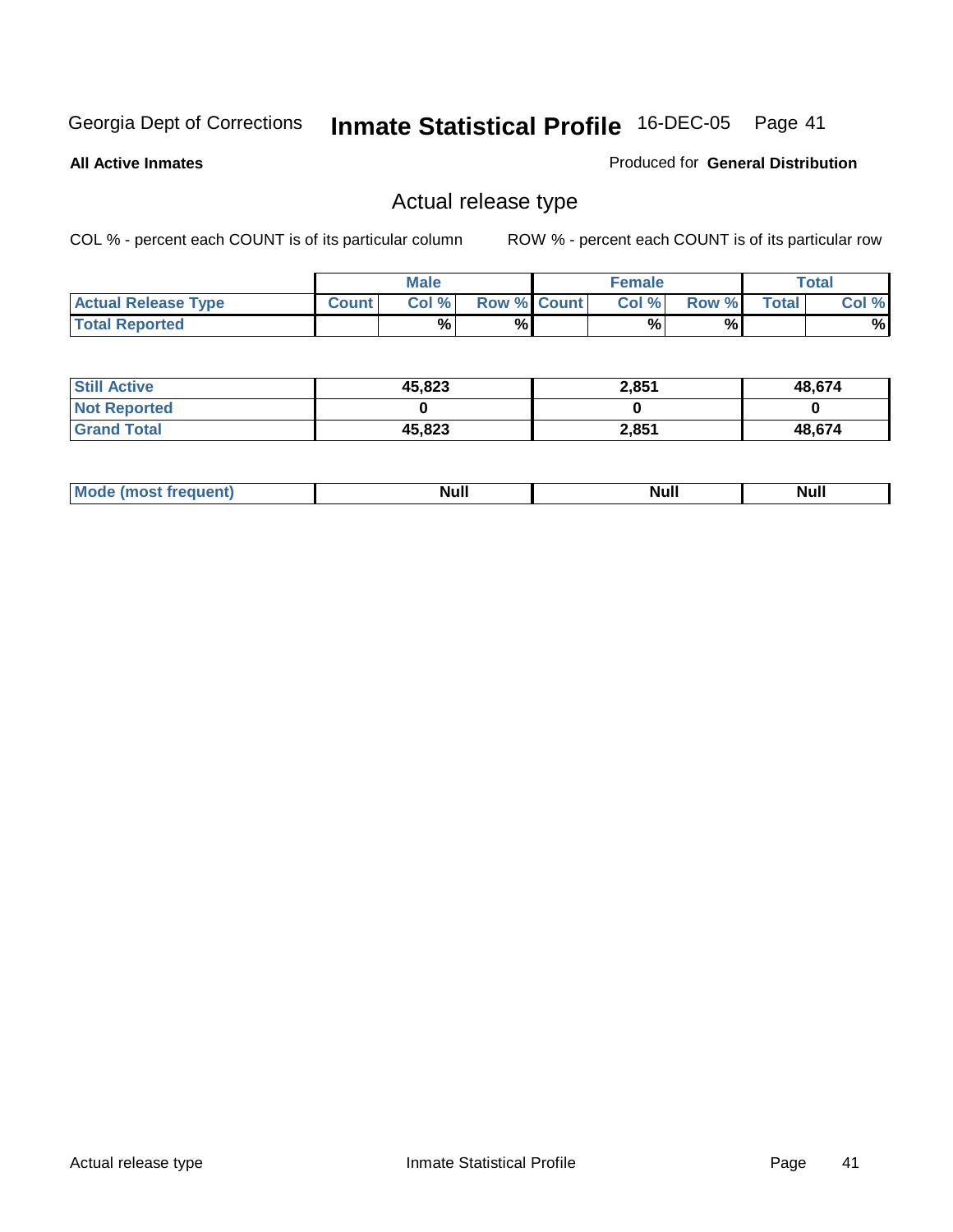Georgia Dept of Corrections **Inmate Statistical Profile** 16-DEC-05

**All Active Inmates**

Produced for **General Distribution**

## Actual release type

COL % - percent each COUNT is of its particular column

ROW % - percent each COUNT is of its particular row

| | Male | | | Female | | | Total | |
|---|---|---|---|---|---|---|---|---|
| **Actual Release Type** | Count | Col % | Row % | Count | Col % | Row % | Total | Col % |
| **Total Reported** | | % | % | | % | % | | % |

| | Male | Female | Total |
|---|---|---|---|
| **Still Active** | 45,823 | 2,851 | 48,674 |
| **Not Reported** | 0 | 0 | 0 |
| **Grand Total** | 45,823 | 2,851 | 48,674 |

| | Male | Female | Total |
|---|---|---|---|
| **Mode (most frequent)** | Null | Null | Null |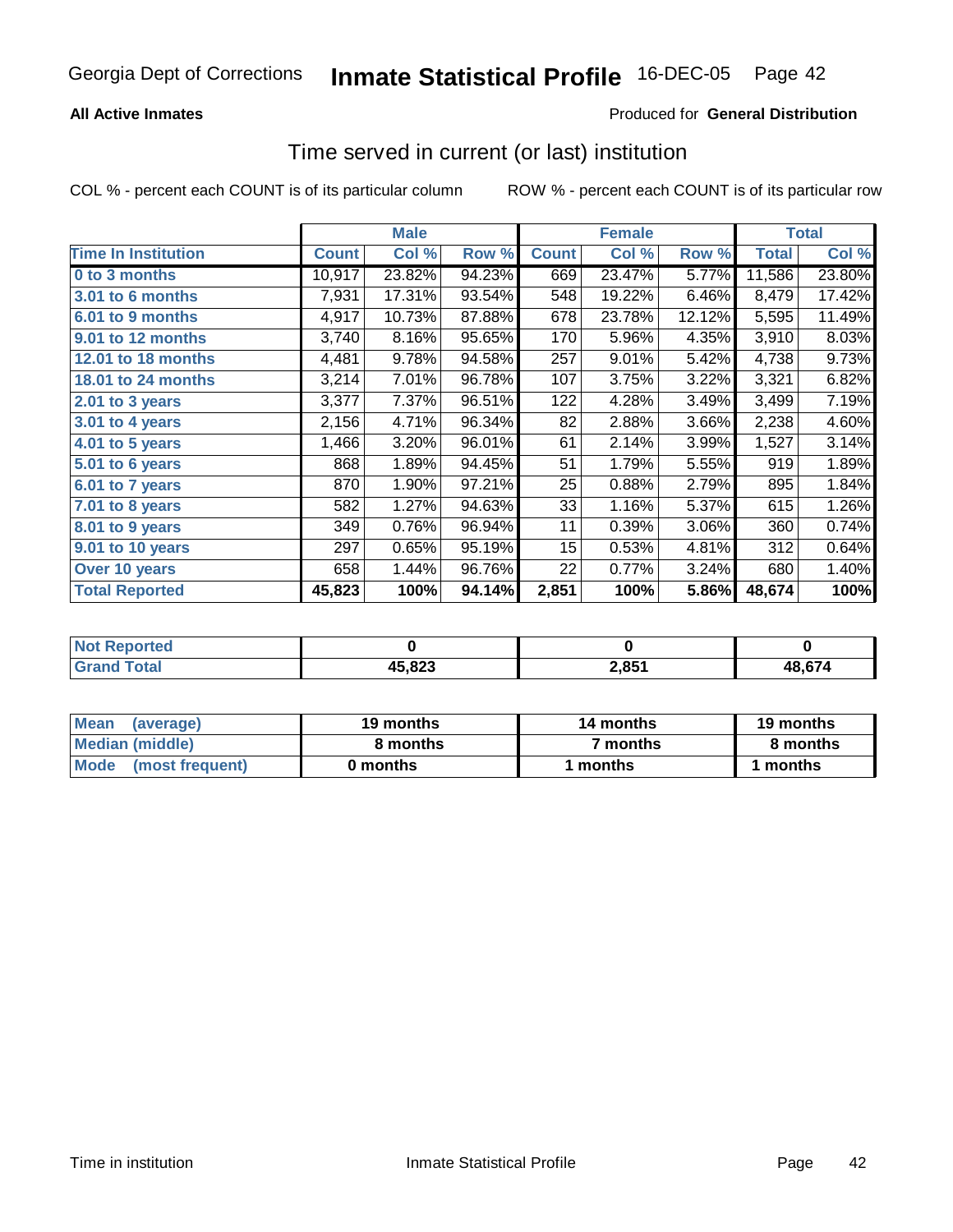Georgia Dept of Corrections **Inmate Statistical Profile** 16-DEC-05

**All Active Inmates**

Produced for **General Distribution**

## Time served in current (or last) institution

COL % - percent each COUNT is of its particular column

ROW % - percent each COUNT is of its particular row

| | Male | | | Female | | | Total | |
|---|---|---|---|---|---|---|---|---|
| **Time In Institution** | **Count** | **Col %** | **Row %** | **Count** | **Col %** | **Row %** | **Total** | **Col %** |
| **0 to 3 months** | 10,917 | 23.82% | 94.23% | 669 | 23.47% | 5.77% | 11,586 | 23.80% |
| **3.01 to 6 months** | 7,931 | 17.31% | 93.54% | 548 | 19.22% | 6.46% | 8,479 | 17.42% |
| **6.01 to 9 months** | 4,917 | 10.73% | 87.88% | 678 | 23.78% | 12.12% | 5,595 | 11.49% |
| **9.01 to 12 months** | 3,740 | 8.16% | 95.65% | 170 | 5.96% | 4.35% | 3,910 | 8.03% |
| **12.01 to 18 months** | 4,481 | 9.78% | 94.58% | 257 | 9.01% | 5.42% | 4,738 | 9.73% |
| **18.01 to 24 months** | 3,214 | 7.01% | 96.78% | 107 | 3.75% | 3.22% | 3,321 | 6.82% |
| **2.01 to 3 years** | 3,377 | 7.37% | 96.51% | 122 | 4.28% | 3.49% | 3,499 | 7.19% |
| **3.01 to 4 years** | 2,156 | 4.71% | 96.34% | 82 | 2.88% | 3.66% | 2,238 | 4.60% |
| **4.01 to 5 years** | 1,466 | 3.20% | 96.01% | 61 | 2.14% | 3.99% | 1,527 | 3.14% |
| **5.01 to 6 years** | 868 | 1.89% | 94.45% | 51 | 1.79% | 5.55% | 919 | 1.89% |
| **6.01 to 7 years** | 870 | 1.90% | 97.21% | 25 | 0.88% | 2.79% | 895 | 1.84% |
| **7.01 to 8 years** | 582 | 1.27% | 94.63% | 33 | 1.16% | 5.37% | 615 | 1.26% |
| **8.01 to 9 years** | 349 | 0.76% | 96.94% | 11 | 0.39% | 3.06% | 360 | 0.74% |
| **9.01 to 10 years** | 297 | 0.65% | 95.19% | 15 | 0.53% | 4.81% | 312 | 0.64% |
| **Over 10 years** | 658 | 1.44% | 96.76% | 22 | 0.77% | 3.24% | 680 | 1.40% |
| **Total Reported** | **45,823** | **100%** | **94.14%** | **2,851** | **100%** | **5.86%** | **48,674** | **100%** |

| | Male | Female | Total |
|---|---|---|---|
| **Not Reported** | **0** | **0** | **0** |
| **Grand Total** | **45,823** | **2,851** | **48,674** |

| | Male | Female | Total |
|---|---|---|---|
| **Mean (average)** | **19 months** | **14 months** | **19 months** |
| **Median (middle)** | **8 months** | **7 months** | **8 months** |
| **Mode (most frequent)** | **0 months** | **1 months** | **1 months** |

Time in institution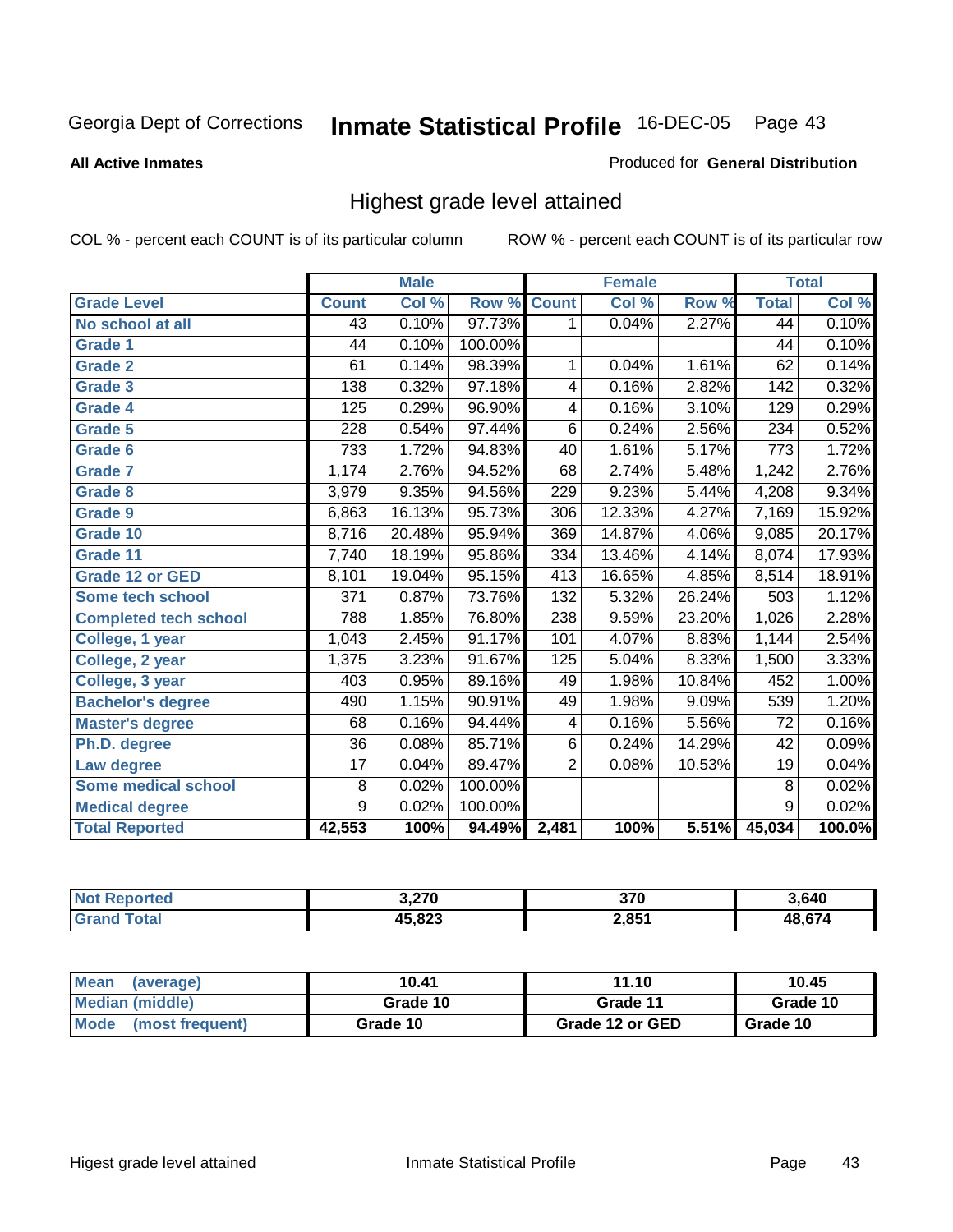Georgia Dept of Corrections **Inmate Statistical Profile** 16-DEC-05

**All Active Inmates**

Produced for **General Distribution**

## Highest grade level attained

COL % - percent each COUNT is of its particular column

ROW % - percent each COUNT is of its particular row

| | Male | | | Female | | | Total | |
|---|---|---|---|---|---|---|---|---|
| Grade Level | Count | Col % | Row % | Count | Col % | Row % | Total | Col % |
| No school at all | 43 | 0.10% | 97.73% | 1 | 0.04% | 2.27% | 44 | 0.10% |
| Grade 1 | 44 | 0.10% | 100.00% | | | | 44 | 0.10% |
| Grade 2 | 61 | 0.14% | 98.39% | 1 | 0.04% | 1.61% | 62 | 0.14% |
| Grade 3 | 138 | 0.32% | 97.18% | 4 | 0.16% | 2.82% | 142 | 0.32% |
| Grade 4 | 125 | 0.29% | 96.90% | 4 | 0.16% | 3.10% | 129 | 0.29% |
| Grade 5 | 228 | 0.54% | 97.44% | 6 | 0.24% | 2.56% | 234 | 0.52% |
| Grade 6 | 733 | 1.72% | 94.83% | 40 | 1.61% | 5.17% | 773 | 1.72% |
| Grade 7 | 1,174 | 2.76% | 94.52% | 68 | 2.74% | 5.48% | 1,242 | 2.76% |
| Grade 8 | 3,979 | 9.35% | 94.56% | 229 | 9.23% | 5.44% | 4,208 | 9.34% |
| Grade 9 | 6,863 | 16.13% | 95.73% | 306 | 12.33% | 4.27% | 7,169 | 15.92% |
| Grade 10 | 8,716 | 20.48% | 95.94% | 369 | 14.87% | 4.06% | 9,085 | 20.17% |
| Grade 11 | 7,740 | 18.19% | 95.86% | 334 | 13.46% | 4.14% | 8,074 | 17.93% |
| Grade 12 or GED | 8,101 | 19.04% | 95.15% | 413 | 16.65% | 4.85% | 8,514 | 18.91% |
| Some tech school | 371 | 0.87% | 73.76% | 132 | 5.32% | 26.24% | 503 | 1.12% |
| Completed tech school | 788 | 1.85% | 76.80% | 238 | 9.59% | 23.20% | 1,026 | 2.28% |
| College, 1 year | 1,043 | 2.45% | 91.17% | 101 | 4.07% | 8.83% | 1,144 | 2.54% |
| College, 2 year | 1,375 | 3.23% | 91.67% | 125 | 5.04% | 8.33% | 1,500 | 3.33% |
| College, 3 year | 403 | 0.95% | 89.16% | 49 | 1.98% | 10.84% | 452 | 1.00% |
| Bachelor's degree | 490 | 1.15% | 90.91% | 49 | 1.98% | 9.09% | 539 | 1.20% |
| Master's degree | 68 | 0.16% | 94.44% | 4 | 0.16% | 5.56% | 72 | 0.16% |
| Ph.D. degree | 36 | 0.08% | 85.71% | 6 | 0.24% | 14.29% | 42 | 0.09% |
| Law degree | 17 | 0.04% | 89.47% | 2 | 0.08% | 10.53% | 19 | 0.04% |
| Some medical school | 8 | 0.02% | 100.00% | | | | 8 | 0.02% |
| Medical degree | 9 | 0.02% | 100.00% | | | | 9 | 0.02% |
| **Total Reported** | **42,553** | **100%** | **94.49%** | **2,481** | **100%** | **5.51%** | **45,034** | **100.0%** |

| | Male | Female | Total |
|---|---|---|---|
| Not Reported | 3,270 | 370 | 3,640 |
| Grand Total | 45,823 | 2,851 | 48,674 |

| | Male | Female | Total |
|---|---|---|---|
| Mean (average) | 10.41 | 11.10 | 10.45 |
| Median (middle) | Grade 10 | Grade 11 | Grade 10 |
| Mode (most frequent) | Grade 10 | Grade 12 or GED | Grade 10 |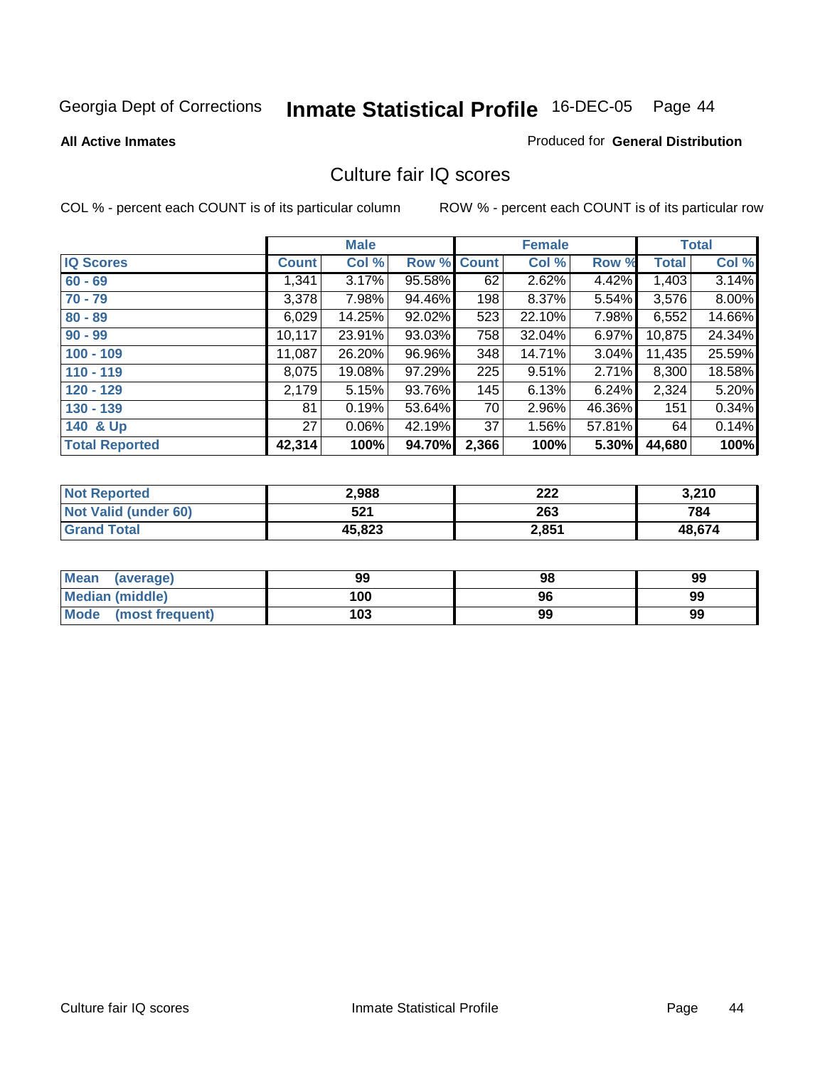Georgia Dept of Corrections **Inmate Statistical Profile** 16-DEC-05

**All Active Inmates**

Produced for **General Distribution**

## Culture fair IQ scores

COL % - percent each COUNT is of its particular column

ROW % - percent each COUNT is of its particular row

| | Male | | | Female | | | Total | |
|---|---|---|---|---|---|---|---|---|
| **IQ Scores** | **Count** | **Col %** | **Row %** | **Count** | **Col %** | **Row %** | **Total** | **Col %** |
| 60 - 69 | 1,341 | 3.17% | 95.58% | 62 | 2.62% | 4.42% | 1,403 | 3.14% |
| 70 - 79 | 3,378 | 7.98% | 94.46% | 198 | 8.37% | 5.54% | 3,576 | 8.00% |
| 80 - 89 | 6,029 | 14.25% | 92.02% | 523 | 22.10% | 7.98% | 6,552 | 14.66% |
| 90 - 99 | 10,117 | 23.91% | 93.03% | 758 | 32.04% | 6.97% | 10,875 | 24.34% |
| 100 - 109 | 11,087 | 26.20% | 96.96% | 348 | 14.71% | 3.04% | 11,435 | 25.59% |
| 110 - 119 | 8,075 | 19.08% | 97.29% | 225 | 9.51% | 2.71% | 8,300 | 18.58% |
| 120 - 129 | 2,179 | 5.15% | 93.76% | 145 | 6.13% | 6.24% | 2,324 | 5.20% |
| 130 - 139 | 81 | 0.19% | 53.64% | 70 | 2.96% | 46.36% | 151 | 0.34% |
| 140 & Up | 27 | 0.06% | 42.19% | 37 | 1.56% | 57.81% | 64 | 0.14% |
| **Total Reported** | **42,314** | **100%** | **94.70%** | **2,366** | **100%** | **5.30%** | **44,680** | **100%** |

| | Male | Female | Total |
|---|---|---|---|
| Not Reported | 2,988 | 222 | 3,210 |
| Not Valid (under 60) | 521 | 263 | 784 |
| Grand Total | 45,823 | 2,851 | 48,674 |

| | Male | Female | Total |
|---|---|---|---|
| Mean (average) | 99 | 98 | 99 |
| Median (middle) | 100 | 96 | 99 |
| Mode (most frequent) | 103 | 99 | 99 |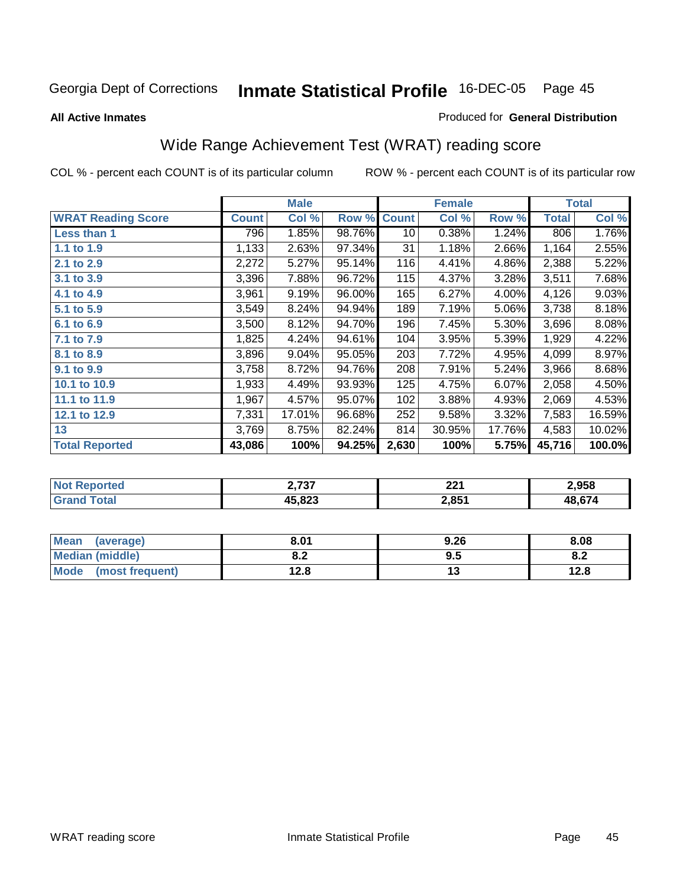Georgia Dept of Corrections **Inmate Statistical Profile** 16-DEC-05

**All Active Inmates**

Produced for **General Distribution**

## Wide Range Achievement Test (WRAT) reading score

COL % - percent each COUNT is of its particular column ROW % - percent each COUNT is of its particular row

| | Male | | | Female | | | Total | |
|---|---|---|---|---|---|---|---|---|
| **WRAT Reading Score** | **Count** | **Col %** | **Row %** | **Count** | **Col %** | **Row %** | **Total** | **Col %** |
| **Less than 1** | 796 | 1.85% | 98.76% | 10 | 0.38% | 1.24% | 806 | 1.76% |
| **1.1 to 1.9** | 1,133 | 2.63% | 97.34% | 31 | 1.18% | 2.66% | 1,164 | 2.55% |
| **2.1 to 2.9** | 2,272 | 5.27% | 95.14% | 116 | 4.41% | 4.86% | 2,388 | 5.22% |
| **3.1 to 3.9** | 3,396 | 7.88% | 96.72% | 115 | 4.37% | 3.28% | 3,511 | 7.68% |
| **4.1 to 4.9** | 3,961 | 9.19% | 96.00% | 165 | 6.27% | 4.00% | 4,126 | 9.03% |
| **5.1 to 5.9** | 3,549 | 8.24% | 94.94% | 189 | 7.19% | 5.06% | 3,738 | 8.18% |
| **6.1 to 6.9** | 3,500 | 8.12% | 94.70% | 196 | 7.45% | 5.30% | 3,696 | 8.08% |
| **7.1 to 7.9** | 1,825 | 4.24% | 94.61% | 104 | 3.95% | 5.39% | 1,929 | 4.22% |
| **8.1 to 8.9** | 3,896 | 9.04% | 95.05% | 203 | 7.72% | 4.95% | 4,099 | 8.97% |
| **9.1 to 9.9** | 3,758 | 8.72% | 94.76% | 208 | 7.91% | 5.24% | 3,966 | 8.68% |
| **10.1 to 10.9** | 1,933 | 4.49% | 93.93% | 125 | 4.75% | 6.07% | 2,058 | 4.50% |
| **11.1 to 11.9** | 1,967 | 4.57% | 95.07% | 102 | 3.88% | 4.93% | 2,069 | 4.53% |
| **12.1 to 12.9** | 7,331 | 17.01% | 96.68% | 252 | 9.58% | 3.32% | 7,583 | 16.59% |
| **13** | 3,769 | 8.75% | 82.24% | 814 | 30.95% | 17.76% | 4,583 | 10.02% |
| **Total Reported** | **43,086** | **100%** | **94.25%** | **2,630** | **100%** | **5.75%** | **45,716** | **100.0%** |

| | Male | Female | Total |
|---|---|---|---|
| **Not Reported** | **2,737** | **221** | **2,958** |
| **Grand Total** | **45,823** | **2,851** | **48,674** |

| | Male | Female | Total |
|---|---|---|---|
| **Mean (average)** | **8.01** | **9.26** | **8.08** |
| **Median (middle)** | **8.2** | **9.5** | **8.2** |
| **Mode (most frequent)** | **12.8** | **13** | **12.8** |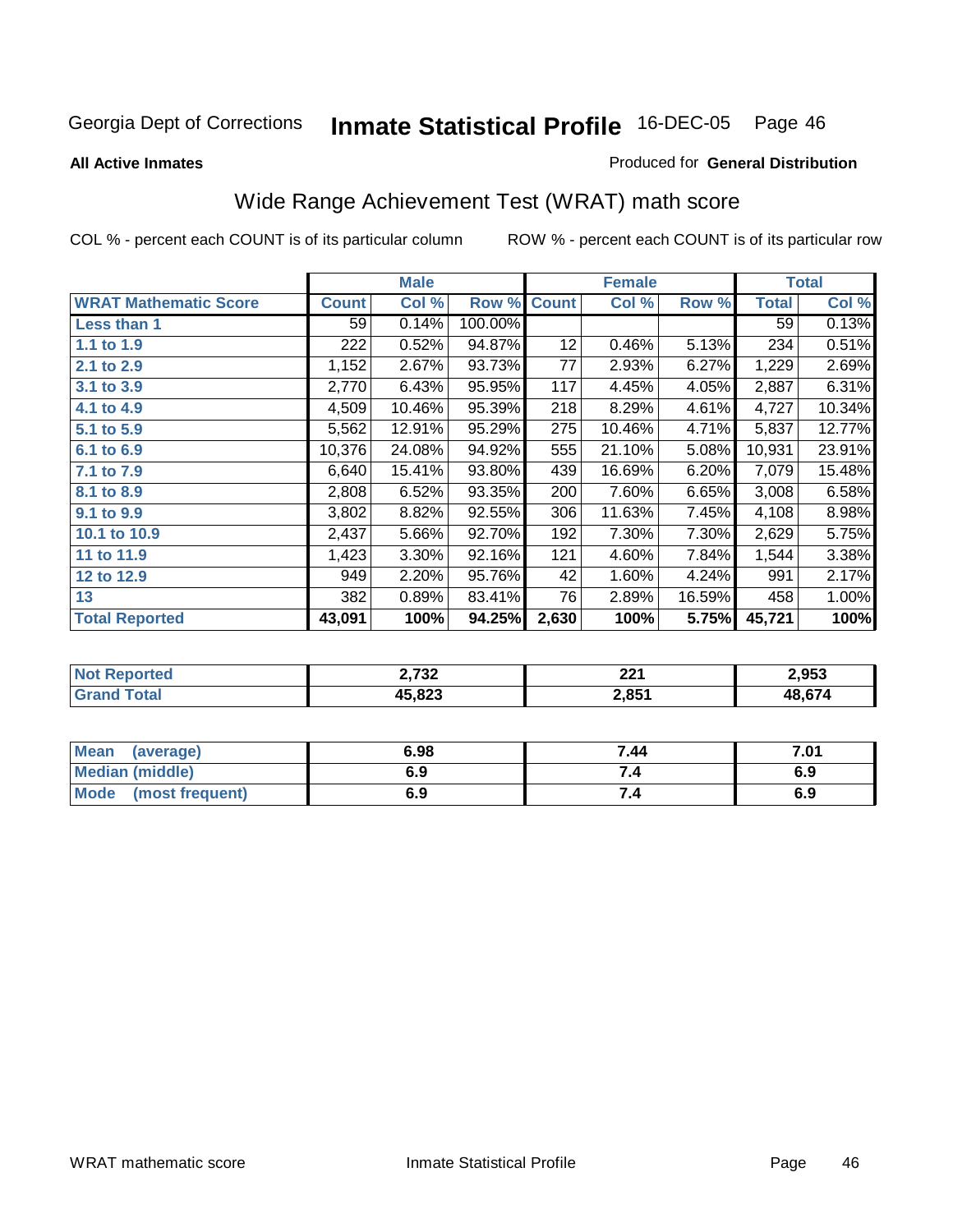Georgia Dept of Corrections **Inmate Statistical Profile** 16-DEC-05

**All Active Inmates**

Produced for **General Distribution**

## Wide Range Achievement Test (WRAT) math score

COL % - percent each COUNT is of its particular column

ROW % - percent each COUNT is of its particular row

| | Male | | | Female | | | Total | |
|---|---|---|---|---|---|---|---|---|
| **WRAT Mathematic Score** | **Count** | **Col %** | **Row %** | **Count** | **Col %** | **Row %** | **Total** | **Col %** |
| **Less than 1** | 59 | 0.14% | 100.00% | | | | 59 | 0.13% |
| **1.1 to 1.9** | 222 | 0.52% | 94.87% | 12 | 0.46% | 5.13% | 234 | 0.51% |
| **2.1 to 2.9** | 1,152 | 2.67% | 93.73% | 77 | 2.93% | 6.27% | 1,229 | 2.69% |
| **3.1 to 3.9** | 2,770 | 6.43% | 95.95% | 117 | 4.45% | 4.05% | 2,887 | 6.31% |
| **4.1 to 4.9** | 4,509 | 10.46% | 95.39% | 218 | 8.29% | 4.61% | 4,727 | 10.34% |
| **5.1 to 5.9** | 5,562 | 12.91% | 95.29% | 275 | 10.46% | 4.71% | 5,837 | 12.77% |
| **6.1 to 6.9** | 10,376 | 24.08% | 94.92% | 555 | 21.10% | 5.08% | 10,931 | 23.91% |
| **7.1 to 7.9** | 6,640 | 15.41% | 93.80% | 439 | 16.69% | 6.20% | 7,079 | 15.48% |
| **8.1 to 8.9** | 2,808 | 6.52% | 93.35% | 200 | 7.60% | 6.65% | 3,008 | 6.58% |
| **9.1 to 9.9** | 3,802 | 8.82% | 92.55% | 306 | 11.63% | 7.45% | 4,108 | 8.98% |
| **10.1 to 10.9** | 2,437 | 5.66% | 92.70% | 192 | 7.30% | 7.30% | 2,629 | 5.75% |
| **11 to 11.9** | 1,423 | 3.30% | 92.16% | 121 | 4.60% | 7.84% | 1,544 | 3.38% |
| **12 to 12.9** | 949 | 2.20% | 95.76% | 42 | 1.60% | 4.24% | 991 | 2.17% |
| **13** | 382 | 0.89% | 83.41% | 76 | 2.89% | 16.59% | 458 | 1.00% |
| **Total Reported** | **43,091** | **100%** | **94.25%** | **2,630** | **100%** | **5.75%** | **45,721** | **100%** |

| | Male | Female | Total |
|---|---|---|---|
| **Not Reported** | **2,732** | **221** | **2,953** |
| **Grand Total** | **45,823** | **2,851** | **48,674** |

| | Male | Female | Total |
|---|---|---|---|
| **Mean (average)** | **6.98** | **7.44** | **7.01** |
| **Median (middle)** | **6.9** | **7.4** | **6.9** |
| **Mode (most frequent)** | **6.9** | **7.4** | **6.9** |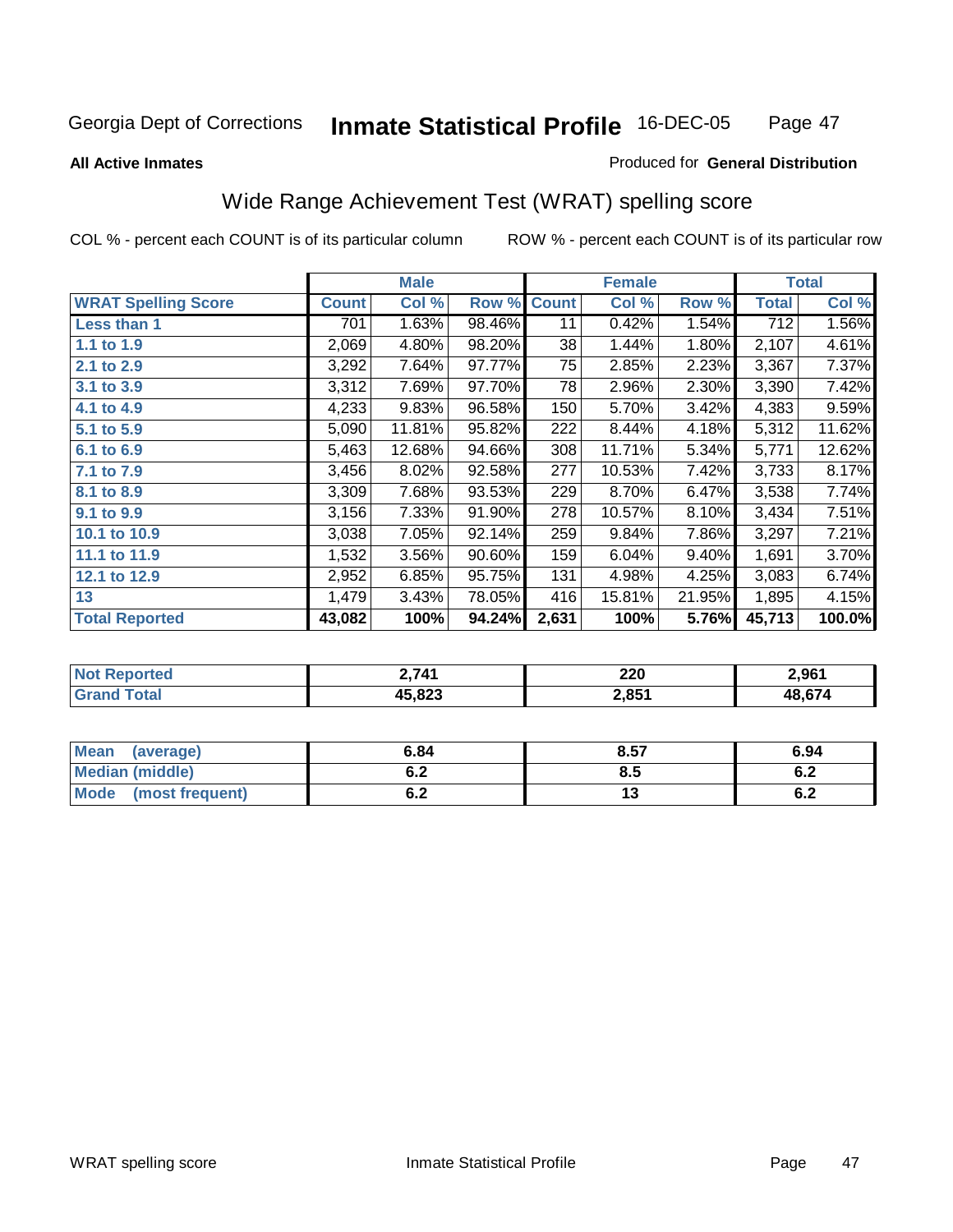Georgia Dept of Corrections **Inmate Statistical Profile** 16-DEC-05

**All Active Inmates**

Produced for **General Distribution**

## Wide Range Achievement Test (WRAT) spelling score

COL % - percent each COUNT is of its particular column ROW % - percent each COUNT is of its particular row

| | Male | | | Female | | | Total | |
|---|---|---|---|---|---|---|---|---|
| **WRAT Spelling Score** | **Count** | **Col %** | **Row %** | **Count** | **Col %** | **Row %** | **Total** | **Col %** |
| **Less than 1** | 701 | 1.63% | 98.46% | 11 | 0.42% | 1.54% | 712 | 1.56% |
| **1.1 to 1.9** | 2,069 | 4.80% | 98.20% | 38 | 1.44% | 1.80% | 2,107 | 4.61% |
| **2.1 to 2.9** | 3,292 | 7.64% | 97.77% | 75 | 2.85% | 2.23% | 3,367 | 7.37% |
| **3.1 to 3.9** | 3,312 | 7.69% | 97.70% | 78 | 2.96% | 2.30% | 3,390 | 7.42% |
| **4.1 to 4.9** | 4,233 | 9.83% | 96.58% | 150 | 5.70% | 3.42% | 4,383 | 9.59% |
| **5.1 to 5.9** | 5,090 | 11.81% | 95.82% | 222 | 8.44% | 4.18% | 5,312 | 11.62% |
| **6.1 to 6.9** | 5,463 | 12.68% | 94.66% | 308 | 11.71% | 5.34% | 5,771 | 12.62% |
| **7.1 to 7.9** | 3,456 | 8.02% | 92.58% | 277 | 10.53% | 7.42% | 3,733 | 8.17% |
| **8.1 to 8.9** | 3,309 | 7.68% | 93.53% | 229 | 8.70% | 6.47% | 3,538 | 7.74% |
| **9.1 to 9.9** | 3,156 | 7.33% | 91.90% | 278 | 10.57% | 8.10% | 3,434 | 7.51% |
| **10.1 to 10.9** | 3,038 | 7.05% | 92.14% | 259 | 9.84% | 7.86% | 3,297 | 7.21% |
| **11.1 to 11.9** | 1,532 | 3.56% | 90.60% | 159 | 6.04% | 9.40% | 1,691 | 3.70% |
| **12.1 to 12.9** | 2,952 | 6.85% | 95.75% | 131 | 4.98% | 4.25% | 3,083 | 6.74% |
| **13** | 1,479 | 3.43% | 78.05% | 416 | 15.81% | 21.95% | 1,895 | 4.15% |
| **Total Reported** | **43,082** | **100%** | **94.24%** | **2,631** | **100%** | **5.76%** | **45,713** | **100.0%** |

| | Male | Female | Total |
|---|---|---|---|
| **Not Reported** | **2,741** | **220** | **2,961** |
| **Grand Total** | **45,823** | **2,851** | **48,674** |

| | Male | Female | Total |
|---|---|---|---|
| **Mean (average)** | **6.84** | **8.57** | **6.94** |
| **Median (middle)** | **6.2** | **8.5** | **6.2** |
| **Mode (most frequent)** | **6.2** | **13** | **6.2** |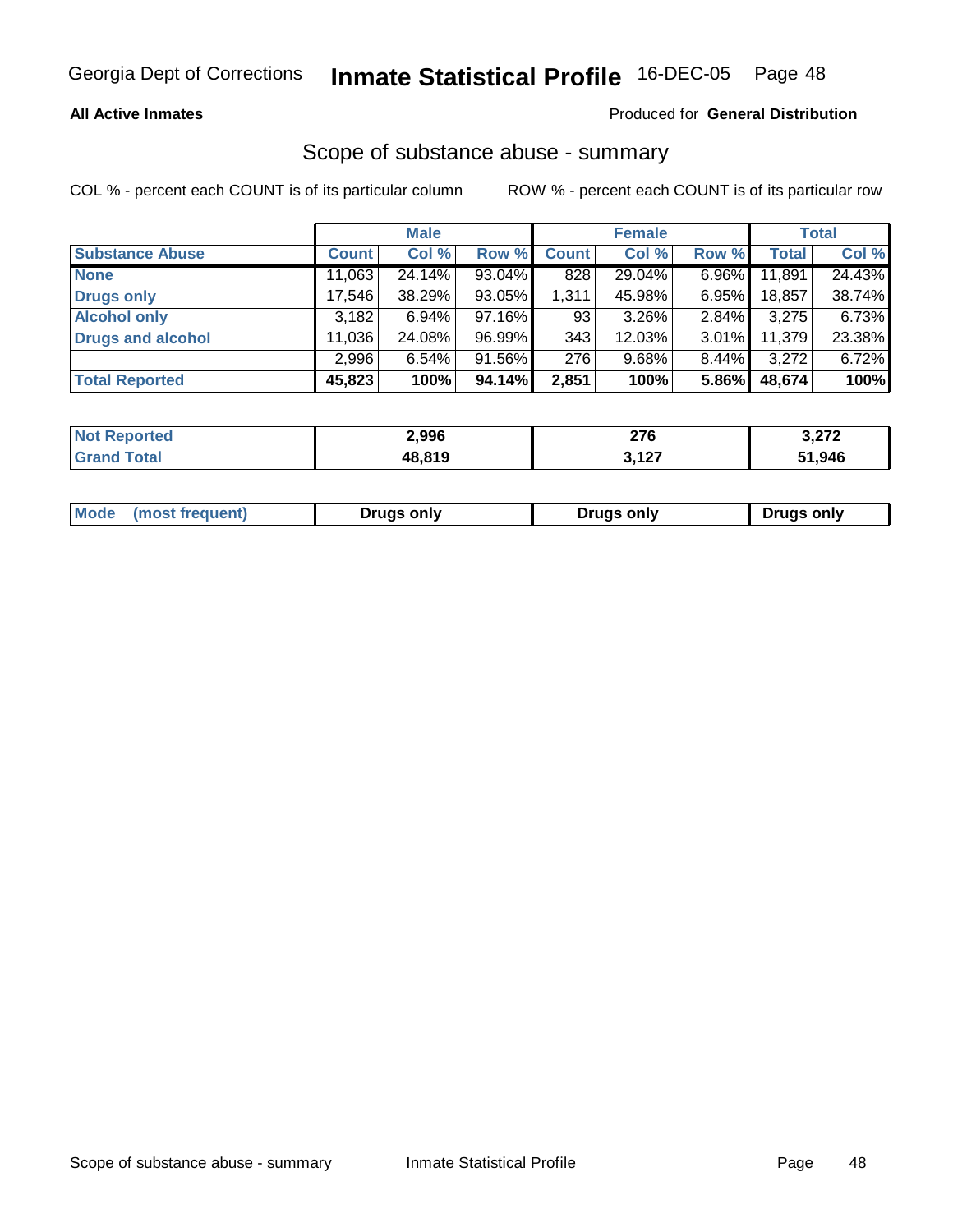Georgia Dept of Corrections **Inmate Statistical Profile** 16-DEC-05

**All Active Inmates**

Produced for **General Distribution**

## Scope of substance abuse - summary

COL % - percent each COUNT is of its particular column

ROW % - percent each COUNT is of its particular row

| | Male | | | Female | | | Total | |
|---|---|---|---|---|---|---|---|---|
| **Substance Abuse** | **Count** | **Col %** | **Row %** | **Count** | **Col %** | **Row %** | **Total** | **Col %** |
| **None** | 11,063 | 24.14% | 93.04% | 828 | 29.04% | 6.96% | 11,891 | 24.43% |
| **Drugs only** | 17,546 | 38.29% | 93.05% | 1,311 | 45.98% | 6.95% | 18,857 | 38.74% |
| **Alcohol only** | 3,182 | 6.94% | 97.16% | 93 | 3.26% | 2.84% | 3,275 | 6.73% |
| **Drugs and alcohol** | 11,036 | 24.08% | 96.99% | 343 | 12.03% | 3.01% | 11,379 | 23.38% |
| | 2,996 | 6.54% | 91.56% | 276 | 9.68% | 8.44% | 3,272 | 6.72% |
| **Total Reported** | **45,823** | **100%** | **94.14%** | **2,851** | **100%** | **5.86%** | **48,674** | **100%** |

| | Male | Female | Total |
|---|---|---|---|
| **Not Reported** | **2,996** | **276** | **3,272** |
| **Grand Total** | **48,819** | **3,127** | **51,946** |

| | Male | Female | Total |
|---|---|---|---|
| **Mode (most frequent)** | **Drugs only** | **Drugs only** | **Drugs only** |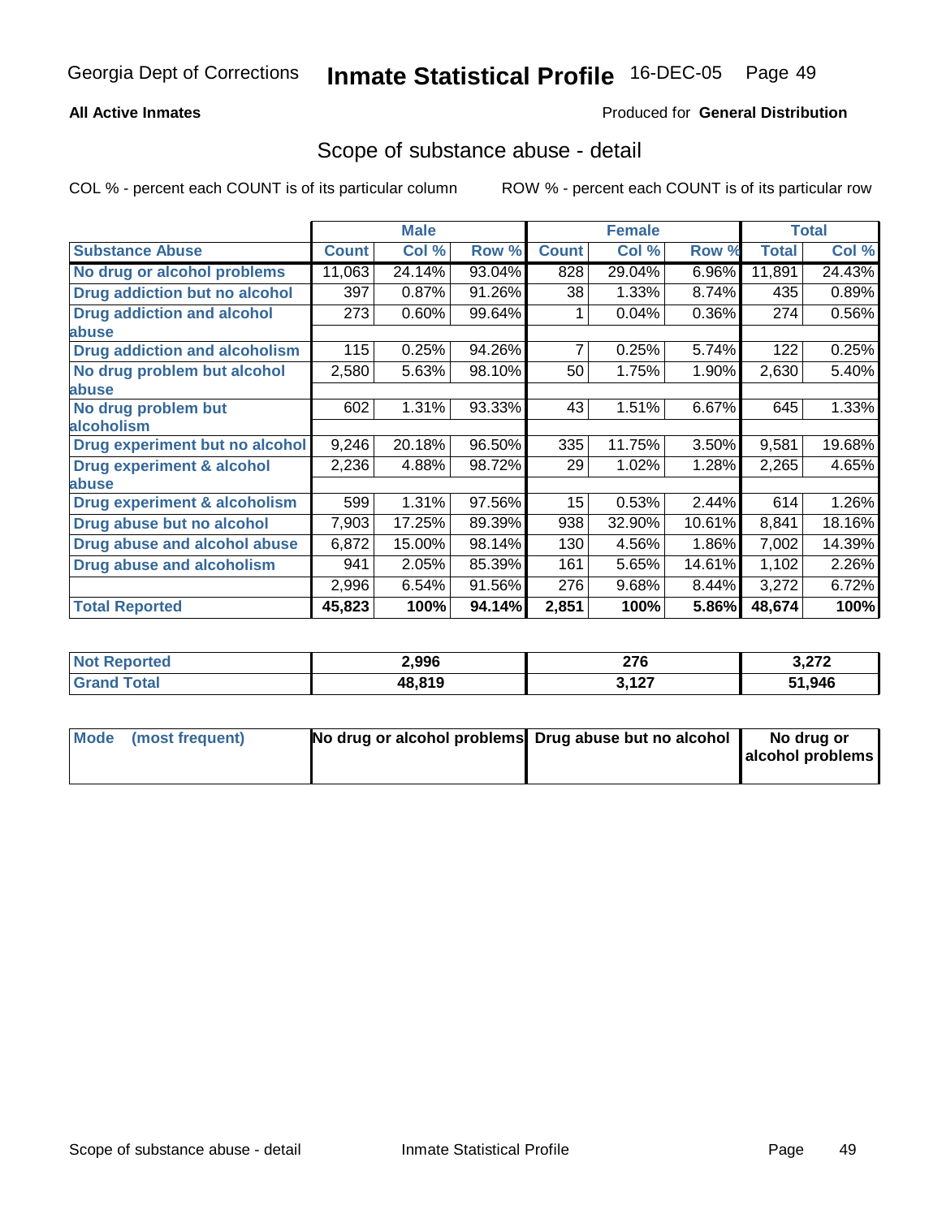Georgia Dept of Corrections **Inmate Statistical Profile** 16-DEC-05

**All Active Inmates**

Produced for **General Distribution**

## Scope of substance abuse - detail

COL % - percent each COUNT is of its particular column ROW % - percent each COUNT is of its particular row

| | Male | | | Female | | | Total | |
|---|---|---|---|---|---|---|---|---|
| **Substance Abuse** | **Count** | **Col %** | **Row %** | **Count** | **Col %** | **Row %** | **Total** | **Col %** |
| **No drug or alcohol problems** | 11,063 | 24.14% | 93.04% | 828 | 29.04% | 6.96% | 11,891 | 24.43% |
| **Drug addiction but no alcohol** | 397 | 0.87% | 91.26% | 38 | 1.33% | 8.74% | 435 | 0.89% |
| **Drug addiction and alcohol abuse** | 273 | 0.60% | 99.64% | 1 | 0.04% | 0.36% | 274 | 0.56% |
| **Drug addiction and alcoholism** | 115 | 0.25% | 94.26% | 7 | 0.25% | 5.74% | 122 | 0.25% |
| **No drug problem but alcohol abuse** | 2,580 | 5.63% | 98.10% | 50 | 1.75% | 1.90% | 2,630 | 5.40% |
| **No drug problem but alcoholism** | 602 | 1.31% | 93.33% | 43 | 1.51% | 6.67% | 645 | 1.33% |
| **Drug experiment but no alcohol** | 9,246 | 20.18% | 96.50% | 335 | 11.75% | 3.50% | 9,581 | 19.68% |
| **Drug experiment & alcohol abuse** | 2,236 | 4.88% | 98.72% | 29 | 1.02% | 1.28% | 2,265 | 4.65% |
| **Drug experiment & alcoholism** | 599 | 1.31% | 97.56% | 15 | 0.53% | 2.44% | 614 | 1.26% |
| **Drug abuse but no alcohol** | 7,903 | 17.25% | 89.39% | 938 | 32.90% | 10.61% | 8,841 | 18.16% |
| **Drug abuse and alcohol abuse** | 6,872 | 15.00% | 98.14% | 130 | 4.56% | 1.86% | 7,002 | 14.39% |
| **Drug abuse and alcoholism** | 941 | 2.05% | 85.39% | 161 | 5.65% | 14.61% | 1,102 | 2.26% |
| | 2,996 | 6.54% | 91.56% | 276 | 9.68% | 8.44% | 3,272 | 6.72% |
| **Total Reported** | **45,823** | **100%** | **94.14%** | **2,851** | **100%** | **5.86%** | **48,674** | **100%** |

| | Male | Female | Total |
|---|---|---|---|
| **Not Reported** | **2,996** | **276** | **3,272** |
| **Grand Total** | **48,819** | **3,127** | **51,946** |

| | Male | Female | Total |
|---|---|---|---|
| **Mode (most frequent)** | **No drug or alcohol problems** | **Drug abuse but no alcohol** | **No drug or alcohol problems** |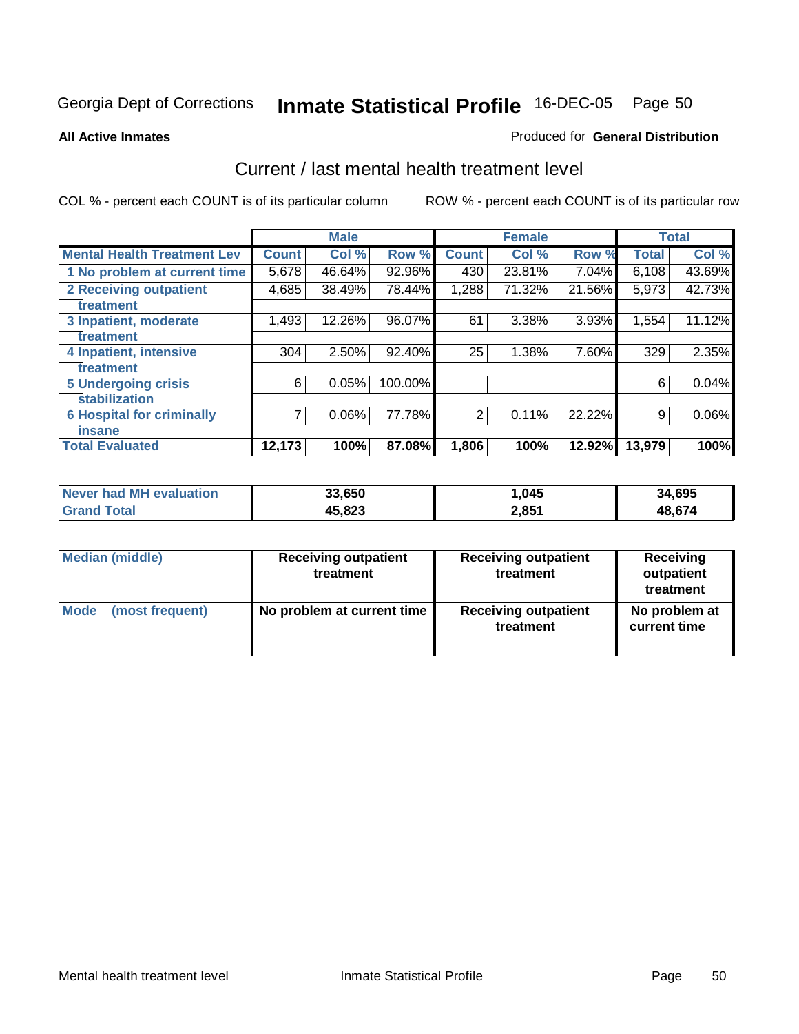Georgia Dept of Corrections **Inmate Statistical Profile** 16-DEC-05 Page 50

**All Active Inmates**

Produced for **General Distribution**

## Current / last mental health treatment level

COL % - percent each COUNT is of its particular column

ROW % - percent each COUNT is of its particular row

| | Male | | | Female | | | Total | |
|---|---|---|---|---|---|---|---|---|
| **Mental Health Treatment Lev** | **Count** | **Col %** | **Row %** | **Count** | **Col %** | **Row %** | **Total** | **Col %** |
| 1 No problem at current time | 5,678 | 46.64% | 92.96% | 430 | 23.81% | 7.04% | 6,108 | 43.69% |
| 2 Receiving outpatient treatment | 4,685 | 38.49% | 78.44% | 1,288 | 71.32% | 21.56% | 5,973 | 42.73% |
| 3 Inpatient, moderate treatment | 1,493 | 12.26% | 96.07% | 61 | 3.38% | 3.93% | 1,554 | 11.12% |
| 4 Inpatient, intensive treatment | 304 | 2.50% | 92.40% | 25 | 1.38% | 7.60% | 329 | 2.35% |
| 5 Undergoing crisis stabilization | 6 | 0.05% | 100.00% | | | | 6 | 0.04% |
| 6 Hospital for criminally insane | 7 | 0.06% | 77.78% | 2 | 0.11% | 22.22% | 9 | 0.06% |
| **Total Evaluated** | **12,173** | **100%** | **87.08%** | **1,806** | **100%** | **12.92%** | **13,979** | **100%** |

| | Male | Female | Total |
|---|---|---|---|
| Never had MH evaluation | 33,650 | 1,045 | 34,695 |
| Grand Total | 45,823 | 2,851 | 48,674 |

| | Male | Female | Total |
|---|---|---|---|
| Median (middle) | Receiving outpatient treatment | Receiving outpatient treatment | Receiving outpatient treatment |
| Mode (most frequent) | No problem at current time | Receiving outpatient treatment | No problem at current time |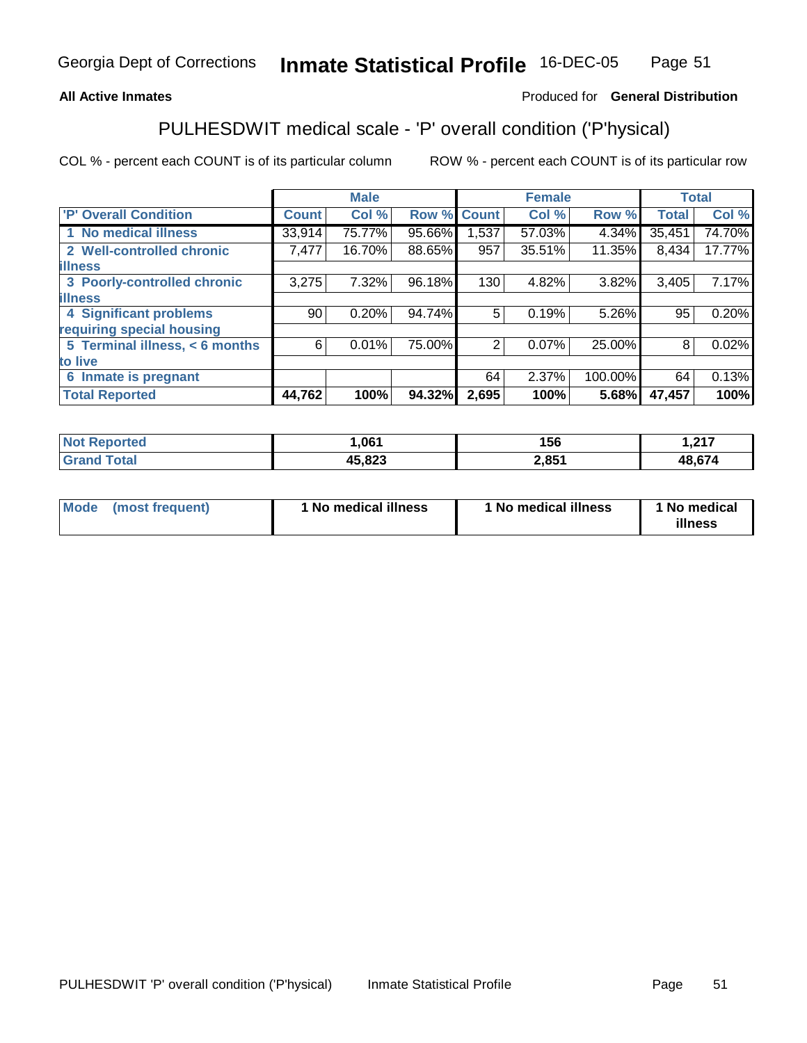Georgia Dept of Corrections **Inmate Statistical Profile** 16-DEC-05

**All Active Inmates**

Produced for **General Distribution**

## PULHESDWIT medical scale - 'P' overall condition ('P'hysical)

COL % - percent each COUNT is of its particular column

ROW % - percent each COUNT is of its particular row

| | Male | | | Female | | | Total | |
|---|---|---|---|---|---|---|---|---|
| 'P' Overall Condition | Count | Col % | Row % | Count | Col % | Row % | Total | Col % |
| 1 No medical illness | 33,914 | 75.77% | 95.66% | 1,537 | 57.03% | 4.34% | 35,451 | 74.70% |
| 2 Well-controlled chronic illness | 7,477 | 16.70% | 88.65% | 957 | 35.51% | 11.35% | 8,434 | 17.77% |
| 3 Poorly-controlled chronic illness | 3,275 | 7.32% | 96.18% | 130 | 4.82% | 3.82% | 3,405 | 7.17% |
| 4 Significant problems requiring special housing | 90 | 0.20% | 94.74% | 5 | 0.19% | 5.26% | 95 | 0.20% |
| 5 Terminal illness, < 6 months to live | 6 | 0.01% | 75.00% | 2 | 0.07% | 25.00% | 8 | 0.02% |
| 6 Inmate is pregnant | | | | 64 | 2.37% | 100.00% | 64 | 0.13% |
| **Total Reported** | **44,762** | **100%** | **94.32%** | **2,695** | **100%** | **5.68%** | **47,457** | **100%** |

| | Male | Female | Total |
|---|---|---|---|
| Not Reported | 1,061 | 156 | 1,217 |
| Grand Total | 45,823 | 2,851 | 48,674 |

| | Male | Female | Total |
|---|---|---|---|
| Mode (most frequent) | 1 No medical illness | 1 No medical illness | 1 No medical illness |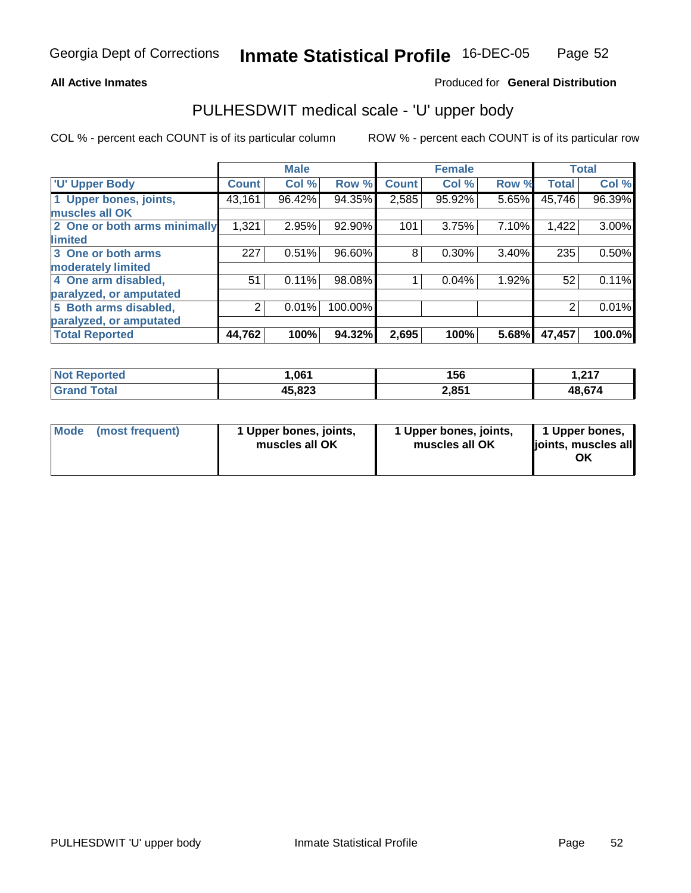Georgia Dept of Corrections **Inmate Statistical Profile** 16-DEC-05

**All Active Inmates**

Produced for **General Distribution**

## PULHESDWIT medical scale - 'U' upper body

COL % - percent each COUNT is of its particular column

ROW % - percent each COUNT is of its particular row

| | Male | | | Female | | | Total | |
|---|---|---|---|---|---|---|---|---|
| 'U' Upper Body | Count | Col % | Row % | Count | Col % | Row % | Total | Col % |
| 1 Upper bones, joints, muscles all OK | 43,161 | 96.42% | 94.35% | 2,585 | 95.92% | 5.65% | 45,746 | 96.39% |
| 2 One or both arms minimally limited | 1,321 | 2.95% | 92.90% | 101 | 3.75% | 7.10% | 1,422 | 3.00% |
| 3 One or both arms moderately limited | 227 | 0.51% | 96.60% | 8 | 0.30% | 3.40% | 235 | 0.50% |
| 4 One arm disabled, paralyzed, or amputated | 51 | 0.11% | 98.08% | 1 | 0.04% | 1.92% | 52 | 0.11% |
| 5 Both arms disabled, paralyzed, or amputated | 2 | 0.01% | 100.00% | | | | 2 | 0.01% |
| **Total Reported** | **44,762** | **100%** | **94.32%** | **2,695** | **100%** | **5.68%** | **47,457** | **100.0%** |

| | Male | Female | Total |
|---|---|---|---|
| Not Reported | 1,061 | 156 | 1,217 |
| Grand Total | 45,823 | 2,851 | 48,674 |

| | Male | Female | Total |
|---|---|---|---|
| Mode (most frequent) | 1 Upper bones, joints, muscles all OK | 1 Upper bones, joints, muscles all OK | 1 Upper bones, joints, muscles all OK |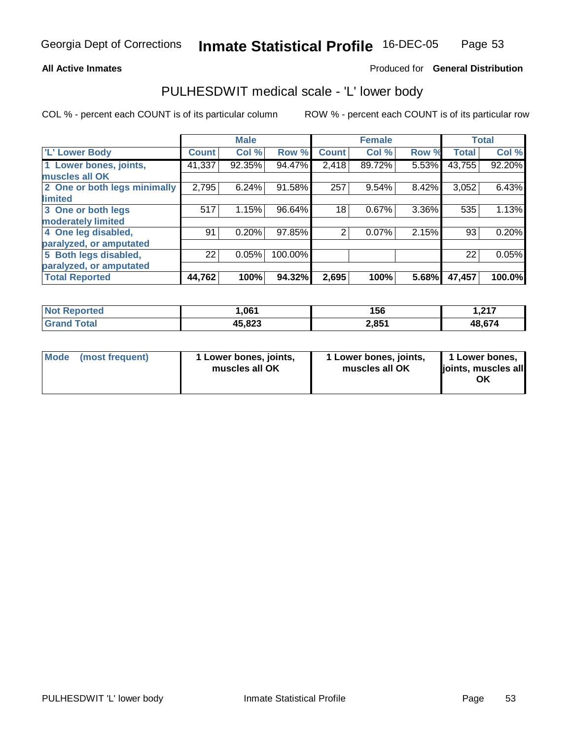Georgia Dept of Corrections **Inmate Statistical Profile** 16-DEC-05

**All Active Inmates**

Produced for **General Distribution**

## PULHESDWIT medical scale - 'L' lower body

COL % - percent each COUNT is of its particular column

ROW % - percent each COUNT is of its particular row

| | Male | | | Female | | | Total | |
|---|---|---|---|---|---|---|---|---|
| **'L' Lower Body** | **Count** | **Col %** | **Row %** | **Count** | **Col %** | **Row %** | **Total** | **Col %** |
| **1 Lower bones, joints, muscles all OK** | 41,337 | 92.35% | 94.47% | 2,418 | 89.72% | 5.53% | 43,755 | 92.20% |
| **2 One or both legs minimally limited** | 2,795 | 6.24% | 91.58% | 257 | 9.54% | 8.42% | 3,052 | 6.43% |
| **3 One or both legs moderately limited** | 517 | 1.15% | 96.64% | 18 | 0.67% | 3.36% | 535 | 1.13% |
| **4 One leg disabled, paralyzed, or amputated** | 91 | 0.20% | 97.85% | 2 | 0.07% | 2.15% | 93 | 0.20% |
| **5 Both legs disabled, paralyzed, or amputated** | 22 | 0.05% | 100.00% | | | | 22 | 0.05% |
| **Total Reported** | **44,762** | **100%** | **94.32%** | **2,695** | **100%** | **5.68%** | **47,457** | **100.0%** |

| | Male | Female | Total |
|---|---|---|---|
| **Not Reported** | **1,061** | **156** | **1,217** |
| **Grand Total** | **45,823** | **2,851** | **48,674** |

| | Male | Female | Total |
|---|---|---|---|
| **Mode (most frequent)** | **1 Lower bones, joints, muscles all OK** | **1 Lower bones, joints, muscles all OK** | **1 Lower bones, joints, muscles all OK** |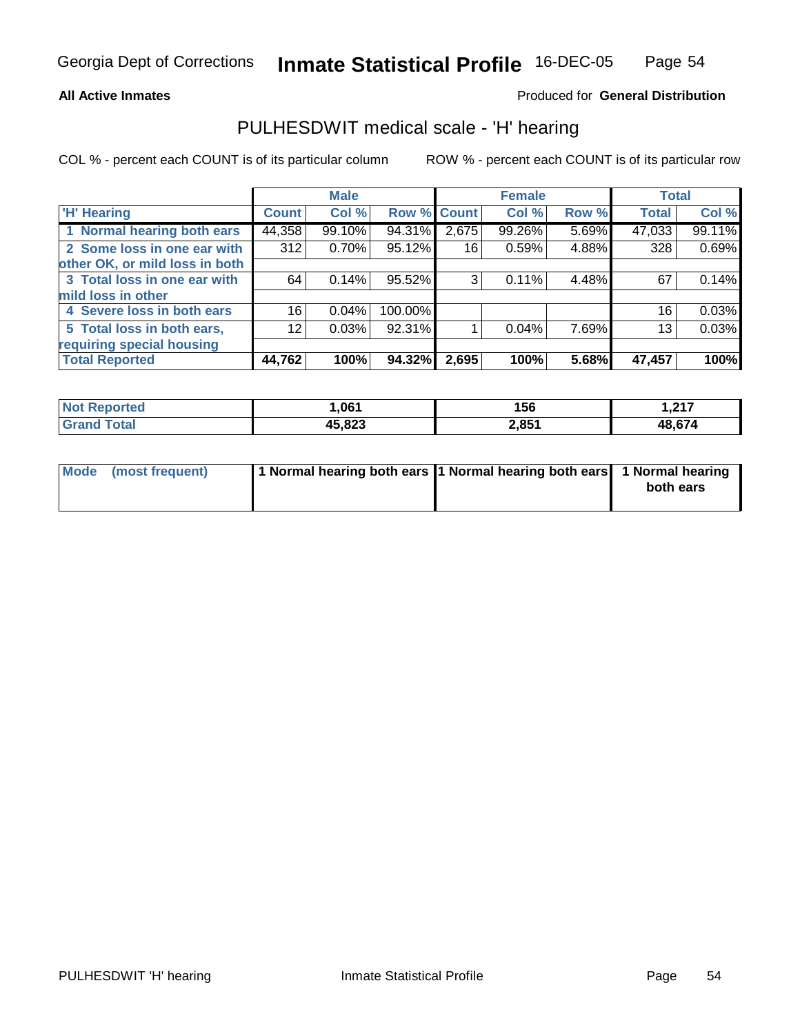Georgia Dept of Corrections **Inmate Statistical Profile** 16-DEC-05

**All Active Inmates**

Produced for **General Distribution**

## PULHESDWIT medical scale - 'H' hearing

COL % - percent each COUNT is of its particular column

ROW % - percent each COUNT is of its particular row

| | Male | | | Female | | | Total | |
|---|---|---|---|---|---|---|---|---|
| 'H' Hearing | Count | Col % | Row % | Count | Col % | Row % | Total | Col % |
| 1 Normal hearing both ears | 44,358 | 99.10% | 94.31% | 2,675 | 99.26% | 5.69% | 47,033 | 99.11% |
| 2 Some loss in one ear with other OK, or mild loss in both | 312 | 0.70% | 95.12% | 16 | 0.59% | 4.88% | 328 | 0.69% |
| 3 Total loss in one ear with mild loss in other | 64 | 0.14% | 95.52% | 3 | 0.11% | 4.48% | 67 | 0.14% |
| 4 Severe loss in both ears | 16 | 0.04% | 100.00% | | | | 16 | 0.03% |
| 5 Total loss in both ears, requiring special housing | 12 | 0.03% | 92.31% | 1 | 0.04% | 7.69% | 13 | 0.03% |
| **Total Reported** | **44,762** | **100%** | **94.32%** | **2,695** | **100%** | **5.68%** | **47,457** | **100%** |

| | Male | Female | Total |
|---|---|---|---|
| **Not Reported** | **1,061** | **156** | **1,217** |
| **Grand Total** | **45,823** | **2,851** | **48,674** |

| | Male | Female | Total |
|---|---|---|---|
| Mode (most frequent) | **1 Normal hearing both ears** | **1 Normal hearing both ears** | **1 Normal hearing both ears** |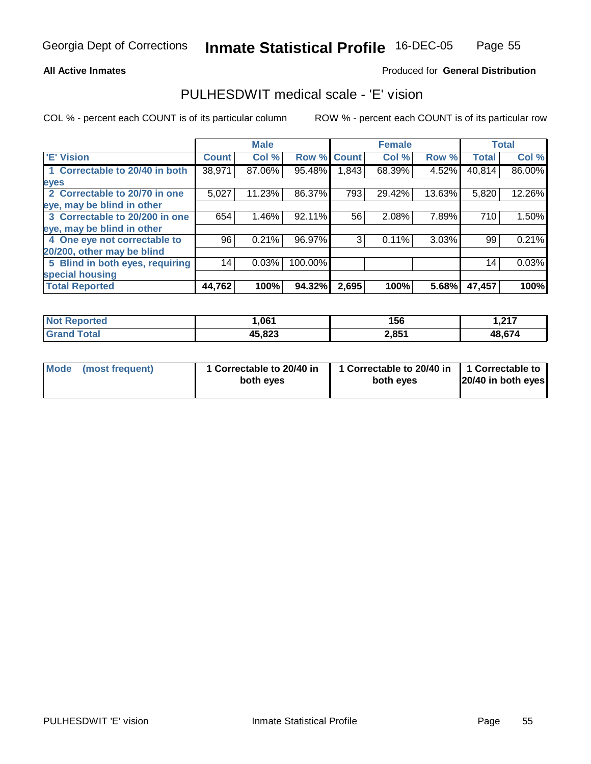Georgia Dept of Corrections **Inmate Statistical Profile** 16-DEC-05

**All Active Inmates**

Produced for **General Distribution**

## PULHESDWIT medical scale - 'E' vision

COL % - percent each COUNT is of its particular column

ROW % - percent each COUNT is of its particular row

| | Male | | | Female | | | Total | |
|---|---|---|---|---|---|---|---|---|
| 'E' Vision | Count | Col % | Row % | Count | Col % | Row % | Total | Col % |
| 1 Correctable to 20/40 in both eyes | 38,971 | 87.06% | 95.48% | 1,843 | 68.39% | 4.52% | 40,814 | 86.00% |
| 2 Correctable to 20/70 in one eye, may be blind in other | 5,027 | 11.23% | 86.37% | 793 | 29.42% | 13.63% | 5,820 | 12.26% |
| 3 Correctable to 20/200 in one eye, may be blind in other | 654 | 1.46% | 92.11% | 56 | 2.08% | 7.89% | 710 | 1.50% |
| 4 One eye not correctable to 20/200, other may be blind | 96 | 0.21% | 96.97% | 3 | 0.11% | 3.03% | 99 | 0.21% |
| 5 Blind in both eyes, requiring special housing | 14 | 0.03% | 100.00% | | | | 14 | 0.03% |
| **Total Reported** | **44,762** | **100%** | **94.32%** | **2,695** | **100%** | **5.68%** | **47,457** | **100%** |

| | Male | Female | Total |
|---|---|---|---|
| Not Reported | 1,061 | 156 | 1,217 |
| Grand Total | 45,823 | 2,851 | 48,674 |

| | Male | Female | Total |
|---|---|---|---|
| Mode (most frequent) | 1 Correctable to 20/40 in both eyes | 1 Correctable to 20/40 in both eyes | 1 Correctable to 20/40 in both eyes |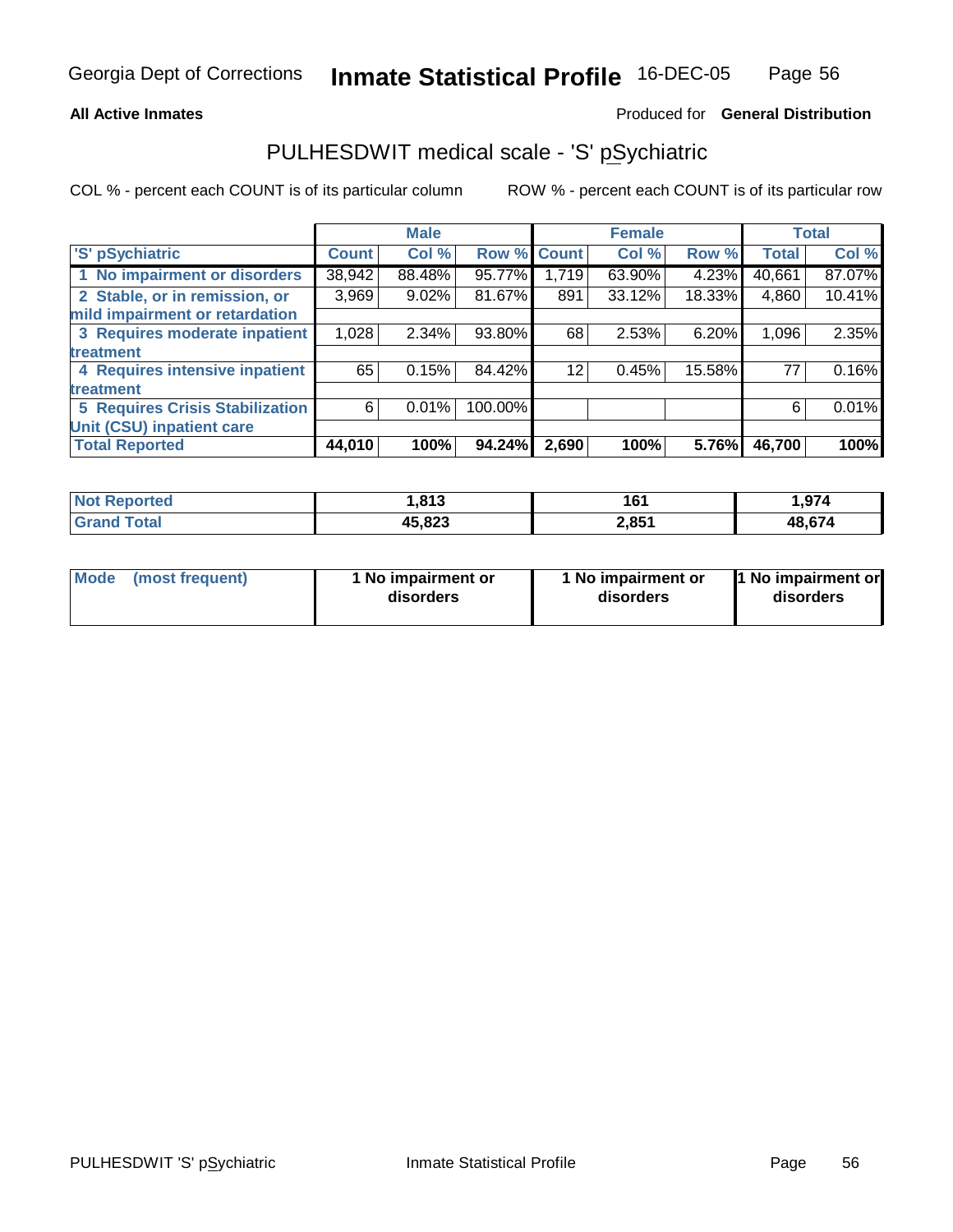# Inmate Statistical Profile

Georgia Dept of Corrections — 16-DEC-05

**All Active Inmates** — Produced for **General Distribution**

## PULHESDWIT medical scale - 'S' pSychiatric

COL % - percent each COUNT is of its particular column

ROW % - percent each COUNT is of its particular row

| | Male | | | Female | | | Total | |
|---|---|---|---|---|---|---|---|---|
| 'S' pSychiatric | Count | Col % | Row % | Count | Col % | Row % | Total | Col % |
| 1 No impairment or disorders | 38,942 | 88.48% | 95.77% | 1,719 | 63.90% | 4.23% | 40,661 | 87.07% |
| 2 Stable, or in remission, or mild impairment or retardation | 3,969 | 9.02% | 81.67% | 891 | 33.12% | 18.33% | 4,860 | 10.41% |
| 3 Requires moderate inpatient treatment | 1,028 | 2.34% | 93.80% | 68 | 2.53% | 6.20% | 1,096 | 2.35% |
| 4 Requires intensive inpatient treatment | 65 | 0.15% | 84.42% | 12 | 0.45% | 15.58% | 77 | 0.16% |
| 5 Requires Crisis Stabilization Unit (CSU) inpatient care | 6 | 0.01% | 100.00% | | | | 6 | 0.01% |
| **Total Reported** | **44,010** | **100%** | **94.24%** | **2,690** | **100%** | **5.76%** | **46,700** | **100%** |

| | Male | Female | Total |
|---|---|---|---|
| Not Reported | 1,813 | 161 | 1,974 |
| Grand Total | 45,823 | 2,851 | 48,674 |

| | Male | Female | Total |
|---|---|---|---|
| Mode (most frequent) | 1 No impairment or disorders | 1 No impairment or disorders | 1 No impairment or disorders |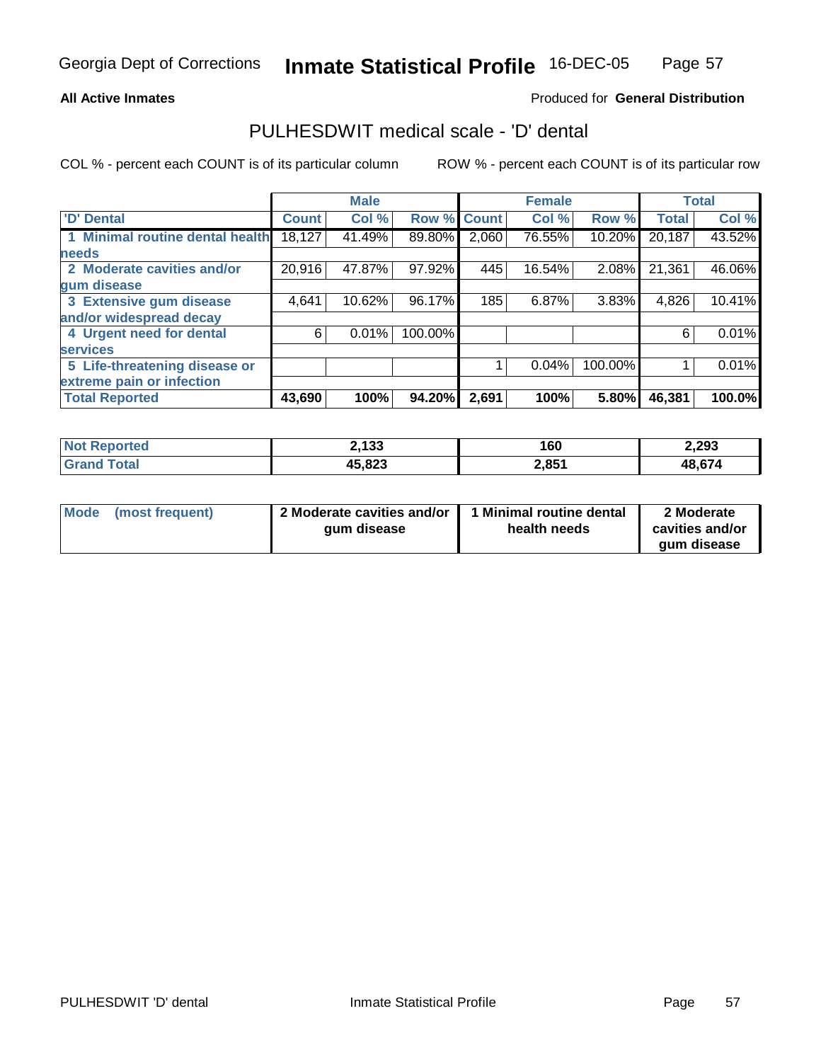Georgia Dept of Corrections **Inmate Statistical Profile** 16-DEC-05

**All Active Inmates**

Produced for **General Distribution**

## PULHESDWIT medical scale - 'D' dental

COL % - percent each COUNT is of its particular column

ROW % - percent each COUNT is of its particular row

| | Male | | | Female | | | Total | |
|---|---|---|---|---|---|---|---|---|
| 'D' Dental | Count | Col % | Row % | Count | Col % | Row % | Total | Col % |
| 1 Minimal routine dental health needs | 18,127 | 41.49% | 89.80% | 2,060 | 76.55% | 10.20% | 20,187 | 43.52% |
| 2 Moderate cavities and/or gum disease | 20,916 | 47.87% | 97.92% | 445 | 16.54% | 2.08% | 21,361 | 46.06% |
| 3 Extensive gum disease and/or widespread decay | 4,641 | 10.62% | 96.17% | 185 | 6.87% | 3.83% | 4,826 | 10.41% |
| 4 Urgent need for dental services | 6 | 0.01% | 100.00% | | | | 6 | 0.01% |
| 5 Life-threatening disease or extreme pain or infection | | | | 1 | 0.04% | 100.00% | 1 | 0.01% |
| **Total Reported** | **43,690** | **100%** | **94.20%** | **2,691** | **100%** | **5.80%** | **46,381** | **100.0%** |

| | Male | Female | Total |
|---|---|---|---|
| Not Reported | 2,133 | 160 | 2,293 |
| Grand Total | 45,823 | 2,851 | 48,674 |

| | Male | Female | Total |
|---|---|---|---|
| Mode (most frequent) | 2 Moderate cavities and/or gum disease | 1 Minimal routine dental health needs | 2 Moderate cavities and/or gum disease |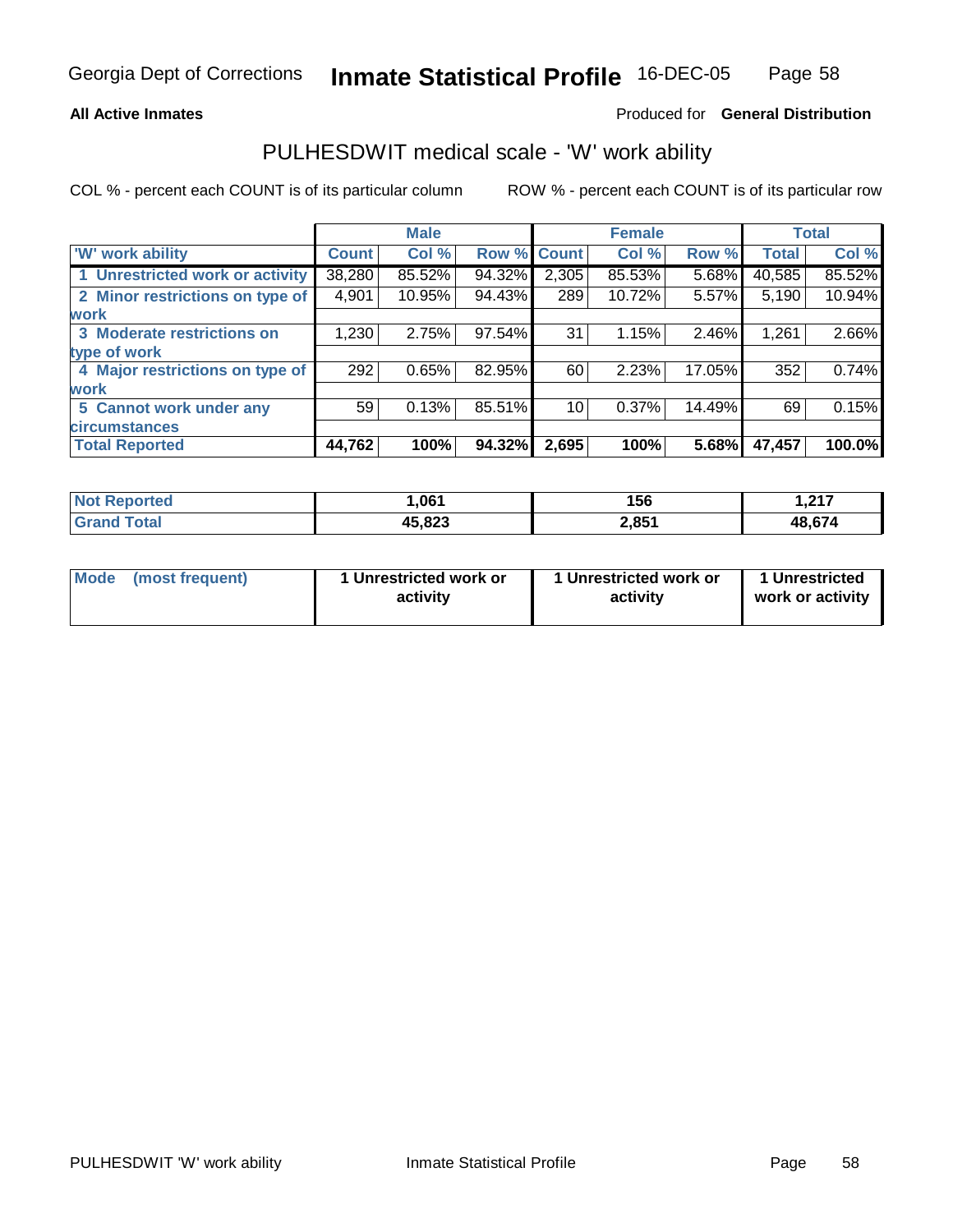Georgia Dept of Corrections **Inmate Statistical Profile** 16-DEC-05

**All Active Inmates**

Produced for **General Distribution**

## PULHESDWIT medical scale - 'W' work ability

COL % - percent each COUNT is of its particular column

ROW % - percent each COUNT is of its particular row

| | Male | | | Female | | | Total | |
|---|---|---|---|---|---|---|---|---|
| 'W' work ability | Count | Col % | Row % | Count | Col % | Row % | Total | Col % |
| 1 Unrestricted work or activity | 38,280 | 85.52% | 94.32% | 2,305 | 85.53% | 5.68% | 40,585 | 85.52% |
| 2 Minor restrictions on type of work | 4,901 | 10.95% | 94.43% | 289 | 10.72% | 5.57% | 5,190 | 10.94% |
| 3 Moderate restrictions on type of work | 1,230 | 2.75% | 97.54% | 31 | 1.15% | 2.46% | 1,261 | 2.66% |
| 4 Major restrictions on type of work | 292 | 0.65% | 82.95% | 60 | 2.23% | 17.05% | 352 | 0.74% |
| 5 Cannot work under any circumstances | 59 | 0.13% | 85.51% | 10 | 0.37% | 14.49% | 69 | 0.15% |
| **Total Reported** | **44,762** | **100%** | **94.32%** | **2,695** | **100%** | **5.68%** | **47,457** | **100.0%** |

| | Male | Female | Total |
|---|---|---|---|
| Not Reported | 1,061 | 156 | 1,217 |
| Grand Total | 45,823 | 2,851 | 48,674 |

| | Male | Female | Total |
|---|---|---|---|
| Mode (most frequent) | 1 Unrestricted work or activity | 1 Unrestricted work or activity | 1 Unrestricted work or activity |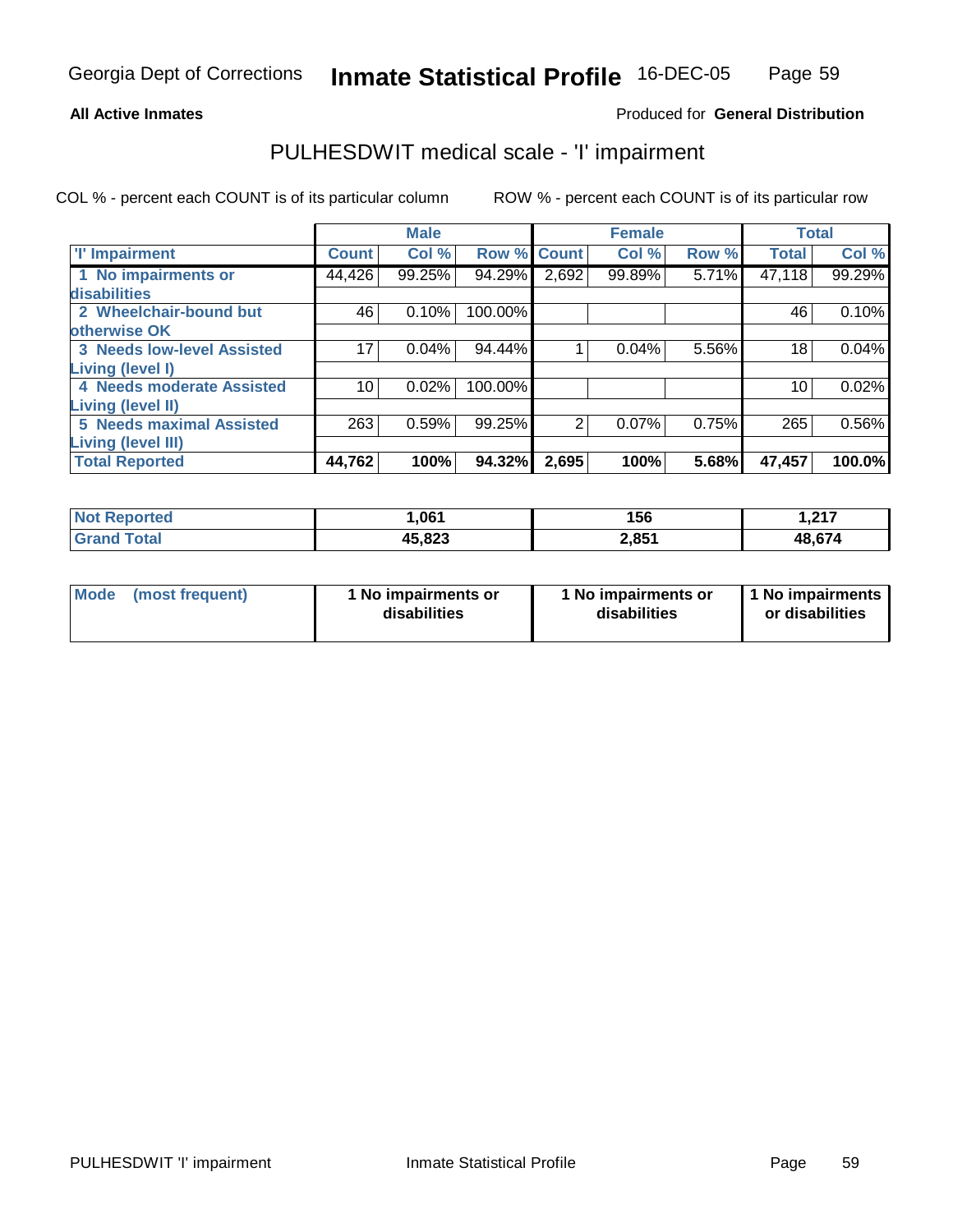Georgia Dept of Corrections **Inmate Statistical Profile** 16-DEC-05

**All Active Inmates**

Produced for **General Distribution**

## PULHESDWIT medical scale - 'I' impairment

COL % - percent each COUNT is of its particular column

ROW % - percent each COUNT is of its particular row

| | Male | | | Female | | | Total | |
|---|---|---|---|---|---|---|---|---|
| 'I' Impairment | Count | Col % | Row % | Count | Col % | Row % | Total | Col % |
| 1 No impairments or disabilities | 44,426 | 99.25% | 94.29% | 2,692 | 99.89% | 5.71% | 47,118 | 99.29% |
| 2 Wheelchair-bound but otherwise OK | 46 | 0.10% | 100.00% | | | | 46 | 0.10% |
| 3 Needs low-level Assisted Living (level I) | 17 | 0.04% | 94.44% | 1 | 0.04% | 5.56% | 18 | 0.04% |
| 4 Needs moderate Assisted Living (level II) | 10 | 0.02% | 100.00% | | | | 10 | 0.02% |
| 5 Needs maximal Assisted Living (level III) | 263 | 0.59% | 99.25% | 2 | 0.07% | 0.75% | 265 | 0.56% |
| **Total Reported** | **44,762** | **100%** | **94.32%** | **2,695** | **100%** | **5.68%** | **47,457** | **100.0%** |

| | Male | Female | Total |
|---|---|---|---|
| Not Reported | 1,061 | 156 | 1,217 |
| Grand Total | 45,823 | 2,851 | 48,674 |

| | Male | Female | Total |
|---|---|---|---|
| Mode (most frequent) | 1 No impairments or disabilities | 1 No impairments or disabilities | 1 No impairments or disabilities |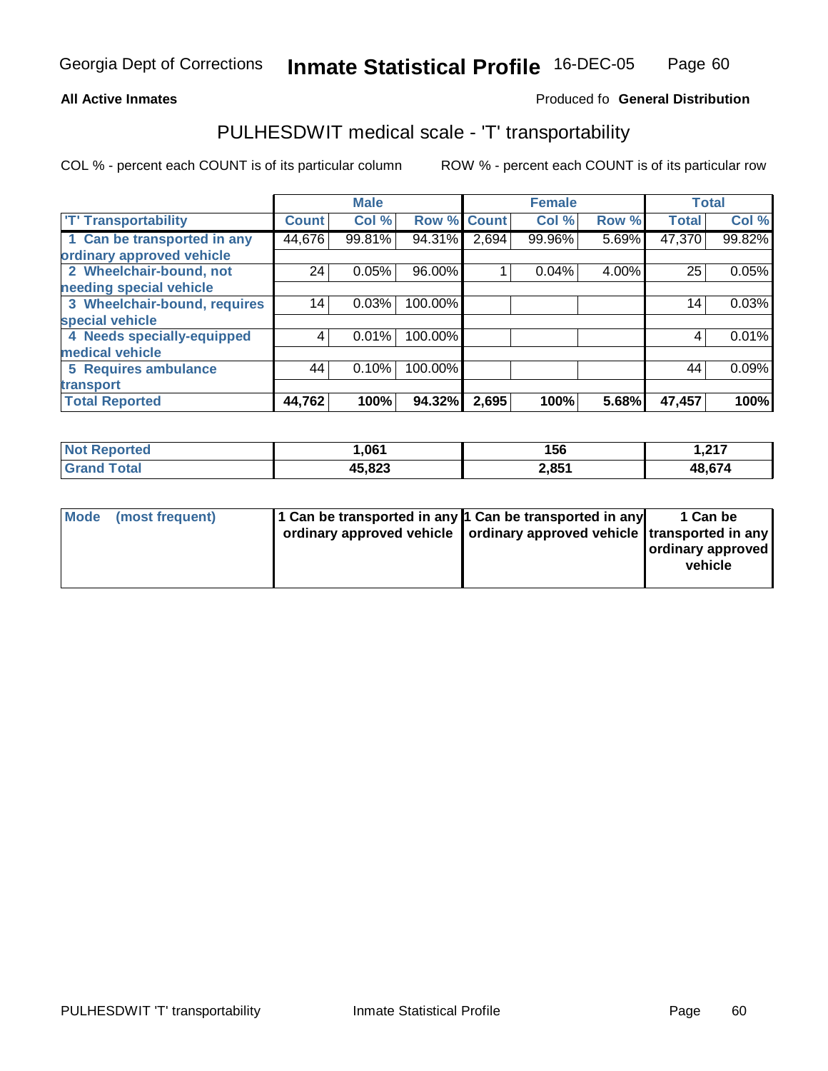**All Active Inmates**

Produced fo **General Distribution**

## PULHESDWIT medical scale - 'T' transportability

COL % - percent each COUNT is of its particular column

ROW % - percent each COUNT is of its particular row

| | Male | | | Female | | | Total | |
|---|---|---|---|---|---|---|---|---|
| 'T' Transportability | Count | Col % | Row % | Count | Col % | Row % | Total | Col % |
| 1 Can be transported in any ordinary approved vehicle | 44,676 | 99.81% | 94.31% | 2,694 | 99.96% | 5.69% | 47,370 | 99.82% |
| 2 Wheelchair-bound, not needing special vehicle | 24 | 0.05% | 96.00% | 1 | 0.04% | 4.00% | 25 | 0.05% |
| 3 Wheelchair-bound, requires special vehicle | 14 | 0.03% | 100.00% | | | | 14 | 0.03% |
| 4 Needs specially-equipped medical vehicle | 4 | 0.01% | 100.00% | | | | 4 | 0.01% |
| 5 Requires ambulance transport | 44 | 0.10% | 100.00% | | | | 44 | 0.09% |
| **Total Reported** | **44,762** | **100%** | **94.32%** | **2,695** | **100%** | **5.68%** | **47,457** | **100%** |

| | Male | Female | Total |
|---|---|---|---|
| Not Reported | 1,061 | 156 | 1,217 |
| Grand Total | 45,823 | 2,851 | 48,674 |

| | Male | Female | Total |
|---|---|---|---|
| Mode (most frequent) | 1 Can be transported in any ordinary approved vehicle | 1 Can be transported in any ordinary approved vehicle | 1 Can be transported in any ordinary approved vehicle |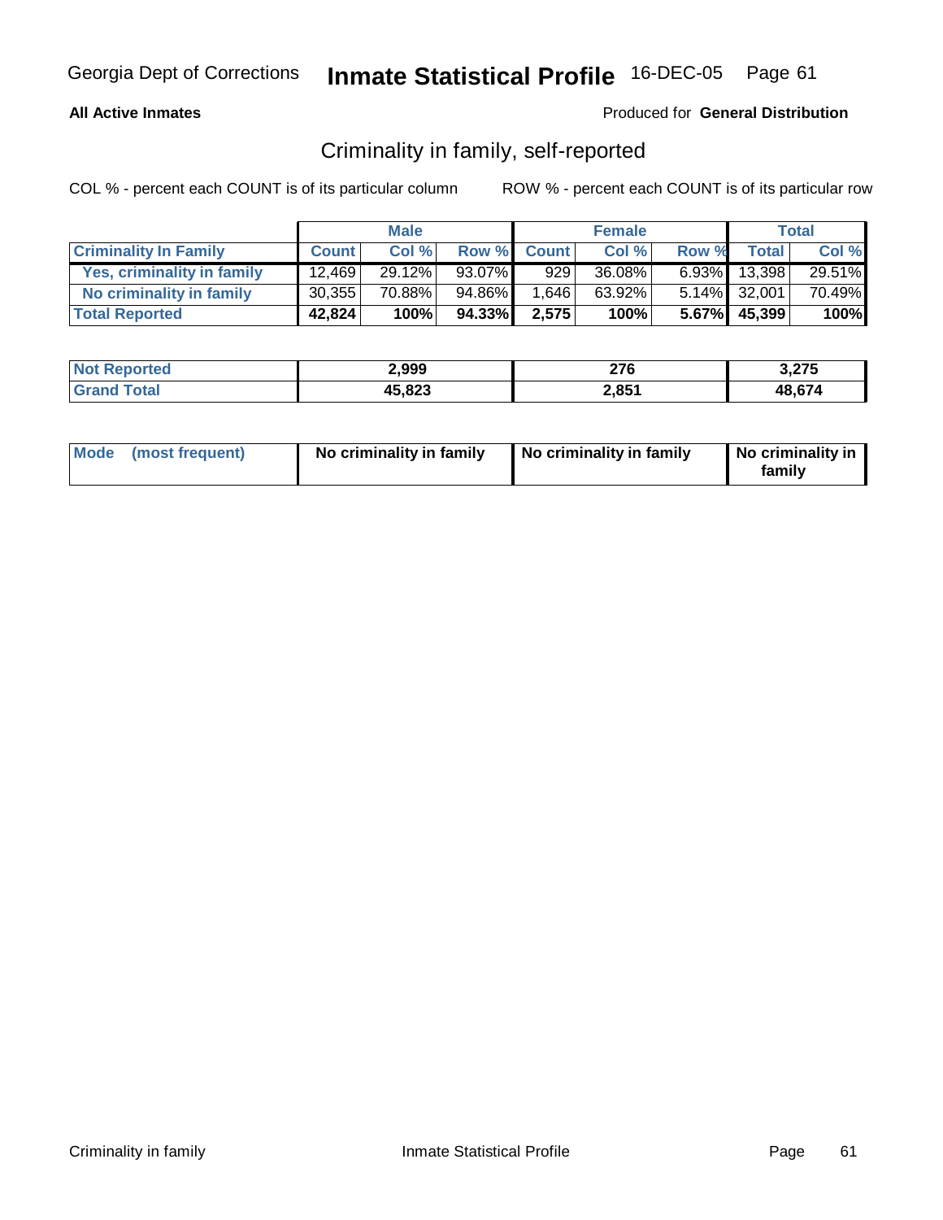Georgia Dept of Corrections **Inmate Statistical Profile** 16-DEC-05

**All Active Inmates**

Produced for **General Distribution**

## Criminality in family, self-reported

COL % - percent each COUNT is of its particular column

ROW % - percent each COUNT is of its particular row

| | Male | | | Female | | | Total | |
|---|---|---|---|---|---|---|---|---|
| **Criminality In Family** | **Count** | **Col %** | **Row %** | **Count** | **Col %** | **Row %** | **Total** | **Col %** |
| **Yes, criminality in family** | 12,469 | 29.12% | 93.07% | 929 | 36.08% | 6.93% | 13,398 | 29.51% |
| **No criminality in family** | 30,355 | 70.88% | 94.86% | 1,646 | 63.92% | 5.14% | 32,001 | 70.49% |
| **Total Reported** | **42,824** | **100%** | **94.33%** | **2,575** | **100%** | **5.67%** | **45,399** | **100%** |

| | Male | Female | Total |
|---|---|---|---|
| **Not Reported** | **2,999** | **276** | **3,275** |
| **Grand Total** | **45,823** | **2,851** | **48,674** |

| | Male | Female | Total |
|---|---|---|---|
| **Mode (most frequent)** | **No criminality in family** | **No criminality in family** | **No criminality in family** |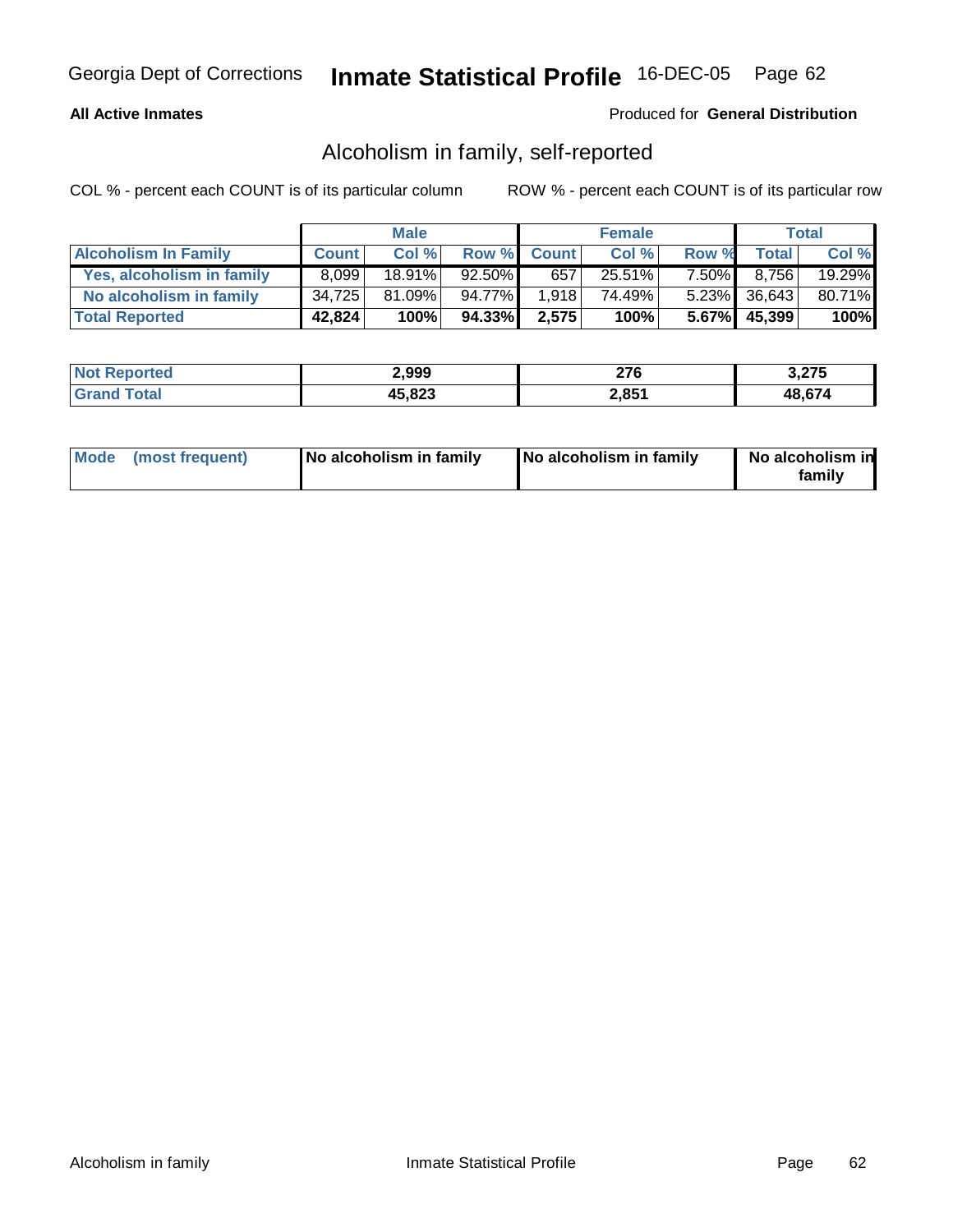Georgia Dept of Corrections **Inmate Statistical Profile** 16-DEC-05

**All Active Inmates**

Produced for **General Distribution**

## Alcoholism in family, self-reported

COL % - percent each COUNT is of its particular column

ROW % - percent each COUNT is of its particular row

| | Male | | | Female | | | Total | |
|---|---|---|---|---|---|---|---|---|
| **Alcoholism In Family** | **Count** | **Col %** | **Row %** | **Count** | **Col %** | **Row %** | **Total** | **Col %** |
| **Yes, alcoholism in family** | 8,099 | 18.91% | 92.50% | 657 | 25.51% | 7.50% | 8,756 | 19.29% |
| **No alcoholism in family** | 34,725 | 81.09% | 94.77% | 1,918 | 74.49% | 5.23% | 36,643 | 80.71% |
| **Total Reported** | **42,824** | **100%** | **94.33%** | **2,575** | **100%** | **5.67%** | **45,399** | **100%** |

| | Male | Female | Total |
|---|---|---|---|
| **Not Reported** | **2,999** | **276** | **3,275** |
| **Grand Total** | **45,823** | **2,851** | **48,674** |

| | Male | Female | Total |
|---|---|---|---|
| **Mode (most frequent)** | **No alcoholism in family** | **No alcoholism in family** | **No alcoholism in family** |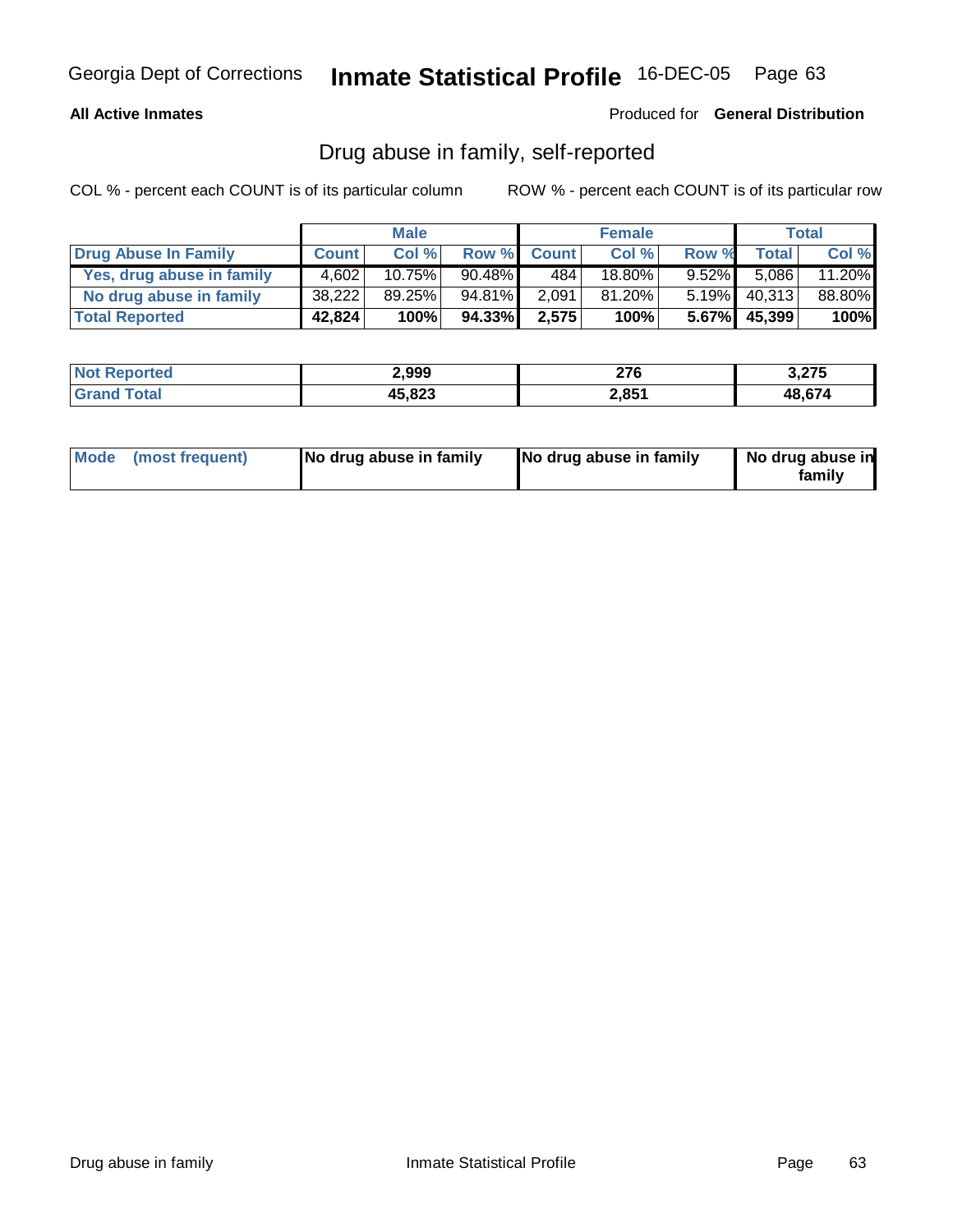**All Active Inmates** Produced for **General Distribution**

## Drug abuse in family, self-reported

COL % - percent each COUNT is of its particular column ROW % - percent each COUNT is of its particular row

| | Male | | | Female | | | Total | |
|---|---|---|---|---|---|---|---|---|
| **Drug Abuse In Family** | **Count** | **Col %** | **Row %** | **Count** | **Col %** | **Row %** | **Total** | **Col %** |
| **Yes, drug abuse in family** | 4,602 | 10.75% | 90.48% | 484 | 18.80% | 9.52% | 5,086 | 11.20% |
| **No drug abuse in family** | 38,222 | 89.25% | 94.81% | 2,091 | 81.20% | 5.19% | 40,313 | 88.80% |
| **Total Reported** | **42,824** | **100%** | **94.33%** | **2,575** | **100%** | **5.67%** | **45,399** | **100%** |

| | Male | Female | Total |
|---|---|---|---|
| **Not Reported** | **2,999** | **276** | **3,275** |
| **Grand Total** | **45,823** | **2,851** | **48,674** |

| | Male | Female | Total |
|---|---|---|---|
| **Mode (most frequent)** | **No drug abuse in family** | **No drug abuse in family** | **No drug abuse in family** |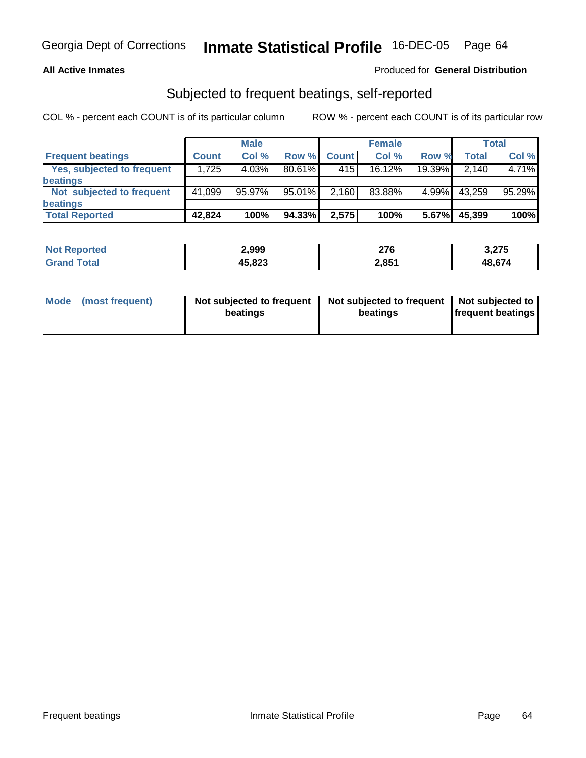Georgia Dept of Corrections **Inmate Statistical Profile** 16-DEC-05

**All Active Inmates**

Produced for **General Distribution**

## Subjected to frequent beatings, self-reported

COL % - percent each COUNT is of its particular column    ROW % - percent each COUNT is of its particular row

| | Male | | | Female | | | Total | |
|---|---|---|---|---|---|---|---|---|
| **Frequent beatings** | **Count** | **Col %** | **Row %** | **Count** | **Col %** | **Row %** | **Total** | **Col %** |
| **Yes, subjected to frequent beatings** | 1,725 | 4.03% | 80.61% | 415 | 16.12% | 19.39% | 2,140 | 4.71% |
| **Not subjected to frequent beatings** | 41,099 | 95.97% | 95.01% | 2,160 | 83.88% | 4.99% | 43,259 | 95.29% |
| **Total Reported** | **42,824** | **100%** | **94.33%** | **2,575** | **100%** | **5.67%** | **45,399** | **100%** |

| | Male | Female | Total |
|---|---|---|---|
| **Not Reported** | **2,999** | **276** | **3,275** |
| **Grand Total** | **45,823** | **2,851** | **48,674** |

| | Male | Female | Total |
|---|---|---|---|
| **Mode (most frequent)** | **Not subjected to frequent beatings** | **Not subjected to frequent beatings** | **Not subjected to frequent beatings** |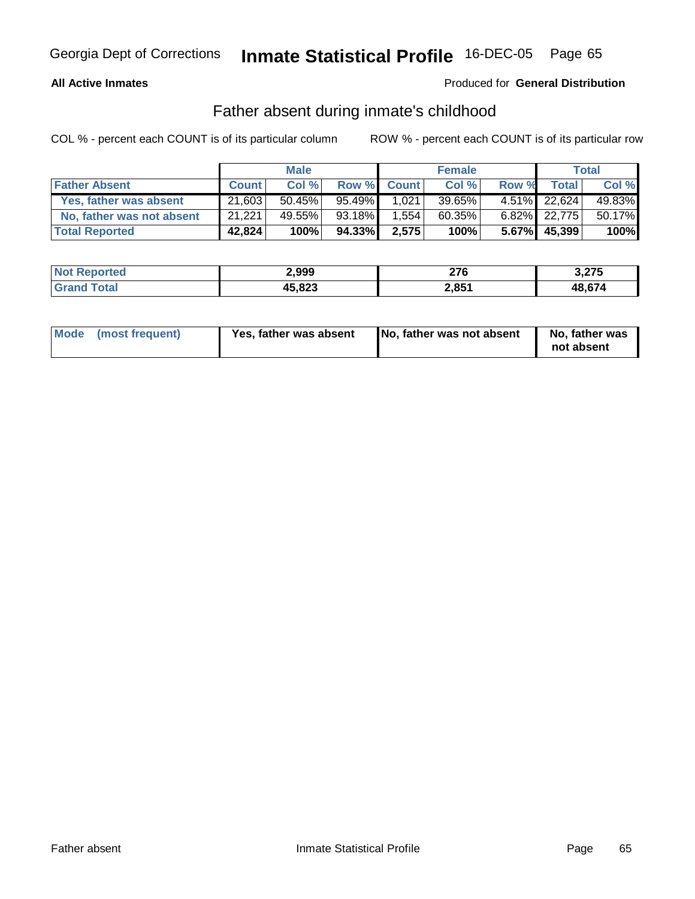Georgia Dept of Corrections **Inmate Statistical Profile** 16-DEC-05

**All Active Inmates**

Produced for **General Distribution**

## Father absent during inmate's childhood

COL % - percent each COUNT is of its particular column ROW % - percent each COUNT is of its particular row

| | Male | | | Female | | | Total | |
|---|---|---|---|---|---|---|---|---|
| **Father Absent** | **Count** | **Col %** | **Row %** | **Count** | **Col %** | **Row %** | **Total** | **Col %** |
| Yes, father was absent | 21,603 | 50.45% | 95.49% | 1,021 | 39.65% | 4.51% | 22,624 | 49.83% |
| No, father was not absent | 21,221 | 49.55% | 93.18% | 1,554 | 60.35% | 6.82% | 22,775 | 50.17% |
| **Total Reported** | **42,824** | **100%** | **94.33%** | **2,575** | **100%** | **5.67%** | **45,399** | **100%** |

| | Male | Female | Total |
|---|---|---|---|
| **Not Reported** | **2,999** | **276** | **3,275** |
| **Grand Total** | **45,823** | **2,851** | **48,674** |

| | Male | Female | Total |
|---|---|---|---|
| **Mode (most frequent)** | **Yes, father was absent** | **No, father was not absent** | **No, father was not absent** |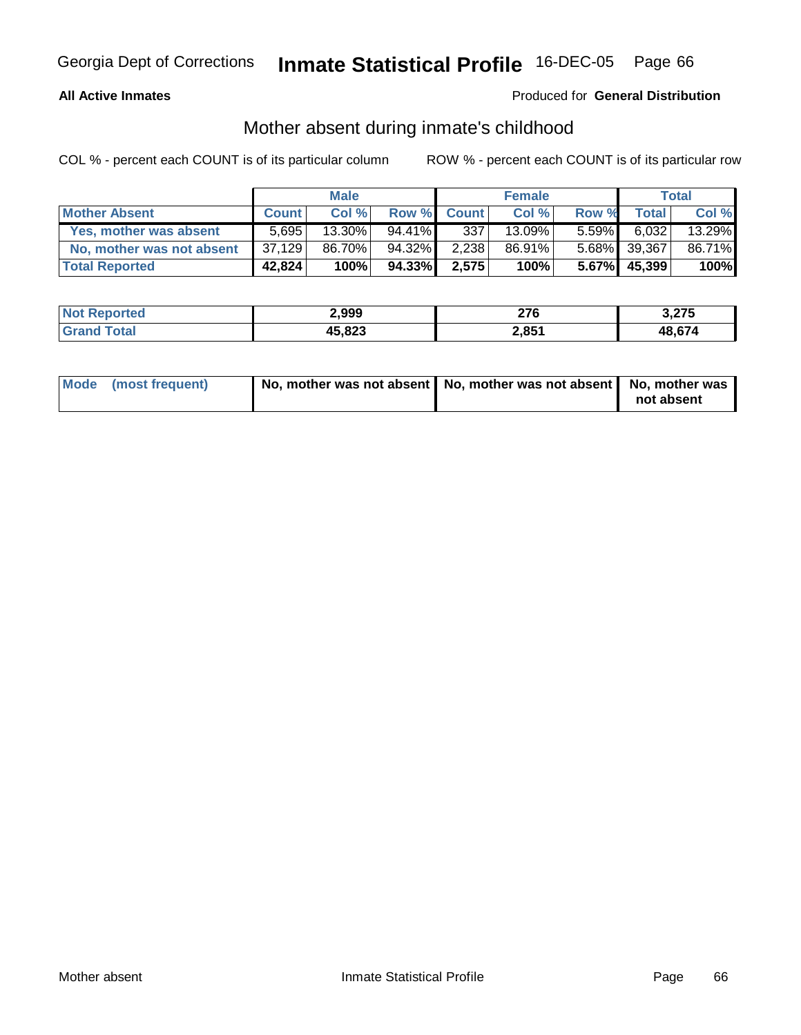# Georgia Dept of Corrections — Inmate Statistical Profile — 16-DEC-05

**All Active Inmates** — Produced for **General Distribution**

## Mother absent during inmate's childhood

COL % - percent each COUNT is of its particular column    ROW % - percent each COUNT is of its particular row

| | Male | | | Female | | | Total | |
|---|---|---|---|---|---|---|---|---|
| **Mother Absent** | **Count** | **Col %** | **Row %** | **Count** | **Col %** | **Row %** | **Total** | **Col %** |
| **Yes, mother was absent** | 5,695 | 13.30% | 94.41% | 337 | 13.09% | 5.59% | 6,032 | 13.29% |
| **No, mother was not absent** | 37,129 | 86.70% | 94.32% | 2,238 | 86.91% | 5.68% | 39,367 | 86.71% |
| **Total Reported** | **42,824** | **100%** | **94.33%** | **2,575** | **100%** | **5.67%** | **45,399** | **100%** |

| | Male | Female | Total |
|---|---|---|---|
| **Not Reported** | **2,999** | **276** | **3,275** |
| **Grand Total** | **45,823** | **2,851** | **48,674** |

| | Male | Female | Total |
|---|---|---|---|
| **Mode (most frequent)** | **No, mother was not absent** | **No, mother was not absent** | **No, mother was not absent** |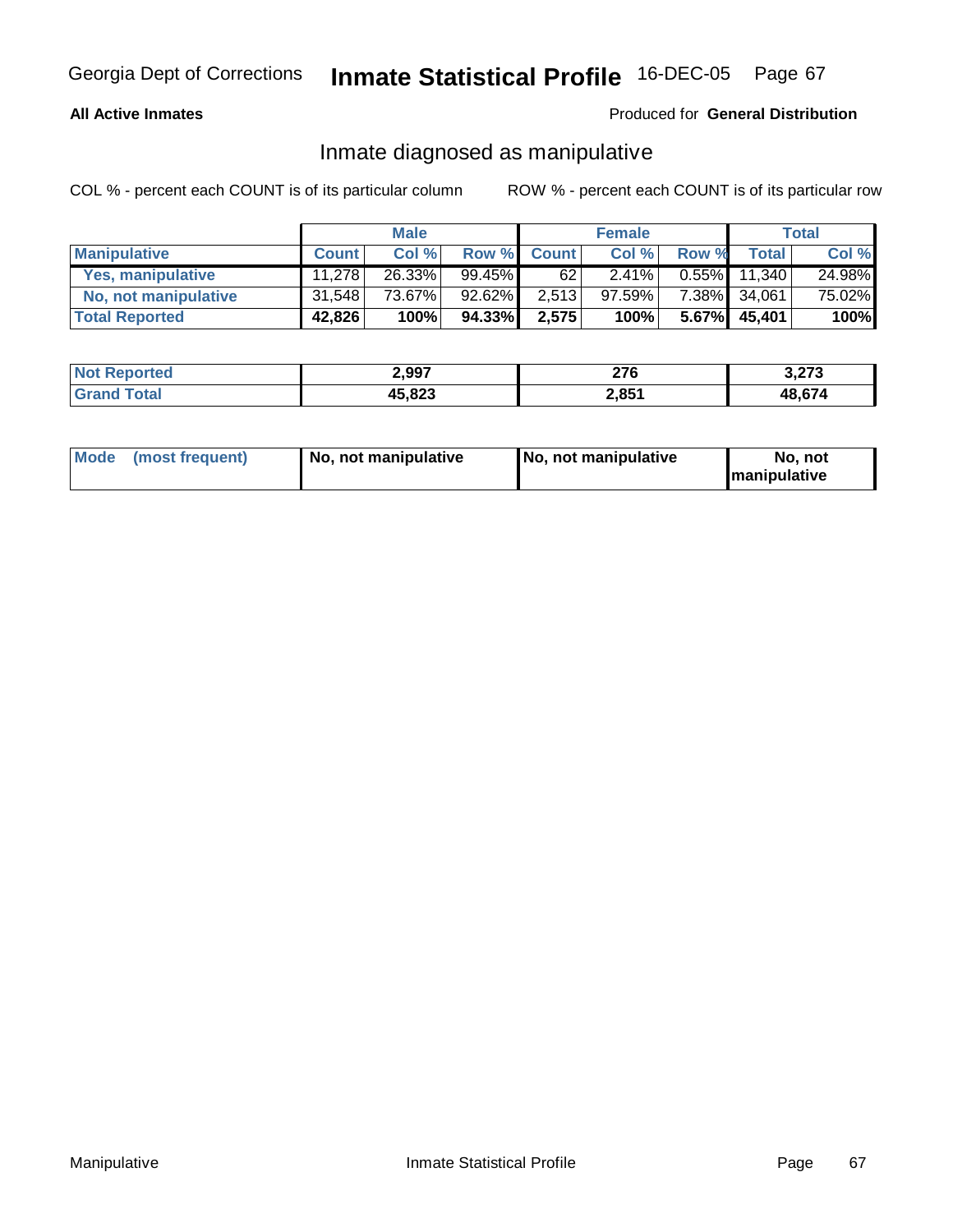**All Active Inmates**

Produced for **General Distribution**

## Inmate diagnosed as manipulative

COL % - percent each COUNT is of its particular column

ROW % - percent each COUNT is of its particular row

| | Male | | | Female | | | Total | |
|---|---|---|---|---|---|---|---|---|
| **Manipulative** | **Count** | **Col %** | **Row %** | **Count** | **Col %** | **Row %** | **Total** | **Col %** |
| **Yes, manipulative** | 11,278 | 26.33% | 99.45% | 62 | 2.41% | 0.55% | 11,340 | 24.98% |
| **No, not manipulative** | 31,548 | 73.67% | 92.62% | 2,513 | 97.59% | 7.38% | 34,061 | 75.02% |
| **Total Reported** | **42,826** | **100%** | **94.33%** | **2,575** | **100%** | **5.67%** | **45,401** | **100%** |

| | Male | Female | Total |
|---|---|---|---|
| **Not Reported** | **2,997** | **276** | **3,273** |
| **Grand Total** | **45,823** | **2,851** | **48,674** |

| | Male | Female | Total |
|---|---|---|---|
| **Mode (most frequent)** | **No, not manipulative** | **No, not manipulative** | **No, not manipulative** |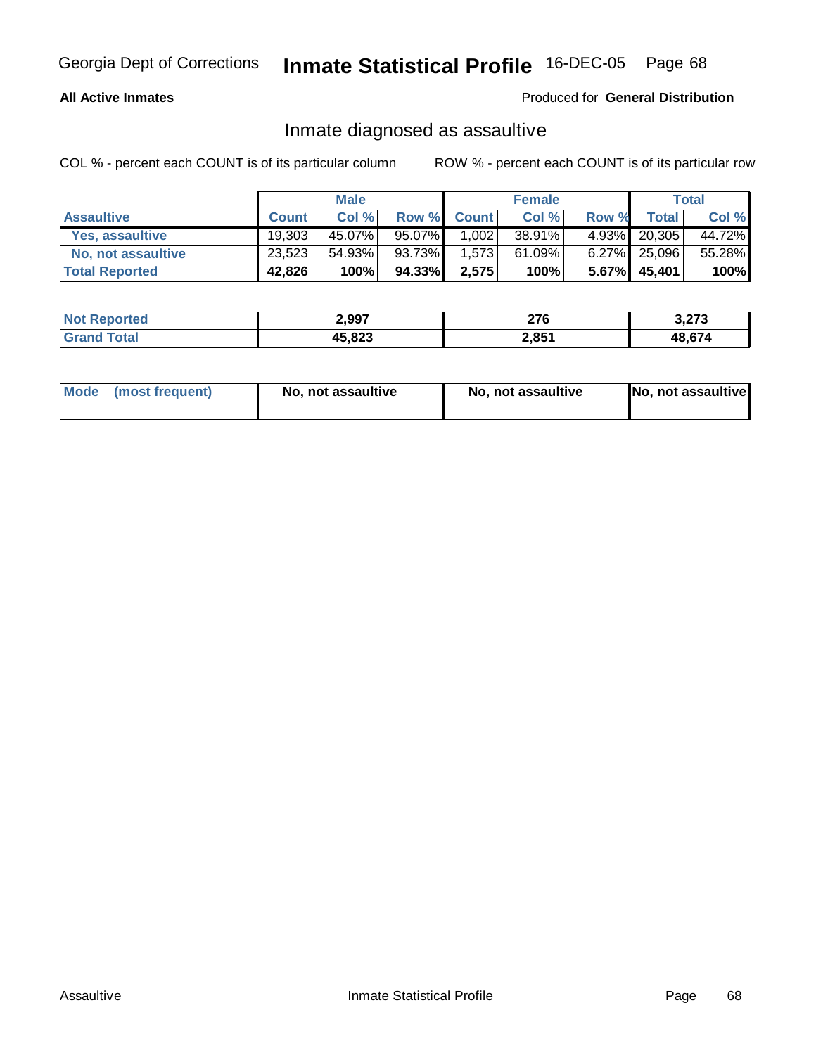Georgia Dept of Corrections **Inmate Statistical Profile** 16-DEC-05

**All Active Inmates**

Produced for **General Distribution**

## Inmate diagnosed as assaultive

COL % - percent each COUNT is of its particular column

ROW % - percent each COUNT is of its particular row

| | Male | | | Female | | | Total | |
|---|---|---|---|---|---|---|---|---|
| **Assaultive** | **Count** | **Col %** | **Row %** | **Count** | **Col %** | **Row %** | **Total** | **Col %** |
| **Yes, assaultive** | 19,303 | 45.07% | 95.07% | 1,002 | 38.91% | 4.93% | 20,305 | 44.72% |
| **No, not assaultive** | 23,523 | 54.93% | 93.73% | 1,573 | 61.09% | 6.27% | 25,096 | 55.28% |
| **Total Reported** | **42,826** | **100%** | **94.33%** | **2,575** | **100%** | **5.67%** | **45,401** | **100%** |

| | Male | Female | Total |
|---|---|---|---|
| **Not Reported** | **2,997** | **276** | **3,273** |
| **Grand Total** | **45,823** | **2,851** | **48,674** |

| | Male | Female | Total |
|---|---|---|---|
| **Mode (most frequent)** | **No, not assaultive** | **No, not assaultive** | **No, not assaultive** |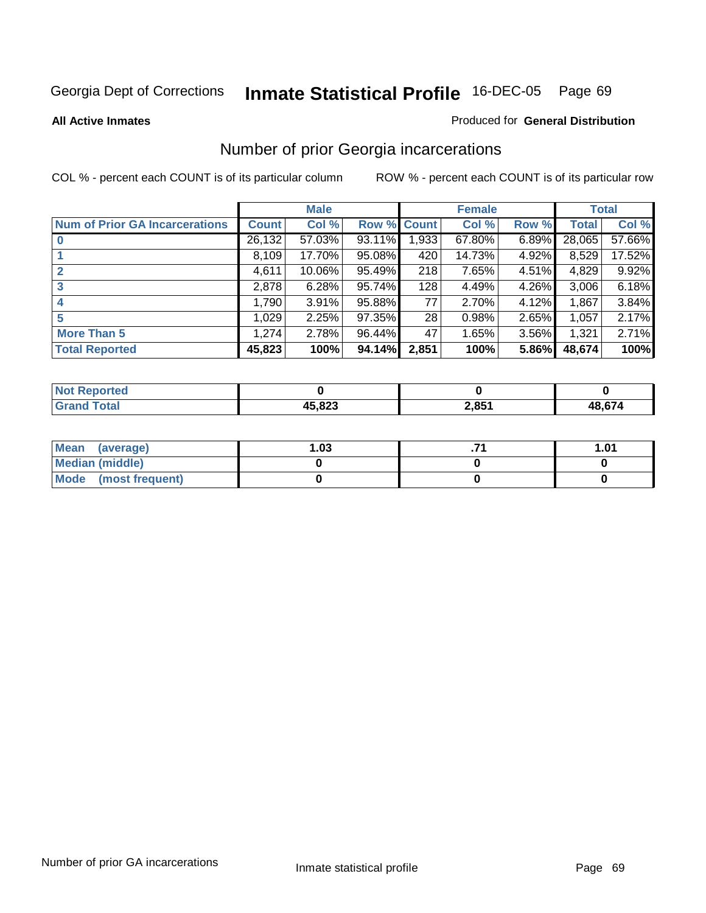Georgia Dept of Corrections **Inmate Statistical Profile** 16-DEC-05

**All Active Inmates**

Produced for **General Distribution**

## Number of prior Georgia incarcerations

COL % - percent each COUNT is of its particular column

ROW % - percent each COUNT is of its particular row

| | Male | | | Female | | | Total | |
|---|---|---|---|---|---|---|---|---|
| **Num of Prior GA Incarcerations** | **Count** | **Col %** | **Row %** | **Count** | **Col %** | **Row %** | **Total** | **Col %** |
| **0** | 26,132 | 57.03% | 93.11% | 1,933 | 67.80% | 6.89% | 28,065 | 57.66% |
| **1** | 8,109 | 17.70% | 95.08% | 420 | 14.73% | 4.92% | 8,529 | 17.52% |
| **2** | 4,611 | 10.06% | 95.49% | 218 | 7.65% | 4.51% | 4,829 | 9.92% |
| **3** | 2,878 | 6.28% | 95.74% | 128 | 4.49% | 4.26% | 3,006 | 6.18% |
| **4** | 1,790 | 3.91% | 95.88% | 77 | 2.70% | 4.12% | 1,867 | 3.84% |
| **5** | 1,029 | 2.25% | 97.35% | 28 | 0.98% | 2.65% | 1,057 | 2.17% |
| **More Than 5** | 1,274 | 2.78% | 96.44% | 47 | 1.65% | 3.56% | 1,321 | 2.71% |
| **Total Reported** | **45,823** | **100%** | **94.14%** | **2,851** | **100%** | **5.86%** | **48,674** | **100%** |

| | Male | Female | Total |
|---|---|---|---|
| **Not Reported** | **0** | **0** | **0** |
| **Grand Total** | **45,823** | **2,851** | **48,674** |

| | Male | Female | Total |
|---|---|---|---|
| **Mean (average)** | **1.03** | **.71** | **1.01** |
| **Median (middle)** | **0** | **0** | **0** |
| **Mode (most frequent)** | **0** | **0** | **0** |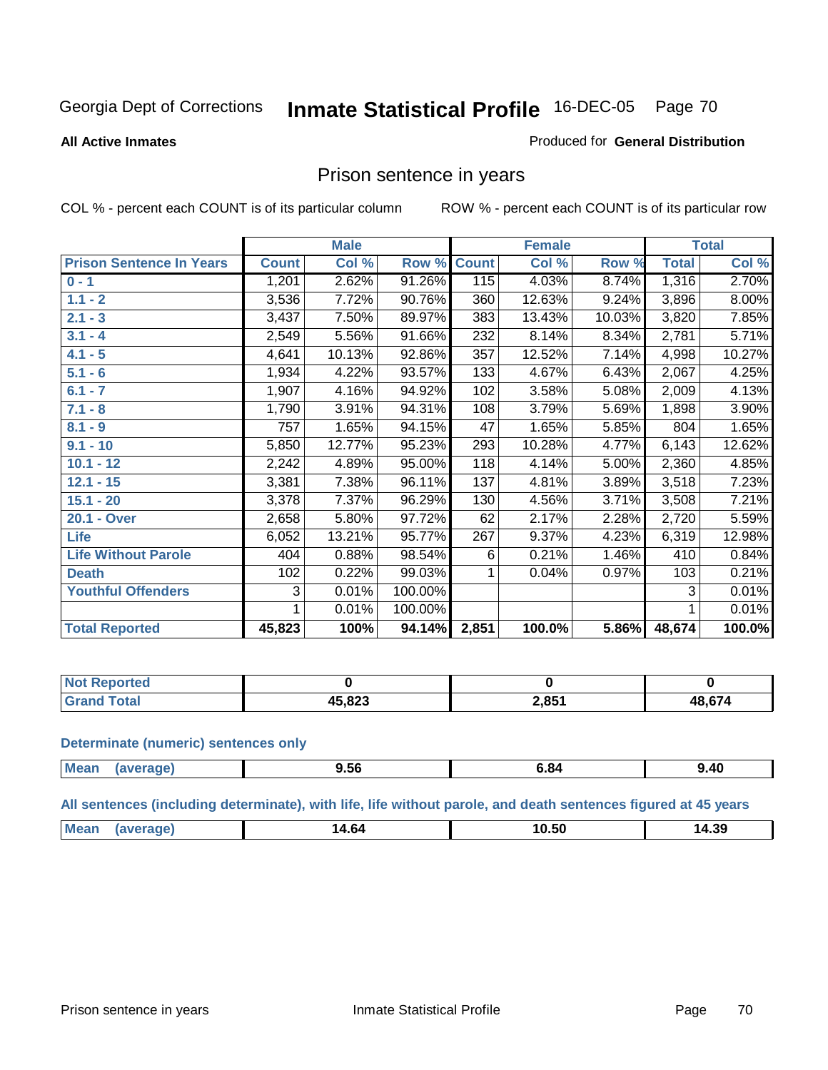Georgia Dept of Corrections **Inmate Statistical Profile** 16-DEC-05

**All Active Inmates** Produced for **General Distribution**

## Prison sentence in years

COL % - percent each COUNT is of its particular column ROW % - percent each COUNT is of its particular row

| | Male | | | Female | | | Total | |
|---|---|---|---|---|---|---|---|---|
| **Prison Sentence In Years** | **Count** | **Col %** | **Row %** | **Count** | **Col %** | **Row %** | **Total** | **Col %** |
| 0 - 1 | 1,201 | 2.62% | 91.26% | 115 | 4.03% | 8.74% | 1,316 | 2.70% |
| 1.1 - 2 | 3,536 | 7.72% | 90.76% | 360 | 12.63% | 9.24% | 3,896 | 8.00% |
| 2.1 - 3 | 3,437 | 7.50% | 89.97% | 383 | 13.43% | 10.03% | 3,820 | 7.85% |
| 3.1 - 4 | 2,549 | 5.56% | 91.66% | 232 | 8.14% | 8.34% | 2,781 | 5.71% |
| 4.1 - 5 | 4,641 | 10.13% | 92.86% | 357 | 12.52% | 7.14% | 4,998 | 10.27% |
| 5.1 - 6 | 1,934 | 4.22% | 93.57% | 133 | 4.67% | 6.43% | 2,067 | 4.25% |
| 6.1 - 7 | 1,907 | 4.16% | 94.92% | 102 | 3.58% | 5.08% | 2,009 | 4.13% |
| 7.1 - 8 | 1,790 | 3.91% | 94.31% | 108 | 3.79% | 5.69% | 1,898 | 3.90% |
| 8.1 - 9 | 757 | 1.65% | 94.15% | 47 | 1.65% | 5.85% | 804 | 1.65% |
| 9.1 - 10 | 5,850 | 12.77% | 95.23% | 293 | 10.28% | 4.77% | 6,143 | 12.62% |
| 10.1 - 12 | 2,242 | 4.89% | 95.00% | 118 | 4.14% | 5.00% | 2,360 | 4.85% |
| 12.1 - 15 | 3,381 | 7.38% | 96.11% | 137 | 4.81% | 3.89% | 3,518 | 7.23% |
| 15.1 - 20 | 3,378 | 7.37% | 96.29% | 130 | 4.56% | 3.71% | 3,508 | 7.21% |
| 20.1 - Over | 2,658 | 5.80% | 97.72% | 62 | 2.17% | 2.28% | 2,720 | 5.59% |
| Life | 6,052 | 13.21% | 95.77% | 267 | 9.37% | 4.23% | 6,319 | 12.98% |
| Life Without Parole | 404 | 0.88% | 98.54% | 6 | 0.21% | 1.46% | 410 | 0.84% |
| Death | 102 | 0.22% | 99.03% | 1 | 0.04% | 0.97% | 103 | 0.21% |
| Youthful Offenders | 3 | 0.01% | 100.00% | | | | 3 | 0.01% |
| | 1 | 0.01% | 100.00% | | | | 1 | 0.01% |
| **Total Reported** | **45,823** | **100%** | **94.14%** | **2,851** | **100.0%** | **5.86%** | **48,674** | **100.0%** |

| | Male | Female | Total |
|---|---|---|---|
| Not Reported | 0 | 0 | 0 |
| Grand Total | 45,823 | 2,851 | 48,674 |

**Determinate (numeric) sentences only**

| | Male | Female | Total |
|---|---|---|---|
| Mean (average) | 9.56 | 6.84 | 9.40 |

**All sentences (including determinate), with life, life without parole, and death sentences figured at 45 years**

| | Male | Female | Total |
|---|---|---|---|
| Mean (average) | 14.64 | 10.50 | 14.39 |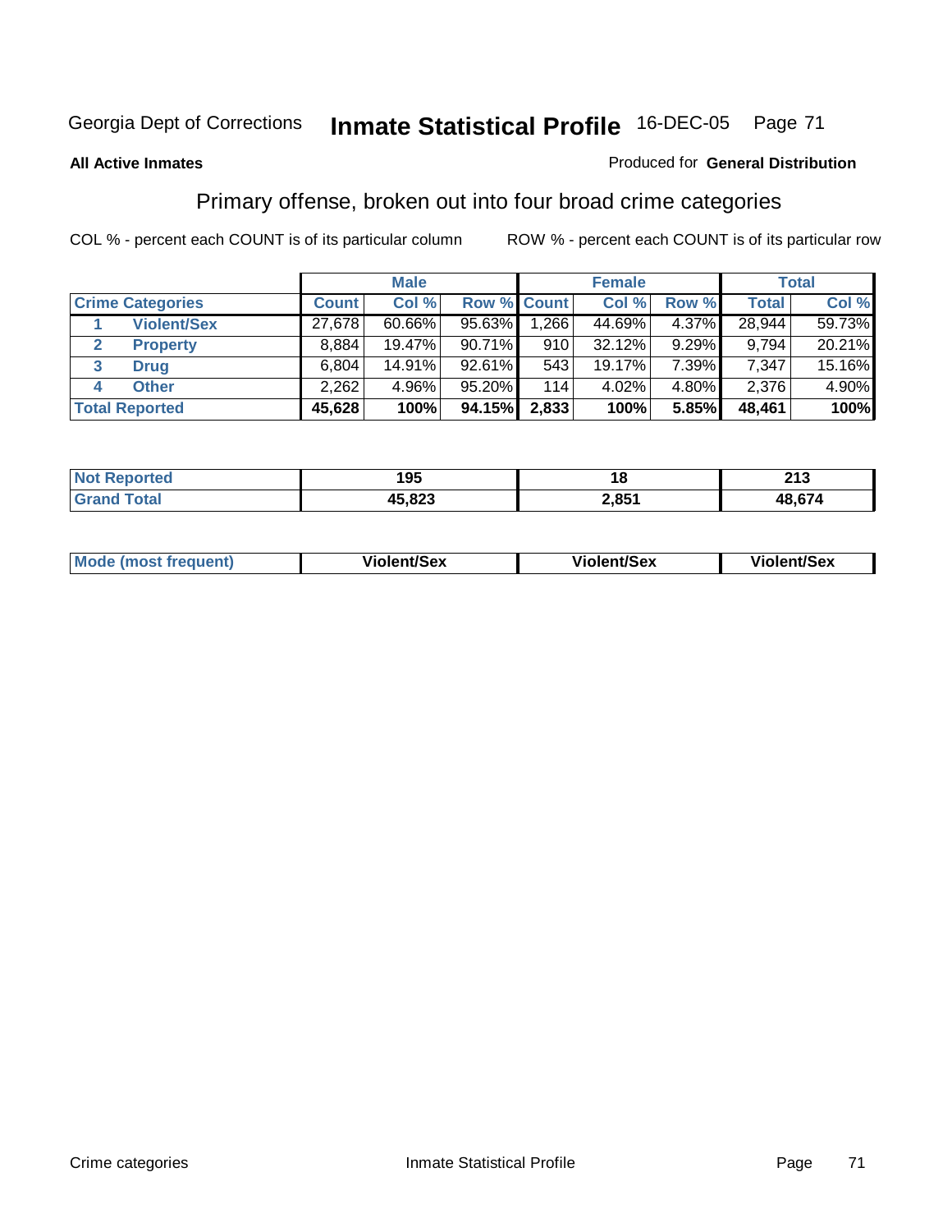Georgia Dept of Corrections **Inmate Statistical Profile** 16-DEC-05

**All Active Inmates**

Produced for **General Distribution**

## Primary offense, broken out into four broad crime categories

COL % - percent each COUNT is of its particular column     ROW % - percent each COUNT is of its particular row

| | | Male | | | Female | | | Total | |
|---|---|---|---|---|---|---|---|---|---|
| **Crime Categories** | | **Count** | **Col %** | **Row %** | **Count** | **Col %** | **Row %** | **Total** | **Col %** |
| 1 | Violent/Sex | 27,678 | 60.66% | 95.63% | 1,266 | 44.69% | 4.37% | 28,944 | 59.73% |
| 2 | Property | 8,884 | 19.47% | 90.71% | 910 | 32.12% | 9.29% | 9,794 | 20.21% |
| 3 | Drug | 6,804 | 14.91% | 92.61% | 543 | 19.17% | 7.39% | 7,347 | 15.16% |
| 4 | Other | 2,262 | 4.96% | 95.20% | 114 | 4.02% | 4.80% | 2,376 | 4.90% |
| **Total Reported** | | **45,628** | **100%** | **94.15%** | **2,833** | **100%** | **5.85%** | **48,461** | **100%** |

| | Male | Female | Total |
|---|---|---|---|
| Not Reported | 195 | 18 | 213 |
| Grand Total | 45,823 | 2,851 | 48,674 |

| | Male | Female | Total |
|---|---|---|---|
| Mode (most frequent) | Violent/Sex | Violent/Sex | Violent/Sex |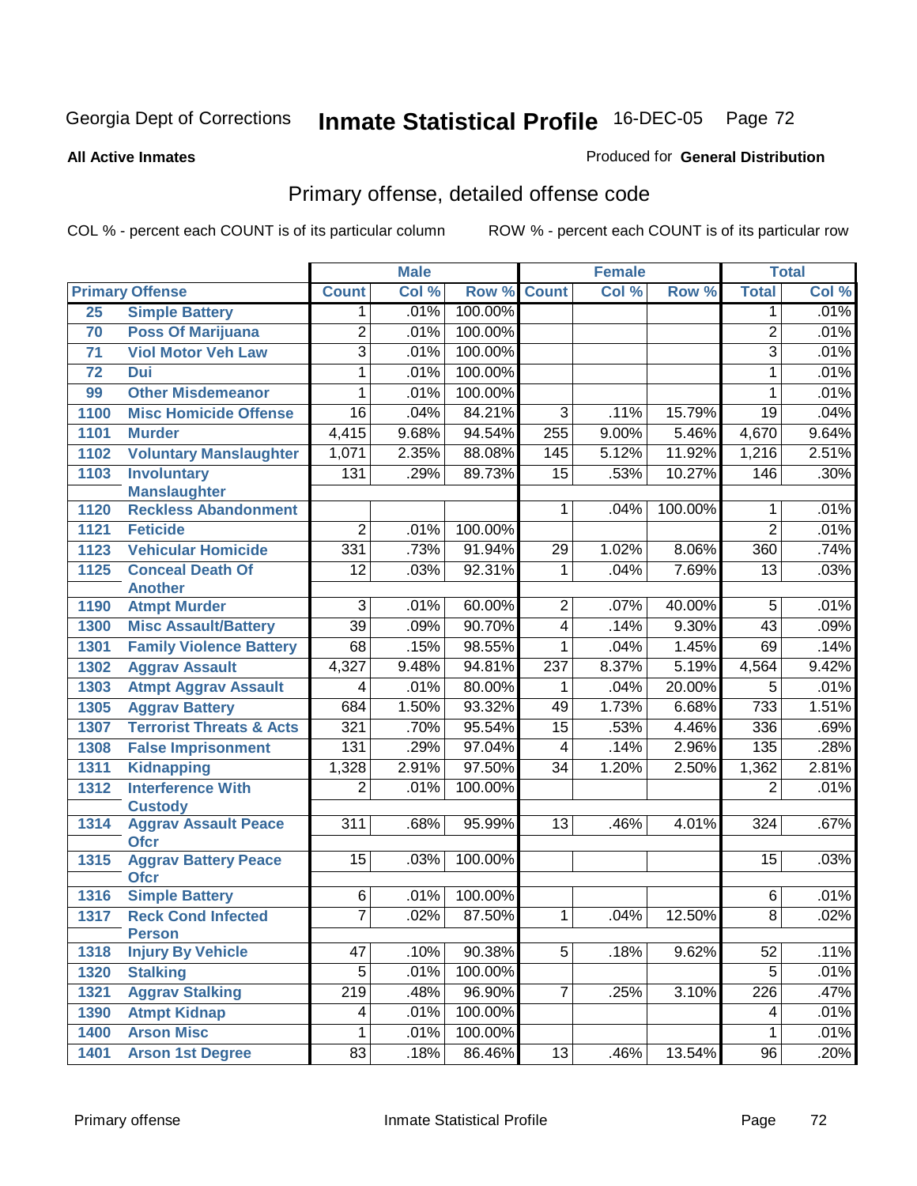Georgia Dept of Corrections **Inmate Statistical Profile** 16-DEC-05

**All Active Inmates**

Produced for **General Distribution**

## Primary offense, detailed offense code

COL % - percent each COUNT is of its particular column    ROW % - percent each COUNT is of its particular row

| Primary Offense | | Male | | | Female | | | Total | |
|---|---|---|---|---|---|---|---|---|---|
| | | Count | Col % | Row % | Count | Col % | Row % | Total | Col % |
| 25 | Simple Battery | 1 | .01% | 100.00% | | | | 1 | .01% |
| 70 | Poss Of Marijuana | 2 | .01% | 100.00% | | | | 2 | .01% |
| 71 | Viol Motor Veh Law | 3 | .01% | 100.00% | | | | 3 | .01% |
| 72 | Dui | 1 | .01% | 100.00% | | | | 1 | .01% |
| 99 | Other Misdemeanor | 1 | .01% | 100.00% | | | | 1 | .01% |
| 1100 | Misc Homicide Offense | 16 | .04% | 84.21% | 3 | .11% | 15.79% | 19 | .04% |
| 1101 | Murder | 4,415 | 9.68% | 94.54% | 255 | 9.00% | 5.46% | 4,670 | 9.64% |
| 1102 | Voluntary Manslaughter | 1,071 | 2.35% | 88.08% | 145 | 5.12% | 11.92% | 1,216 | 2.51% |
| 1103 | Involuntary Manslaughter | 131 | .29% | 89.73% | 15 | .53% | 10.27% | 146 | .30% |
| 1120 | Reckless Abandonment | | | | 1 | .04% | 100.00% | 1 | .01% |
| 1121 | Feticide | 2 | .01% | 100.00% | | | | 2 | .01% |
| 1123 | Vehicular Homicide | 331 | .73% | 91.94% | 29 | 1.02% | 8.06% | 360 | .74% |
| 1125 | Conceal Death Of Another | 12 | .03% | 92.31% | 1 | .04% | 7.69% | 13 | .03% |
| 1190 | Atmpt Murder | 3 | .01% | 60.00% | 2 | .07% | 40.00% | 5 | .01% |
| 1300 | Misc Assault/Battery | 39 | .09% | 90.70% | 4 | .14% | 9.30% | 43 | .09% |
| 1301 | Family Violence Battery | 68 | .15% | 98.55% | 1 | .04% | 1.45% | 69 | .14% |
| 1302 | Aggrav Assault | 4,327 | 9.48% | 94.81% | 237 | 8.37% | 5.19% | 4,564 | 9.42% |
| 1303 | Atmpt Aggrav Assault | 4 | .01% | 80.00% | 1 | .04% | 20.00% | 5 | .01% |
| 1305 | Aggrav Battery | 684 | 1.50% | 93.32% | 49 | 1.73% | 6.68% | 733 | 1.51% |
| 1307 | Terrorist Threats & Acts | 321 | .70% | 95.54% | 15 | .53% | 4.46% | 336 | .69% |
| 1308 | False Imprisonment | 131 | .29% | 97.04% | 4 | .14% | 2.96% | 135 | .28% |
| 1311 | Kidnapping | 1,328 | 2.91% | 97.50% | 34 | 1.20% | 2.50% | 1,362 | 2.81% |
| 1312 | Interference With Custody | 2 | .01% | 100.00% | | | | 2 | .01% |
| 1314 | Aggrav Assault Peace Ofcr | 311 | .68% | 95.99% | 13 | .46% | 4.01% | 324 | .67% |
| 1315 | Aggrav Battery Peace Ofcr | 15 | .03% | 100.00% | | | | 15 | .03% |
| 1316 | Simple Battery | 6 | .01% | 100.00% | | | | 6 | .01% |
| 1317 | Reck Cond Infected Person | 7 | .02% | 87.50% | 1 | .04% | 12.50% | 8 | .02% |
| 1318 | Injury By Vehicle | 47 | .10% | 90.38% | 5 | .18% | 9.62% | 52 | .11% |
| 1320 | Stalking | 5 | .01% | 100.00% | | | | 5 | .01% |
| 1321 | Aggrav Stalking | 219 | .48% | 96.90% | 7 | .25% | 3.10% | 226 | .47% |
| 1390 | Atmpt Kidnap | 4 | .01% | 100.00% | | | | 4 | .01% |
| 1400 | Arson Misc | 1 | .01% | 100.00% | | | | 1 | .01% |
| 1401 | Arson 1st Degree | 83 | .18% | 86.46% | 13 | .46% | 13.54% | 96 | .20% |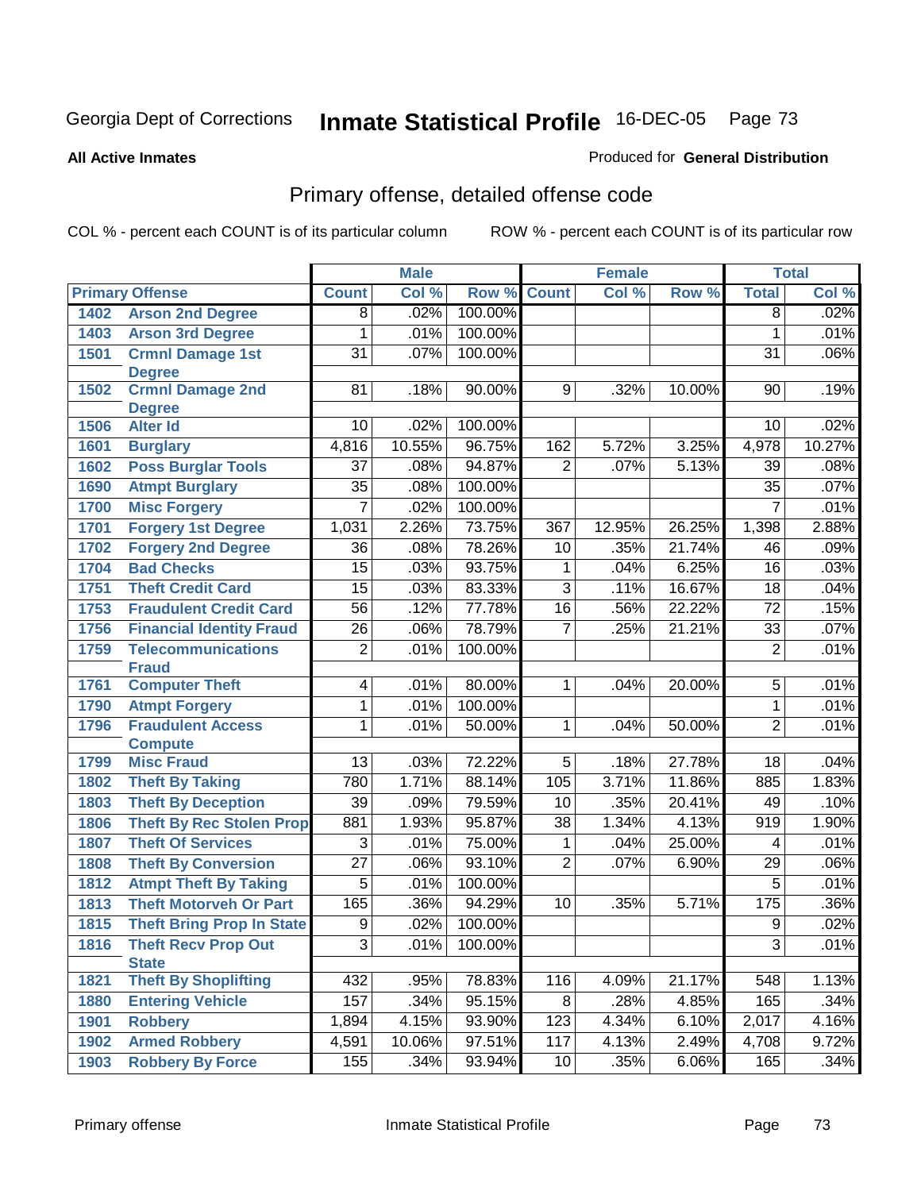Georgia Dept of Corrections **Inmate Statistical Profile** 16-DEC-05

**All Active Inmates**

Produced for **General Distribution**

## Primary offense, detailed offense code

COL % - percent each COUNT is of its particular column ROW % - percent each COUNT is of its particular row

| Primary Offense | | Male | | | Female | | | Total | |
|---|---|---|---|---|---|---|---|---|---|
| | | Count | Col % | Row % | Count | Col % | Row % | Total | Col % |
| 1402 | Arson 2nd Degree | 8 | .02% | 100.00% | | | | 8 | .02% |
| 1403 | Arson 3rd Degree | 1 | .01% | 100.00% | | | | 1 | .01% |
| 1501 | Crmnl Damage 1st Degree | 31 | .07% | 100.00% | | | | 31 | .06% |
| 1502 | Crmnl Damage 2nd Degree | 81 | .18% | 90.00% | 9 | .32% | 10.00% | 90 | .19% |
| 1506 | Alter Id | 10 | .02% | 100.00% | | | | 10 | .02% |
| 1601 | Burglary | 4,816 | 10.55% | 96.75% | 162 | 5.72% | 3.25% | 4,978 | 10.27% |
| 1602 | Poss Burglar Tools | 37 | .08% | 94.87% | 2 | .07% | 5.13% | 39 | .08% |
| 1690 | Atmpt Burglary | 35 | .08% | 100.00% | | | | 35 | .07% |
| 1700 | Misc Forgery | 7 | .02% | 100.00% | | | | 7 | .01% |
| 1701 | Forgery 1st Degree | 1,031 | 2.26% | 73.75% | 367 | 12.95% | 26.25% | 1,398 | 2.88% |
| 1702 | Forgery 2nd Degree | 36 | .08% | 78.26% | 10 | .35% | 21.74% | 46 | .09% |
| 1704 | Bad Checks | 15 | .03% | 93.75% | 1 | .04% | 6.25% | 16 | .03% |
| 1751 | Theft Credit Card | 15 | .03% | 83.33% | 3 | .11% | 16.67% | 18 | .04% |
| 1753 | Fraudulent Credit Card | 56 | .12% | 77.78% | 16 | .56% | 22.22% | 72 | .15% |
| 1756 | Financial Identity Fraud | 26 | .06% | 78.79% | 7 | .25% | 21.21% | 33 | .07% |
| 1759 | Telecommunications Fraud | 2 | .01% | 100.00% | | | | 2 | .01% |
| 1761 | Computer Theft | 4 | .01% | 80.00% | 1 | .04% | 20.00% | 5 | .01% |
| 1790 | Atmpt Forgery | 1 | .01% | 100.00% | | | | 1 | .01% |
| 1796 | Fraudulent Access Compute | 1 | .01% | 50.00% | 1 | .04% | 50.00% | 2 | .01% |
| 1799 | Misc Fraud | 13 | .03% | 72.22% | 5 | .18% | 27.78% | 18 | .04% |
| 1802 | Theft By Taking | 780 | 1.71% | 88.14% | 105 | 3.71% | 11.86% | 885 | 1.83% |
| 1803 | Theft By Deception | 39 | .09% | 79.59% | 10 | .35% | 20.41% | 49 | .10% |
| 1806 | Theft By Rec Stolen Prop | 881 | 1.93% | 95.87% | 38 | 1.34% | 4.13% | 919 | 1.90% |
| 1807 | Theft Of Services | 3 | .01% | 75.00% | 1 | .04% | 25.00% | 4 | .01% |
| 1808 | Theft By Conversion | 27 | .06% | 93.10% | 2 | .07% | 6.90% | 29 | .06% |
| 1812 | Atmpt Theft By Taking | 5 | .01% | 100.00% | | | | 5 | .01% |
| 1813 | Theft Motorveh Or Part | 165 | .36% | 94.29% | 10 | .35% | 5.71% | 175 | .36% |
| 1815 | Theft Bring Prop In State | 9 | .02% | 100.00% | | | | 9 | .02% |
| 1816 | Theft Recv Prop Out State | 3 | .01% | 100.00% | | | | 3 | .01% |
| 1821 | Theft By Shoplifting | 432 | .95% | 78.83% | 116 | 4.09% | 21.17% | 548 | 1.13% |
| 1880 | Entering Vehicle | 157 | .34% | 95.15% | 8 | .28% | 4.85% | 165 | .34% |
| 1901 | Robbery | 1,894 | 4.15% | 93.90% | 123 | 4.34% | 6.10% | 2,017 | 4.16% |
| 1902 | Armed Robbery | 4,591 | 10.06% | 97.51% | 117 | 4.13% | 2.49% | 4,708 | 9.72% |
| 1903 | Robbery By Force | 155 | .34% | 93.94% | 10 | .35% | 6.06% | 165 | .34% |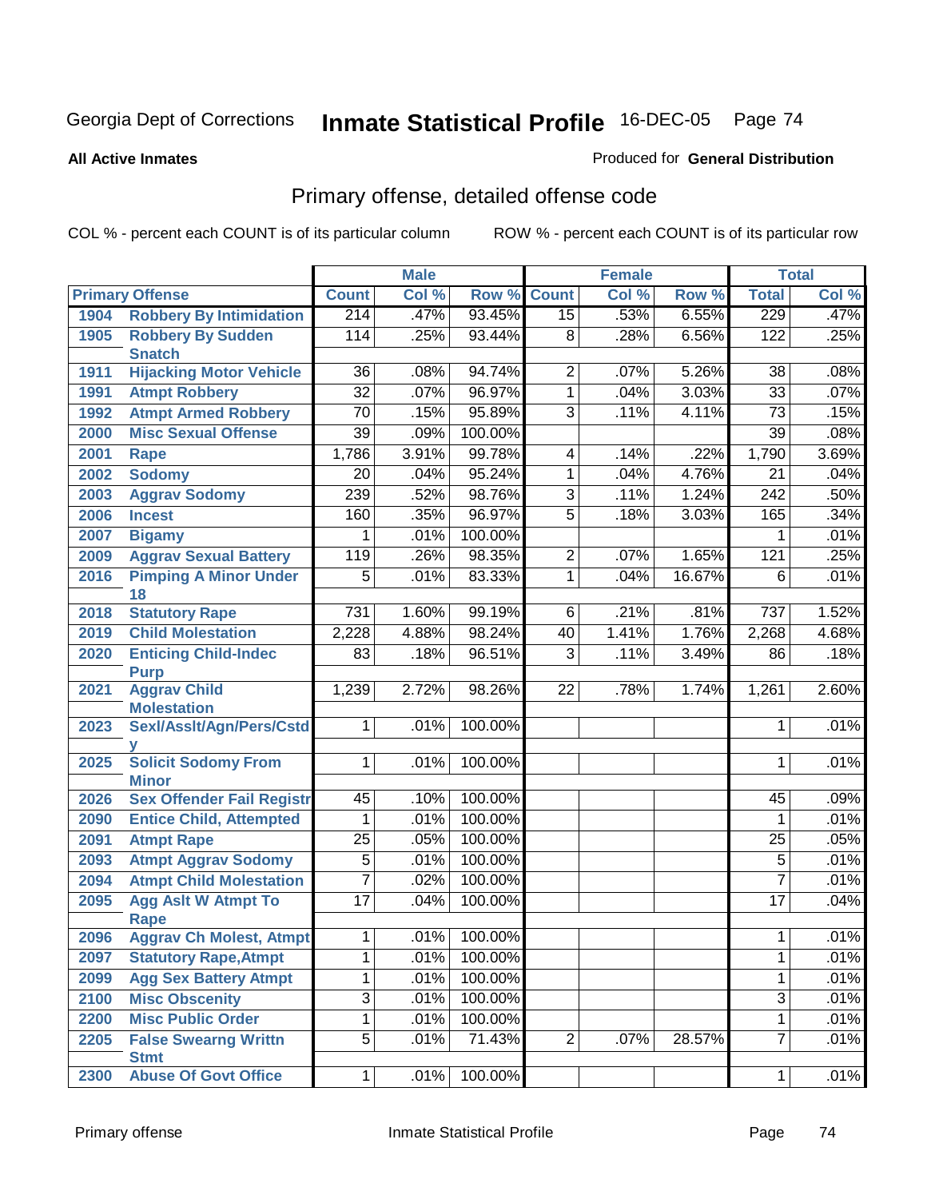Georgia Dept of Corrections **Inmate Statistical Profile** 16-DEC-05 Page 74

**All Active Inmates**

Produced for **General Distribution**

## Primary offense, detailed offense code

COL % - percent each COUNT is of its particular column    ROW % - percent each COUNT is of its particular row

| Primary Offense | | Male | | | Female | | | Total | |
|---|---|---|---|---|---|---|---|---|---|
| | | Count | Col % | Row % | Count | Col % | Row % | Total | Col % |
| 1904 | Robbery By Intimidation | 214 | .47% | 93.45% | 15 | .53% | 6.55% | 229 | .47% |
| 1905 | Robbery By Sudden Snatch | 114 | .25% | 93.44% | 8 | .28% | 6.56% | 122 | .25% |
| 1911 | Hijacking Motor Vehicle | 36 | .08% | 94.74% | 2 | .07% | 5.26% | 38 | .08% |
| 1991 | Atmpt Robbery | 32 | .07% | 96.97% | 1 | .04% | 3.03% | 33 | .07% |
| 1992 | Atmpt Armed Robbery | 70 | .15% | 95.89% | 3 | .11% | 4.11% | 73 | .15% |
| 2000 | Misc Sexual Offense | 39 | .09% | 100.00% | | | | 39 | .08% |
| 2001 | Rape | 1,786 | 3.91% | 99.78% | 4 | .14% | .22% | 1,790 | 3.69% |
| 2002 | Sodomy | 20 | .04% | 95.24% | 1 | .04% | 4.76% | 21 | .04% |
| 2003 | Aggrav Sodomy | 239 | .52% | 98.76% | 3 | .11% | 1.24% | 242 | .50% |
| 2006 | Incest | 160 | .35% | 96.97% | 5 | .18% | 3.03% | 165 | .34% |
| 2007 | Bigamy | 1 | .01% | 100.00% | | | | 1 | .01% |
| 2009 | Aggrav Sexual Battery | 119 | .26% | 98.35% | 2 | .07% | 1.65% | 121 | .25% |
| 2016 | Pimping A Minor Under 18 | 5 | .01% | 83.33% | 1 | .04% | 16.67% | 6 | .01% |
| 2018 | Statutory Rape | 731 | 1.60% | 99.19% | 6 | .21% | .81% | 737 | 1.52% |
| 2019 | Child Molestation | 2,228 | 4.88% | 98.24% | 40 | 1.41% | 1.76% | 2,268 | 4.68% |
| 2020 | Enticing Child-Indec Purp | 83 | .18% | 96.51% | 3 | .11% | 3.49% | 86 | .18% |
| 2021 | Aggrav Child Molestation | 1,239 | 2.72% | 98.26% | 22 | .78% | 1.74% | 1,261 | 2.60% |
| 2023 | Sexl/Asslt/Agn/Pers/Cstdy | 1 | .01% | 100.00% | | | | 1 | .01% |
| 2025 | Solicit Sodomy From Minor | 1 | .01% | 100.00% | | | | 1 | .01% |
| 2026 | Sex Offender Fail Registr | 45 | .10% | 100.00% | | | | 45 | .09% |
| 2090 | Entice Child, Attempted | 1 | .01% | 100.00% | | | | 1 | .01% |
| 2091 | Atmpt Rape | 25 | .05% | 100.00% | | | | 25 | .05% |
| 2093 | Atmpt Aggrav Sodomy | 5 | .01% | 100.00% | | | | 5 | .01% |
| 2094 | Atmpt Child Molestation | 7 | .02% | 100.00% | | | | 7 | .01% |
| 2095 | Agg Aslt W Atmpt To Rape | 17 | .04% | 100.00% | | | | 17 | .04% |
| 2096 | Aggrav Ch Molest, Atmpt | 1 | .01% | 100.00% | | | | 1 | .01% |
| 2097 | Statutory Rape,Atmpt | 1 | .01% | 100.00% | | | | 1 | .01% |
| 2099 | Agg Sex Battery Atmpt | 1 | .01% | 100.00% | | | | 1 | .01% |
| 2100 | Misc Obscenity | 3 | .01% | 100.00% | | | | 3 | .01% |
| 2200 | Misc Public Order | 1 | .01% | 100.00% | | | | 1 | .01% |
| 2205 | False Swearng Writtn Stmt | 5 | .01% | 71.43% | 2 | .07% | 28.57% | 7 | .01% |
| 2300 | Abuse Of Govt Office | 1 | .01% | 100.00% | | | | 1 | .01% |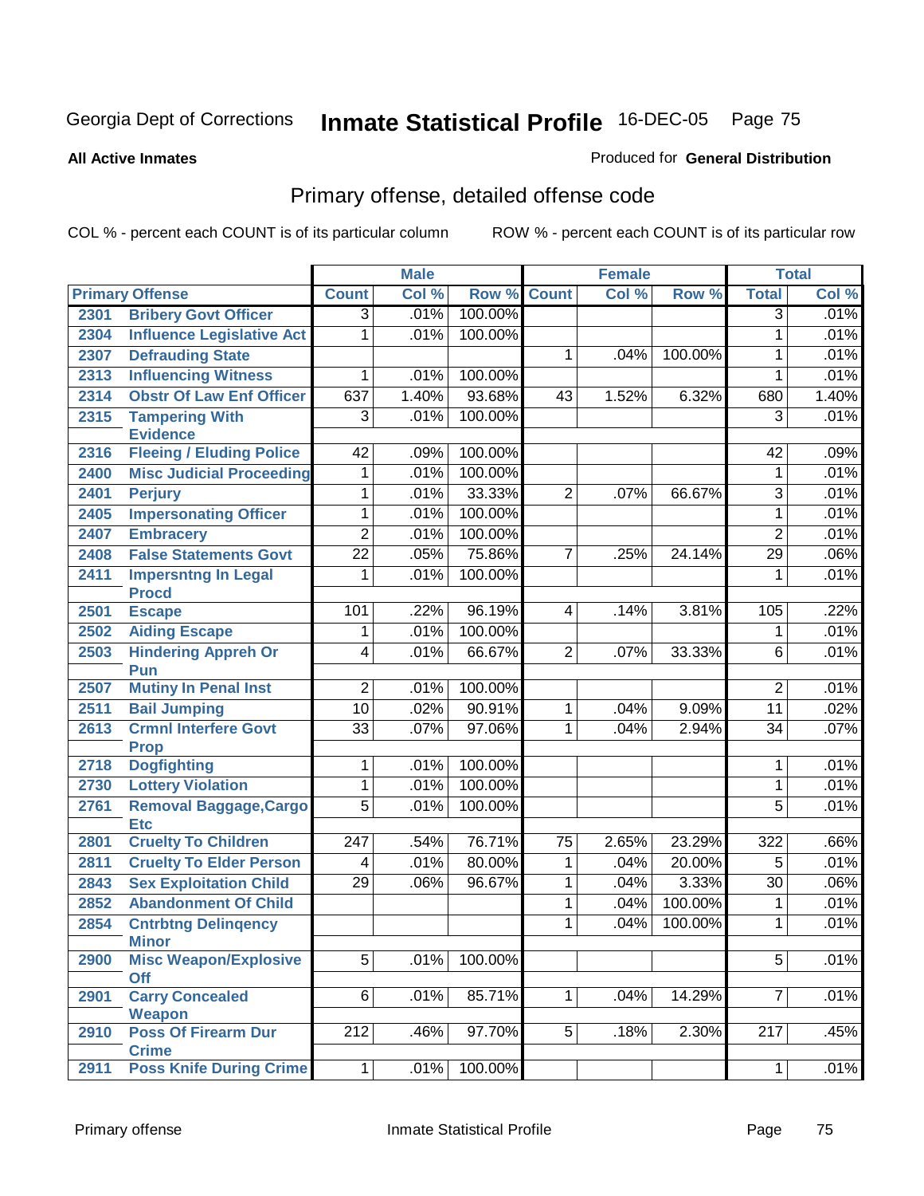Georgia Dept of Corrections **Inmate Statistical Profile** 16-DEC-05

**All Active Inmates**

Produced for **General Distribution**

## Primary offense, detailed offense code

COL % - percent each COUNT is of its particular column

ROW % - percent each COUNT is of its particular row

| Primary Offense | | Male | | | Female | | | Total | |
|---|---|---|---|---|---|---|---|---|---|
| | | Count | Col % | Row % | Count | Col % | Row % | Total | Col % |
| 2301 | Bribery Govt Officer | 3 | .01% | 100.00% | | | | 3 | .01% |
| 2304 | Influence Legislative Act | 1 | .01% | 100.00% | | | | 1 | .01% |
| 2307 | Defrauding State | | | | 1 | .04% | 100.00% | 1 | .01% |
| 2313 | Influencing Witness | 1 | .01% | 100.00% | | | | 1 | .01% |
| 2314 | Obstr Of Law Enf Officer | 637 | 1.40% | 93.68% | 43 | 1.52% | 6.32% | 680 | 1.40% |
| 2315 | Tampering With Evidence | 3 | .01% | 100.00% | | | | 3 | .01% |
| 2316 | Fleeing / Eluding Police | 42 | .09% | 100.00% | | | | 42 | .09% |
| 2400 | Misc Judicial Proceeding | 1 | .01% | 100.00% | | | | 1 | .01% |
| 2401 | Perjury | 1 | .01% | 33.33% | 2 | .07% | 66.67% | 3 | .01% |
| 2405 | Impersonating Officer | 1 | .01% | 100.00% | | | | 1 | .01% |
| 2407 | Embracery | 2 | .01% | 100.00% | | | | 2 | .01% |
| 2408 | False Statements Govt | 22 | .05% | 75.86% | 7 | .25% | 24.14% | 29 | .06% |
| 2411 | Impersntng In Legal Procd | 1 | .01% | 100.00% | | | | 1 | .01% |
| 2501 | Escape | 101 | .22% | 96.19% | 4 | .14% | 3.81% | 105 | .22% |
| 2502 | Aiding Escape | 1 | .01% | 100.00% | | | | 1 | .01% |
| 2503 | Hindering Appreh Or Pun | 4 | .01% | 66.67% | 2 | .07% | 33.33% | 6 | .01% |
| 2507 | Mutiny In Penal Inst | 2 | .01% | 100.00% | | | | 2 | .01% |
| 2511 | Bail Jumping | 10 | .02% | 90.91% | 1 | .04% | 9.09% | 11 | .02% |
| 2613 | Crmnl Interfere Govt Prop | 33 | .07% | 97.06% | 1 | .04% | 2.94% | 34 | .07% |
| 2718 | Dogfighting | 1 | .01% | 100.00% | | | | 1 | .01% |
| 2730 | Lottery Violation | 1 | .01% | 100.00% | | | | 1 | .01% |
| 2761 | Removal Baggage,Cargo Etc | 5 | .01% | 100.00% | | | | 5 | .01% |
| 2801 | Cruelty To Children | 247 | .54% | 76.71% | 75 | 2.65% | 23.29% | 322 | .66% |
| 2811 | Cruelty To Elder Person | 4 | .01% | 80.00% | 1 | .04% | 20.00% | 5 | .01% |
| 2843 | Sex Exploitation Child | 29 | .06% | 96.67% | 1 | .04% | 3.33% | 30 | .06% |
| 2852 | Abandonment Of Child | | | | 1 | .04% | 100.00% | 1 | .01% |
| 2854 | Cntrbtng Delinqency Minor | | | | 1 | .04% | 100.00% | 1 | .01% |
| 2900 | Misc Weapon/Explosive Off | 5 | .01% | 100.00% | | | | 5 | .01% |
| 2901 | Carry Concealed Weapon | 6 | .01% | 85.71% | 1 | .04% | 14.29% | 7 | .01% |
| 2910 | Poss Of Firearm Dur Crime | 212 | .46% | 97.70% | 5 | .18% | 2.30% | 217 | .45% |
| 2911 | Poss Knife During Crime | 1 | .01% | 100.00% | | | | 1 | .01% |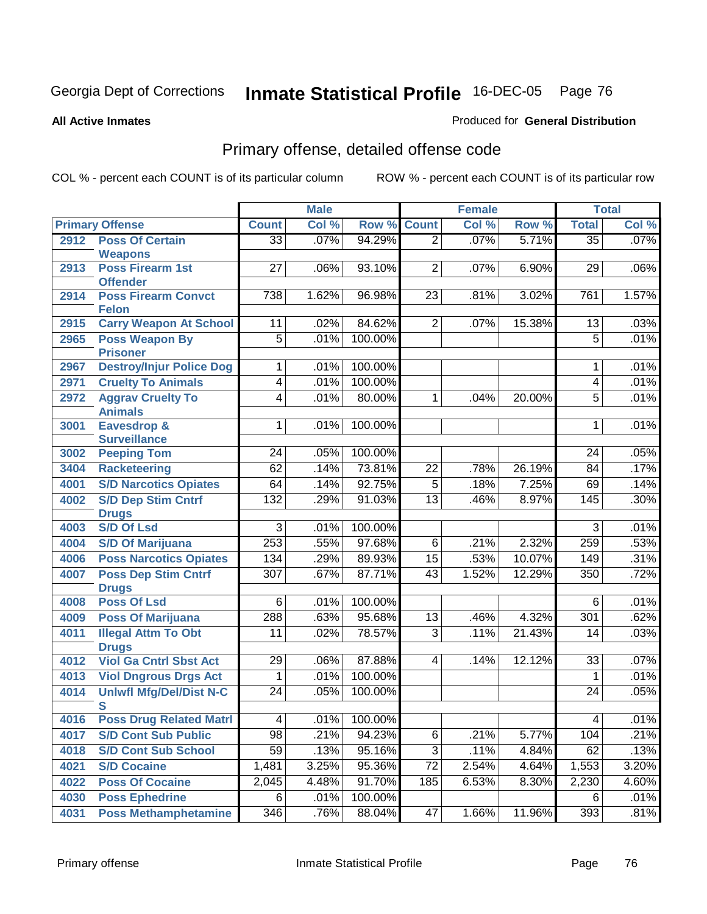Georgia Dept of Corrections **Inmate Statistical Profile** 16-DEC-05

**All Active Inmates**

Produced for **General Distribution**

## Primary offense, detailed offense code

COL % - percent each COUNT is of its particular column    ROW % - percent each COUNT is of its particular row

| Primary Offense | | Male | | | Female | | | Total | |
|---|---|---|---|---|---|---|---|---|---|
| | | Count | Col % | Row % | Count | Col % | Row % | Total | Col % |
| 2912 | Poss Of Certain Weapons | 33 | .07% | 94.29% | 2 | .07% | 5.71% | 35 | .07% |
| 2913 | Poss Firearm 1st Offender | 27 | .06% | 93.10% | 2 | .07% | 6.90% | 29 | .06% |
| 2914 | Poss Firearm Convct Felon | 738 | 1.62% | 96.98% | 23 | .81% | 3.02% | 761 | 1.57% |
| 2915 | Carry Weapon At School | 11 | .02% | 84.62% | 2 | .07% | 15.38% | 13 | .03% |
| 2965 | Poss Weapon By Prisoner | 5 | .01% | 100.00% | | | | 5 | .01% |
| 2967 | Destroy/Injur Police Dog | 1 | .01% | 100.00% | | | | 1 | .01% |
| 2971 | Cruelty To Animals | 4 | .01% | 100.00% | | | | 4 | .01% |
| 2972 | Aggrav Cruelty To Animals | 4 | .01% | 80.00% | 1 | .04% | 20.00% | 5 | .01% |
| 3001 | Eavesdrop & Surveillance | 1 | .01% | 100.00% | | | | 1 | .01% |
| 3002 | Peeping Tom | 24 | .05% | 100.00% | | | | 24 | .05% |
| 3404 | Racketeering | 62 | .14% | 73.81% | 22 | .78% | 26.19% | 84 | .17% |
| 4001 | S/D Narcotics Opiates | 64 | .14% | 92.75% | 5 | .18% | 7.25% | 69 | .14% |
| 4002 | S/D Dep Stim Cntrf Drugs | 132 | .29% | 91.03% | 13 | .46% | 8.97% | 145 | .30% |
| 4003 | S/D Of Lsd | 3 | .01% | 100.00% | | | | 3 | .01% |
| 4004 | S/D Of Marijuana | 253 | .55% | 97.68% | 6 | .21% | 2.32% | 259 | .53% |
| 4006 | Poss Narcotics Opiates | 134 | .29% | 89.93% | 15 | .53% | 10.07% | 149 | .31% |
| 4007 | Poss Dep Stim Cntrf Drugs | 307 | .67% | 87.71% | 43 | 1.52% | 12.29% | 350 | .72% |
| 4008 | Poss Of Lsd | 6 | .01% | 100.00% | | | | 6 | .01% |
| 4009 | Poss Of Marijuana | 288 | .63% | 95.68% | 13 | .46% | 4.32% | 301 | .62% |
| 4011 | Illegal Attm To Obt Drugs | 11 | .02% | 78.57% | 3 | .11% | 21.43% | 14 | .03% |
| 4012 | Viol Ga Cntrl Sbst Act | 29 | .06% | 87.88% | 4 | .14% | 12.12% | 33 | .07% |
| 4013 | Viol Dngrous Drgs Act | 1 | .01% | 100.00% | | | | 1 | .01% |
| 4014 | Unlwfl Mfg/Del/Dist N-C S | 24 | .05% | 100.00% | | | | 24 | .05% |
| 4016 | Poss Drug Related Matrl | 4 | .01% | 100.00% | | | | 4 | .01% |
| 4017 | S/D Cont Sub Public | 98 | .21% | 94.23% | 6 | .21% | 5.77% | 104 | .21% |
| 4018 | S/D Cont Sub School | 59 | .13% | 95.16% | 3 | .11% | 4.84% | 62 | .13% |
| 4021 | S/D Cocaine | 1,481 | 3.25% | 95.36% | 72 | 2.54% | 4.64% | 1,553 | 3.20% |
| 4022 | Poss Of Cocaine | 2,045 | 4.48% | 91.70% | 185 | 6.53% | 8.30% | 2,230 | 4.60% |
| 4030 | Poss Ephedrine | 6 | .01% | 100.00% | | | | 6 | .01% |
| 4031 | Poss Methamphetamine | 346 | .76% | 88.04% | 47 | 1.66% | 11.96% | 393 | .81% |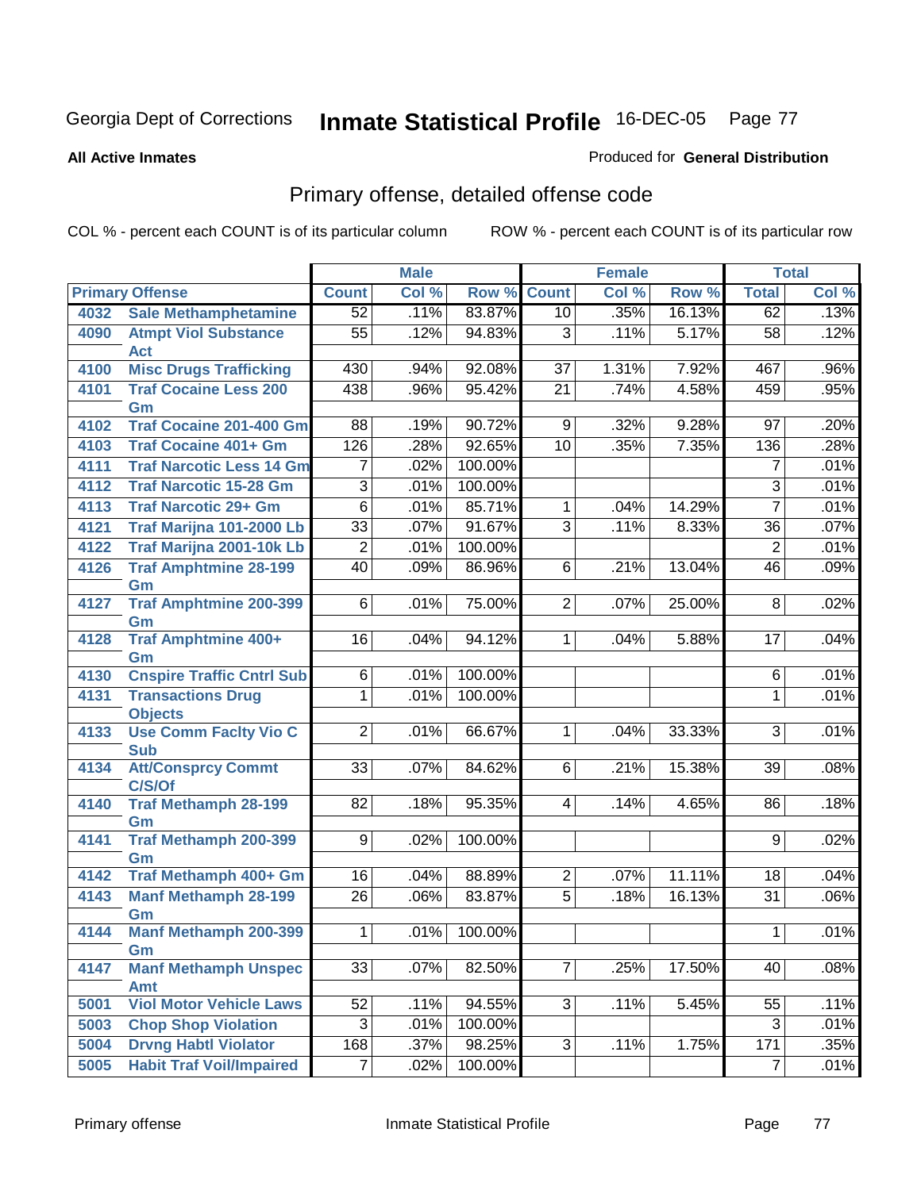Georgia Dept of Corrections **Inmate Statistical Profile** 16-DEC-05

**All Active Inmates**

Produced for **General Distribution**

## Primary offense, detailed offense code

COL % - percent each COUNT is of its particular column    ROW % - percent each COUNT is of its particular row

| Primary Offense | | Male | | | Female | | | Total | |
|---|---|---|---|---|---|---|---|---|---|
| | | Count | Col % | Row % | Count | Col % | Row % | Total | Col % |
| 4032 | Sale Methamphetamine | 52 | .11% | 83.87% | 10 | .35% | 16.13% | 62 | .13% |
| 4090 | Atmpt Viol Substance Act | 55 | .12% | 94.83% | 3 | .11% | 5.17% | 58 | .12% |
| 4100 | Misc Drugs Trafficking | 430 | .94% | 92.08% | 37 | 1.31% | 7.92% | 467 | .96% |
| 4101 | Traf Cocaine Less 200 Gm | 438 | .96% | 95.42% | 21 | .74% | 4.58% | 459 | .95% |
| 4102 | Traf Cocaine 201-400 Gm | 88 | .19% | 90.72% | 9 | .32% | 9.28% | 97 | .20% |
| 4103 | Traf Cocaine 401+ Gm | 126 | .28% | 92.65% | 10 | .35% | 7.35% | 136 | .28% |
| 4111 | Traf Narcotic Less 14 Gm | 7 | .02% | 100.00% | | | | 7 | .01% |
| 4112 | Traf Narcotic 15-28 Gm | 3 | .01% | 100.00% | | | | 3 | .01% |
| 4113 | Traf Narcotic 29+ Gm | 6 | .01% | 85.71% | 1 | .04% | 14.29% | 7 | .01% |
| 4121 | Traf Marijna 101-2000 Lb | 33 | .07% | 91.67% | 3 | .11% | 8.33% | 36 | .07% |
| 4122 | Traf Marijna 2001-10k Lb | 2 | .01% | 100.00% | | | | 2 | .01% |
| 4126 | Traf Amphtmine 28-199 Gm | 40 | .09% | 86.96% | 6 | .21% | 13.04% | 46 | .09% |
| 4127 | Traf Amphtmine 200-399 Gm | 6 | .01% | 75.00% | 2 | .07% | 25.00% | 8 | .02% |
| 4128 | Traf Amphtmine 400+ Gm | 16 | .04% | 94.12% | 1 | .04% | 5.88% | 17 | .04% |
| 4130 | Cnspire Traffic Cntrl Sub | 6 | .01% | 100.00% | | | | 6 | .01% |
| 4131 | Transactions Drug Objects | 1 | .01% | 100.00% | | | | 1 | .01% |
| 4133 | Use Comm Faclty Vio C Sub | 2 | .01% | 66.67% | 1 | .04% | 33.33% | 3 | .01% |
| 4134 | Att/Consprcy Commt C/S/Of | 33 | .07% | 84.62% | 6 | .21% | 15.38% | 39 | .08% |
| 4140 | Traf Methamph 28-199 Gm | 82 | .18% | 95.35% | 4 | .14% | 4.65% | 86 | .18% |
| 4141 | Traf Methamph 200-399 Gm | 9 | .02% | 100.00% | | | | 9 | .02% |
| 4142 | Traf Methamph 400+ Gm | 16 | .04% | 88.89% | 2 | .07% | 11.11% | 18 | .04% |
| 4143 | Manf Methamph 28-199 Gm | 26 | .06% | 83.87% | 5 | .18% | 16.13% | 31 | .06% |
| 4144 | Manf Methamph 200-399 Gm | 1 | .01% | 100.00% | | | | 1 | .01% |
| 4147 | Manf Methamph Unspec Amt | 33 | .07% | 82.50% | 7 | .25% | 17.50% | 40 | .08% |
| 5001 | Viol Motor Vehicle Laws | 52 | .11% | 94.55% | 3 | .11% | 5.45% | 55 | .11% |
| 5003 | Chop Shop Violation | 3 | .01% | 100.00% | | | | 3 | .01% |
| 5004 | Drvng Habtl Violator | 168 | .37% | 98.25% | 3 | .11% | 1.75% | 171 | .35% |
| 5005 | Habit Traf Voil/Impaired | 7 | .02% | 100.00% | | | | 7 | .01% |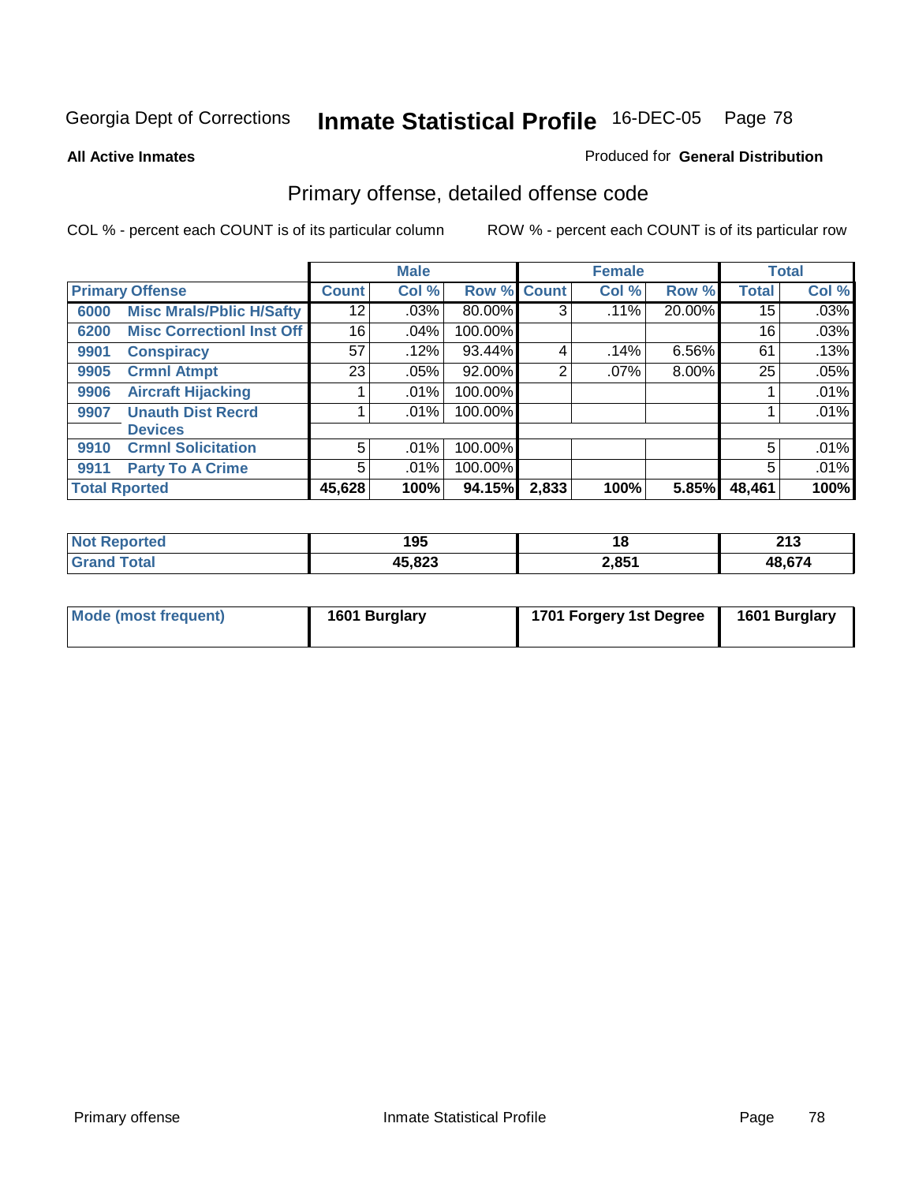Georgia Dept of Corrections **Inmate Statistical Profile** 16-DEC-05

**All Active Inmates**

Produced for **General Distribution**

## Primary offense, detailed offense code

COL % - percent each COUNT is of its particular column

ROW % - percent each COUNT is of its particular row

| Primary Offense | | Male | | | Female | | | Total | |
|---|---|---|---|---|---|---|---|---|---|
| | | Count | Col % | Row % | Count | Col % | Row % | Total | Col % |
| 6000 | Misc Mrals/Pblic H/Safty | 12 | .03% | 80.00% | 3 | .11% | 20.00% | 15 | .03% |
| 6200 | Misc Correctionl Inst Off | 16 | .04% | 100.00% | | | | 16 | .03% |
| 9901 | Conspiracy | 57 | .12% | 93.44% | 4 | .14% | 6.56% | 61 | .13% |
| 9905 | Crmnl Atmpt | 23 | .05% | 92.00% | 2 | .07% | 8.00% | 25 | .05% |
| 9906 | Aircraft Hijacking | 1 | .01% | 100.00% | | | | 1 | .01% |
| 9907 | Unauth Dist Recrd Devices | 1 | .01% | 100.00% | | | | 1 | .01% |
| 9910 | Crmnl Solicitation | 5 | .01% | 100.00% | | | | 5 | .01% |
| 9911 | Party To A Crime | 5 | .01% | 100.00% | | | | 5 | .01% |
| Total Rported | | 45,628 | 100% | 94.15% | 2,833 | 100% | 5.85% | 48,461 | 100% |

| | Male | Female | Total |
|---|---|---|---|
| Not Reported | 195 | 18 | 213 |
| Grand Total | 45,823 | 2,851 | 48,674 |

| | Male | Female | Total |
|---|---|---|---|
| Mode (most frequent) | 1601 Burglary | 1701 Forgery 1st Degree | 1601 Burglary |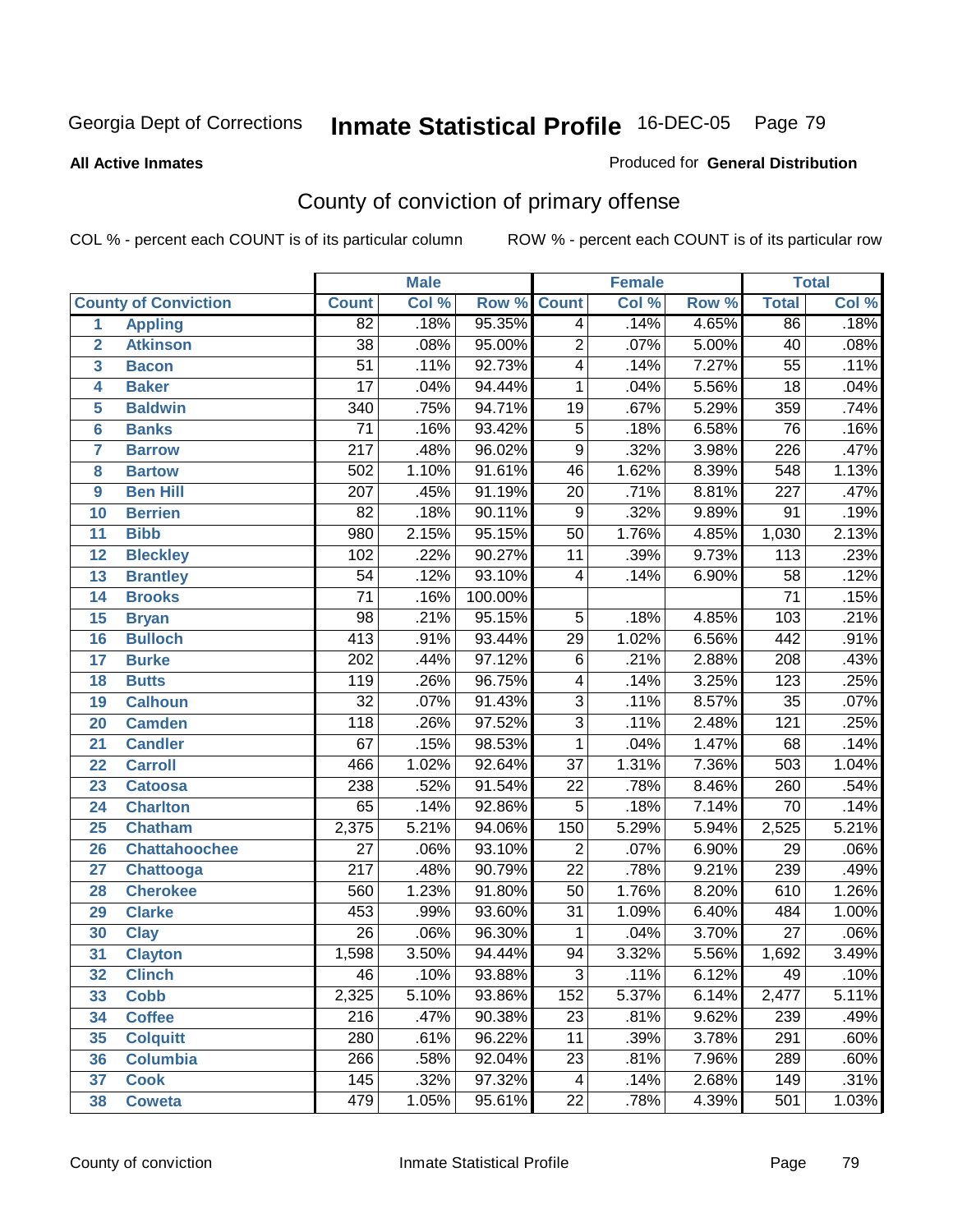Georgia Dept of Corrections **Inmate Statistical Profile** 16-DEC-05

**All Active Inmates**

Produced for **General Distribution**

## County of conviction of primary offense

COL % - percent each COUNT is of its particular column ROW % - percent each COUNT is of its particular row

| County of Conviction | | Male | | | Female | | | Total | |
|---|---|---|---|---|---|---|---|---|---|
| | | Count | Col % | Row % | Count | Col % | Row % | Total | Col % |
| 1 | Appling | 82 | .18% | 95.35% | 4 | .14% | 4.65% | 86 | .18% |
| 2 | Atkinson | 38 | .08% | 95.00% | 2 | .07% | 5.00% | 40 | .08% |
| 3 | Bacon | 51 | .11% | 92.73% | 4 | .14% | 7.27% | 55 | .11% |
| 4 | Baker | 17 | .04% | 94.44% | 1 | .04% | 5.56% | 18 | .04% |
| 5 | Baldwin | 340 | .75% | 94.71% | 19 | .67% | 5.29% | 359 | .74% |
| 6 | Banks | 71 | .16% | 93.42% | 5 | .18% | 6.58% | 76 | .16% |
| 7 | Barrow | 217 | .48% | 96.02% | 9 | .32% | 3.98% | 226 | .47% |
| 8 | Bartow | 502 | 1.10% | 91.61% | 46 | 1.62% | 8.39% | 548 | 1.13% |
| 9 | Ben Hill | 207 | .45% | 91.19% | 20 | .71% | 8.81% | 227 | .47% |
| 10 | Berrien | 82 | .18% | 90.11% | 9 | .32% | 9.89% | 91 | .19% |
| 11 | Bibb | 980 | 2.15% | 95.15% | 50 | 1.76% | 4.85% | 1,030 | 2.13% |
| 12 | Bleckley | 102 | .22% | 90.27% | 11 | .39% | 9.73% | 113 | .23% |
| 13 | Brantley | 54 | .12% | 93.10% | 4 | .14% | 6.90% | 58 | .12% |
| 14 | Brooks | 71 | .16% | 100.00% | | | | 71 | .15% |
| 15 | Bryan | 98 | .21% | 95.15% | 5 | .18% | 4.85% | 103 | .21% |
| 16 | Bulloch | 413 | .91% | 93.44% | 29 | 1.02% | 6.56% | 442 | .91% |
| 17 | Burke | 202 | .44% | 97.12% | 6 | .21% | 2.88% | 208 | .43% |
| 18 | Butts | 119 | .26% | 96.75% | 4 | .14% | 3.25% | 123 | .25% |
| 19 | Calhoun | 32 | .07% | 91.43% | 3 | .11% | 8.57% | 35 | .07% |
| 20 | Camden | 118 | .26% | 97.52% | 3 | .11% | 2.48% | 121 | .25% |
| 21 | Candler | 67 | .15% | 98.53% | 1 | .04% | 1.47% | 68 | .14% |
| 22 | Carroll | 466 | 1.02% | 92.64% | 37 | 1.31% | 7.36% | 503 | 1.04% |
| 23 | Catoosa | 238 | .52% | 91.54% | 22 | .78% | 8.46% | 260 | .54% |
| 24 | Charlton | 65 | .14% | 92.86% | 5 | .18% | 7.14% | 70 | .14% |
| 25 | Chatham | 2,375 | 5.21% | 94.06% | 150 | 5.29% | 5.94% | 2,525 | 5.21% |
| 26 | Chattahoochee | 27 | .06% | 93.10% | 2 | .07% | 6.90% | 29 | .06% |
| 27 | Chattooga | 217 | .48% | 90.79% | 22 | .78% | 9.21% | 239 | .49% |
| 28 | Cherokee | 560 | 1.23% | 91.80% | 50 | 1.76% | 8.20% | 610 | 1.26% |
| 29 | Clarke | 453 | .99% | 93.60% | 31 | 1.09% | 6.40% | 484 | 1.00% |
| 30 | Clay | 26 | .06% | 96.30% | 1 | .04% | 3.70% | 27 | .06% |
| 31 | Clayton | 1,598 | 3.50% | 94.44% | 94 | 3.32% | 5.56% | 1,692 | 3.49% |
| 32 | Clinch | 46 | .10% | 93.88% | 3 | .11% | 6.12% | 49 | .10% |
| 33 | Cobb | 2,325 | 5.10% | 93.86% | 152 | 5.37% | 6.14% | 2,477 | 5.11% |
| 34 | Coffee | 216 | .47% | 90.38% | 23 | .81% | 9.62% | 239 | .49% |
| 35 | Colquitt | 280 | .61% | 96.22% | 11 | .39% | 3.78% | 291 | .60% |
| 36 | Columbia | 266 | .58% | 92.04% | 23 | .81% | 7.96% | 289 | .60% |
| 37 | Cook | 145 | .32% | 97.32% | 4 | .14% | 2.68% | 149 | .31% |
| 38 | Coweta | 479 | 1.05% | 95.61% | 22 | .78% | 4.39% | 501 | 1.03% |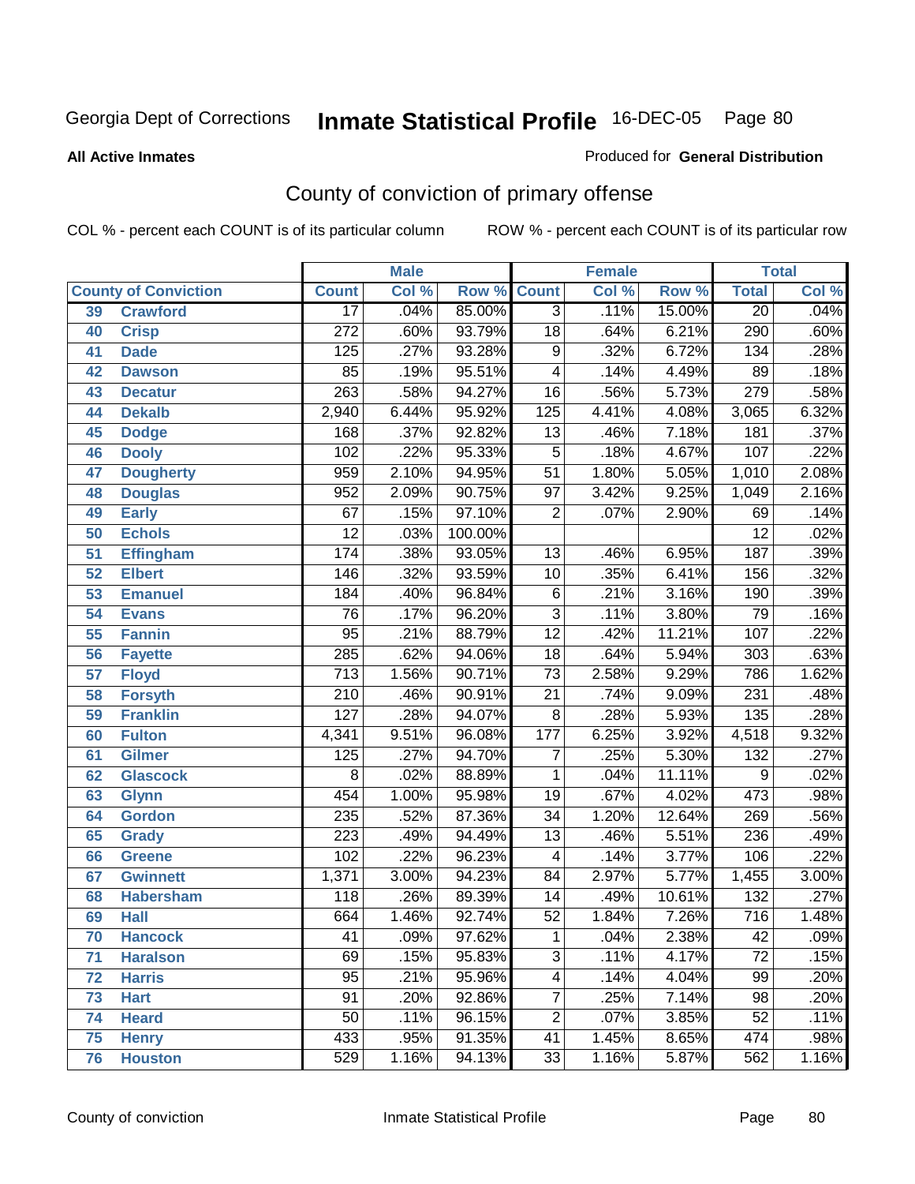Georgia Dept of Corrections **Inmate Statistical Profile** 16-DEC-05

**All Active Inmates**

Produced for **General Distribution**

## County of conviction of primary offense

COL % - percent each COUNT is of its particular column    ROW % - percent each COUNT is of its particular row

| County of Conviction | | Male | | | Female | | | Total | |
|---|---|---|---|---|---|---|---|---|---|
| | | Count | Col % | Row % | Count | Col % | Row % | Total | Col % |
| 39 | Crawford | 17 | .04% | 85.00% | 3 | .11% | 15.00% | 20 | .04% |
| 40 | Crisp | 272 | .60% | 93.79% | 18 | .64% | 6.21% | 290 | .60% |
| 41 | Dade | 125 | .27% | 93.28% | 9 | .32% | 6.72% | 134 | .28% |
| 42 | Dawson | 85 | .19% | 95.51% | 4 | .14% | 4.49% | 89 | .18% |
| 43 | Decatur | 263 | .58% | 94.27% | 16 | .56% | 5.73% | 279 | .58% |
| 44 | Dekalb | 2,940 | 6.44% | 95.92% | 125 | 4.41% | 4.08% | 3,065 | 6.32% |
| 45 | Dodge | 168 | .37% | 92.82% | 13 | .46% | 7.18% | 181 | .37% |
| 46 | Dooly | 102 | .22% | 95.33% | 5 | .18% | 4.67% | 107 | .22% |
| 47 | Dougherty | 959 | 2.10% | 94.95% | 51 | 1.80% | 5.05% | 1,010 | 2.08% |
| 48 | Douglas | 952 | 2.09% | 90.75% | 97 | 3.42% | 9.25% | 1,049 | 2.16% |
| 49 | Early | 67 | .15% | 97.10% | 2 | .07% | 2.90% | 69 | .14% |
| 50 | Echols | 12 | .03% | 100.00% | | | | 12 | .02% |
| 51 | Effingham | 174 | .38% | 93.05% | 13 | .46% | 6.95% | 187 | .39% |
| 52 | Elbert | 146 | .32% | 93.59% | 10 | .35% | 6.41% | 156 | .32% |
| 53 | Emanuel | 184 | .40% | 96.84% | 6 | .21% | 3.16% | 190 | .39% |
| 54 | Evans | 76 | .17% | 96.20% | 3 | .11% | 3.80% | 79 | .16% |
| 55 | Fannin | 95 | .21% | 88.79% | 12 | .42% | 11.21% | 107 | .22% |
| 56 | Fayette | 285 | .62% | 94.06% | 18 | .64% | 5.94% | 303 | .63% |
| 57 | Floyd | 713 | 1.56% | 90.71% | 73 | 2.58% | 9.29% | 786 | 1.62% |
| 58 | Forsyth | 210 | .46% | 90.91% | 21 | .74% | 9.09% | 231 | .48% |
| 59 | Franklin | 127 | .28% | 94.07% | 8 | .28% | 5.93% | 135 | .28% |
| 60 | Fulton | 4,341 | 9.51% | 96.08% | 177 | 6.25% | 3.92% | 4,518 | 9.32% |
| 61 | Gilmer | 125 | .27% | 94.70% | 7 | .25% | 5.30% | 132 | .27% |
| 62 | Glascock | 8 | .02% | 88.89% | 1 | .04% | 11.11% | 9 | .02% |
| 63 | Glynn | 454 | 1.00% | 95.98% | 19 | .67% | 4.02% | 473 | .98% |
| 64 | Gordon | 235 | .52% | 87.36% | 34 | 1.20% | 12.64% | 269 | .56% |
| 65 | Grady | 223 | .49% | 94.49% | 13 | .46% | 5.51% | 236 | .49% |
| 66 | Greene | 102 | .22% | 96.23% | 4 | .14% | 3.77% | 106 | .22% |
| 67 | Gwinnett | 1,371 | 3.00% | 94.23% | 84 | 2.97% | 5.77% | 1,455 | 3.00% |
| 68 | Habersham | 118 | .26% | 89.39% | 14 | .49% | 10.61% | 132 | .27% |
| 69 | Hall | 664 | 1.46% | 92.74% | 52 | 1.84% | 7.26% | 716 | 1.48% |
| 70 | Hancock | 41 | .09% | 97.62% | 1 | .04% | 2.38% | 42 | .09% |
| 71 | Haralson | 69 | .15% | 95.83% | 3 | .11% | 4.17% | 72 | .15% |
| 72 | Harris | 95 | .21% | 95.96% | 4 | .14% | 4.04% | 99 | .20% |
| 73 | Hart | 91 | .20% | 92.86% | 7 | .25% | 7.14% | 98 | .20% |
| 74 | Heard | 50 | .11% | 96.15% | 2 | .07% | 3.85% | 52 | .11% |
| 75 | Henry | 433 | .95% | 91.35% | 41 | 1.45% | 8.65% | 474 | .98% |
| 76 | Houston | 529 | 1.16% | 94.13% | 33 | 1.16% | 5.87% | 562 | 1.16% |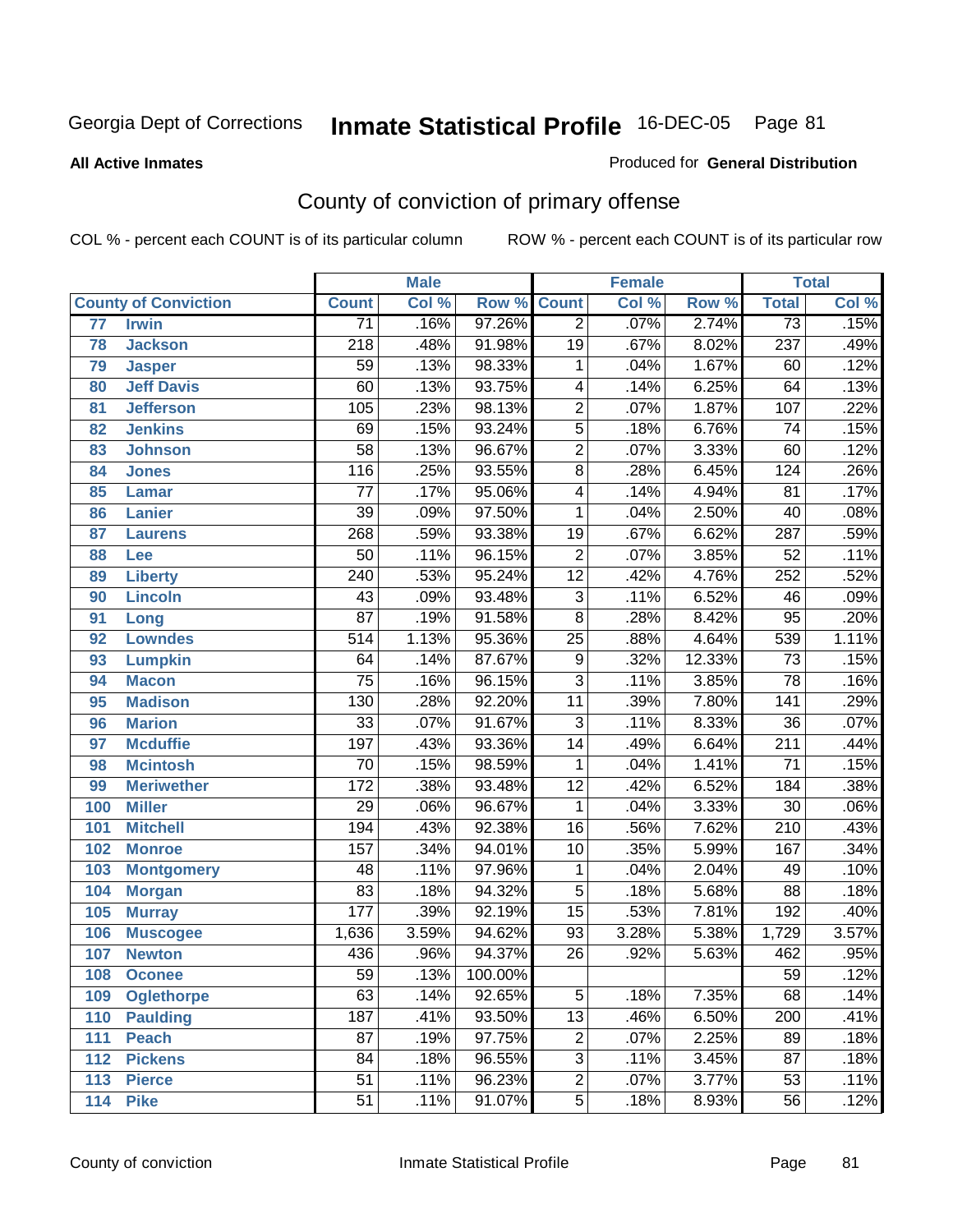Georgia Dept of Corrections **Inmate Statistical Profile** 16-DEC-05

**All Active Inmates**

Produced for **General Distribution**

## County of conviction of primary offense

COL % - percent each COUNT is of its particular column    ROW % - percent each COUNT is of its particular row

| County of Conviction | | Male | | | Female | | | Total | |
|---|---|---|---|---|---|---|---|---|---|
| | | Count | Col % | Row % | Count | Col % | Row % | Total | Col % |
| 77 | Irwin | 71 | .16% | 97.26% | 2 | .07% | 2.74% | 73 | .15% |
| 78 | Jackson | 218 | .48% | 91.98% | 19 | .67% | 8.02% | 237 | .49% |
| 79 | Jasper | 59 | .13% | 98.33% | 1 | .04% | 1.67% | 60 | .12% |
| 80 | Jeff Davis | 60 | .13% | 93.75% | 4 | .14% | 6.25% | 64 | .13% |
| 81 | Jefferson | 105 | .23% | 98.13% | 2 | .07% | 1.87% | 107 | .22% |
| 82 | Jenkins | 69 | .15% | 93.24% | 5 | .18% | 6.76% | 74 | .15% |
| 83 | Johnson | 58 | .13% | 96.67% | 2 | .07% | 3.33% | 60 | .12% |
| 84 | Jones | 116 | .25% | 93.55% | 8 | .28% | 6.45% | 124 | .26% |
| 85 | Lamar | 77 | .17% | 95.06% | 4 | .14% | 4.94% | 81 | .17% |
| 86 | Lanier | 39 | .09% | 97.50% | 1 | .04% | 2.50% | 40 | .08% |
| 87 | Laurens | 268 | .59% | 93.38% | 19 | .67% | 6.62% | 287 | .59% |
| 88 | Lee | 50 | .11% | 96.15% | 2 | .07% | 3.85% | 52 | .11% |
| 89 | Liberty | 240 | .53% | 95.24% | 12 | .42% | 4.76% | 252 | .52% |
| 90 | Lincoln | 43 | .09% | 93.48% | 3 | .11% | 6.52% | 46 | .09% |
| 91 | Long | 87 | .19% | 91.58% | 8 | .28% | 8.42% | 95 | .20% |
| 92 | Lowndes | 514 | 1.13% | 95.36% | 25 | .88% | 4.64% | 539 | 1.11% |
| 93 | Lumpkin | 64 | .14% | 87.67% | 9 | .32% | 12.33% | 73 | .15% |
| 94 | Macon | 75 | .16% | 96.15% | 3 | .11% | 3.85% | 78 | .16% |
| 95 | Madison | 130 | .28% | 92.20% | 11 | .39% | 7.80% | 141 | .29% |
| 96 | Marion | 33 | .07% | 91.67% | 3 | .11% | 8.33% | 36 | .07% |
| 97 | Mcduffie | 197 | .43% | 93.36% | 14 | .49% | 6.64% | 211 | .44% |
| 98 | Mcintosh | 70 | .15% | 98.59% | 1 | .04% | 1.41% | 71 | .15% |
| 99 | Meriwether | 172 | .38% | 93.48% | 12 | .42% | 6.52% | 184 | .38% |
| 100 | Miller | 29 | .06% | 96.67% | 1 | .04% | 3.33% | 30 | .06% |
| 101 | Mitchell | 194 | .43% | 92.38% | 16 | .56% | 7.62% | 210 | .43% |
| 102 | Monroe | 157 | .34% | 94.01% | 10 | .35% | 5.99% | 167 | .34% |
| 103 | Montgomery | 48 | .11% | 97.96% | 1 | .04% | 2.04% | 49 | .10% |
| 104 | Morgan | 83 | .18% | 94.32% | 5 | .18% | 5.68% | 88 | .18% |
| 105 | Murray | 177 | .39% | 92.19% | 15 | .53% | 7.81% | 192 | .40% |
| 106 | Muscogee | 1,636 | 3.59% | 94.62% | 93 | 3.28% | 5.38% | 1,729 | 3.57% |
| 107 | Newton | 436 | .96% | 94.37% | 26 | .92% | 5.63% | 462 | .95% |
| 108 | Oconee | 59 | .13% | 100.00% | | | | 59 | .12% |
| 109 | Oglethorpe | 63 | .14% | 92.65% | 5 | .18% | 7.35% | 68 | .14% |
| 110 | Paulding | 187 | .41% | 93.50% | 13 | .46% | 6.50% | 200 | .41% |
| 111 | Peach | 87 | .19% | 97.75% | 2 | .07% | 2.25% | 89 | .18% |
| 112 | Pickens | 84 | .18% | 96.55% | 3 | .11% | 3.45% | 87 | .18% |
| 113 | Pierce | 51 | .11% | 96.23% | 2 | .07% | 3.77% | 53 | .11% |
| 114 | Pike | 51 | .11% | 91.07% | 5 | .18% | 8.93% | 56 | .12% |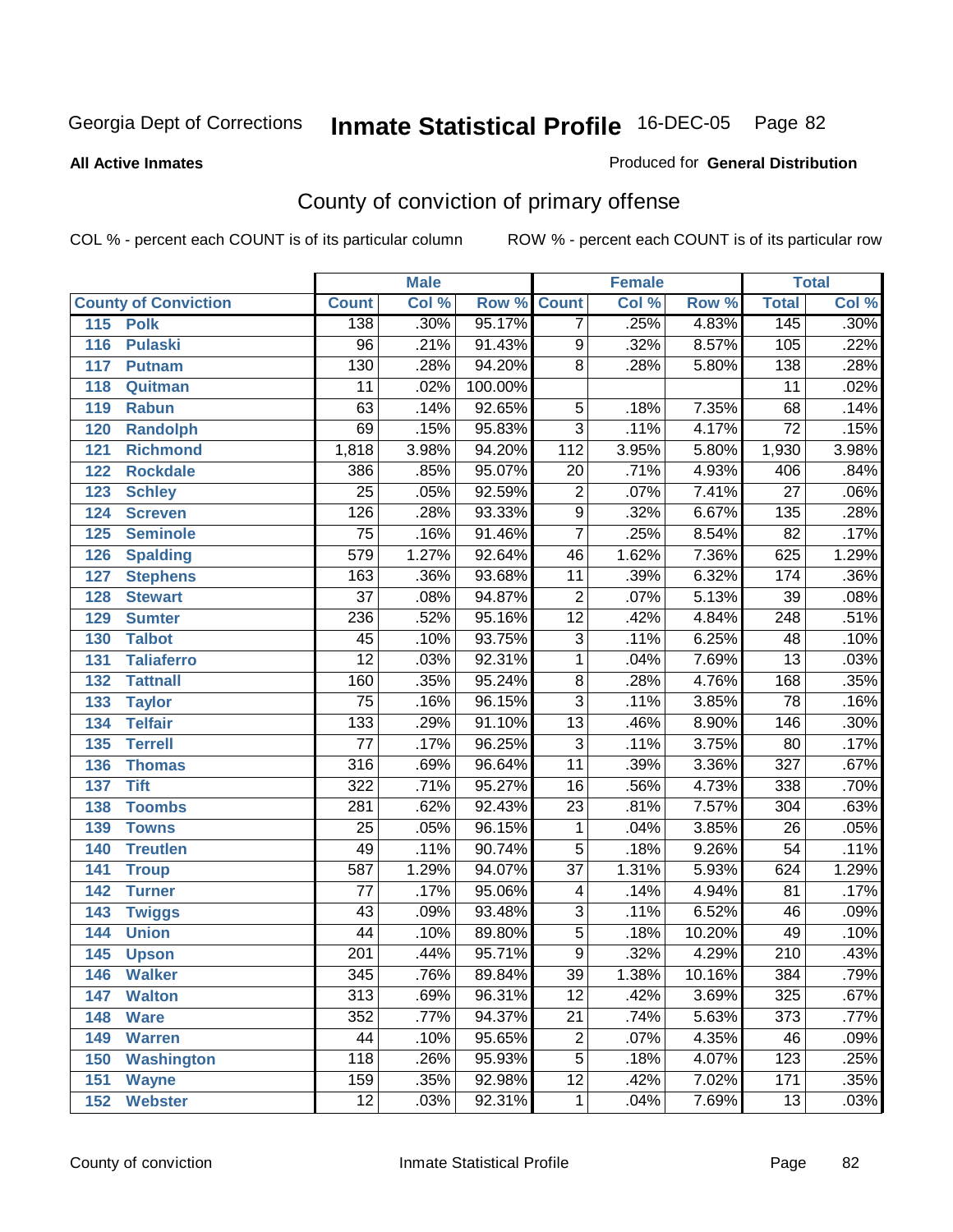Georgia Dept of Corrections **Inmate Statistical Profile** 16-DEC-05

**All Active Inmates**

Produced for **General Distribution**

## County of conviction of primary offense

COL % - percent each COUNT is of its particular column

ROW % - percent each COUNT is of its particular row

| County of Conviction | Male | | | Female | | | Total | |
|---|---|---|---|---|---|---|---|---|
| | Count | Col % | Row % | Count | Col % | Row % | Total | Col % |
| 115 Polk | 138 | .30% | 95.17% | 7 | .25% | 4.83% | 145 | .30% |
| 116 Pulaski | 96 | .21% | 91.43% | 9 | .32% | 8.57% | 105 | .22% |
| 117 Putnam | 130 | .28% | 94.20% | 8 | .28% | 5.80% | 138 | .28% |
| 118 Quitman | 11 | .02% | 100.00% | | | | 11 | .02% |
| 119 Rabun | 63 | .14% | 92.65% | 5 | .18% | 7.35% | 68 | .14% |
| 120 Randolph | 69 | .15% | 95.83% | 3 | .11% | 4.17% | 72 | .15% |
| 121 Richmond | 1,818 | 3.98% | 94.20% | 112 | 3.95% | 5.80% | 1,930 | 3.98% |
| 122 Rockdale | 386 | .85% | 95.07% | 20 | .71% | 4.93% | 406 | .84% |
| 123 Schley | 25 | .05% | 92.59% | 2 | .07% | 7.41% | 27 | .06% |
| 124 Screven | 126 | .28% | 93.33% | 9 | .32% | 6.67% | 135 | .28% |
| 125 Seminole | 75 | .16% | 91.46% | 7 | .25% | 8.54% | 82 | .17% |
| 126 Spalding | 579 | 1.27% | 92.64% | 46 | 1.62% | 7.36% | 625 | 1.29% |
| 127 Stephens | 163 | .36% | 93.68% | 11 | .39% | 6.32% | 174 | .36% |
| 128 Stewart | 37 | .08% | 94.87% | 2 | .07% | 5.13% | 39 | .08% |
| 129 Sumter | 236 | .52% | 95.16% | 12 | .42% | 4.84% | 248 | .51% |
| 130 Talbot | 45 | .10% | 93.75% | 3 | .11% | 6.25% | 48 | .10% |
| 131 Taliaferro | 12 | .03% | 92.31% | 1 | .04% | 7.69% | 13 | .03% |
| 132 Tattnall | 160 | .35% | 95.24% | 8 | .28% | 4.76% | 168 | .35% |
| 133 Taylor | 75 | .16% | 96.15% | 3 | .11% | 3.85% | 78 | .16% |
| 134 Telfair | 133 | .29% | 91.10% | 13 | .46% | 8.90% | 146 | .30% |
| 135 Terrell | 77 | .17% | 96.25% | 3 | .11% | 3.75% | 80 | .17% |
| 136 Thomas | 316 | .69% | 96.64% | 11 | .39% | 3.36% | 327 | .67% |
| 137 Tift | 322 | .71% | 95.27% | 16 | .56% | 4.73% | 338 | .70% |
| 138 Toombs | 281 | .62% | 92.43% | 23 | .81% | 7.57% | 304 | .63% |
| 139 Towns | 25 | .05% | 96.15% | 1 | .04% | 3.85% | 26 | .05% |
| 140 Treutlen | 49 | .11% | 90.74% | 5 | .18% | 9.26% | 54 | .11% |
| 141 Troup | 587 | 1.29% | 94.07% | 37 | 1.31% | 5.93% | 624 | 1.29% |
| 142 Turner | 77 | .17% | 95.06% | 4 | .14% | 4.94% | 81 | .17% |
| 143 Twiggs | 43 | .09% | 93.48% | 3 | .11% | 6.52% | 46 | .09% |
| 144 Union | 44 | .10% | 89.80% | 5 | .18% | 10.20% | 49 | .10% |
| 145 Upson | 201 | .44% | 95.71% | 9 | .32% | 4.29% | 210 | .43% |
| 146 Walker | 345 | .76% | 89.84% | 39 | 1.38% | 10.16% | 384 | .79% |
| 147 Walton | 313 | .69% | 96.31% | 12 | .42% | 3.69% | 325 | .67% |
| 148 Ware | 352 | .77% | 94.37% | 21 | .74% | 5.63% | 373 | .77% |
| 149 Warren | 44 | .10% | 95.65% | 2 | .07% | 4.35% | 46 | .09% |
| 150 Washington | 118 | .26% | 95.93% | 5 | .18% | 4.07% | 123 | .25% |
| 151 Wayne | 159 | .35% | 92.98% | 12 | .42% | 7.02% | 171 | .35% |
| 152 Webster | 12 | .03% | 92.31% | 1 | .04% | 7.69% | 13 | .03% |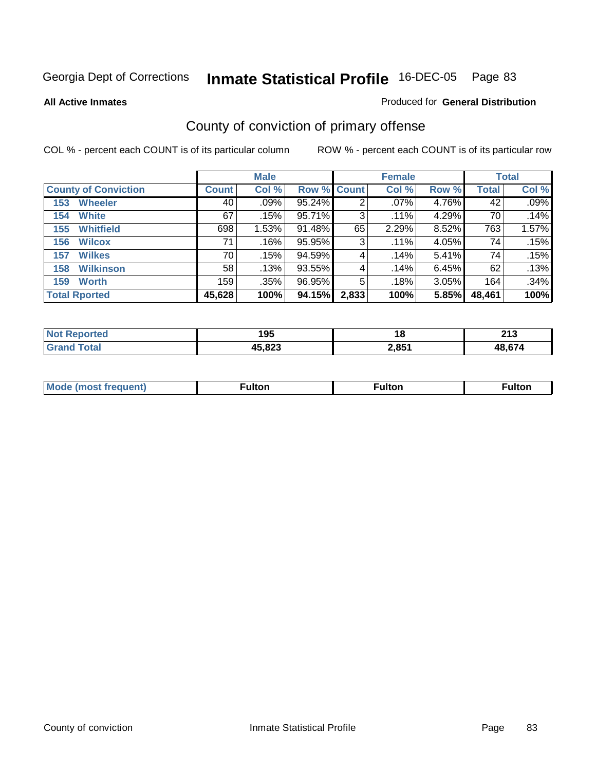Georgia Dept of Corrections **Inmate Statistical Profile** 16-DEC-05 Page 83

**All Active Inmates**

Produced for **General Distribution**

## County of conviction of primary offense

COL % - percent each COUNT is of its particular column

ROW % - percent each COUNT is of its particular row

| County of Conviction | Male | | | Female | | | Total | |
|---|---|---|---|---|---|---|---|---|
| | Count | Col % | Row % | Count | Col % | Row % | Total | Col % |
| 153 Wheeler | 40 | .09% | 95.24% | 2 | .07% | 4.76% | 42 | .09% |
| 154 White | 67 | .15% | 95.71% | 3 | .11% | 4.29% | 70 | .14% |
| 155 Whitfield | 698 | 1.53% | 91.48% | 65 | 2.29% | 8.52% | 763 | 1.57% |
| 156 Wilcox | 71 | .16% | 95.95% | 3 | .11% | 4.05% | 74 | .15% |
| 157 Wilkes | 70 | .15% | 94.59% | 4 | .14% | 5.41% | 74 | .15% |
| 158 Wilkinson | 58 | .13% | 93.55% | 4 | .14% | 6.45% | 62 | .13% |
| 159 Worth | 159 | .35% | 96.95% | 5 | .18% | 3.05% | 164 | .34% |
| **Total Rported** | **45,628** | **100%** | **94.15%** | **2,833** | **100%** | **5.85%** | **48,461** | **100%** |

| | Male | Female | Total |
|---|---|---|---|
| Not Reported | 195 | 18 | 213 |
| Grand Total | 45,823 | 2,851 | 48,674 |

| | Male | Female | Total |
|---|---|---|---|
| Mode (most frequent) | Fulton | Fulton | Fulton |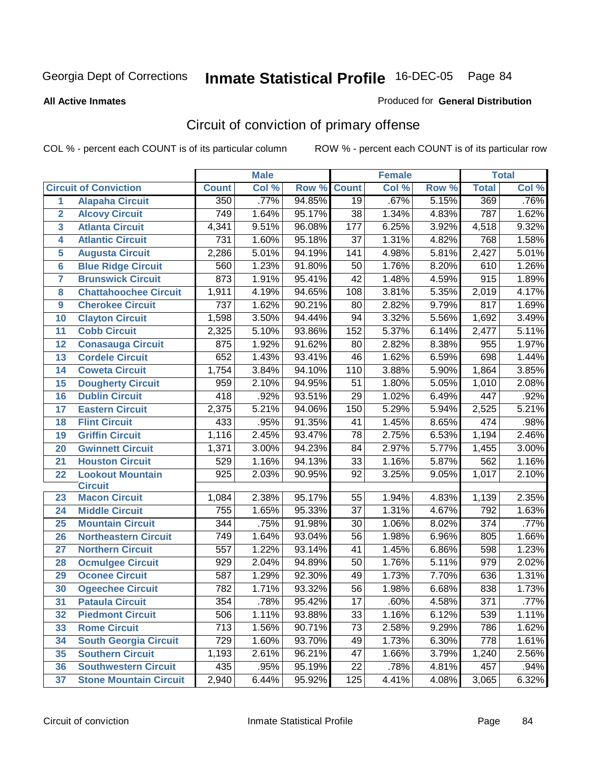Georgia Dept of Corrections **Inmate Statistical Profile** 16-DEC-05

**All Active Inmates**

Produced for **General Distribution**

## Circuit of conviction of primary offense

COL % - percent each COUNT is of its particular column ROW % - percent each COUNT is of its particular row

| | | Male | | | Female | | | Total | |
|---|---|---|---|---|---|---|---|---|---|
| **Circuit of Conviction** | | **Count** | **Col %** | **Row %** | **Count** | **Col %** | **Row %** | **Total** | **Col %** |
| 1 | Alapaha Circuit | 350 | .77% | 94.85% | 19 | .67% | 5.15% | 369 | .76% |
| 2 | Alcovy Circuit | 749 | 1.64% | 95.17% | 38 | 1.34% | 4.83% | 787 | 1.62% |
| 3 | Atlanta Circuit | 4,341 | 9.51% | 96.08% | 177 | 6.25% | 3.92% | 4,518 | 9.32% |
| 4 | Atlantic Circuit | 731 | 1.60% | 95.18% | 37 | 1.31% | 4.82% | 768 | 1.58% |
| 5 | Augusta Circuit | 2,286 | 5.01% | 94.19% | 141 | 4.98% | 5.81% | 2,427 | 5.01% |
| 6 | Blue Ridge Circuit | 560 | 1.23% | 91.80% | 50 | 1.76% | 8.20% | 610 | 1.26% |
| 7 | Brunswick Circuit | 873 | 1.91% | 95.41% | 42 | 1.48% | 4.59% | 915 | 1.89% |
| 8 | Chattahoochee Circuit | 1,911 | 4.19% | 94.65% | 108 | 3.81% | 5.35% | 2,019 | 4.17% |
| 9 | Cherokee Circuit | 737 | 1.62% | 90.21% | 80 | 2.82% | 9.79% | 817 | 1.69% |
| 10 | Clayton Circuit | 1,598 | 3.50% | 94.44% | 94 | 3.32% | 5.56% | 1,692 | 3.49% |
| 11 | Cobb Circuit | 2,325 | 5.10% | 93.86% | 152 | 5.37% | 6.14% | 2,477 | 5.11% |
| 12 | Conasauga Circuit | 875 | 1.92% | 91.62% | 80 | 2.82% | 8.38% | 955 | 1.97% |
| 13 | Cordele Circuit | 652 | 1.43% | 93.41% | 46 | 1.62% | 6.59% | 698 | 1.44% |
| 14 | Coweta Circuit | 1,754 | 3.84% | 94.10% | 110 | 3.88% | 5.90% | 1,864 | 3.85% |
| 15 | Dougherty Circuit | 959 | 2.10% | 94.95% | 51 | 1.80% | 5.05% | 1,010 | 2.08% |
| 16 | Dublin Circuit | 418 | .92% | 93.51% | 29 | 1.02% | 6.49% | 447 | .92% |
| 17 | Eastern Circuit | 2,375 | 5.21% | 94.06% | 150 | 5.29% | 5.94% | 2,525 | 5.21% |
| 18 | Flint Circuit | 433 | .95% | 91.35% | 41 | 1.45% | 8.65% | 474 | .98% |
| 19 | Griffin Circuit | 1,116 | 2.45% | 93.47% | 78 | 2.75% | 6.53% | 1,194 | 2.46% |
| 20 | Gwinnett Circuit | 1,371 | 3.00% | 94.23% | 84 | 2.97% | 5.77% | 1,455 | 3.00% |
| 21 | Houston Circuit | 529 | 1.16% | 94.13% | 33 | 1.16% | 5.87% | 562 | 1.16% |
| 22 | Lookout Mountain Circuit | 925 | 2.03% | 90.95% | 92 | 3.25% | 9.05% | 1,017 | 2.10% |
| 23 | Macon Circuit | 1,084 | 2.38% | 95.17% | 55 | 1.94% | 4.83% | 1,139 | 2.35% |
| 24 | Middle Circuit | 755 | 1.65% | 95.33% | 37 | 1.31% | 4.67% | 792 | 1.63% |
| 25 | Mountain Circuit | 344 | .75% | 91.98% | 30 | 1.06% | 8.02% | 374 | .77% |
| 26 | Northeastern Circuit | 749 | 1.64% | 93.04% | 56 | 1.98% | 6.96% | 805 | 1.66% |
| 27 | Northern Circuit | 557 | 1.22% | 93.14% | 41 | 1.45% | 6.86% | 598 | 1.23% |
| 28 | Ocmulgee Circuit | 929 | 2.04% | 94.89% | 50 | 1.76% | 5.11% | 979 | 2.02% |
| 29 | Oconee Circuit | 587 | 1.29% | 92.30% | 49 | 1.73% | 7.70% | 636 | 1.31% |
| 30 | Ogeechee Circuit | 782 | 1.71% | 93.32% | 56 | 1.98% | 6.68% | 838 | 1.73% |
| 31 | Pataula Circuit | 354 | .78% | 95.42% | 17 | .60% | 4.58% | 371 | .77% |
| 32 | Piedmont Circuit | 506 | 1.11% | 93.88% | 33 | 1.16% | 6.12% | 539 | 1.11% |
| 33 | Rome Circuit | 713 | 1.56% | 90.71% | 73 | 2.58% | 9.29% | 786 | 1.62% |
| 34 | South Georgia Circuit | 729 | 1.60% | 93.70% | 49 | 1.73% | 6.30% | 778 | 1.61% |
| 35 | Southern Circuit | 1,193 | 2.61% | 96.21% | 47 | 1.66% | 3.79% | 1,240 | 2.56% |
| 36 | Southwestern Circuit | 435 | .95% | 95.19% | 22 | .78% | 4.81% | 457 | .94% |
| 37 | Stone Mountain Circuit | 2,940 | 6.44% | 95.92% | 125 | 4.41% | 4.08% | 3,065 | 6.32% |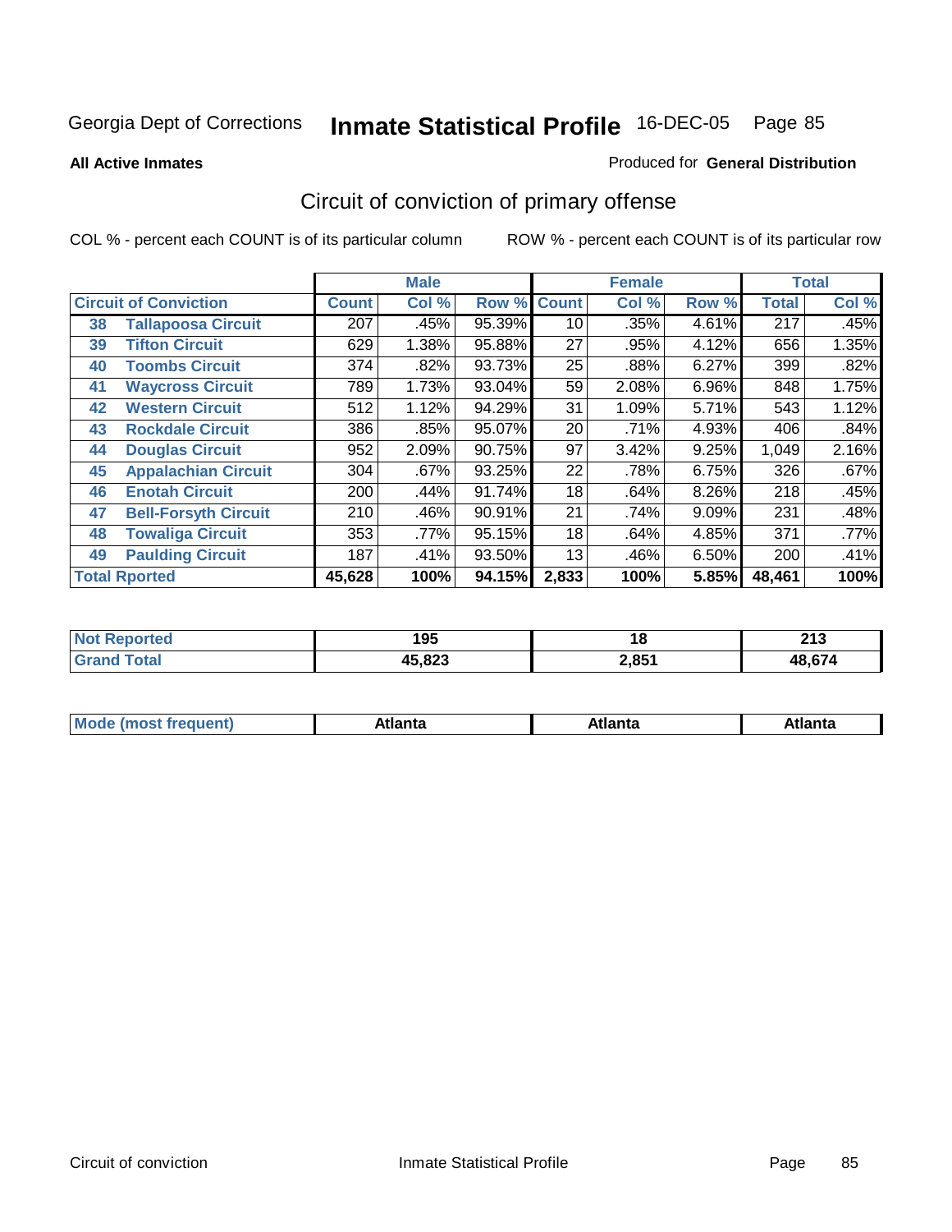Georgia Dept of Corrections **Inmate Statistical Profile** 16-DEC-05

**All Active Inmates**

Produced for **General Distribution**

## Circuit of conviction of primary offense

COL % - percent each COUNT is of its particular column

ROW % - percent each COUNT is of its particular row

| Circuit of Conviction | | Male | | | Female | | | Total | |
|---|---|---|---|---|---|---|---|---|---|
| | | Count | Col % | Row % | Count | Col % | Row % | Total | Col % |
| 38 | Tallapoosa Circuit | 207 | .45% | 95.39% | 10 | .35% | 4.61% | 217 | .45% |
| 39 | Tifton Circuit | 629 | 1.38% | 95.88% | 27 | .95% | 4.12% | 656 | 1.35% |
| 40 | Toombs Circuit | 374 | .82% | 93.73% | 25 | .88% | 6.27% | 399 | .82% |
| 41 | Waycross Circuit | 789 | 1.73% | 93.04% | 59 | 2.08% | 6.96% | 848 | 1.75% |
| 42 | Western Circuit | 512 | 1.12% | 94.29% | 31 | 1.09% | 5.71% | 543 | 1.12% |
| 43 | Rockdale Circuit | 386 | .85% | 95.07% | 20 | .71% | 4.93% | 406 | .84% |
| 44 | Douglas Circuit | 952 | 2.09% | 90.75% | 97 | 3.42% | 9.25% | 1,049 | 2.16% |
| 45 | Appalachian Circuit | 304 | .67% | 93.25% | 22 | .78% | 6.75% | 326 | .67% |
| 46 | Enotah Circuit | 200 | .44% | 91.74% | 18 | .64% | 8.26% | 218 | .45% |
| 47 | Bell-Forsyth Circuit | 210 | .46% | 90.91% | 21 | .74% | 9.09% | 231 | .48% |
| 48 | Towaliga Circuit | 353 | .77% | 95.15% | 18 | .64% | 4.85% | 371 | .77% |
| 49 | Paulding Circuit | 187 | .41% | 93.50% | 13 | .46% | 6.50% | 200 | .41% |
| Total Rported | | 45,628 | 100% | 94.15% | 2,833 | 100% | 5.85% | 48,461 | 100% |

| | Male | Female | Total |
|---|---|---|---|
| Not Reported | 195 | 18 | 213 |
| Grand Total | 45,823 | 2,851 | 48,674 |

| | Male | Female | Total |
|---|---|---|---|
| Mode (most frequent) | Atlanta | Atlanta | Atlanta |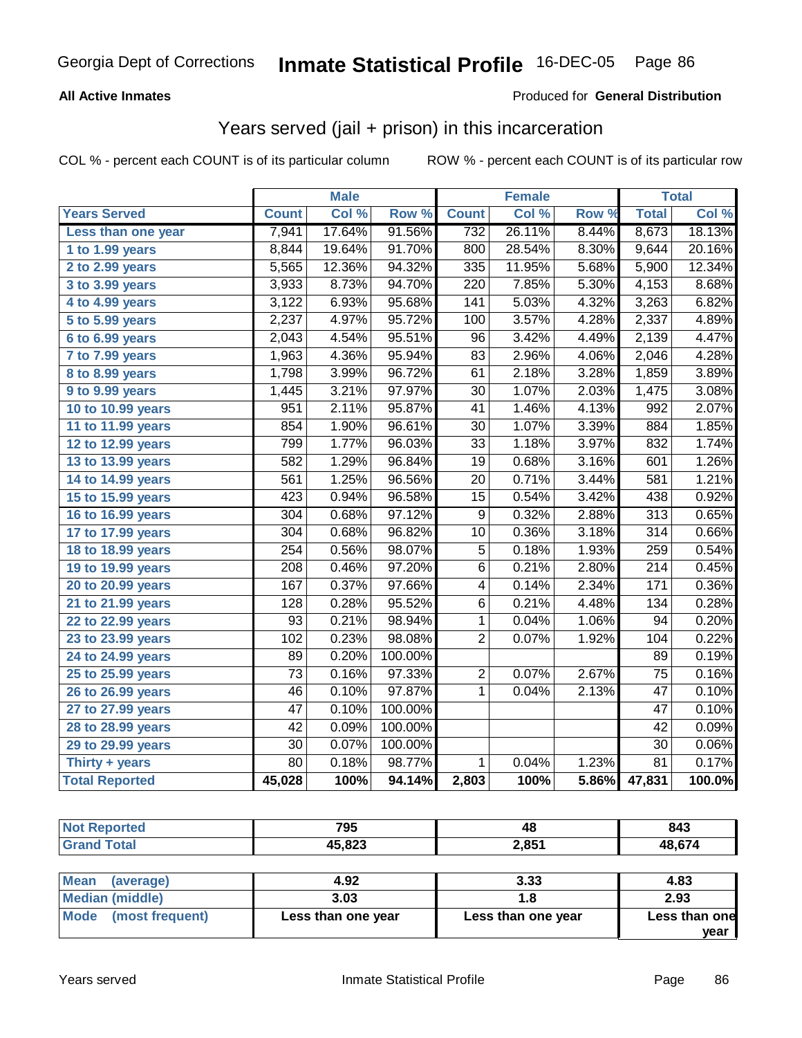Georgia Dept of Corrections **Inmate Statistical Profile** 16-DEC-05

**All Active Inmates**

Produced for **General Distribution**

## Years served (jail + prison) in this incarceration

COL % - percent each COUNT is of its particular column

ROW % - percent each COUNT is of its particular row

| | Male | | | Female | | | Total | |
|---|---|---|---|---|---|---|---|---|
| Years Served | Count | Col % | Row % | Count | Col % | Row % | Total | Col % |
| Less than one year | 7,941 | 17.64% | 91.56% | 732 | 26.11% | 8.44% | 8,673 | 18.13% |
| 1 to 1.99 years | 8,844 | 19.64% | 91.70% | 800 | 28.54% | 8.30% | 9,644 | 20.16% |
| 2 to 2.99 years | 5,565 | 12.36% | 94.32% | 335 | 11.95% | 5.68% | 5,900 | 12.34% |
| 3 to 3.99 years | 3,933 | 8.73% | 94.70% | 220 | 7.85% | 5.30% | 4,153 | 8.68% |
| 4 to 4.99 years | 3,122 | 6.93% | 95.68% | 141 | 5.03% | 4.32% | 3,263 | 6.82% |
| 5 to 5.99 years | 2,237 | 4.97% | 95.72% | 100 | 3.57% | 4.28% | 2,337 | 4.89% |
| 6 to 6.99 years | 2,043 | 4.54% | 95.51% | 96 | 3.42% | 4.49% | 2,139 | 4.47% |
| 7 to 7.99 years | 1,963 | 4.36% | 95.94% | 83 | 2.96% | 4.06% | 2,046 | 4.28% |
| 8 to 8.99 years | 1,798 | 3.99% | 96.72% | 61 | 2.18% | 3.28% | 1,859 | 3.89% |
| 9 to 9.99 years | 1,445 | 3.21% | 97.97% | 30 | 1.07% | 2.03% | 1,475 | 3.08% |
| 10 to 10.99 years | 951 | 2.11% | 95.87% | 41 | 1.46% | 4.13% | 992 | 2.07% |
| 11 to 11.99 years | 854 | 1.90% | 96.61% | 30 | 1.07% | 3.39% | 884 | 1.85% |
| 12 to 12.99 years | 799 | 1.77% | 96.03% | 33 | 1.18% | 3.97% | 832 | 1.74% |
| 13 to 13.99 years | 582 | 1.29% | 96.84% | 19 | 0.68% | 3.16% | 601 | 1.26% |
| 14 to 14.99 years | 561 | 1.25% | 96.56% | 20 | 0.71% | 3.44% | 581 | 1.21% |
| 15 to 15.99 years | 423 | 0.94% | 96.58% | 15 | 0.54% | 3.42% | 438 | 0.92% |
| 16 to 16.99 years | 304 | 0.68% | 97.12% | 9 | 0.32% | 2.88% | 313 | 0.65% |
| 17 to 17.99 years | 304 | 0.68% | 96.82% | 10 | 0.36% | 3.18% | 314 | 0.66% |
| 18 to 18.99 years | 254 | 0.56% | 98.07% | 5 | 0.18% | 1.93% | 259 | 0.54% |
| 19 to 19.99 years | 208 | 0.46% | 97.20% | 6 | 0.21% | 2.80% | 214 | 0.45% |
| 20 to 20.99 years | 167 | 0.37% | 97.66% | 4 | 0.14% | 2.34% | 171 | 0.36% |
| 21 to 21.99 years | 128 | 0.28% | 95.52% | 6 | 0.21% | 4.48% | 134 | 0.28% |
| 22 to 22.99 years | 93 | 0.21% | 98.94% | 1 | 0.04% | 1.06% | 94 | 0.20% |
| 23 to 23.99 years | 102 | 0.23% | 98.08% | 2 | 0.07% | 1.92% | 104 | 0.22% |
| 24 to 24.99 years | 89 | 0.20% | 100.00% | | | | 89 | 0.19% |
| 25 to 25.99 years | 73 | 0.16% | 97.33% | 2 | 0.07% | 2.67% | 75 | 0.16% |
| 26 to 26.99 years | 46 | 0.10% | 97.87% | 1 | 0.04% | 2.13% | 47 | 0.10% |
| 27 to 27.99 years | 47 | 0.10% | 100.00% | | | | 47 | 0.10% |
| 28 to 28.99 years | 42 | 0.09% | 100.00% | | | | 42 | 0.09% |
| 29 to 29.99 years | 30 | 0.07% | 100.00% | | | | 30 | 0.06% |
| Thirty + years | 80 | 0.18% | 98.77% | 1 | 0.04% | 1.23% | 81 | 0.17% |
| **Total Reported** | **45,028** | **100%** | **94.14%** | **2,803** | **100%** | **5.86%** | **47,831** | **100.0%** |

| | Male | Female | Total |
|---|---|---|---|
| Not Reported | 795 | 48 | 843 |
| Grand Total | 45,823 | 2,851 | 48,674 |

| | Male | Female | Total |
|---|---|---|---|
| Mean (average) | 4.92 | 3.33 | 4.83 |
| Median (middle) | 3.03 | 1.8 | 2.93 |
| Mode (most frequent) | Less than one year | Less than one year | Less than one year |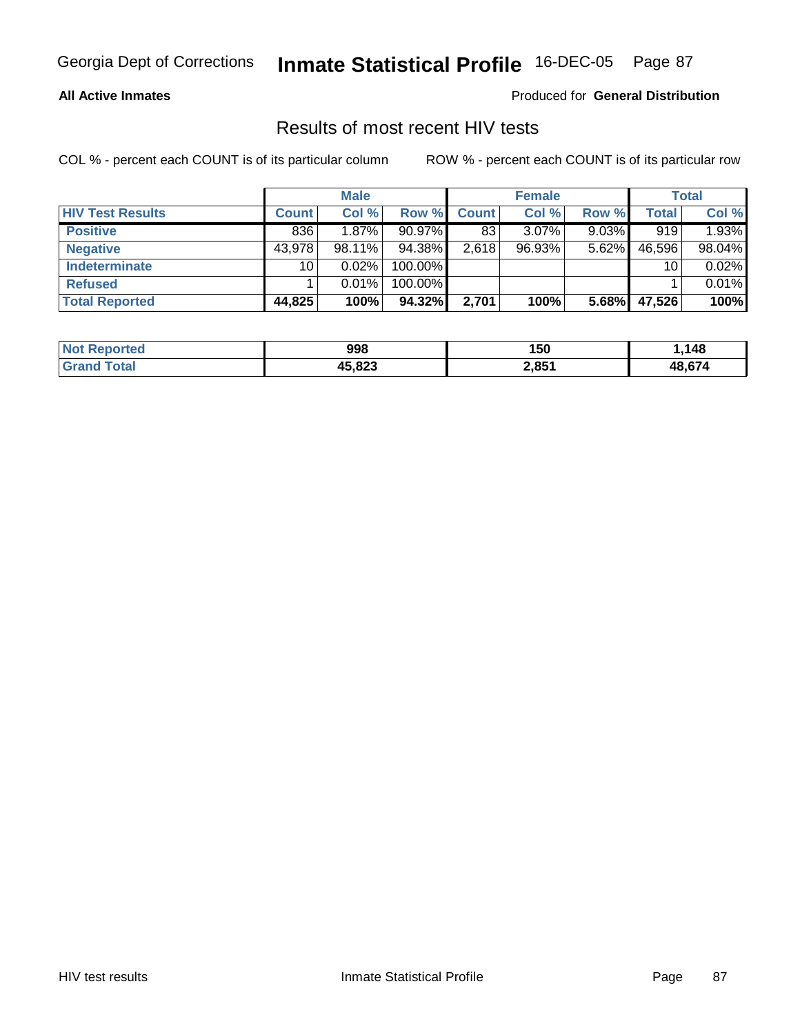Georgia Dept of Corrections **Inmate Statistical Profile** 16-DEC-05

**All Active Inmates**

Produced for **General Distribution**

## Results of most recent HIV tests

COL % - percent each COUNT is of its particular column ROW % - percent each COUNT is of its particular row

| | Male | | | Female | | | Total | |
|---|---|---|---|---|---|---|---|---|
| **HIV Test Results** | **Count** | **Col %** | **Row %** | **Count** | **Col %** | **Row %** | **Total** | **Col %** |
| **Positive** | 836 | 1.87% | 90.97% | 83 | 3.07% | 9.03% | 919 | 1.93% |
| **Negative** | 43,978 | 98.11% | 94.38% | 2,618 | 96.93% | 5.62% | 46,596 | 98.04% |
| **Indeterminate** | 10 | 0.02% | 100.00% | | | | 10 | 0.02% |
| **Refused** | 1 | 0.01% | 100.00% | | | | 1 | 0.01% |
| **Total Reported** | **44,825** | **100%** | **94.32%** | **2,701** | **100%** | **5.68%** | **47,526** | **100%** |

| | Male | Female | Total |
|---|---|---|---|
| **Not Reported** | **998** | **150** | **1,148** |
| **Grand Total** | **45,823** | **2,851** | **48,674** |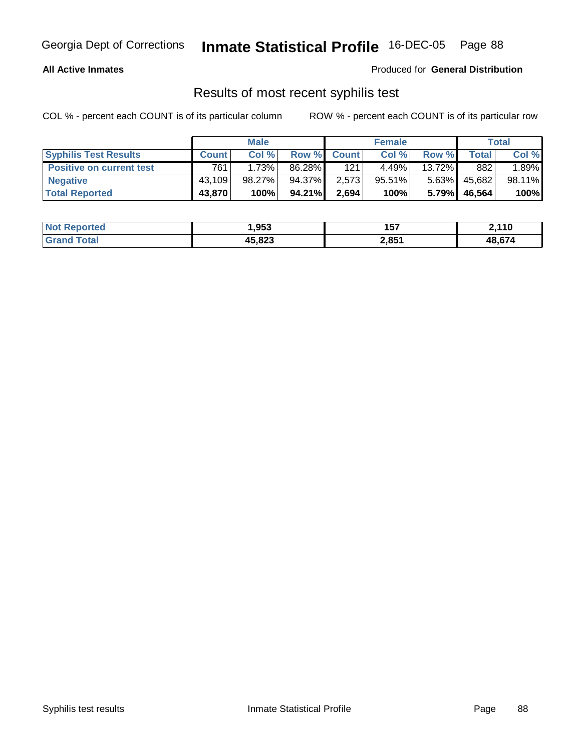**All Active Inmates**

Produced for **General Distribution**

## Results of most recent syphilis test

COL % - percent each COUNT is of its particular column

ROW % - percent each COUNT is of its particular row

| | Male | | | Female | | | Total | |
|---|---|---|---|---|---|---|---|---|
| **Syphilis Test Results** | **Count** | **Col %** | **Row %** | **Count** | **Col %** | **Row %** | **Total** | **Col %** |
| **Positive on current test** | 761 | 1.73% | 86.28% | 121 | 4.49% | 13.72% | 882 | 1.89% |
| **Negative** | 43,109 | 98.27% | 94.37% | 2,573 | 95.51% | 5.63% | 45,682 | 98.11% |
| **Total Reported** | **43,870** | **100%** | **94.21%** | **2,694** | **100%** | **5.79%** | **46,564** | **100%** |

| | Male | Female | Total |
|---|---|---|---|
| **Not Reported** | **1,953** | **157** | **2,110** |
| **Grand Total** | **45,823** | **2,851** | **48,674** |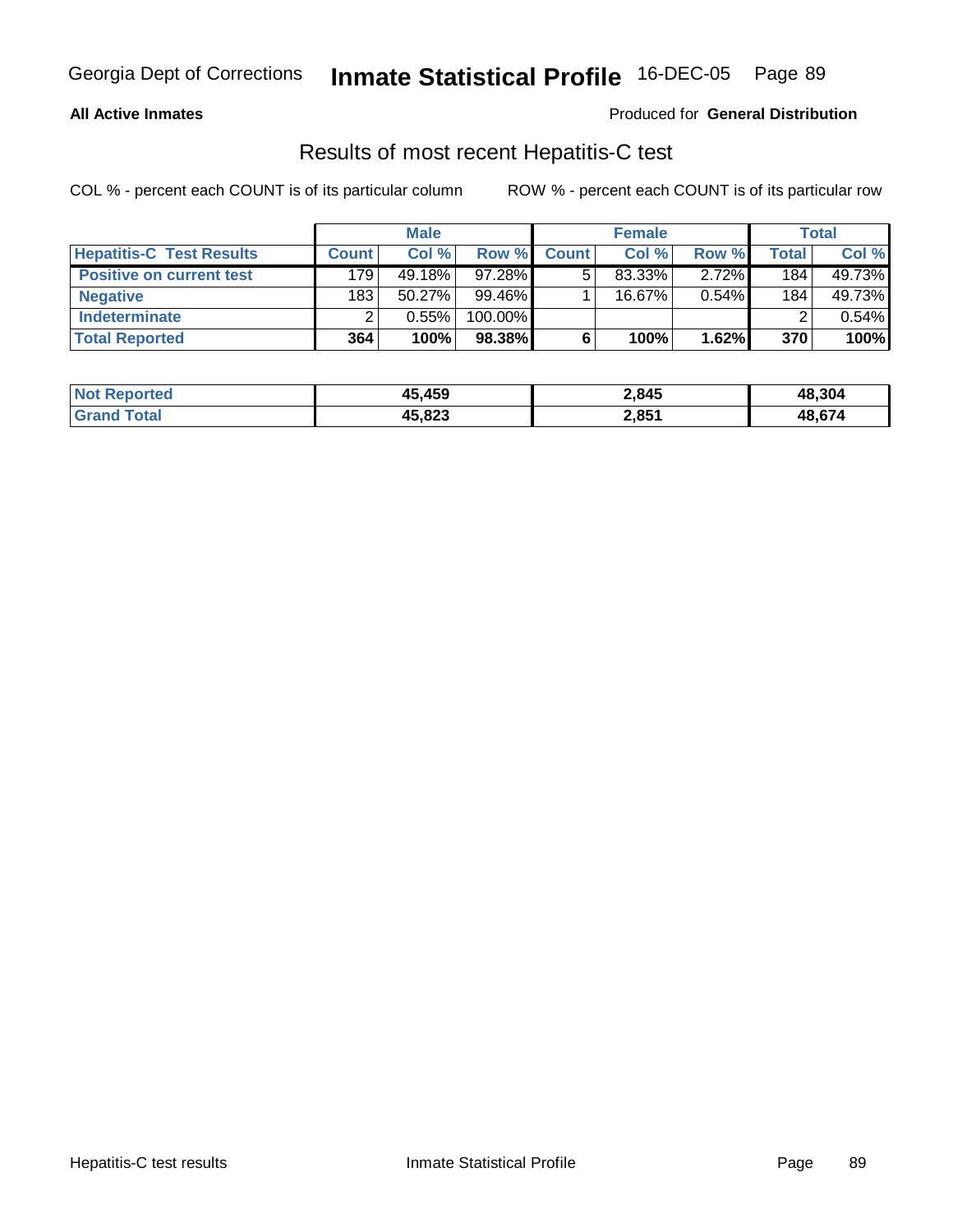Georgia Dept of Corrections **Inmate Statistical Profile** 16-DEC-05

**All Active Inmates**

Produced for **General Distribution**

## Results of most recent Hepatitis-C test

COL % - percent each COUNT is of its particular column    ROW % - percent each COUNT is of its particular row

| | Male | | | Female | | | Total | |
|---|---|---|---|---|---|---|---|---|
| **Hepatitis-C Test Results** | **Count** | **Col %** | **Row %** | **Count** | **Col %** | **Row %** | **Total** | **Col %** |
| **Positive on current test** | 179 | 49.18% | 97.28% | 5 | 83.33% | 2.72% | 184 | 49.73% |
| **Negative** | 183 | 50.27% | 99.46% | 1 | 16.67% | 0.54% | 184 | 49.73% |
| **Indeterminate** | 2 | 0.55% | 100.00% | | | | 2 | 0.54% |
| **Total Reported** | **364** | **100%** | **98.38%** | **6** | **100%** | **1.62%** | **370** | **100%** |

| | Male | Female | Total |
|---|---|---|---|
| **Not Reported** | **45,459** | **2,845** | **48,304** |
| **Grand Total** | **45,823** | **2,851** | **48,674** |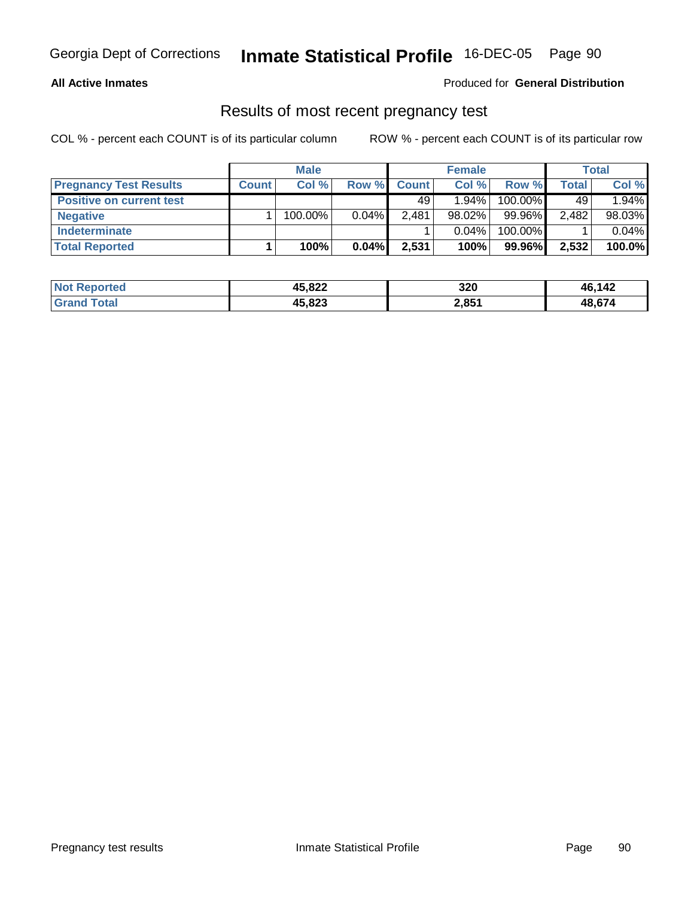**All Active Inmates**

Produced for **General Distribution**

## Results of most recent pregnancy test

COL % - percent each COUNT is of its particular column

ROW % - percent each COUNT is of its particular row

| | Male | | | Female | | | Total | |
|---|---|---|---|---|---|---|---|---|
| **Pregnancy Test Results** | **Count** | **Col %** | **Row %** | **Count** | **Col %** | **Row %** | **Total** | **Col %** |
| **Positive on current test** | | | | 49 | 1.94% | 100.00% | 49 | 1.94% |
| **Negative** | 1 | 100.00% | 0.04% | 2,481 | 98.02% | 99.96% | 2,482 | 98.03% |
| **Indeterminate** | | | | 1 | 0.04% | 100.00% | 1 | 0.04% |
| **Total Reported** | **1** | **100%** | **0.04%** | **2,531** | **100%** | **99.96%** | **2,532** | **100.0%** |

| | Male | Female | Total |
|---|---|---|---|
| **Not Reported** | **45,822** | **320** | **46,142** |
| **Grand Total** | **45,823** | **2,851** | **48,674** |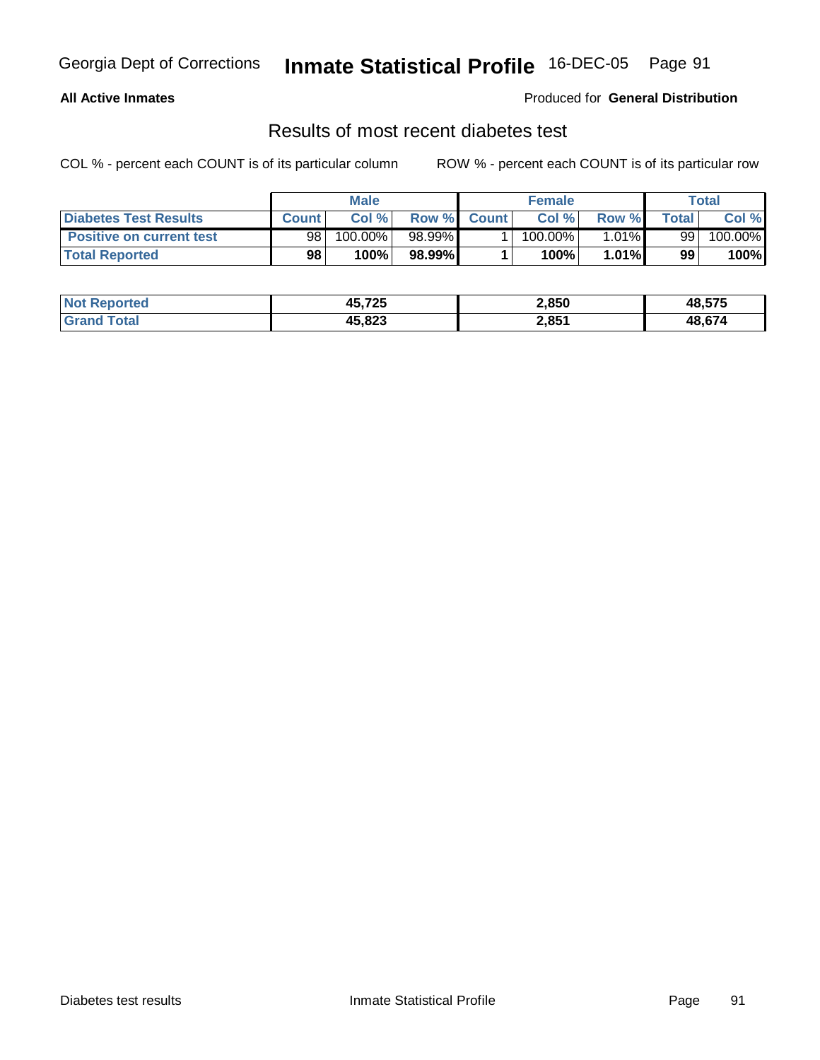Georgia Dept of Corrections **Inmate Statistical Profile** 16-DEC-05

**All Active Inmates** Produced for **General Distribution**

## Results of most recent diabetes test

COL % - percent each COUNT is of its particular column ROW % - percent each COUNT is of its particular row

| | Male | | | Female | | | Total | |
|---|---|---|---|---|---|---|---|---|
| **Diabetes Test Results** | **Count** | **Col %** | **Row %** | **Count** | **Col %** | **Row %** | **Total** | **Col %** |
| **Positive on current test** | 98 | 100.00% | 98.99% | 1 | 100.00% | 1.01% | 99 | 100.00% |
| **Total Reported** | **98** | **100%** | **98.99%** | **1** | **100%** | **1.01%** | **99** | **100%** |

| | Male | Female | Total |
|---|---|---|---|
| **Not Reported** | **45,725** | **2,850** | **48,575** |
| **Grand Total** | **45,823** | **2,851** | **48,674** |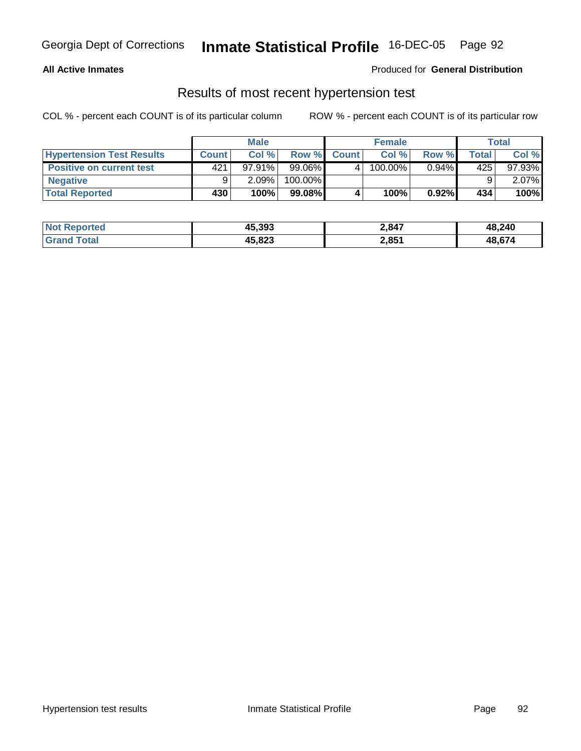Georgia Dept of Corrections **Inmate Statistical Profile** 16-DEC-05

**All Active Inmates**

Produced for **General Distribution**

## Results of most recent hypertension test

COL % - percent each COUNT is of its particular column    ROW % - percent each COUNT is of its particular row

| | Male | | | Female | | | Total | |
|---|---|---|---|---|---|---|---|---|
| **Hypertension Test Results** | **Count** | **Col %** | **Row %** | **Count** | **Col %** | **Row %** | **Total** | **Col %** |
| **Positive on current test** | 421 | 97.91% | 99.06% | 4 | 100.00% | 0.94% | 425 | 97.93% |
| **Negative** | 9 | 2.09% | 100.00% | | | | 9 | 2.07% |
| **Total Reported** | **430** | **100%** | **99.08%** | **4** | **100%** | **0.92%** | **434** | **100%** |

| | Male | Female | Total |
|---|---|---|---|
| **Not Reported** | **45,393** | **2,847** | **48,240** |
| **Grand Total** | **45,823** | **2,851** | **48,674** |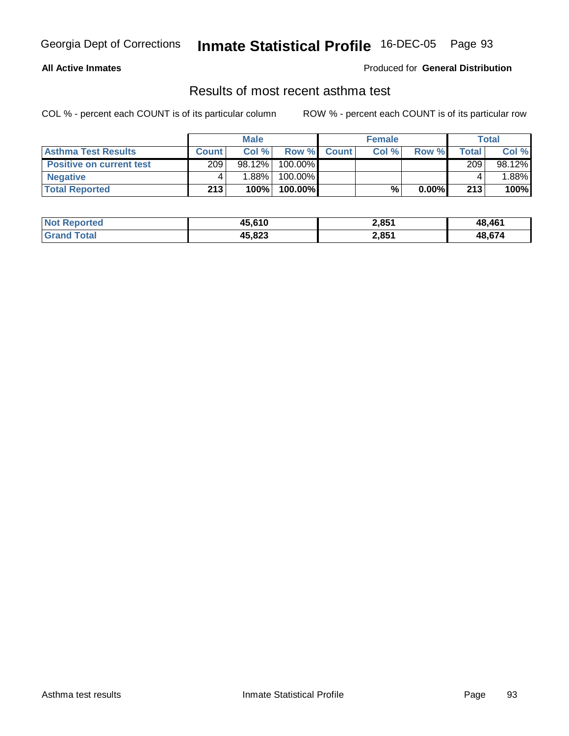Georgia Dept of Corrections **Inmate Statistical Profile** 16-DEC-05 Page 93

**All Active Inmates**

Produced for **General Distribution**

## Results of most recent asthma test

COL % - percent each COUNT is of its particular column

ROW % - percent each COUNT is of its particular row

| | Male | | | Female | | | Total | |
|---|---|---|---|---|---|---|---|---|
| **Asthma Test Results** | **Count** | **Col %** | **Row %** | **Count** | **Col %** | **Row %** | **Total** | **Col %** |
| **Positive on current test** | 209 | 98.12% | 100.00% | | | | 209 | 98.12% |
| **Negative** | 4 | 1.88% | 100.00% | | | | 4 | 1.88% |
| **Total Reported** | **213** | **100%** | **100.00%** | | **%** | **0.00%** | **213** | **100%** |

| | Male | Female | Total |
|---|---|---|---|
| **Not Reported** | **45,610** | **2,851** | **48,461** |
| **Grand Total** | **45,823** | **2,851** | **48,674** |

Asthma test results

Inmate Statistical Profile